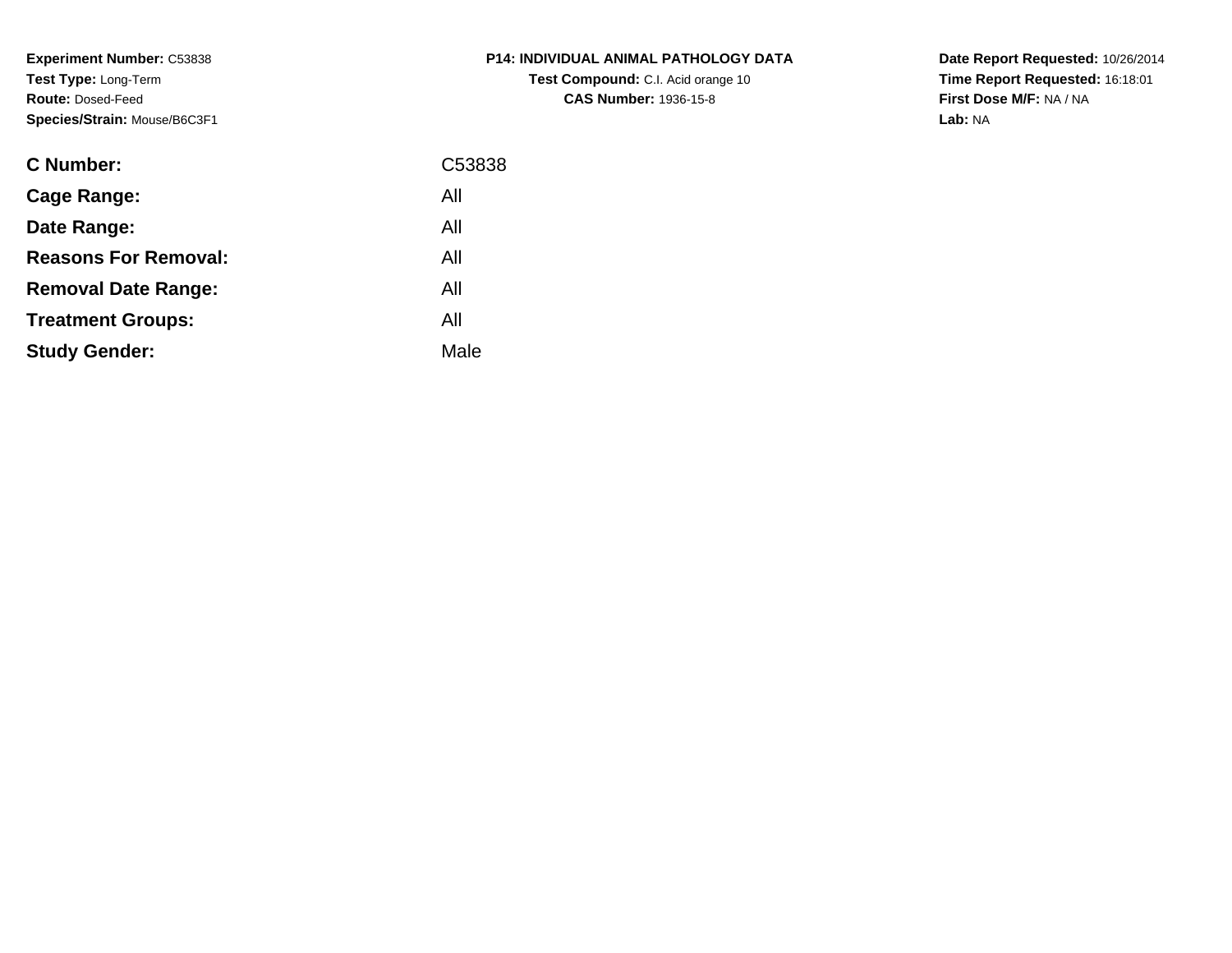**Experiment Number:** C53838
**Test Type:** Long-Term
**Route:** Dosed-Feed
**Species/Strain:** Mouse/B6C3F1

**P14: INDIVIDUAL ANIMAL PATHOLOGY DATA**
**Test Compound:** C.I. Acid orange 10
**CAS Number:** 1936-15-8

**Date Report Requested:** 10/26/2014
**Time Report Requested:** 16:18:01
**First Dose M/F:** NA / NA
**Lab:** NA

| | |
|---|---|
| **C Number:** | C53838 |
| **Cage Range:** | All |
| **Date Range:** | All |
| **Reasons For Removal:** | All |
| **Removal Date Range:** | All |
| **Treatment Groups:** | All |
| **Study Gender:** | Male |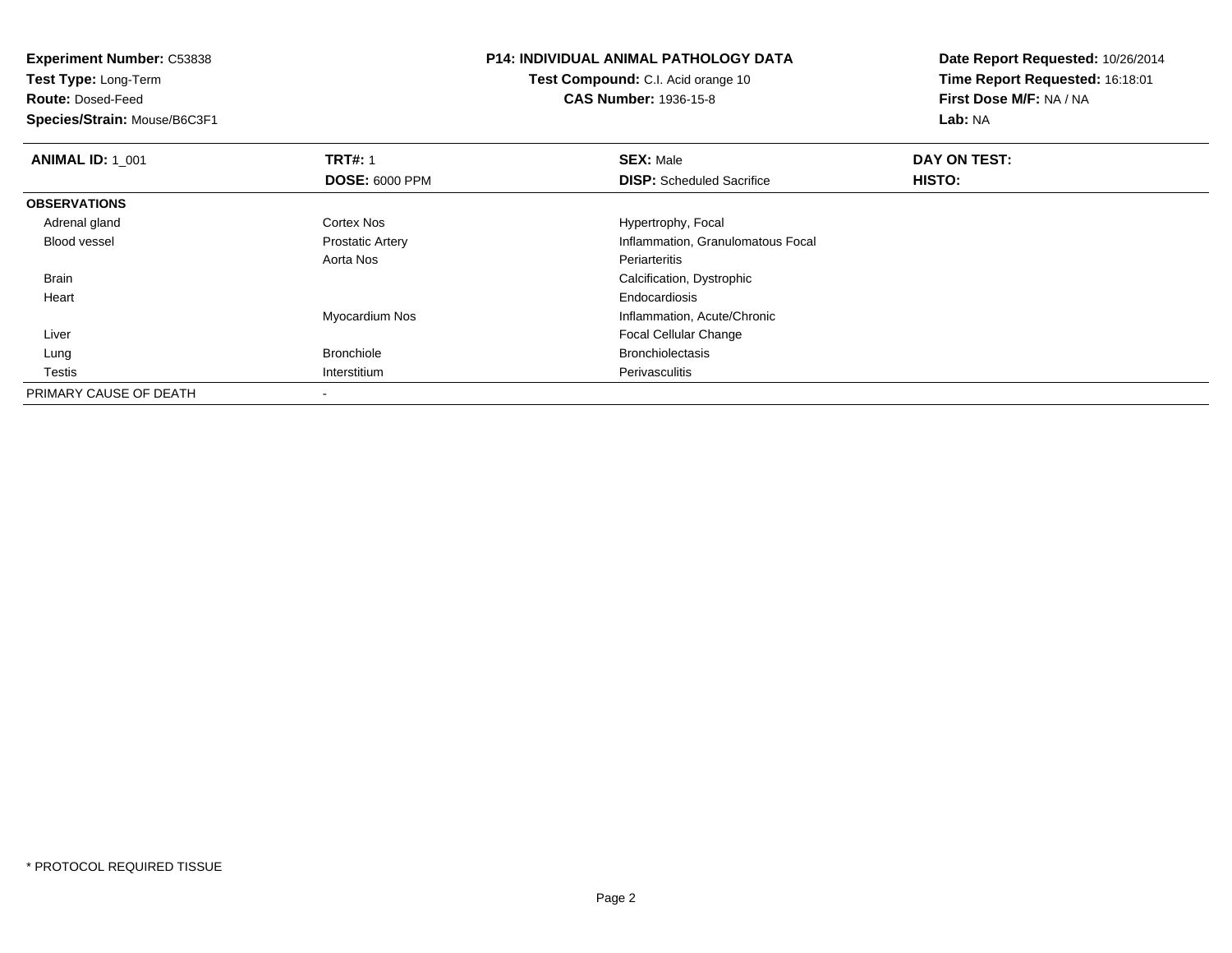**Experiment Number:** C53838
**Test Type:** Long-Term
**Route:** Dosed-Feed
**Species/Strain:** Mouse/B6C3F1

**P14: INDIVIDUAL ANIMAL PATHOLOGY DATA**
**Test Compound:** C.I. Acid orange 10
**CAS Number:** 1936-15-8

**Date Report Requested:** 10/26/2014
**Time Report Requested:** 16:18:01
**First Dose M/F:** NA / NA
**Lab:** NA

| **ANIMAL ID:** 1_001 | **TRT#:** 1 | **SEX:** Male | **DAY ON TEST:** |
|---|---|---|---|
| | **DOSE:** 6000 PPM | **DISP:** Scheduled Sacrifice | **HISTO:** |
| **OBSERVATIONS** | | | |
| Adrenal gland | Cortex Nos | Hypertrophy, Focal | |
| Blood vessel | Prostatic Artery | Inflammation, Granulomatous Focal | |
| | Aorta Nos | Periarteritis | |
| Brain | | Calcification, Dystrophic | |
| Heart | | Endocardiosis | |
| | Myocardium Nos | Inflammation, Acute/Chronic | |
| Liver | | Focal Cellular Change | |
| Lung | Bronchiole | Bronchiolectasis | |
| Testis | Interstitium | Perivasculitis | |
| PRIMARY CAUSE OF DEATH | - | | |

* PROTOCOL REQUIRED TISSUE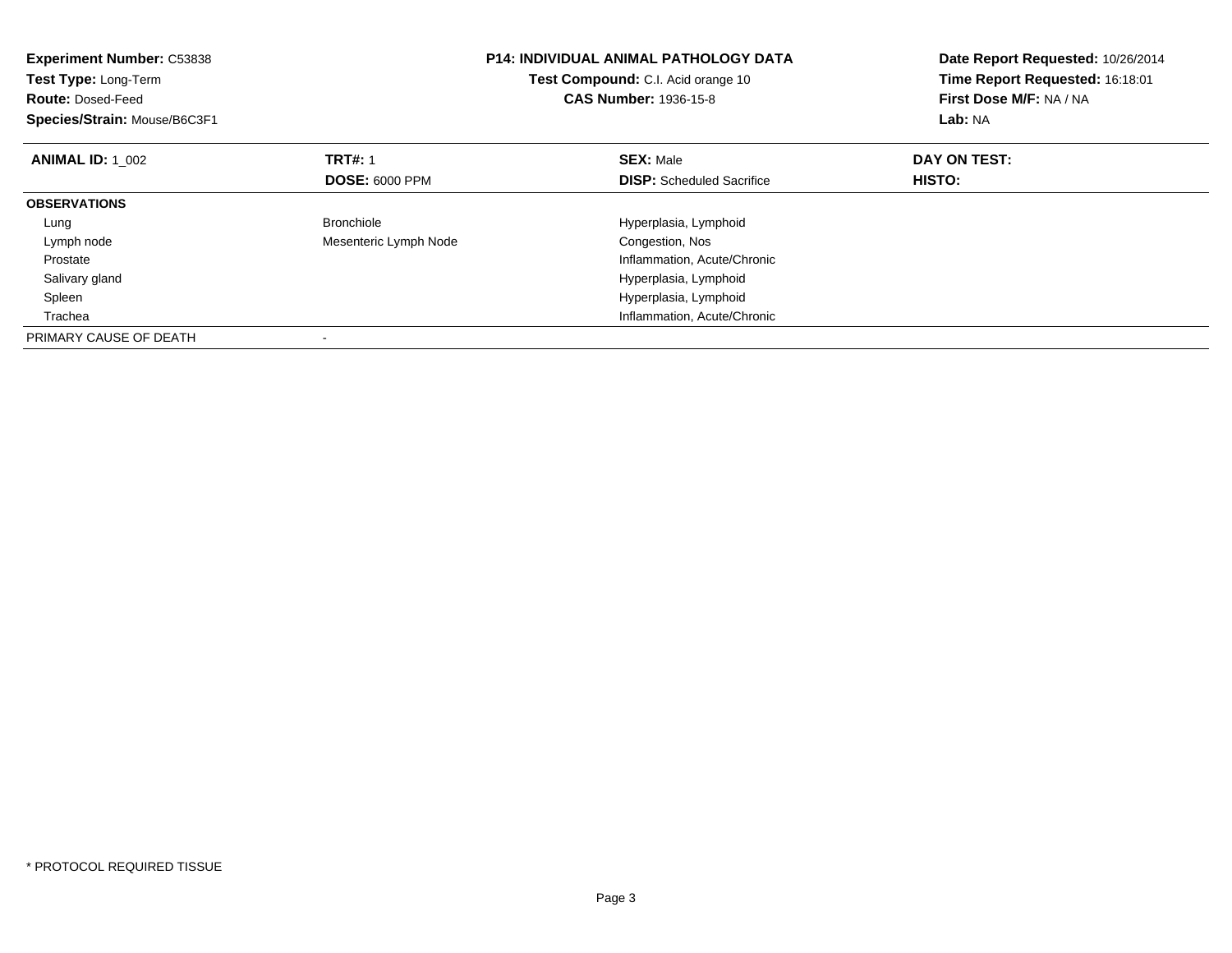**Experiment Number:** C53838
**Test Type:** Long-Term
**Route:** Dosed-Feed
**Species/Strain:** Mouse/B6C3F1

**P14: INDIVIDUAL ANIMAL PATHOLOGY DATA**
**Test Compound:** C.I. Acid orange 10
**CAS Number:** 1936-15-8

**Date Report Requested:** 10/26/2014
**Time Report Requested:** 16:18:01
**First Dose M/F:** NA / NA
**Lab:** NA

| **ANIMAL ID:** 1_002 | **TRT#:** 1 | **SEX:** Male | **DAY ON TEST:** |
|---|---|---|---|
| | **DOSE:** 6000 PPM | **DISP:** Scheduled Sacrifice | **HISTO:** |
| **OBSERVATIONS** | | | |
| Lung | Bronchiole | Hyperplasia, Lymphoid | |
| Lymph node | Mesenteric Lymph Node | Congestion, Nos | |
| Prostate | | Inflammation, Acute/Chronic | |
| Salivary gland | | Hyperplasia, Lymphoid | |
| Spleen | | Hyperplasia, Lymphoid | |
| Trachea | | Inflammation, Acute/Chronic | |
| PRIMARY CAUSE OF DEATH | - | | |

* PROTOCOL REQUIRED TISSUE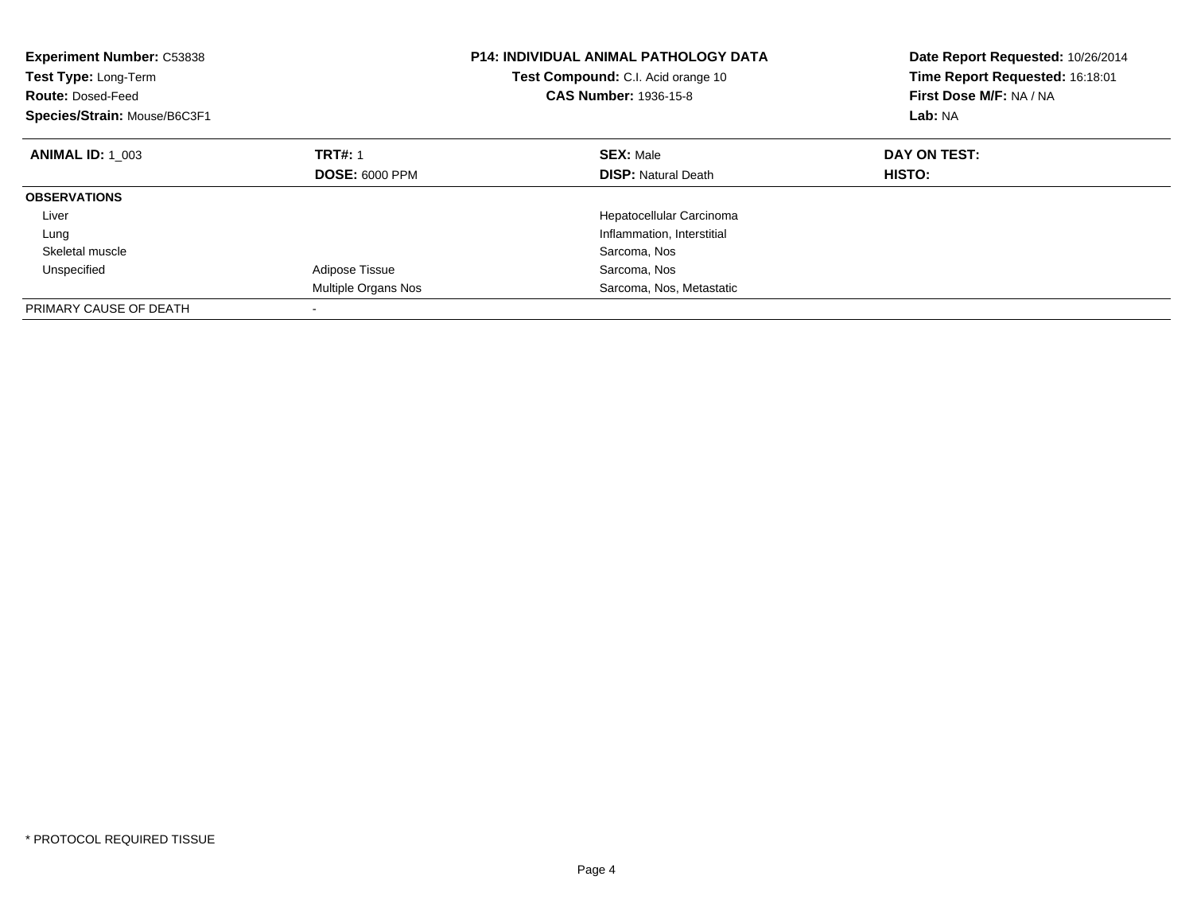**Experiment Number:** C53838
**Test Type:** Long-Term
**Route:** Dosed-Feed
**Species/Strain:** Mouse/B6C3F1

**P14: INDIVIDUAL ANIMAL PATHOLOGY DATA**
**Test Compound:** C.I. Acid orange 10
**CAS Number:** 1936-15-8

**Date Report Requested:** 10/26/2014
**Time Report Requested:** 16:18:01
**First Dose M/F:** NA / NA
**Lab:** NA

| **ANIMAL ID:** 1_003 | **TRT#:** 1 | **SEX:** Male | **DAY ON TEST:** |
|---|---|---|---|
| | **DOSE:** 6000 PPM | **DISP:** Natural Death | **HISTO:** |
| **OBSERVATIONS** | | | |
| Liver | | Hepatocellular Carcinoma | |
| Lung | | Inflammation, Interstitial | |
| Skeletal muscle | | Sarcoma, Nos | |
| Unspecified | Adipose Tissue | Sarcoma, Nos | |
| | Multiple Organs Nos | Sarcoma, Nos, Metastatic | |
| PRIMARY CAUSE OF DEATH | - | | |

* PROTOCOL REQUIRED TISSUE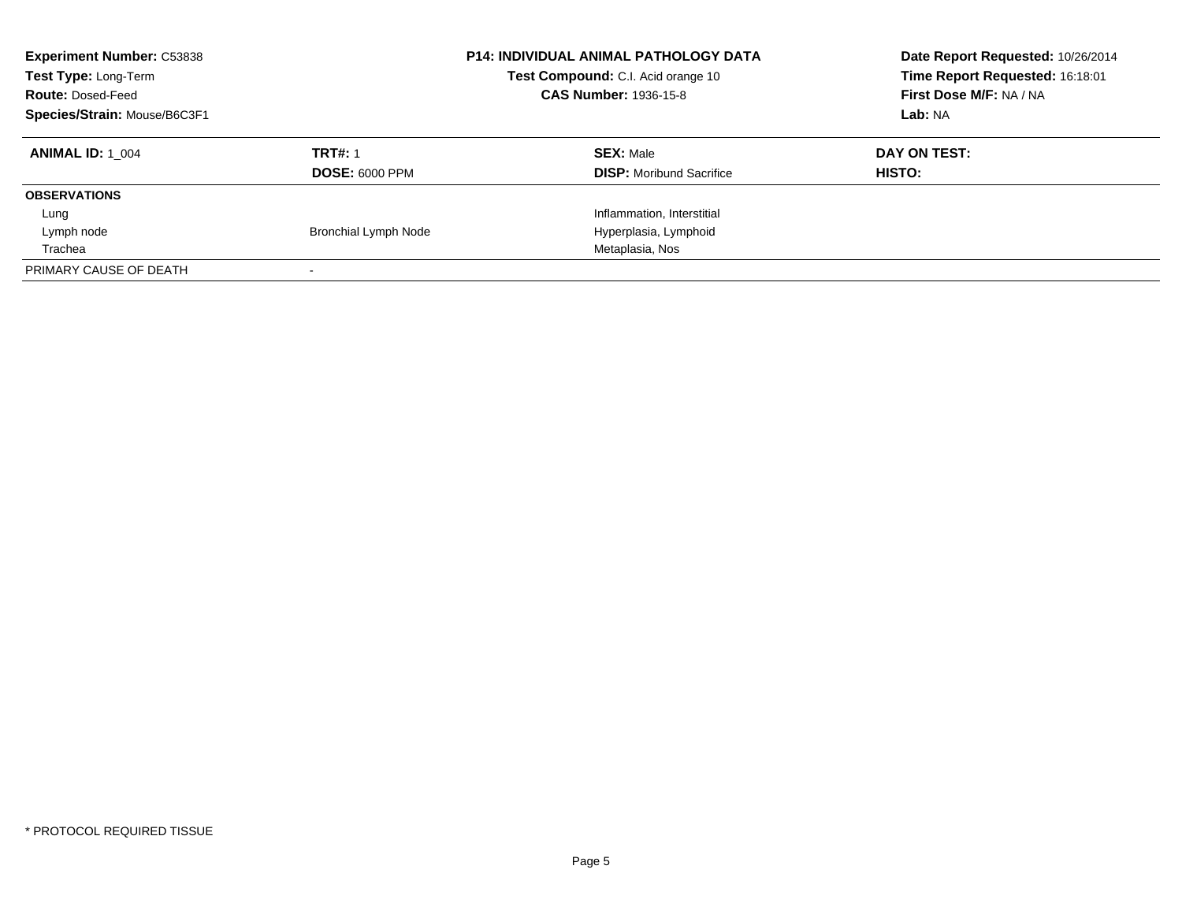**Experiment Number:** C53838
**Test Type:** Long-Term
**Route:** Dosed-Feed
**Species/Strain:** Mouse/B6C3F1

**P14: INDIVIDUAL ANIMAL PATHOLOGY DATA**
**Test Compound:** C.I. Acid orange 10
**CAS Number:** 1936-15-8

**Date Report Requested:** 10/26/2014
**Time Report Requested:** 16:18:01
**First Dose M/F:** NA / NA
**Lab:** NA

| **ANIMAL ID:** 1_004 | **TRT#:** 1 | **SEX:** Male | **DAY ON TEST:** |
|---|---|---|---|
| | **DOSE:** 6000 PPM | **DISP:** Moribund Sacrifice | **HISTO:** |
| **OBSERVATIONS** | | | |
| Lung | | Inflammation, Interstitial | |
| Lymph node | Bronchial Lymph Node | Hyperplasia, Lymphoid | |
| Trachea | | Metaplasia, Nos | |
| PRIMARY CAUSE OF DEATH | - | | |

* PROTOCOL REQUIRED TISSUE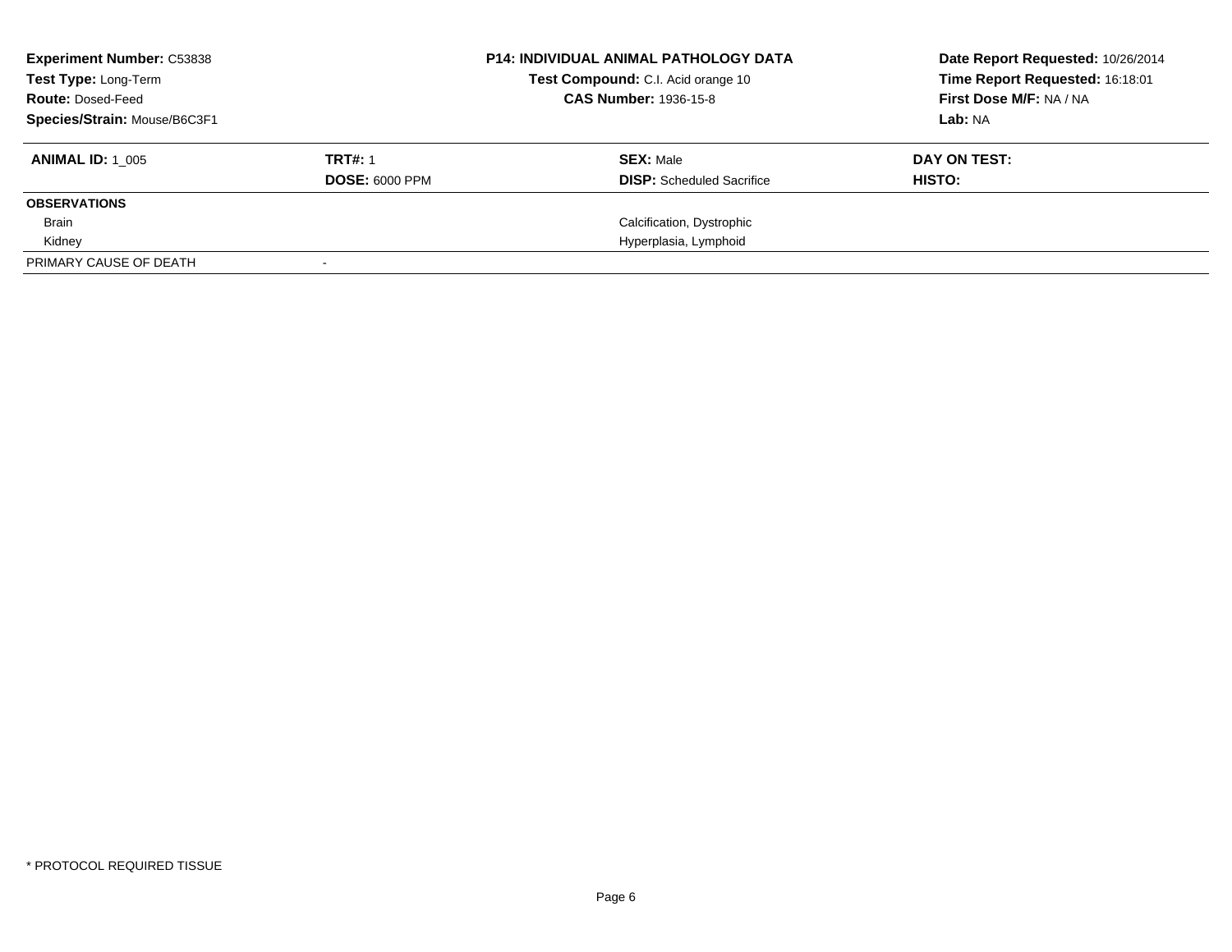**Experiment Number:** C53838
**Test Type:** Long-Term
**Route:** Dosed-Feed
**Species/Strain:** Mouse/B6C3F1

**P14: INDIVIDUAL ANIMAL PATHOLOGY DATA**
**Test Compound:** C.I. Acid orange 10
**CAS Number:** 1936-15-8

**Date Report Requested:** 10/26/2014
**Time Report Requested:** 16:18:01
**First Dose M/F:** NA / NA
**Lab:** NA

| **ANIMAL ID:** 1_005 | **TRT#:** 1 | **SEX:** Male | **DAY ON TEST:** |
|---|---|---|---|
| | **DOSE:** 6000 PPM | **DISP:** Scheduled Sacrifice | **HISTO:** |
| **OBSERVATIONS** | | | |
| Brain | | Calcification, Dystrophic | |
| Kidney | | Hyperplasia, Lymphoid | |
| PRIMARY CAUSE OF DEATH | - | | |

\* PROTOCOL REQUIRED TISSUE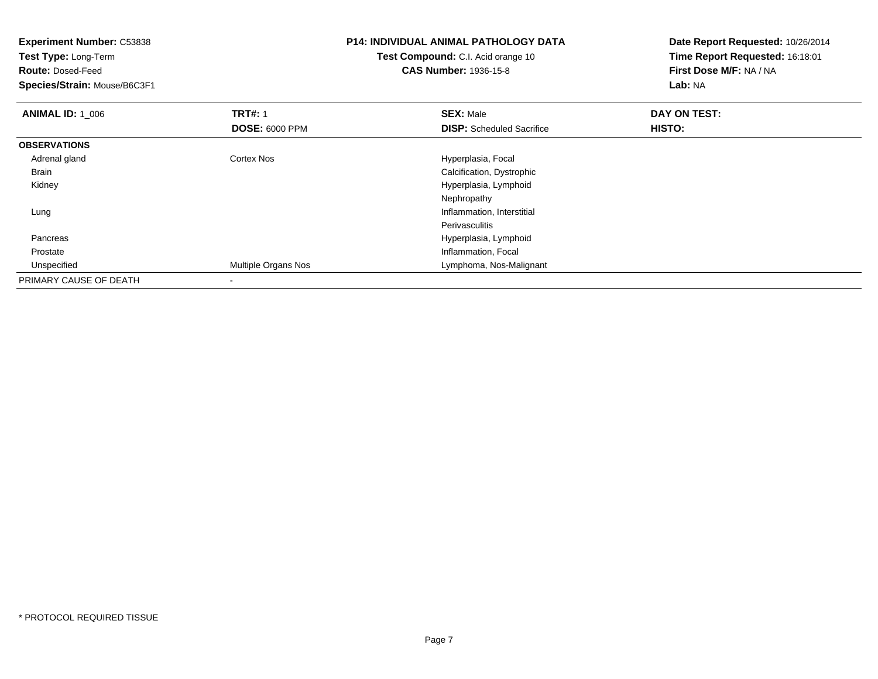**Experiment Number:** C53838
**Test Type:** Long-Term
**Route:** Dosed-Feed
**Species/Strain:** Mouse/B6C3F1

**P14: INDIVIDUAL ANIMAL PATHOLOGY DATA**
**Test Compound:** C.I. Acid orange 10
**CAS Number:** 1936-15-8

**Date Report Requested:** 10/26/2014
**Time Report Requested:** 16:18:01
**First Dose M/F:** NA / NA
**Lab:** NA

| **ANIMAL ID:** 1_006 | **TRT#:** 1 | **SEX:** Male | **DAY ON TEST:** |
|---|---|---|---|
| | **DOSE:** 6000 PPM | **DISP:** Scheduled Sacrifice | **HISTO:** |
| **OBSERVATIONS** | | | |
| Adrenal gland | Cortex Nos | Hyperplasia, Focal | |
| Brain | | Calcification, Dystrophic | |
| Kidney | | Hyperplasia, Lymphoid | |
| | | Nephropathy | |
| Lung | | Inflammation, Interstitial | |
| | | Perivasculitis | |
| Pancreas | | Hyperplasia, Lymphoid | |
| Prostate | | Inflammation, Focal | |
| Unspecified | Multiple Organs Nos | Lymphoma, Nos-Malignant | |
| PRIMARY CAUSE OF DEATH | - | | |

\* PROTOCOL REQUIRED TISSUE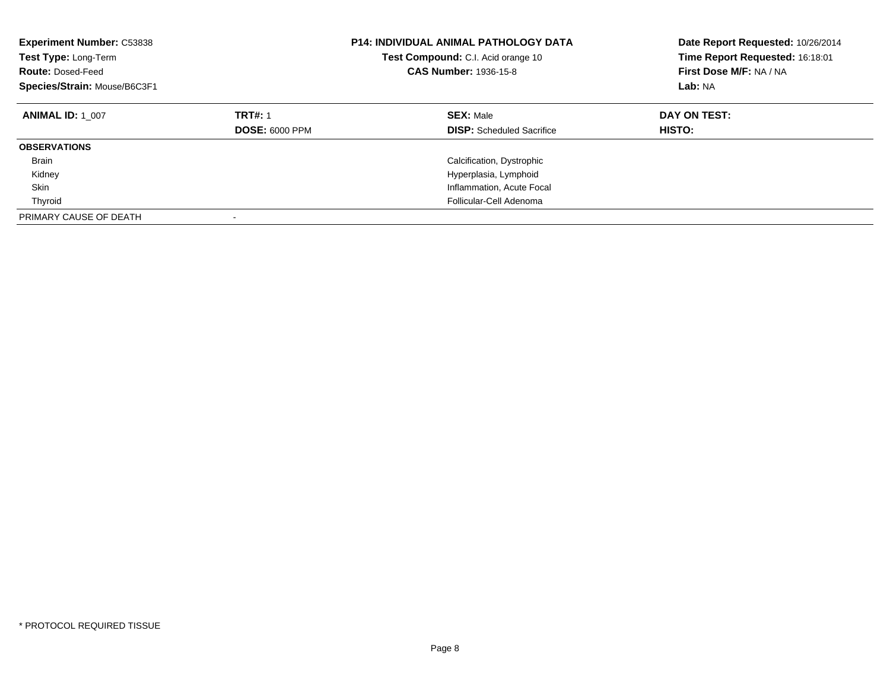**Experiment Number:** C53838
**Test Type:** Long-Term
**Route:** Dosed-Feed
**Species/Strain:** Mouse/B6C3F1

**P14: INDIVIDUAL ANIMAL PATHOLOGY DATA**
**Test Compound:** C.I. Acid orange 10
**CAS Number:** 1936-15-8

**Date Report Requested:** 10/26/2014
**Time Report Requested:** 16:18:01
**First Dose M/F:** NA / NA
**Lab:** NA

| **ANIMAL ID:** 1_007 | **TRT#:** 1 | **SEX:** Male | **DAY ON TEST:** |
|---|---|---|---|
| | **DOSE:** 6000 PPM | **DISP:** Scheduled Sacrifice | **HISTO:** |
| **OBSERVATIONS** | | | |
| Brain | | Calcification, Dystrophic | |
| Kidney | | Hyperplasia, Lymphoid | |
| Skin | | Inflammation, Acute Focal | |
| Thyroid | | Follicular-Cell Adenoma | |
| PRIMARY CAUSE OF DEATH | - | | |

* PROTOCOL REQUIRED TISSUE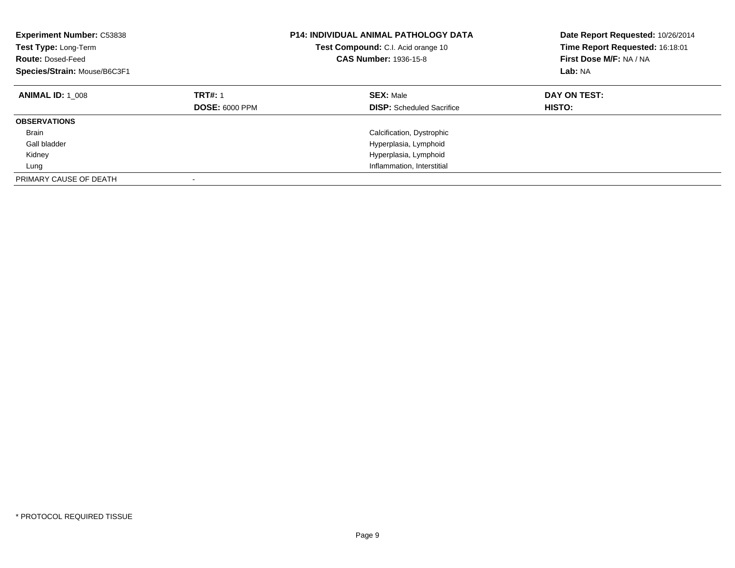**Experiment Number:** C53838
**Test Type:** Long-Term
**Route:** Dosed-Feed
**Species/Strain:** Mouse/B6C3F1

**P14: INDIVIDUAL ANIMAL PATHOLOGY DATA**
**Test Compound:** C.I. Acid orange 10
**CAS Number:** 1936-15-8

**Date Report Requested:** 10/26/2014
**Time Report Requested:** 16:18:01
**First Dose M/F:** NA / NA
**Lab:** NA

| **ANIMAL ID:** 1_008 | **TRT#:** 1 | **SEX:** Male | **DAY ON TEST:** |
|---|---|---|---|
| | **DOSE:** 6000 PPM | **DISP:** Scheduled Sacrifice | **HISTO:** |
| **OBSERVATIONS** | | | |
| Brain | | Calcification, Dystrophic | |
| Gall bladder | | Hyperplasia, Lymphoid | |
| Kidney | | Hyperplasia, Lymphoid | |
| Lung | | Inflammation, Interstitial | |
| PRIMARY CAUSE OF DEATH | - | | |

* PROTOCOL REQUIRED TISSUE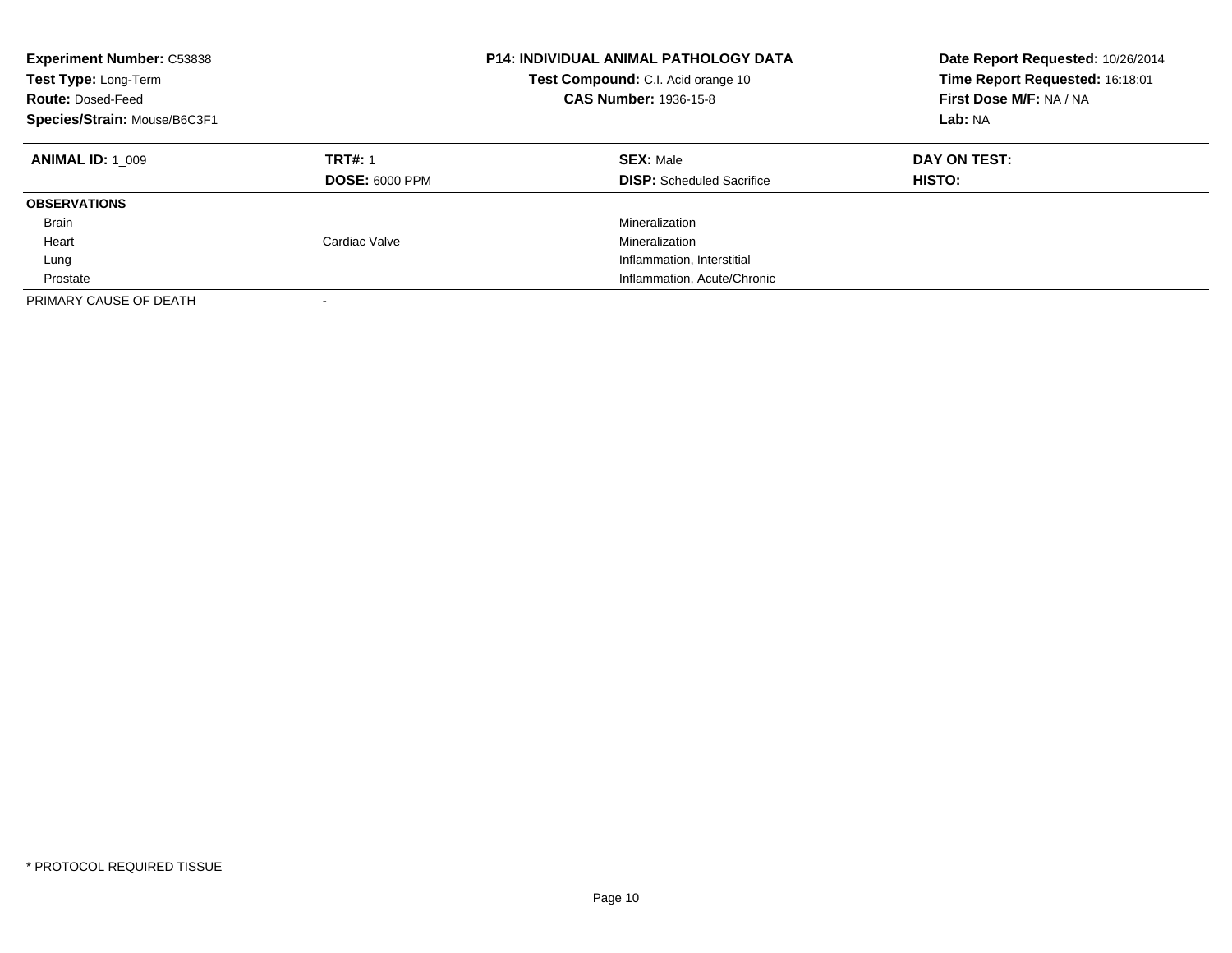**Experiment Number:** C53838
**Test Type:** Long-Term
**Route:** Dosed-Feed
**Species/Strain:** Mouse/B6C3F1

**P14: INDIVIDUAL ANIMAL PATHOLOGY DATA**
**Test Compound:** C.I. Acid orange 10
**CAS Number:** 1936-15-8

**Date Report Requested:** 10/26/2014
**Time Report Requested:** 16:18:01
**First Dose M/F:** NA / NA
**Lab:** NA

| **ANIMAL ID:** 1_009 | **TRT#:** 1 | **SEX:** Male | **DAY ON TEST:** |
|---|---|---|---|
| | **DOSE:** 6000 PPM | **DISP:** Scheduled Sacrifice | **HISTO:** |
| **OBSERVATIONS** | | | |
| Brain | | Mineralization | |
| Heart | Cardiac Valve | Mineralization | |
| Lung | | Inflammation, Interstitial | |
| Prostate | | Inflammation, Acute/Chronic | |
| PRIMARY CAUSE OF DEATH | - | | |

* PROTOCOL REQUIRED TISSUE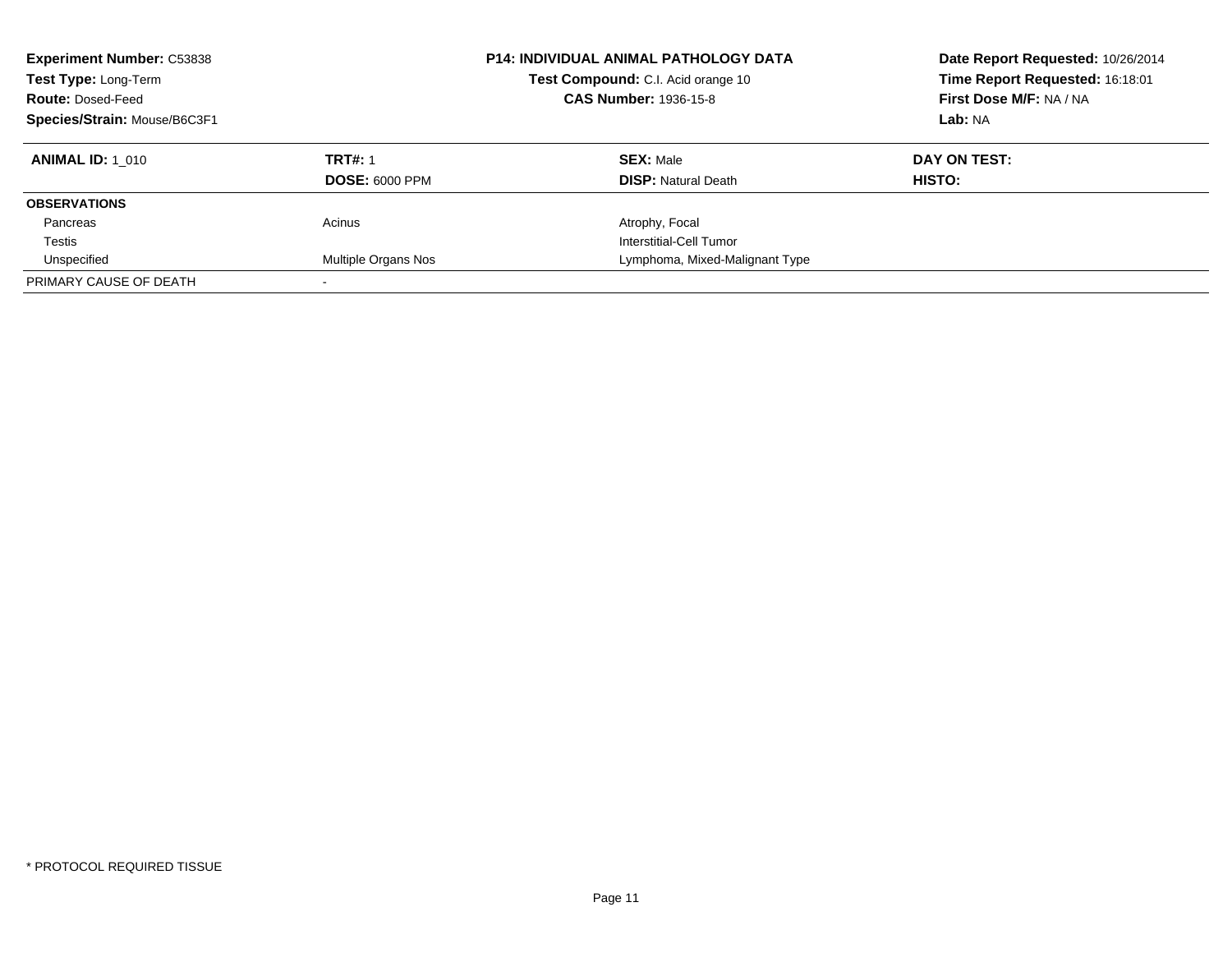**Experiment Number:** C53838
**Test Type:** Long-Term
**Route:** Dosed-Feed
**Species/Strain:** Mouse/B6C3F1

**P14: INDIVIDUAL ANIMAL PATHOLOGY DATA**
**Test Compound:** C.I. Acid orange 10
**CAS Number:** 1936-15-8

**Date Report Requested:** 10/26/2014
**Time Report Requested:** 16:18:01
**First Dose M/F:** NA / NA
**Lab:** NA

| **ANIMAL ID:** 1_010 | **TRT#:** 1 | **SEX:** Male | **DAY ON TEST:** |
|---|---|---|---|
| | **DOSE:** 6000 PPM | **DISP:** Natural Death | **HISTO:** |
| **OBSERVATIONS** | | | |
| Pancreas | Acinus | Atrophy, Focal | |
| Testis | | Interstitial-Cell Tumor | |
| Unspecified | Multiple Organs Nos | Lymphoma, Mixed-Malignant Type | |
| PRIMARY CAUSE OF DEATH | - | | |

\* PROTOCOL REQUIRED TISSUE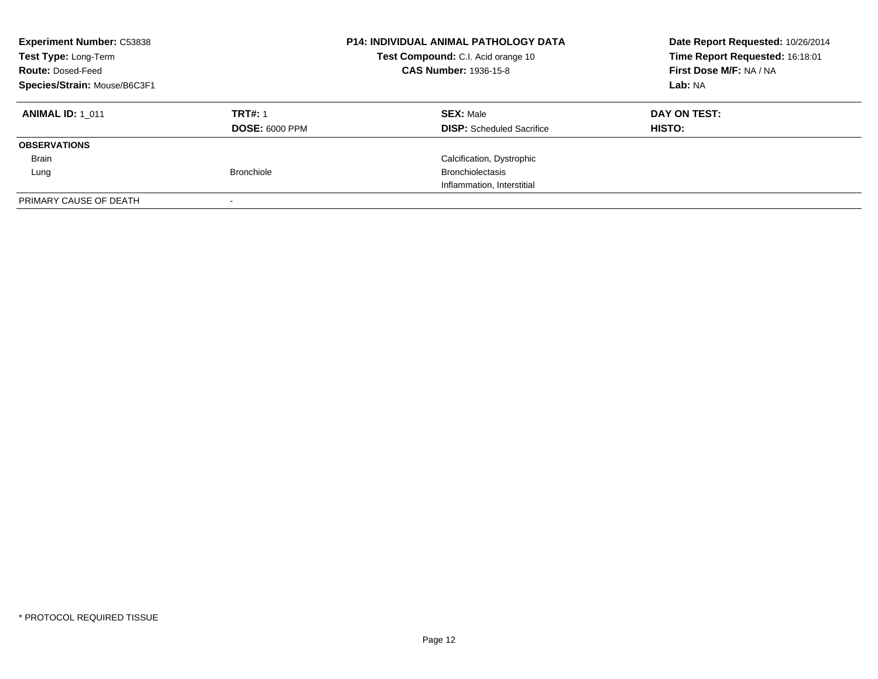**Experiment Number:** C53838
**Test Type:** Long-Term
**Route:** Dosed-Feed
**Species/Strain:** Mouse/B6C3F1

**P14: INDIVIDUAL ANIMAL PATHOLOGY DATA**
**Test Compound:** C.I. Acid orange 10
**CAS Number:** 1936-15-8

**Date Report Requested:** 10/26/2014
**Time Report Requested:** 16:18:01
**First Dose M/F:** NA / NA
**Lab:** NA

| **ANIMAL ID:** 1_011 | **TRT#:** 1 | **SEX:** Male | **DAY ON TEST:** |
|---|---|---|---|
| | **DOSE:** 6000 PPM | **DISP:** Scheduled Sacrifice | **HISTO:** |
| **OBSERVATIONS** | | | |
| Brain | | Calcification, Dystrophic | |
| Lung | Bronchiole | Bronchiolectasis | |
| | | Inflammation, Interstitial | |
| PRIMARY CAUSE OF DEATH | - | | |

\* PROTOCOL REQUIRED TISSUE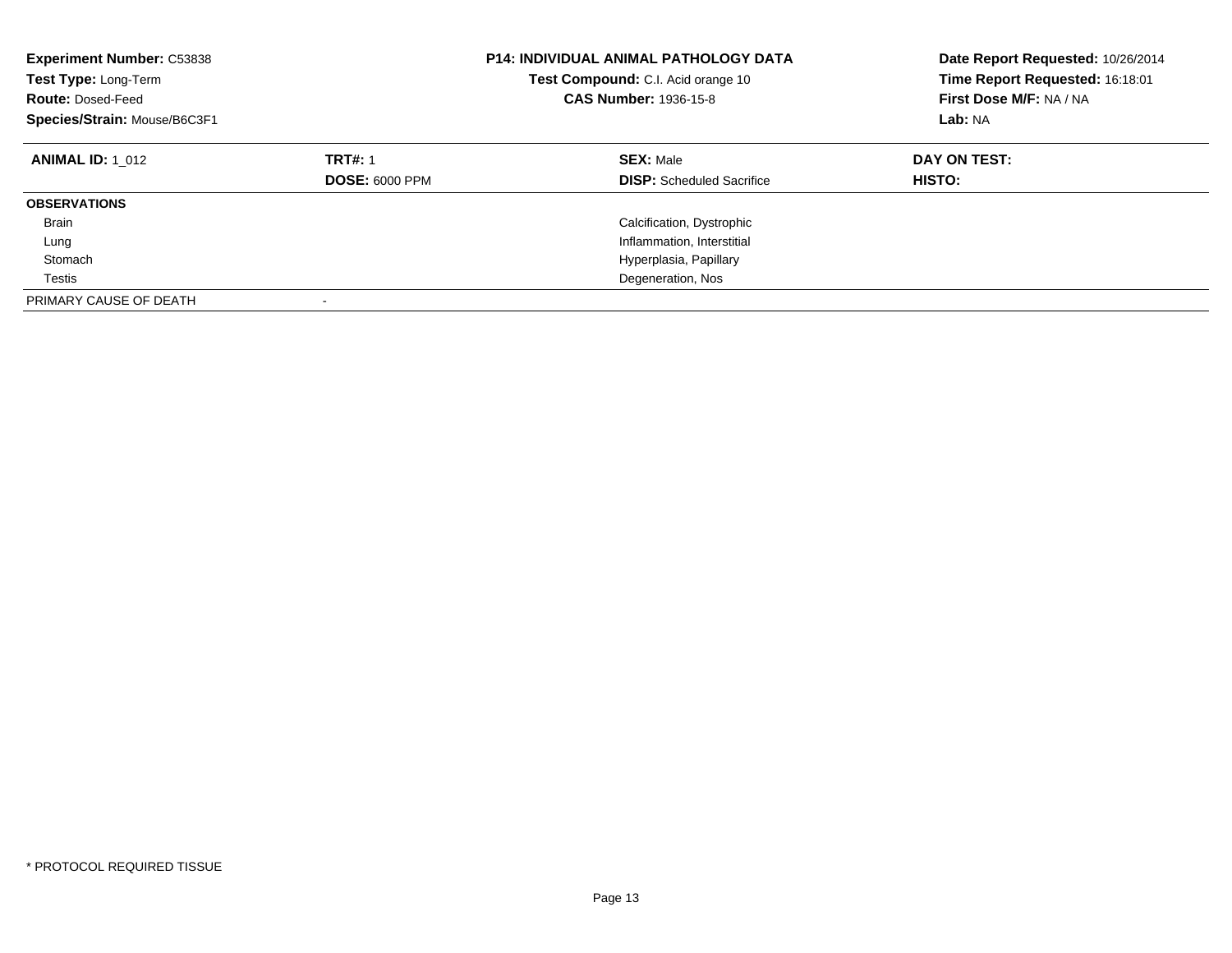**Experiment Number:** C53838
**Test Type:** Long-Term
**Route:** Dosed-Feed
**Species/Strain:** Mouse/B6C3F1

**P14: INDIVIDUAL ANIMAL PATHOLOGY DATA**
**Test Compound:** C.I. Acid orange 10
**CAS Number:** 1936-15-8

**Date Report Requested:** 10/26/2014
**Time Report Requested:** 16:18:01
**First Dose M/F:** NA / NA
**Lab:** NA

| **ANIMAL ID:** 1_012 | **TRT#:** 1 | **SEX:** Male | **DAY ON TEST:** |
|---|---|---|---|
| | **DOSE:** 6000 PPM | **DISP:** Scheduled Sacrifice | **HISTO:** |
| **OBSERVATIONS** | | | |
| Brain | | Calcification, Dystrophic | |
| Lung | | Inflammation, Interstitial | |
| Stomach | | Hyperplasia, Papillary | |
| Testis | | Degeneration, Nos | |
| PRIMARY CAUSE OF DEATH | - | | |

* PROTOCOL REQUIRED TISSUE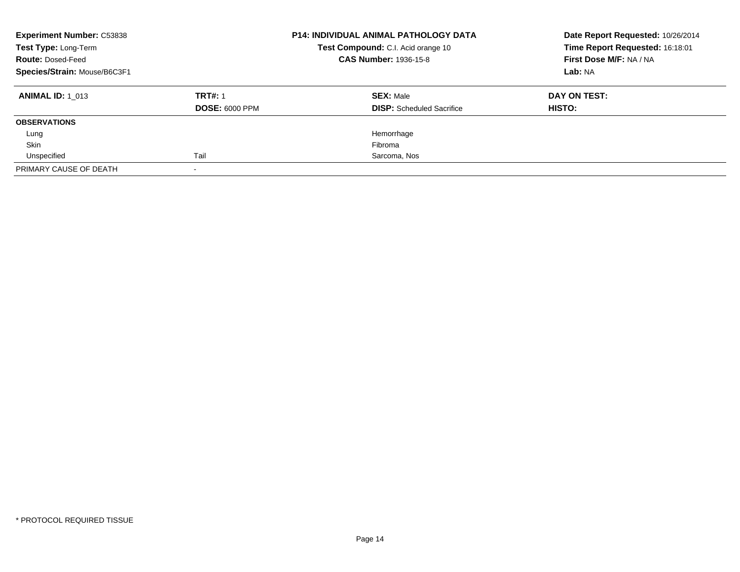**Experiment Number:** C53838
**Test Type:** Long-Term
**Route:** Dosed-Feed
**Species/Strain:** Mouse/B6C3F1

**P14: INDIVIDUAL ANIMAL PATHOLOGY DATA**
**Test Compound:** C.I. Acid orange 10
**CAS Number:** 1936-15-8

**Date Report Requested:** 10/26/2014
**Time Report Requested:** 16:18:01
**First Dose M/F:** NA / NA
**Lab:** NA

| **ANIMAL ID:** 1_013 | **TRT#:** 1 | **SEX:** Male | **DAY ON TEST:** |
|---|---|---|---|
| | **DOSE:** 6000 PPM | **DISP:** Scheduled Sacrifice | **HISTO:** |
| **OBSERVATIONS** | | | |
| Lung | | Hemorrhage | |
| Skin | | Fibroma | |
| Unspecified | Tail | Sarcoma, Nos | |
| PRIMARY CAUSE OF DEATH | - | | |

\* PROTOCOL REQUIRED TISSUE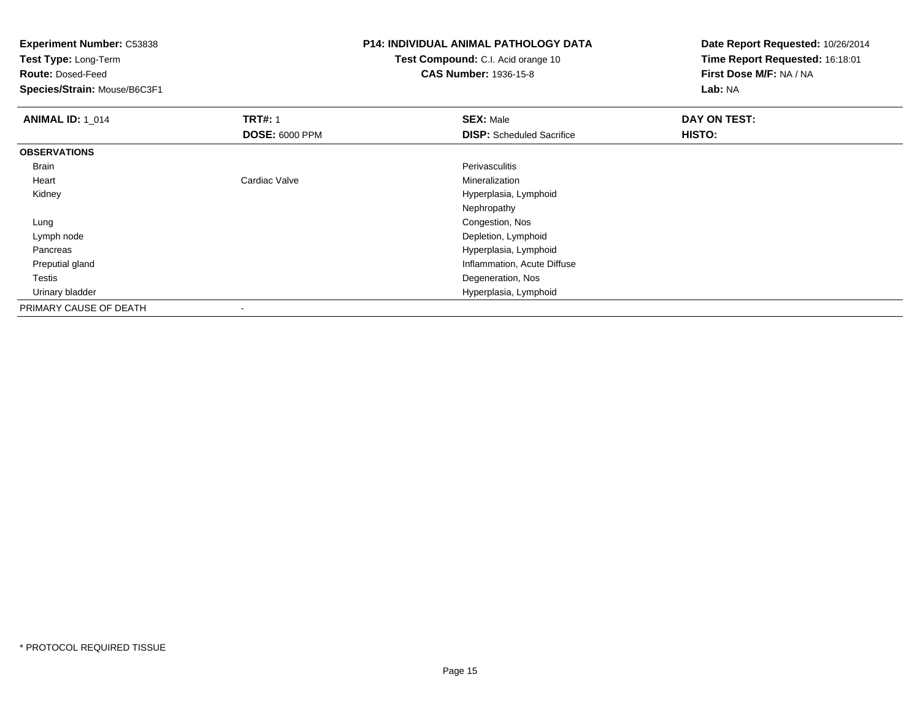**Experiment Number:** C53838
**Test Type:** Long-Term
**Route:** Dosed-Feed
**Species/Strain:** Mouse/B6C3F1

**P14: INDIVIDUAL ANIMAL PATHOLOGY DATA**
**Test Compound:** C.I. Acid orange 10
**CAS Number:** 1936-15-8

**Date Report Requested:** 10/26/2014
**Time Report Requested:** 16:18:01
**First Dose M/F:** NA / NA
**Lab:** NA

| **ANIMAL ID:** 1_014 | **TRT#:** 1 | **SEX:** Male | **DAY ON TEST:** |
|---|---|---|---|
| | **DOSE:** 6000 PPM | **DISP:** Scheduled Sacrifice | **HISTO:** |
| **OBSERVATIONS** | | | |
| Brain | | Perivasculitis | |
| Heart | Cardiac Valve | Mineralization | |
| Kidney | | Hyperplasia, Lymphoid | |
| | | Nephropathy | |
| Lung | | Congestion, Nos | |
| Lymph node | | Depletion, Lymphoid | |
| Pancreas | | Hyperplasia, Lymphoid | |
| Preputial gland | | Inflammation, Acute Diffuse | |
| Testis | | Degeneration, Nos | |
| Urinary bladder | | Hyperplasia, Lymphoid | |
| PRIMARY CAUSE OF DEATH | - | | |

\* PROTOCOL REQUIRED TISSUE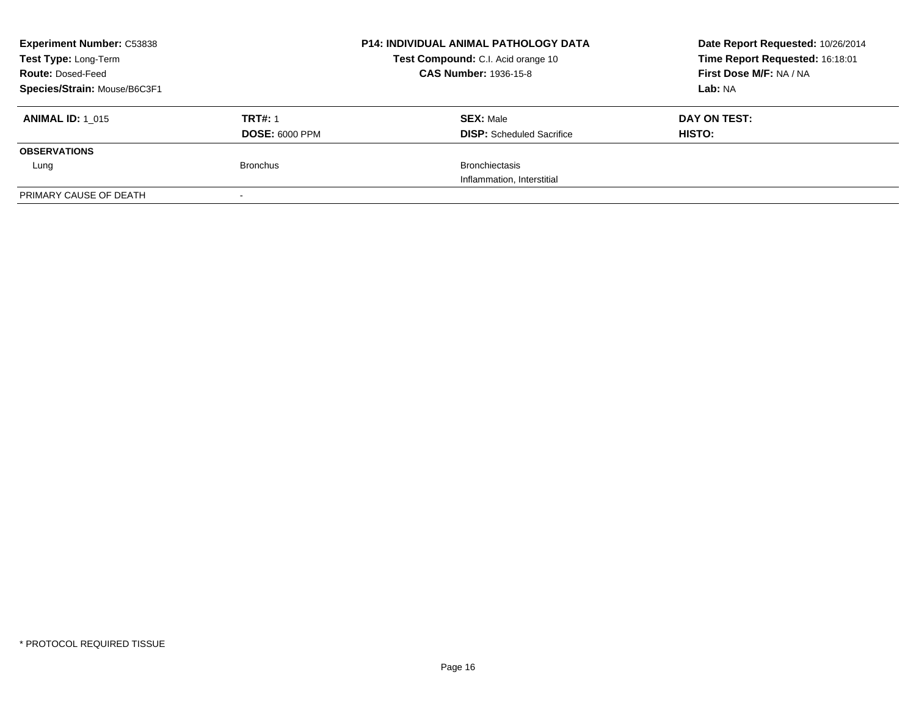**Experiment Number:** C53838
**Test Type:** Long-Term
**Route:** Dosed-Feed
**Species/Strain:** Mouse/B6C3F1

**P14: INDIVIDUAL ANIMAL PATHOLOGY DATA**
**Test Compound:** C.I. Acid orange 10
**CAS Number:** 1936-15-8

**Date Report Requested:** 10/26/2014
**Time Report Requested:** 16:18:01
**First Dose M/F:** NA / NA
**Lab:** NA

| **ANIMAL ID:** 1_015 | **TRT#:** 1 | **SEX:** Male | **DAY ON TEST:** |
|---|---|---|---|
| | **DOSE:** 6000 PPM | **DISP:** Scheduled Sacrifice | **HISTO:** |
| **OBSERVATIONS** | | | |
| Lung | Bronchus | Bronchiectasis | |
| | | Inflammation, Interstitial | |
| PRIMARY CAUSE OF DEATH | - | | |

\* PROTOCOL REQUIRED TISSUE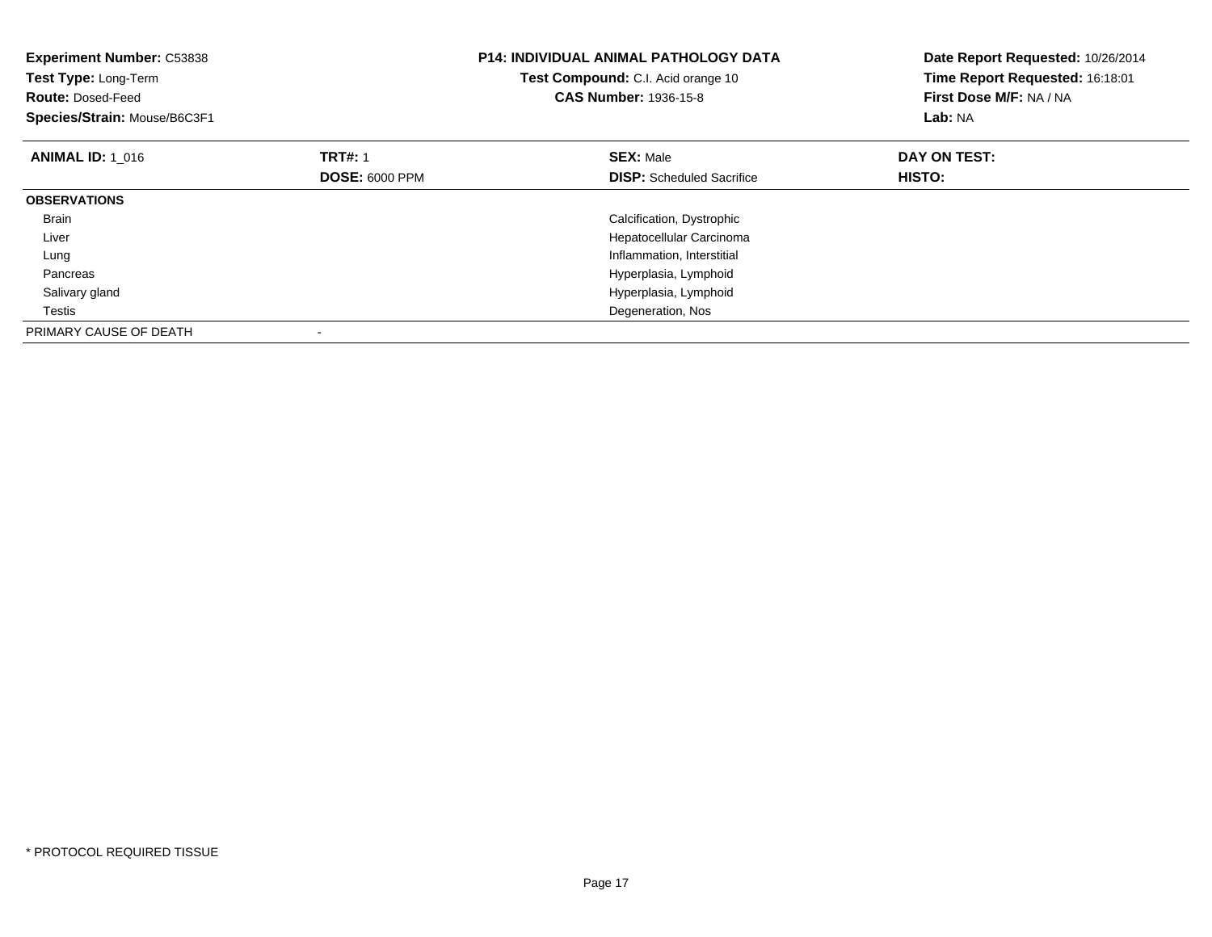**Experiment Number:** C53838
**Test Type:** Long-Term
**Route:** Dosed-Feed
**Species/Strain:** Mouse/B6C3F1

**P14: INDIVIDUAL ANIMAL PATHOLOGY DATA**
**Test Compound:** C.I. Acid orange 10
**CAS Number:** 1936-15-8

**Date Report Requested:** 10/26/2014
**Time Report Requested:** 16:18:01
**First Dose M/F:** NA / NA
**Lab:** NA

| **ANIMAL ID:** 1_016 | **TRT#:** 1 | **SEX:** Male | **DAY ON TEST:** |
|---|---|---|---|
| | **DOSE:** 6000 PPM | **DISP:** Scheduled Sacrifice | **HISTO:** |
| **OBSERVATIONS** | | | |
| Brain | | Calcification, Dystrophic | |
| Liver | | Hepatocellular Carcinoma | |
| Lung | | Inflammation, Interstitial | |
| Pancreas | | Hyperplasia, Lymphoid | |
| Salivary gland | | Hyperplasia, Lymphoid | |
| Testis | | Degeneration, Nos | |
| PRIMARY CAUSE OF DEATH | - | | |

* PROTOCOL REQUIRED TISSUE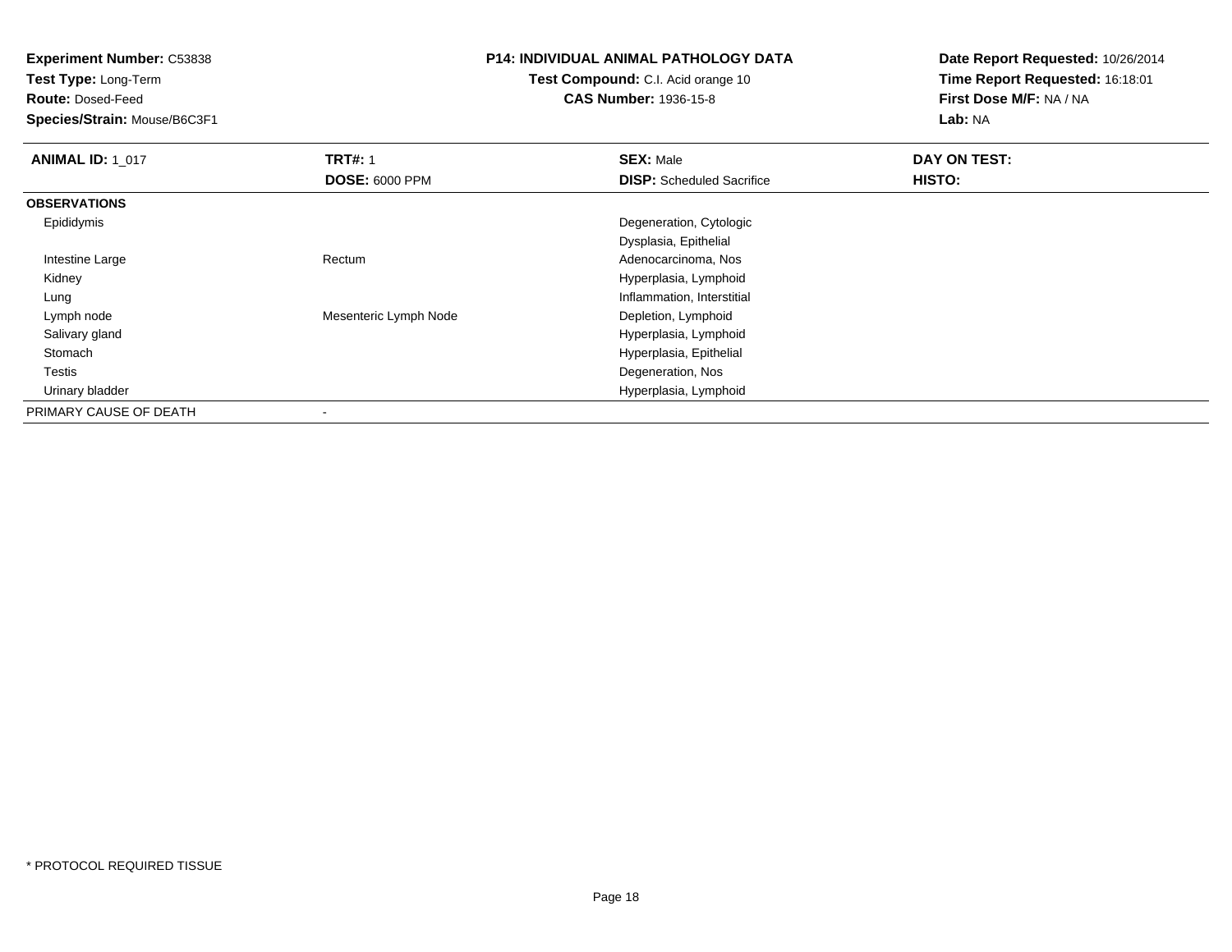**Experiment Number:** C53838
**Test Type:** Long-Term
**Route:** Dosed-Feed
**Species/Strain:** Mouse/B6C3F1

**P14: INDIVIDUAL ANIMAL PATHOLOGY DATA**
**Test Compound:** C.I. Acid orange 10
**CAS Number:** 1936-15-8

**Date Report Requested:** 10/26/2014
**Time Report Requested:** 16:18:01
**First Dose M/F:** NA / NA
**Lab:** NA

| **ANIMAL ID:** 1_017 | **TRT#:** 1 | **SEX:** Male | **DAY ON TEST:** |
|---|---|---|---|
| | **DOSE:** 6000 PPM | **DISP:** Scheduled Sacrifice | **HISTO:** |
| **OBSERVATIONS** | | | |
| Epididymis | | Degeneration, Cytologic | |
| | | Dysplasia, Epithelial | |
| Intestine Large | Rectum | Adenocarcinoma, Nos | |
| Kidney | | Hyperplasia, Lymphoid | |
| Lung | | Inflammation, Interstitial | |
| Lymph node | Mesenteric Lymph Node | Depletion, Lymphoid | |
| Salivary gland | | Hyperplasia, Lymphoid | |
| Stomach | | Hyperplasia, Epithelial | |
| Testis | | Degeneration, Nos | |
| Urinary bladder | | Hyperplasia, Lymphoid | |
| PRIMARY CAUSE OF DEATH | - | | |

* PROTOCOL REQUIRED TISSUE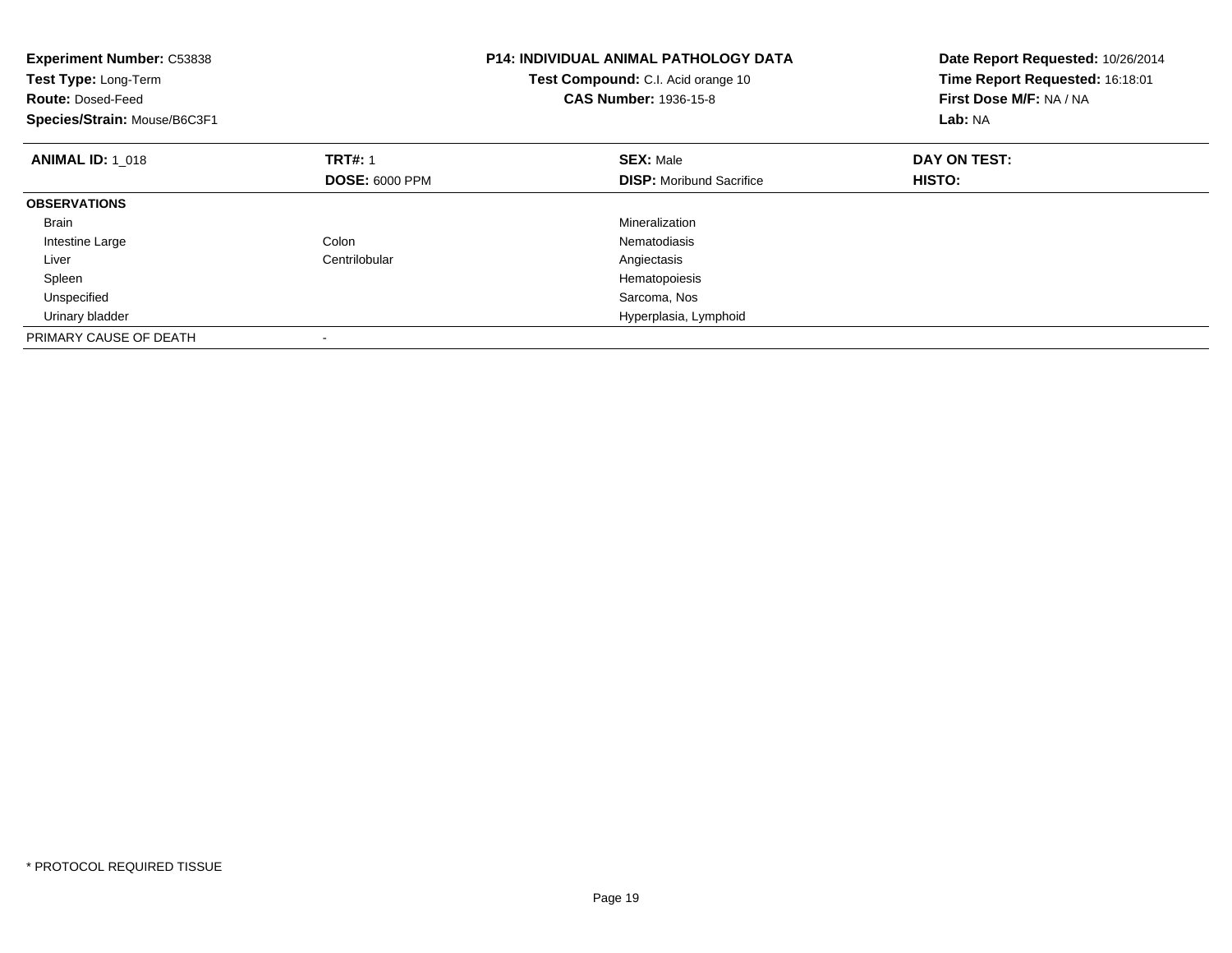**Experiment Number:** C53838
**Test Type:** Long-Term
**Route:** Dosed-Feed
**Species/Strain:** Mouse/B6C3F1

**P14: INDIVIDUAL ANIMAL PATHOLOGY DATA**
**Test Compound:** C.I. Acid orange 10
**CAS Number:** 1936-15-8

**Date Report Requested:** 10/26/2014
**Time Report Requested:** 16:18:01
**First Dose M/F:** NA / NA
**Lab:** NA

| **ANIMAL ID:** 1_018 | **TRT#:** 1 | **SEX:** Male | **DAY ON TEST:** |
|---|---|---|---|
| | **DOSE:** 6000 PPM | **DISP:** Moribund Sacrifice | **HISTO:** |
| **OBSERVATIONS** | | | |
| Brain | | Mineralization | |
| Intestine Large | Colon | Nematodiasis | |
| Liver | Centrilobular | Angiectasis | |
| Spleen | | Hematopoiesis | |
| Unspecified | | Sarcoma, Nos | |
| Urinary bladder | | Hyperplasia, Lymphoid | |
| PRIMARY CAUSE OF DEATH | - | | |

\* PROTOCOL REQUIRED TISSUE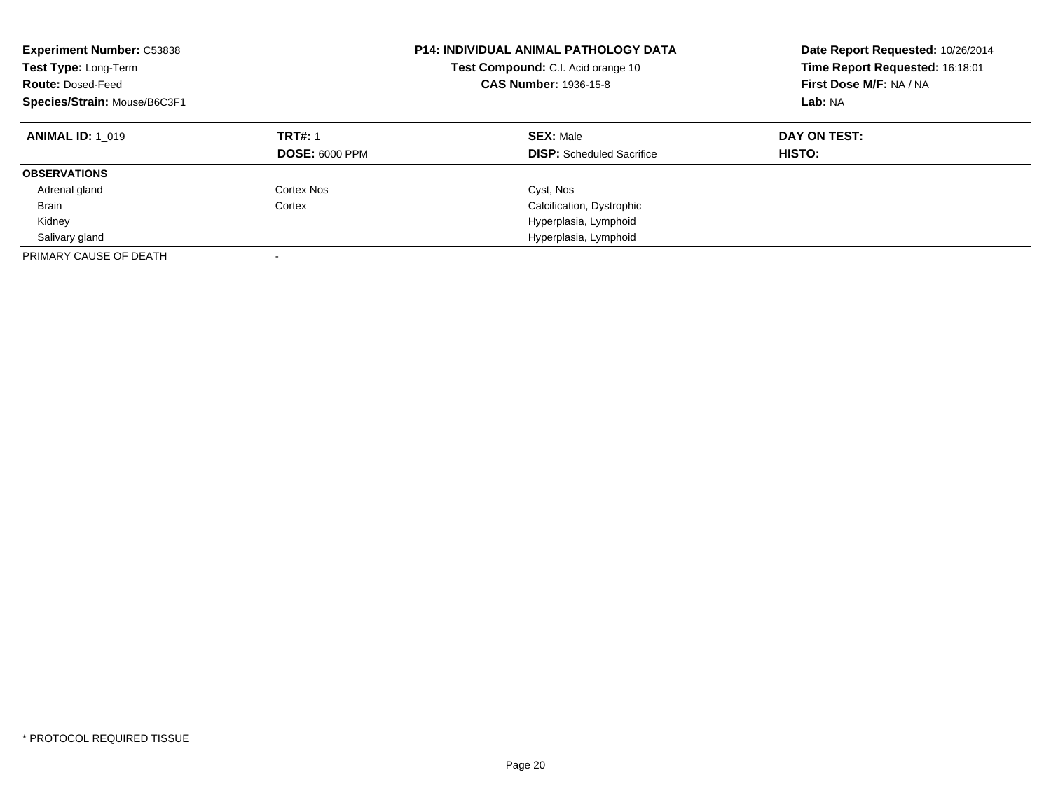**Experiment Number:** C53838
**Test Type:** Long-Term
**Route:** Dosed-Feed
**Species/Strain:** Mouse/B6C3F1

**P14: INDIVIDUAL ANIMAL PATHOLOGY DATA**
**Test Compound:** C.I. Acid orange 10
**CAS Number:** 1936-15-8

**Date Report Requested:** 10/26/2014
**Time Report Requested:** 16:18:01
**First Dose M/F:** NA / NA
**Lab:** NA

| **ANIMAL ID:** 1_019 | **TRT#:** 1 | **SEX:** Male | **DAY ON TEST:** |
|---|---|---|---|
| | **DOSE:** 6000 PPM | **DISP:** Scheduled Sacrifice | **HISTO:** |
| **OBSERVATIONS** | | | |
| Adrenal gland | Cortex Nos | Cyst, Nos | |
| Brain | Cortex | Calcification, Dystrophic | |
| Kidney | | Hyperplasia, Lymphoid | |
| Salivary gland | | Hyperplasia, Lymphoid | |
| PRIMARY CAUSE OF DEATH | - | | |

* PROTOCOL REQUIRED TISSUE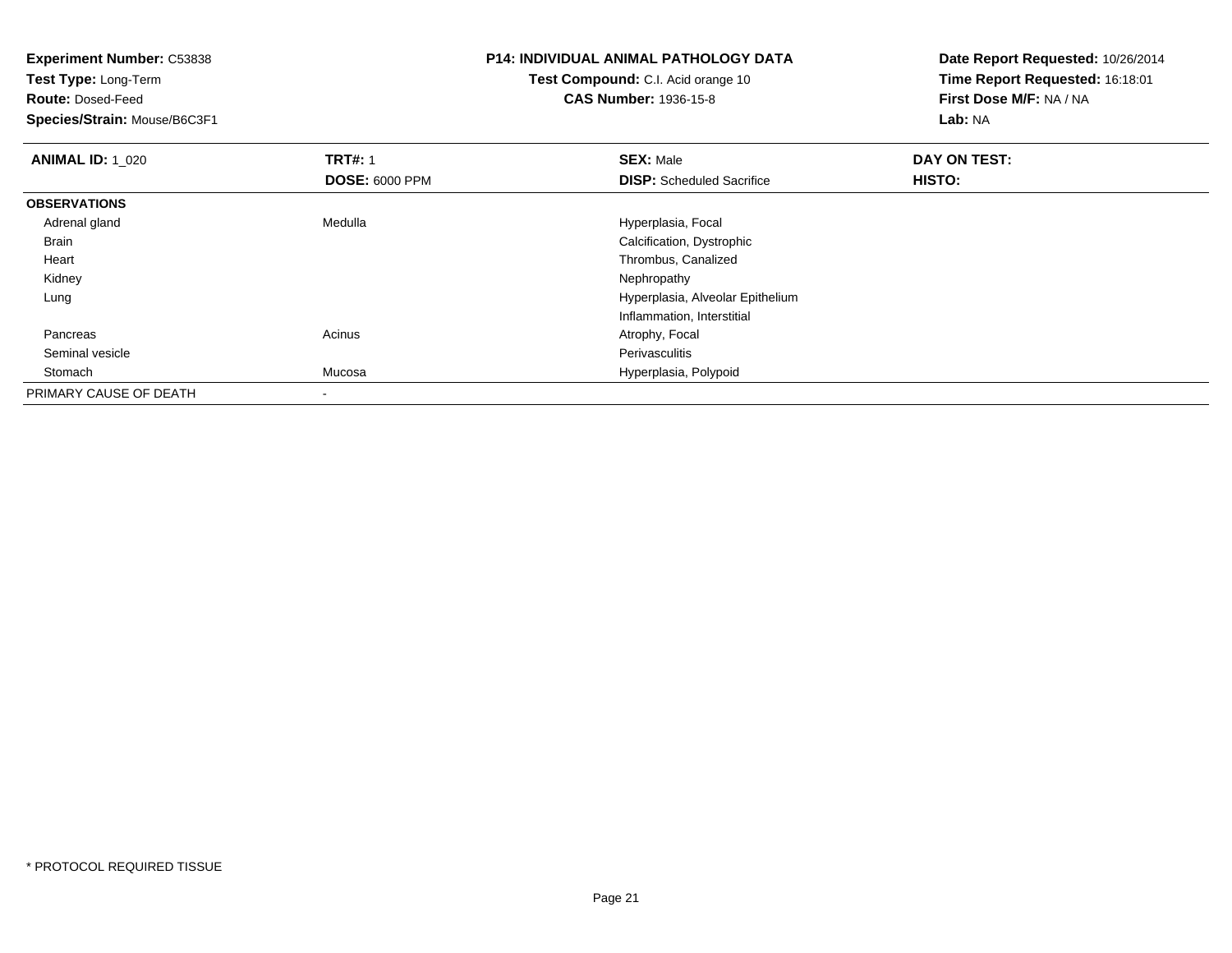**Experiment Number:** C53838
**Test Type:** Long-Term
**Route:** Dosed-Feed
**Species/Strain:** Mouse/B6C3F1

**P14: INDIVIDUAL ANIMAL PATHOLOGY DATA**
**Test Compound:** C.I. Acid orange 10
**CAS Number:** 1936-15-8

**Date Report Requested:** 10/26/2014
**Time Report Requested:** 16:18:01
**First Dose M/F:** NA / NA
**Lab:** NA

| **ANIMAL ID:** 1_020 | **TRT#:** 1 | **SEX:** Male | **DAY ON TEST:** |
|---|---|---|---|
| | **DOSE:** 6000 PPM | **DISP:** Scheduled Sacrifice | **HISTO:** |
| **OBSERVATIONS** | | | |
| Adrenal gland | Medulla | Hyperplasia, Focal | |
| Brain | | Calcification, Dystrophic | |
| Heart | | Thrombus, Canalized | |
| Kidney | | Nephropathy | |
| Lung | | Hyperplasia, Alveolar Epithelium | |
| | | Inflammation, Interstitial | |
| Pancreas | Acinus | Atrophy, Focal | |
| Seminal vesicle | | Perivasculitis | |
| Stomach | Mucosa | Hyperplasia, Polypoid | |
| PRIMARY CAUSE OF DEATH | - | | |

* PROTOCOL REQUIRED TISSUE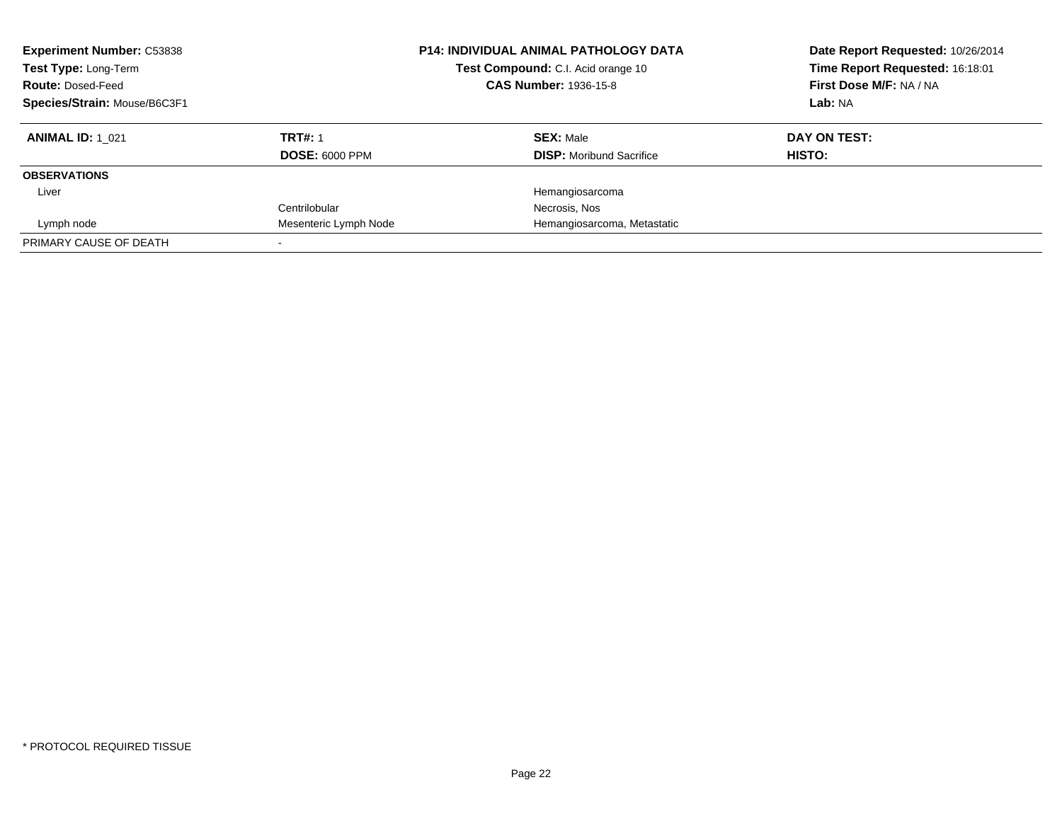**Experiment Number:** C53838
**Test Type:** Long-Term
**Route:** Dosed-Feed
**Species/Strain:** Mouse/B6C3F1

**P14: INDIVIDUAL ANIMAL PATHOLOGY DATA**
**Test Compound:** C.I. Acid orange 10
**CAS Number:** 1936-15-8

**Date Report Requested:** 10/26/2014
**Time Report Requested:** 16:18:01
**First Dose M/F:** NA / NA
**Lab:** NA

| **ANIMAL ID:** 1_021 | **TRT#:** 1 | **SEX:** Male | **DAY ON TEST:** |
|---|---|---|---|
| | **DOSE:** 6000 PPM | **DISP:** Moribund Sacrifice | **HISTO:** |
| **OBSERVATIONS** | | | |
| Liver | | Hemangiosarcoma | |
| | Centrilobular | Necrosis, Nos | |
| Lymph node | Mesenteric Lymph Node | Hemangiosarcoma, Metastatic | |
| PRIMARY CAUSE OF DEATH | - | | |

* PROTOCOL REQUIRED TISSUE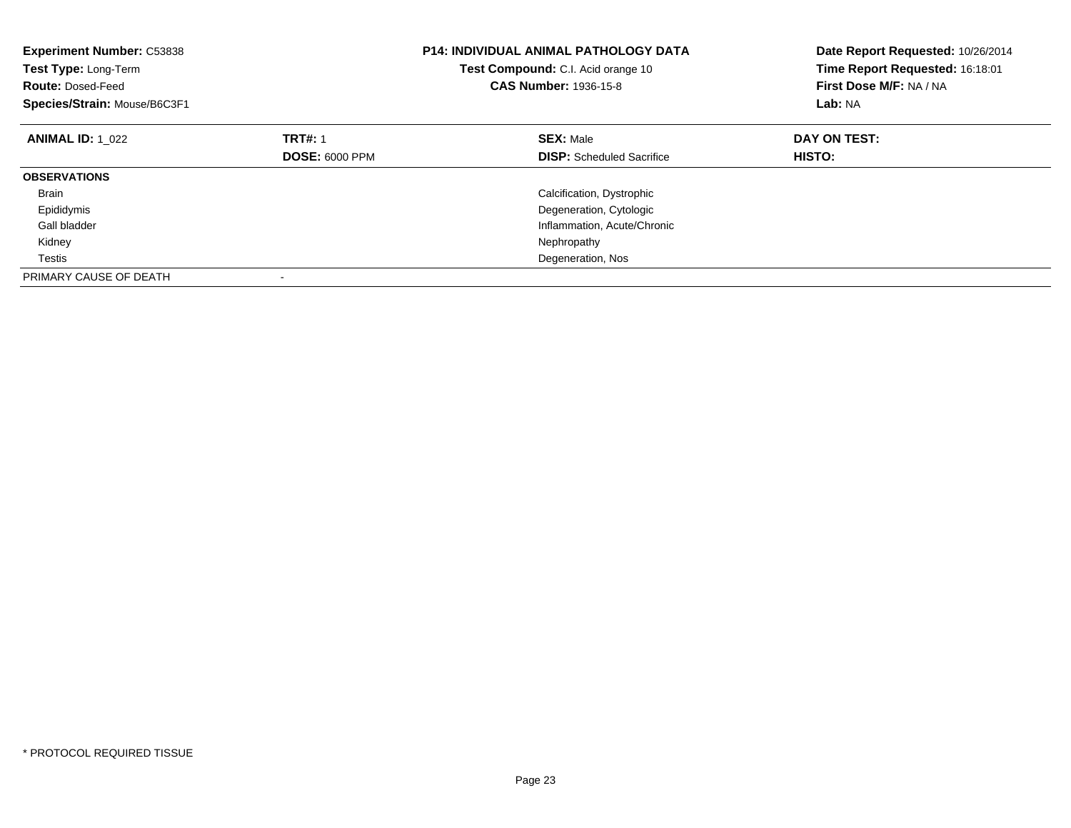**Experiment Number:** C53838
**Test Type:** Long-Term
**Route:** Dosed-Feed
**Species/Strain:** Mouse/B6C3F1

**P14: INDIVIDUAL ANIMAL PATHOLOGY DATA**
**Test Compound:** C.I. Acid orange 10
**CAS Number:** 1936-15-8

**Date Report Requested:** 10/26/2014
**Time Report Requested:** 16:18:01
**First Dose M/F:** NA / NA
**Lab:** NA

| **ANIMAL ID:** 1_022 | **TRT#:** 1 | **SEX:** Male | **DAY ON TEST:** |
|---|---|---|---|
| | **DOSE:** 6000 PPM | **DISP:** Scheduled Sacrifice | **HISTO:** |
| **OBSERVATIONS** | | | |
| Brain | | Calcification, Dystrophic | |
| Epididymis | | Degeneration, Cytologic | |
| Gall bladder | | Inflammation, Acute/Chronic | |
| Kidney | | Nephropathy | |
| Testis | | Degeneration, Nos | |
| PRIMARY CAUSE OF DEATH | - | | |

* PROTOCOL REQUIRED TISSUE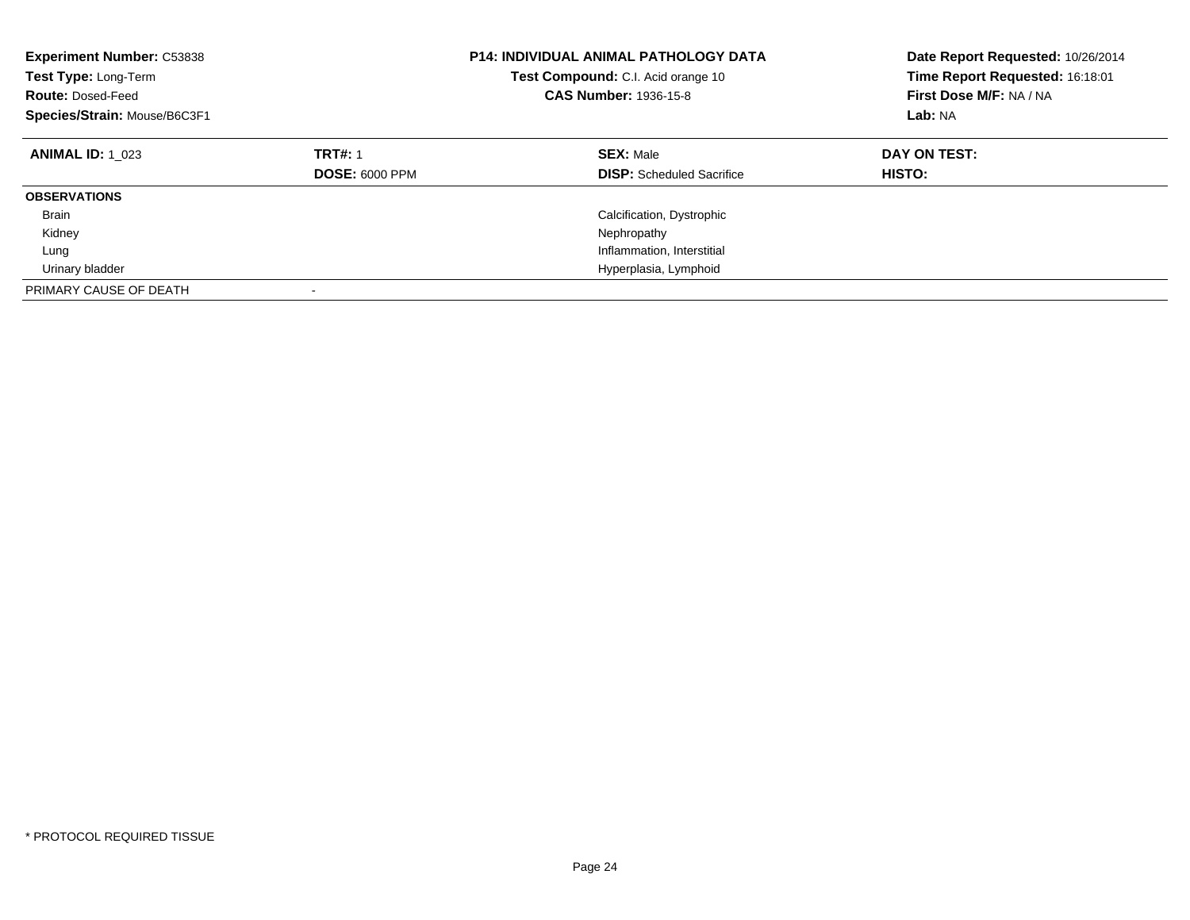**Experiment Number:** C53838
**Test Type:** Long-Term
**Route:** Dosed-Feed
**Species/Strain:** Mouse/B6C3F1

**P14: INDIVIDUAL ANIMAL PATHOLOGY DATA**
**Test Compound:** C.I. Acid orange 10
**CAS Number:** 1936-15-8

**Date Report Requested:** 10/26/2014
**Time Report Requested:** 16:18:01
**First Dose M/F:** NA / NA
**Lab:** NA

| **ANIMAL ID:** 1_023 | **TRT#:** 1 | **SEX:** Male | **DAY ON TEST:** |
|---|---|---|---|
| | **DOSE:** 6000 PPM | **DISP:** Scheduled Sacrifice | **HISTO:** |
| **OBSERVATIONS** | | | |
| Brain | | Calcification, Dystrophic | |
| Kidney | | Nephropathy | |
| Lung | | Inflammation, Interstitial | |
| Urinary bladder | | Hyperplasia, Lymphoid | |
| PRIMARY CAUSE OF DEATH | - | | |

* PROTOCOL REQUIRED TISSUE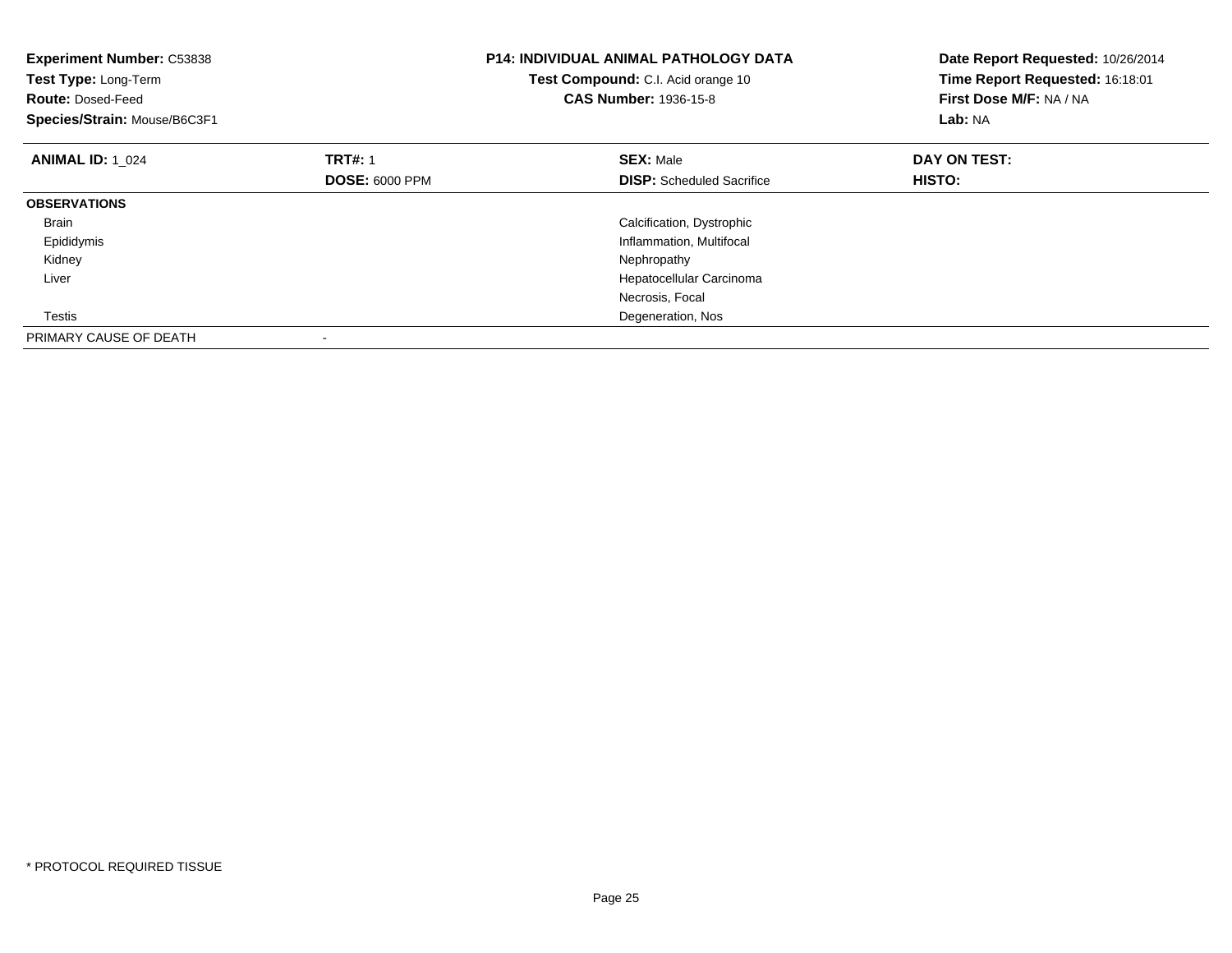**Experiment Number:** C53838
**Test Type:** Long-Term
**Route:** Dosed-Feed
**Species/Strain:** Mouse/B6C3F1

**P14: INDIVIDUAL ANIMAL PATHOLOGY DATA**
**Test Compound:** C.I. Acid orange 10
**CAS Number:** 1936-15-8

**Date Report Requested:** 10/26/2014
**Time Report Requested:** 16:18:01
**First Dose M/F:** NA / NA
**Lab:** NA

| **ANIMAL ID:** 1_024 | **TRT#:** 1 | **SEX:** Male | **DAY ON TEST:** |
|---|---|---|---|
| | **DOSE:** 6000 PPM | **DISP:** Scheduled Sacrifice | **HISTO:** |
| **OBSERVATIONS** | | | |
| Brain | | Calcification, Dystrophic | |
| Epididymis | | Inflammation, Multifocal | |
| Kidney | | Nephropathy | |
| Liver | | Hepatocellular Carcinoma | |
| | | Necrosis, Focal | |
| Testis | | Degeneration, Nos | |
| PRIMARY CAUSE OF DEATH | - | | |

\* PROTOCOL REQUIRED TISSUE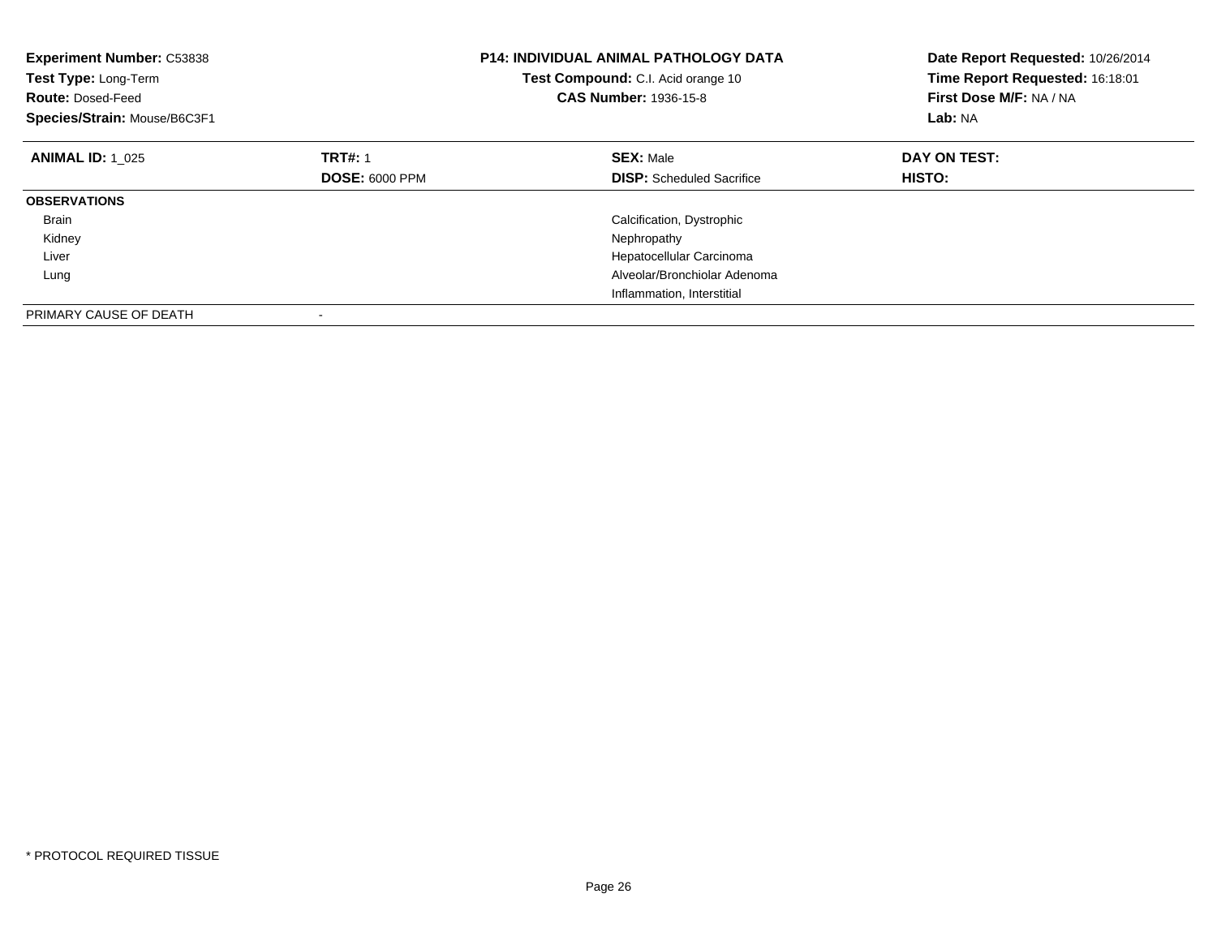**Experiment Number:** C53838
**Test Type:** Long-Term
**Route:** Dosed-Feed
**Species/Strain:** Mouse/B6C3F1

**P14: INDIVIDUAL ANIMAL PATHOLOGY DATA**
**Test Compound:** C.I. Acid orange 10
**CAS Number:** 1936-15-8

**Date Report Requested:** 10/26/2014
**Time Report Requested:** 16:18:01
**First Dose M/F:** NA / NA
**Lab:** NA

| **ANIMAL ID:** 1_025 | **TRT#:** 1 | **SEX:** Male | **DAY ON TEST:** |
|---|---|---|---|
| | **DOSE:** 6000 PPM | **DISP:** Scheduled Sacrifice | **HISTO:** |
| **OBSERVATIONS** | | | |
| Brain | | Calcification, Dystrophic | |
| Kidney | | Nephropathy | |
| Liver | | Hepatocellular Carcinoma | |
| Lung | | Alveolar/Bronchiolar Adenoma | |
| | | Inflammation, Interstitial | |
| PRIMARY CAUSE OF DEATH | - | | |

\* PROTOCOL REQUIRED TISSUE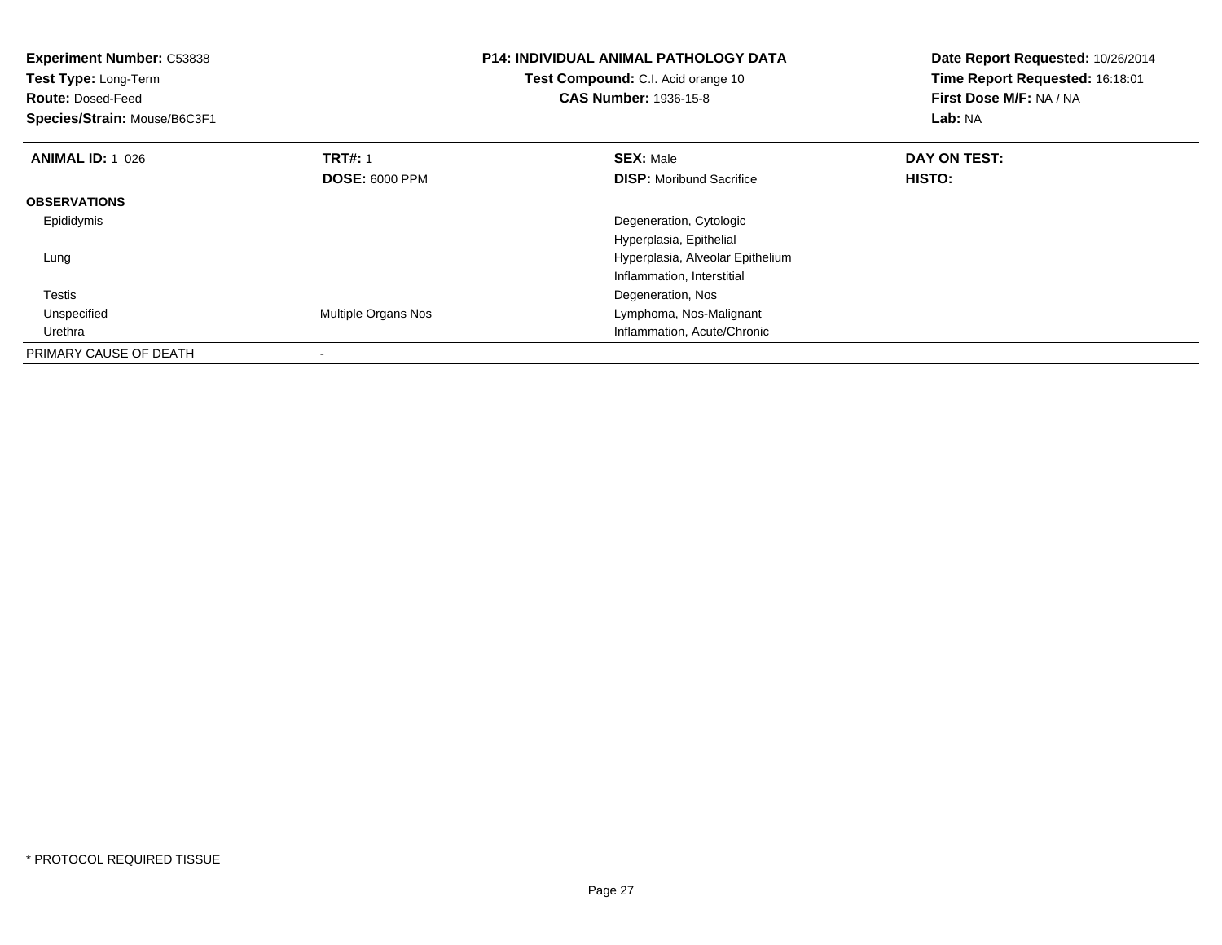**Experiment Number:** C53838
**Test Type:** Long-Term
**Route:** Dosed-Feed
**Species/Strain:** Mouse/B6C3F1

**P14: INDIVIDUAL ANIMAL PATHOLOGY DATA**
**Test Compound:** C.I. Acid orange 10
**CAS Number:** 1936-15-8

**Date Report Requested:** 10/26/2014
**Time Report Requested:** 16:18:01
**First Dose M/F:** NA / NA
**Lab:** NA

| **ANIMAL ID:** 1_026 | **TRT#:** 1 | **SEX:** Male | **DAY ON TEST:** |
|---|---|---|---|
| | **DOSE:** 6000 PPM | **DISP:** Moribund Sacrifice | **HISTO:** |
| **OBSERVATIONS** | | | |
| Epididymis | | Degeneration, Cytologic | |
| | | Hyperplasia, Epithelial | |
| Lung | | Hyperplasia, Alveolar Epithelium | |
| | | Inflammation, Interstitial | |
| Testis | | Degeneration, Nos | |
| Unspecified | Multiple Organs Nos | Lymphoma, Nos-Malignant | |
| Urethra | | Inflammation, Acute/Chronic | |
| PRIMARY CAUSE OF DEATH | - | | |

* PROTOCOL REQUIRED TISSUE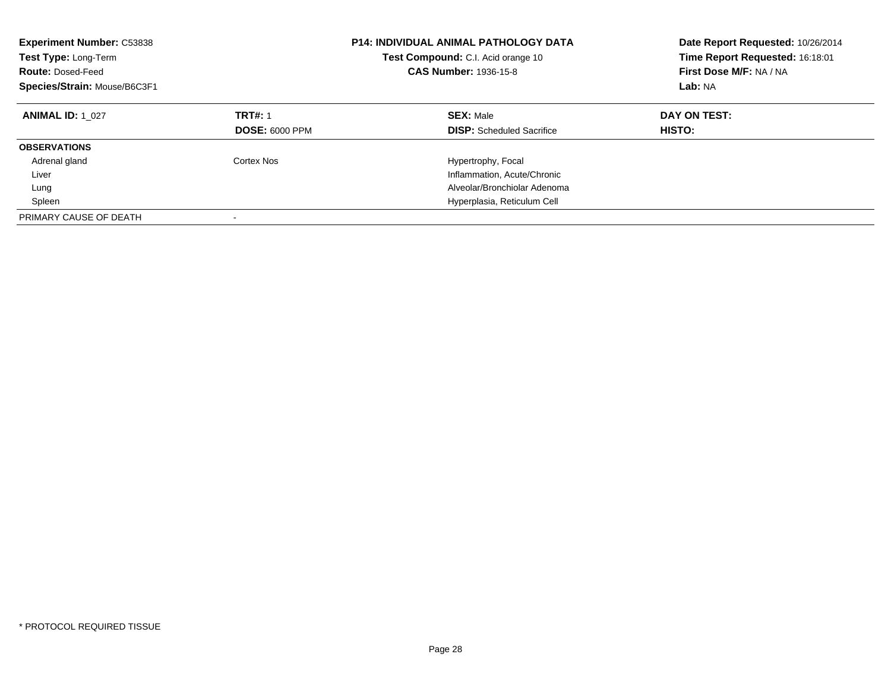**Experiment Number:** C53838
**Test Type:** Long-Term
**Route:** Dosed-Feed
**Species/Strain:** Mouse/B6C3F1

**P14: INDIVIDUAL ANIMAL PATHOLOGY DATA**
**Test Compound:** C.I. Acid orange 10
**CAS Number:** 1936-15-8

**Date Report Requested:** 10/26/2014
**Time Report Requested:** 16:18:01
**First Dose M/F:** NA / NA
**Lab:** NA

| **ANIMAL ID:** 1_027 | **TRT#:** 1 | **SEX:** Male | **DAY ON TEST:** |
|---|---|---|---|
| | **DOSE:** 6000 PPM | **DISP:** Scheduled Sacrifice | **HISTO:** |
| **OBSERVATIONS** | | | |
| Adrenal gland | Cortex Nos | Hypertrophy, Focal | |
| Liver | | Inflammation, Acute/Chronic | |
| Lung | | Alveolar/Bronchiolar Adenoma | |
| Spleen | | Hyperplasia, Reticulum Cell | |
| PRIMARY CAUSE OF DEATH | - | | |

\* PROTOCOL REQUIRED TISSUE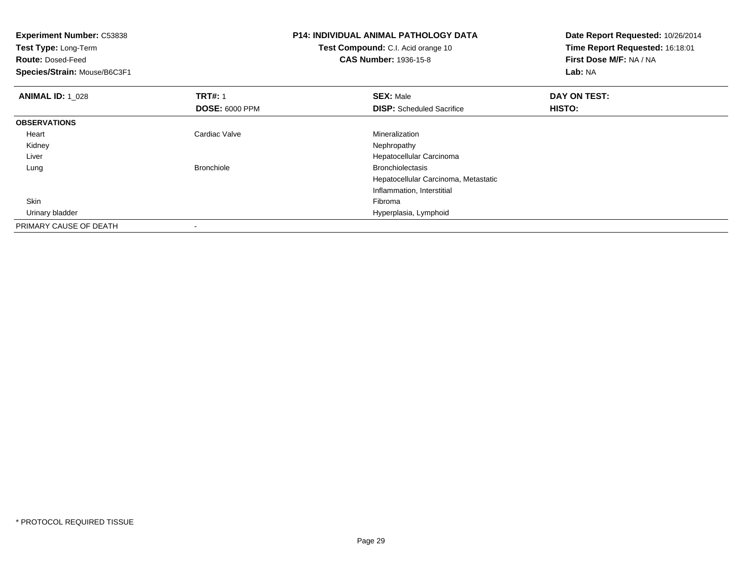**Experiment Number:** C53838
**Test Type:** Long-Term
**Route:** Dosed-Feed
**Species/Strain:** Mouse/B6C3F1

**P14: INDIVIDUAL ANIMAL PATHOLOGY DATA**
**Test Compound:** C.I. Acid orange 10
**CAS Number:** 1936-15-8

**Date Report Requested:** 10/26/2014
**Time Report Requested:** 16:18:01
**First Dose M/F:** NA / NA
**Lab:** NA

| **ANIMAL ID:** 1_028 | **TRT#:** 1 | **SEX:** Male | **DAY ON TEST:** |
|---|---|---|---|
| | **DOSE:** 6000 PPM | **DISP:** Scheduled Sacrifice | **HISTO:** |
| **OBSERVATIONS** | | | |
| Heart | Cardiac Valve | Mineralization | |
| Kidney | | Nephropathy | |
| Liver | | Hepatocellular Carcinoma | |
| Lung | Bronchiole | Bronchiolectasis | |
| | | Hepatocellular Carcinoma, Metastatic | |
| | | Inflammation, Interstitial | |
| Skin | | Fibroma | |
| Urinary bladder | | Hyperplasia, Lymphoid | |
| PRIMARY CAUSE OF DEATH | - | | |

\* PROTOCOL REQUIRED TISSUE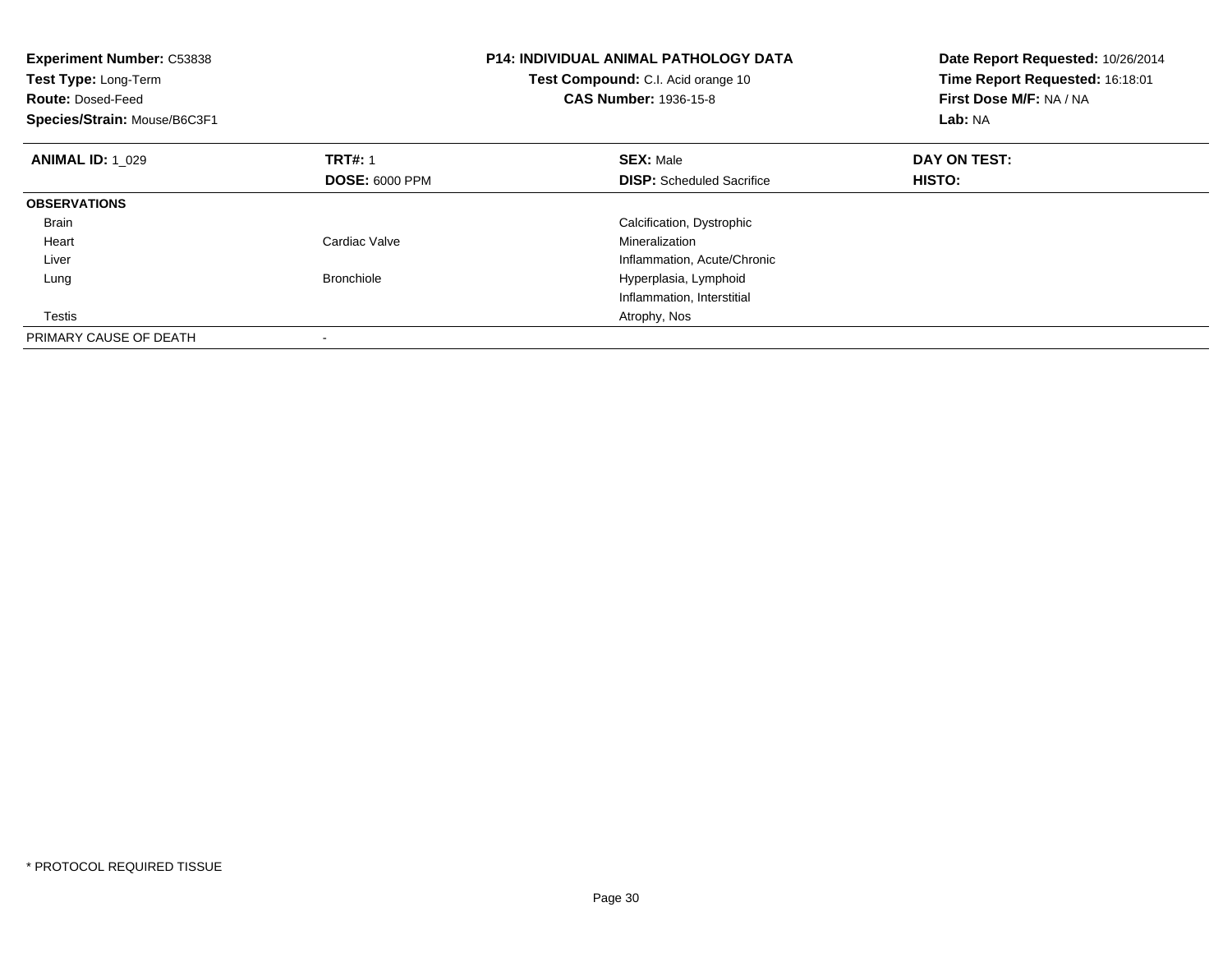**Experiment Number:** C53838
**Test Type:** Long-Term
**Route:** Dosed-Feed
**Species/Strain:** Mouse/B6C3F1

## P14: INDIVIDUAL ANIMAL PATHOLOGY DATA

**Test Compound:** C.I. Acid orange 10
**CAS Number:** 1936-15-8

**Date Report Requested:** 10/26/2014
**Time Report Requested:** 16:18:01
**First Dose M/F:** NA / NA
**Lab:** NA

| **ANIMAL ID:** 1_029 | **TRT#:** 1 | **SEX:** Male | **DAY ON TEST:** |
|---|---|---|---|
| | **DOSE:** 6000 PPM | **DISP:** Scheduled Sacrifice | **HISTO:** |
| **OBSERVATIONS** | | | |
| Brain | | Calcification, Dystrophic | |
| Heart | Cardiac Valve | Mineralization | |
| Liver | | Inflammation, Acute/Chronic | |
| Lung | Bronchiole | Hyperplasia, Lymphoid | |
| | | Inflammation, Interstitial | |
| Testis | | Atrophy, Nos | |
| PRIMARY CAUSE OF DEATH | - | | |

* PROTOCOL REQUIRED TISSUE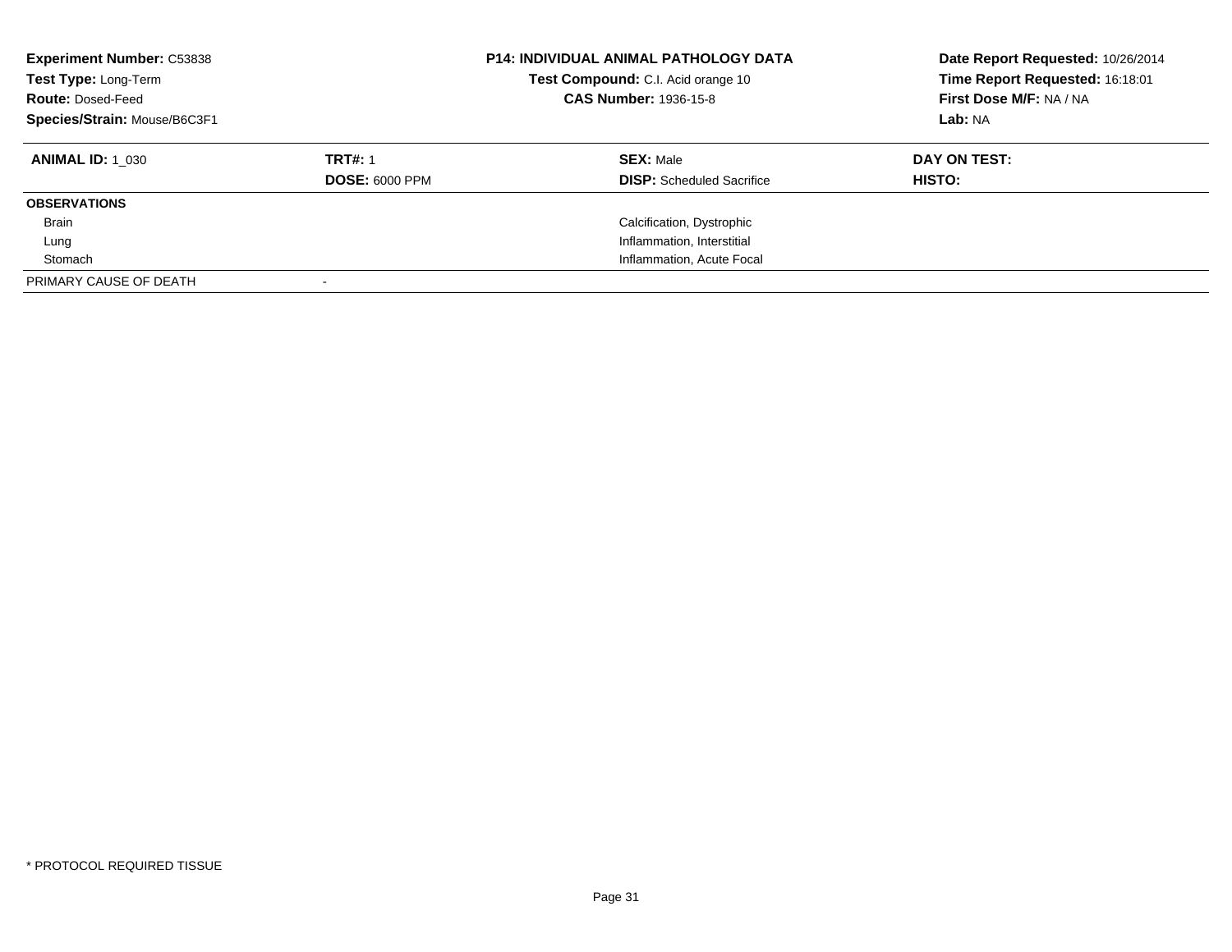**Experiment Number:** C53838
**Test Type:** Long-Term
**Route:** Dosed-Feed
**Species/Strain:** Mouse/B6C3F1

**P14: INDIVIDUAL ANIMAL PATHOLOGY DATA**
**Test Compound:** C.I. Acid orange 10
**CAS Number:** 1936-15-8

**Date Report Requested:** 10/26/2014
**Time Report Requested:** 16:18:01
**First Dose M/F:** NA / NA
**Lab:** NA

| **ANIMAL ID:** 1_030 | **TRT#:** 1 | **SEX:** Male | **DAY ON TEST:** |
|---|---|---|---|
| | **DOSE:** 6000 PPM | **DISP:** Scheduled Sacrifice | **HISTO:** |
| **OBSERVATIONS** | | | |
| Brain | | Calcification, Dystrophic | |
| Lung | | Inflammation, Interstitial | |
| Stomach | | Inflammation, Acute Focal | |
| PRIMARY CAUSE OF DEATH | - | | |

\* PROTOCOL REQUIRED TISSUE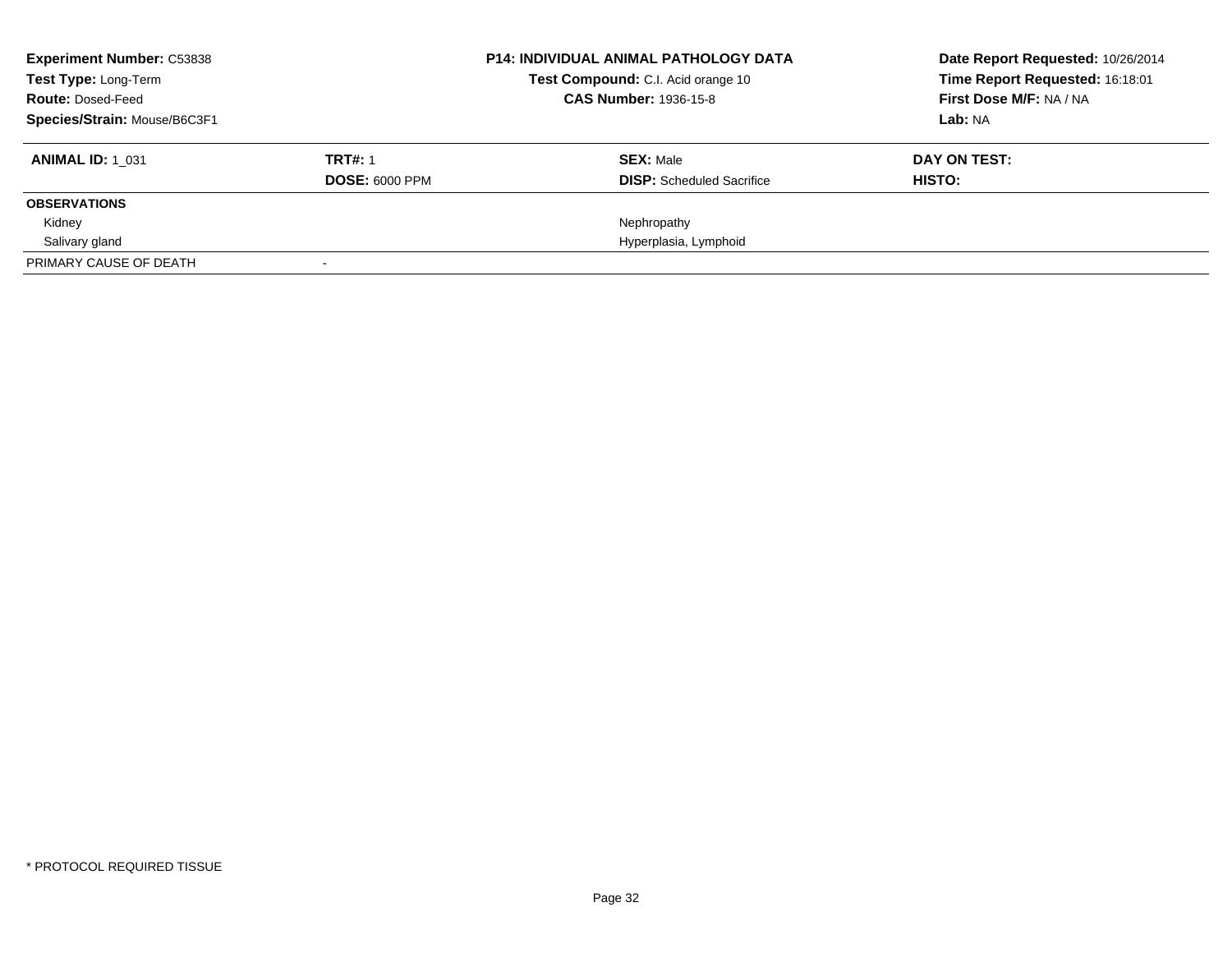| **Experiment Number:** C53838 | **P14: INDIVIDUAL ANIMAL PATHOLOGY DATA** | **Date Report Requested:** 10/26/2014 |
|---|---|---|
| **Test Type:** Long-Term | **Test Compound:** C.I. Acid orange 10 | **Time Report Requested:** 16:18:01 |
| **Route:** Dosed-Feed | **CAS Number:** 1936-15-8 | **First Dose M/F:** NA / NA |
| **Species/Strain:** Mouse/B6C3F1 | | **Lab:** NA |

| **ANIMAL ID:** 1_031 | **TRT#:** 1 | **SEX:** Male | **DAY ON TEST:** |
|---|---|---|---|
| | **DOSE:** 6000 PPM | **DISP:** Scheduled Sacrifice | **HISTO:** |
| **OBSERVATIONS** | | | |
| Kidney | | Nephropathy | |
| Salivary gland | | Hyperplasia, Lymphoid | |
| PRIMARY CAUSE OF DEATH | - | | |

* PROTOCOL REQUIRED TISSUE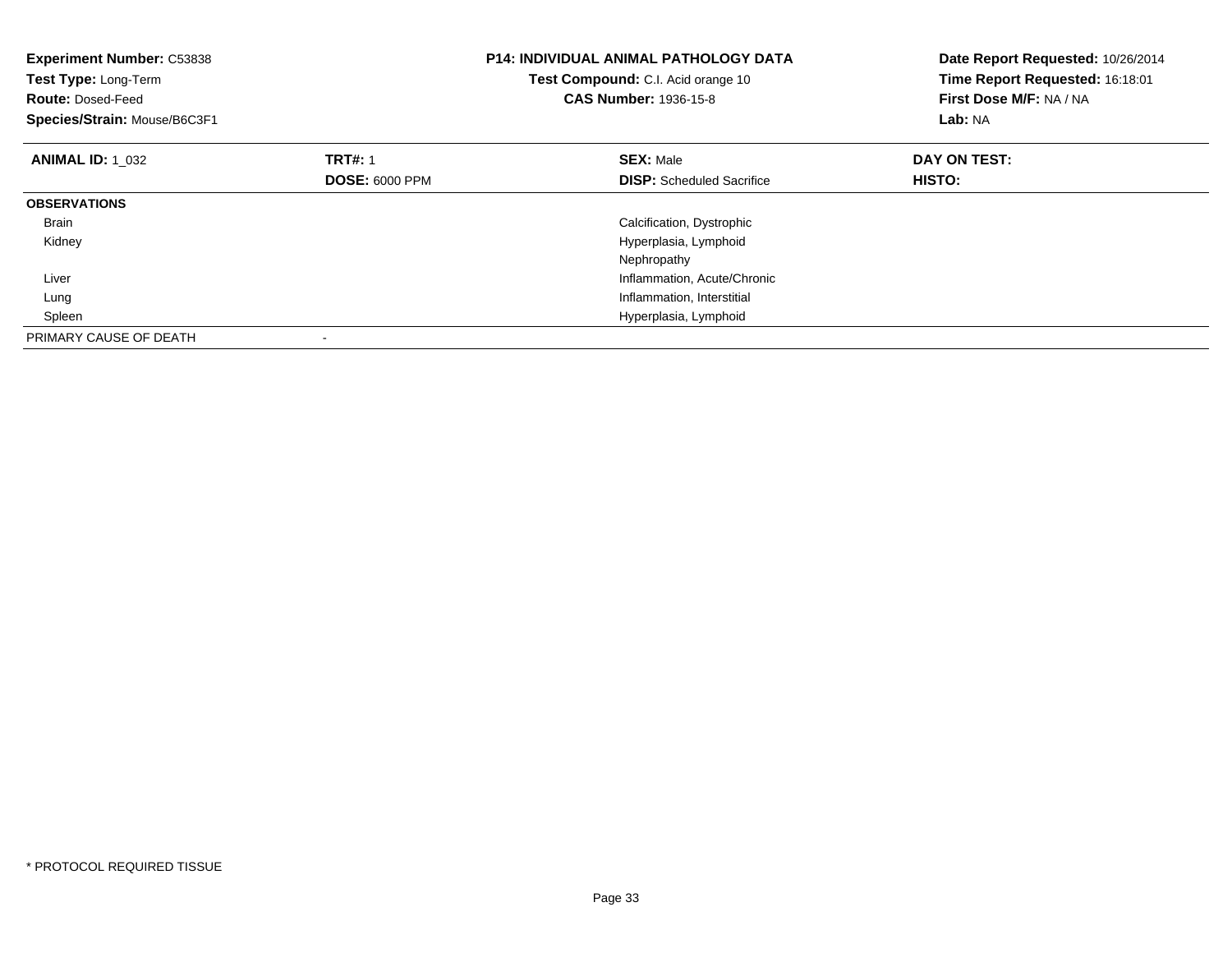**Experiment Number:** C53838
**Test Type:** Long-Term
**Route:** Dosed-Feed
**Species/Strain:** Mouse/B6C3F1

**P14: INDIVIDUAL ANIMAL PATHOLOGY DATA**
**Test Compound:** C.I. Acid orange 10
**CAS Number:** 1936-15-8

**Date Report Requested:** 10/26/2014
**Time Report Requested:** 16:18:01
**First Dose M/F:** NA / NA
**Lab:** NA

| **ANIMAL ID:** 1_032 | **TRT#:** 1 | **SEX:** Male | **DAY ON TEST:** |
|---|---|---|---|
| | **DOSE:** 6000 PPM | **DISP:** Scheduled Sacrifice | **HISTO:** |
| **OBSERVATIONS** | | | |
| Brain | | Calcification, Dystrophic | |
| Kidney | | Hyperplasia, Lymphoid | |
| | | Nephropathy | |
| Liver | | Inflammation, Acute/Chronic | |
| Lung | | Inflammation, Interstitial | |
| Spleen | | Hyperplasia, Lymphoid | |
| PRIMARY CAUSE OF DEATH | - | | |

\* PROTOCOL REQUIRED TISSUE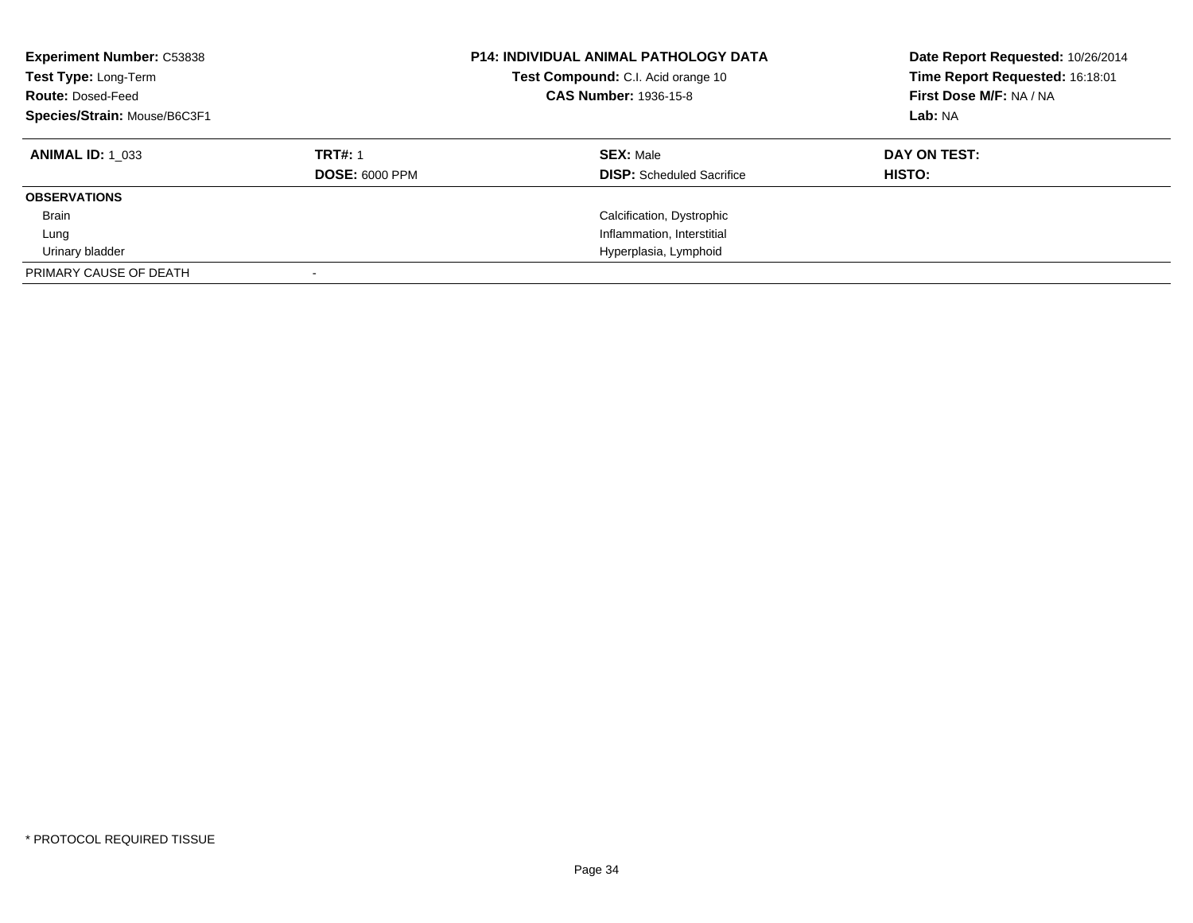**Experiment Number:** C53838
**Test Type:** Long-Term
**Route:** Dosed-Feed
**Species/Strain:** Mouse/B6C3F1

**P14: INDIVIDUAL ANIMAL PATHOLOGY DATA**
**Test Compound:** C.I. Acid orange 10
**CAS Number:** 1936-15-8

**Date Report Requested:** 10/26/2014
**Time Report Requested:** 16:18:01
**First Dose M/F:** NA / NA
**Lab:** NA

| **ANIMAL ID:** 1_033 | **TRT#:** 1 | **SEX:** Male | **DAY ON TEST:** |
|---|---|---|---|
| | **DOSE:** 6000 PPM | **DISP:** Scheduled Sacrifice | **HISTO:** |
| **OBSERVATIONS** | | | |
| Brain | | Calcification, Dystrophic | |
| Lung | | Inflammation, Interstitial | |
| Urinary bladder | | Hyperplasia, Lymphoid | |
| PRIMARY CAUSE OF DEATH | - | | |

* PROTOCOL REQUIRED TISSUE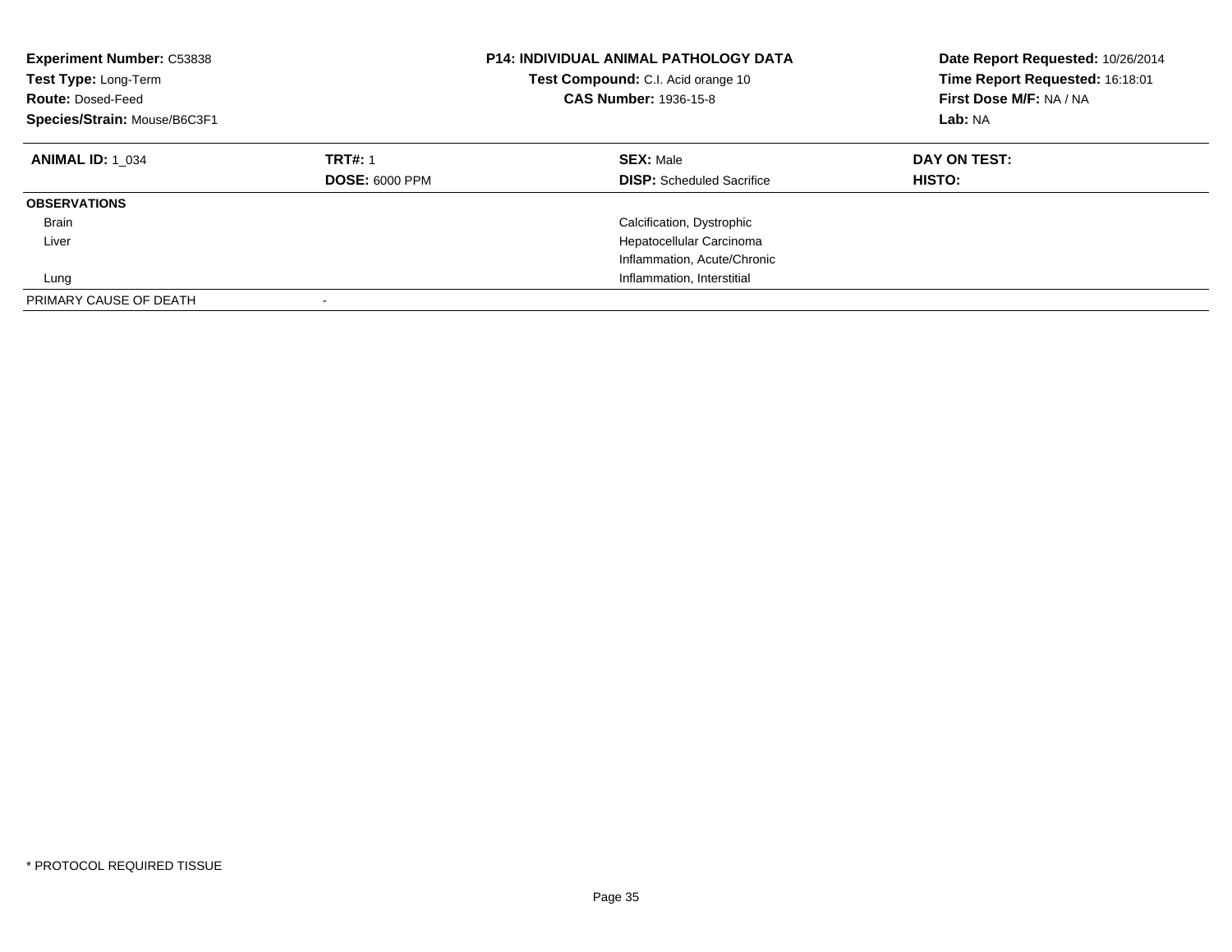**Experiment Number:** C53838
**Test Type:** Long-Term
**Route:** Dosed-Feed
**Species/Strain:** Mouse/B6C3F1

**P14: INDIVIDUAL ANIMAL PATHOLOGY DATA**
**Test Compound:** C.I. Acid orange 10
**CAS Number:** 1936-15-8

**Date Report Requested:** 10/26/2014
**Time Report Requested:** 16:18:01
**First Dose M/F:** NA / NA
**Lab:** NA

| **ANIMAL ID:** 1_034 | **TRT#:** 1 | **SEX:** Male | **DAY ON TEST:** |
|---|---|---|---|
| | **DOSE:** 6000 PPM | **DISP:** Scheduled Sacrifice | **HISTO:** |
| **OBSERVATIONS** | | | |
| Brain | | Calcification, Dystrophic | |
| Liver | | Hepatocellular Carcinoma | |
| | | Inflammation, Acute/Chronic | |
| Lung | | Inflammation, Interstitial | |
| PRIMARY CAUSE OF DEATH | - | | |

* PROTOCOL REQUIRED TISSUE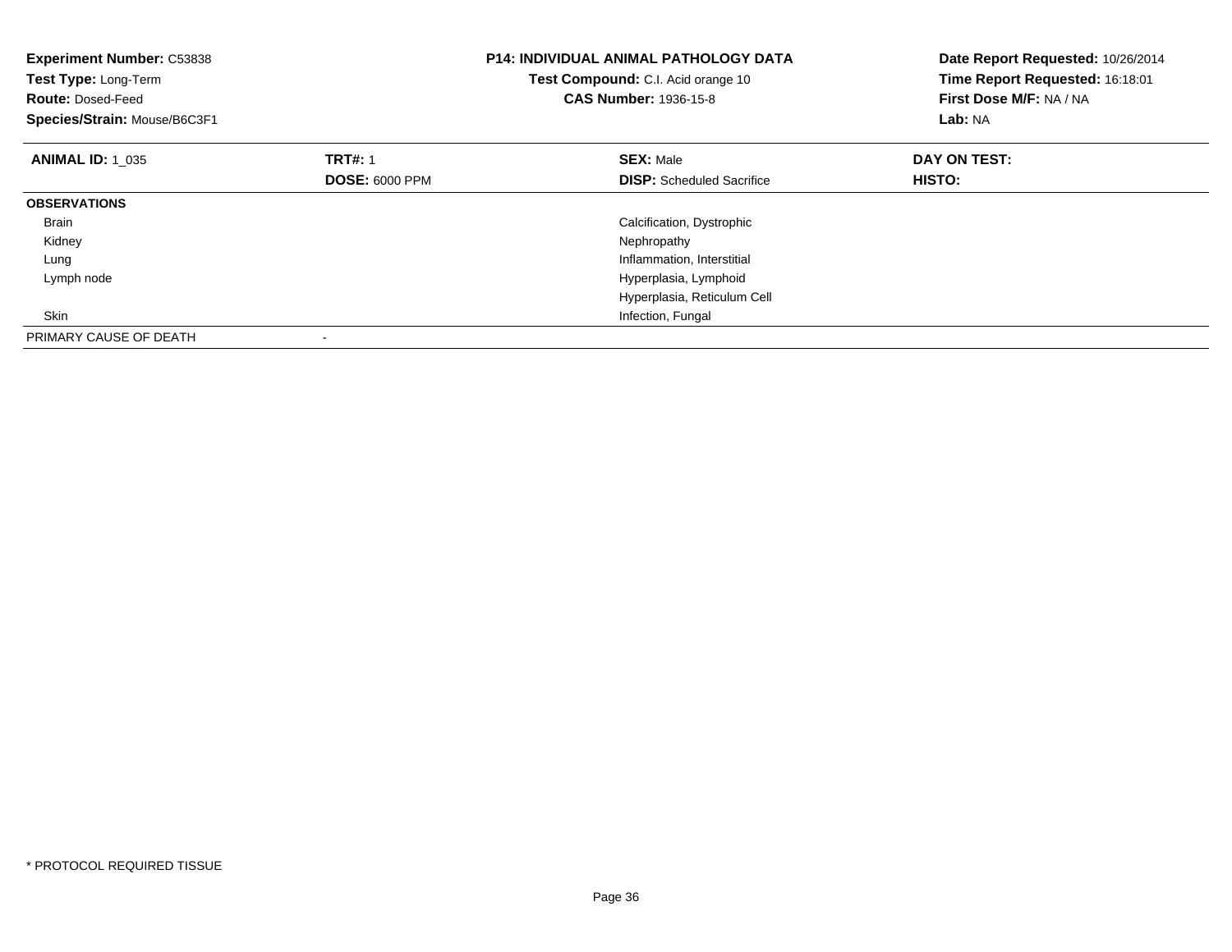**Experiment Number:** C53838
**Test Type:** Long-Term
**Route:** Dosed-Feed
**Species/Strain:** Mouse/B6C3F1

**P14: INDIVIDUAL ANIMAL PATHOLOGY DATA**
**Test Compound:** C.I. Acid orange 10
**CAS Number:** 1936-15-8

**Date Report Requested:** 10/26/2014
**Time Report Requested:** 16:18:01
**First Dose M/F:** NA / NA
**Lab:** NA

| **ANIMAL ID:** 1_035 | **TRT#:** 1 | **SEX:** Male | **DAY ON TEST:** |
|---|---|---|---|
| | **DOSE:** 6000 PPM | **DISP:** Scheduled Sacrifice | **HISTO:** |
| **OBSERVATIONS** | | | |
| Brain | | Calcification, Dystrophic | |
| Kidney | | Nephropathy | |
| Lung | | Inflammation, Interstitial | |
| Lymph node | | Hyperplasia, Lymphoid | |
| | | Hyperplasia, Reticulum Cell | |
| Skin | | Infection, Fungal | |
| PRIMARY CAUSE OF DEATH | - | | |

* PROTOCOL REQUIRED TISSUE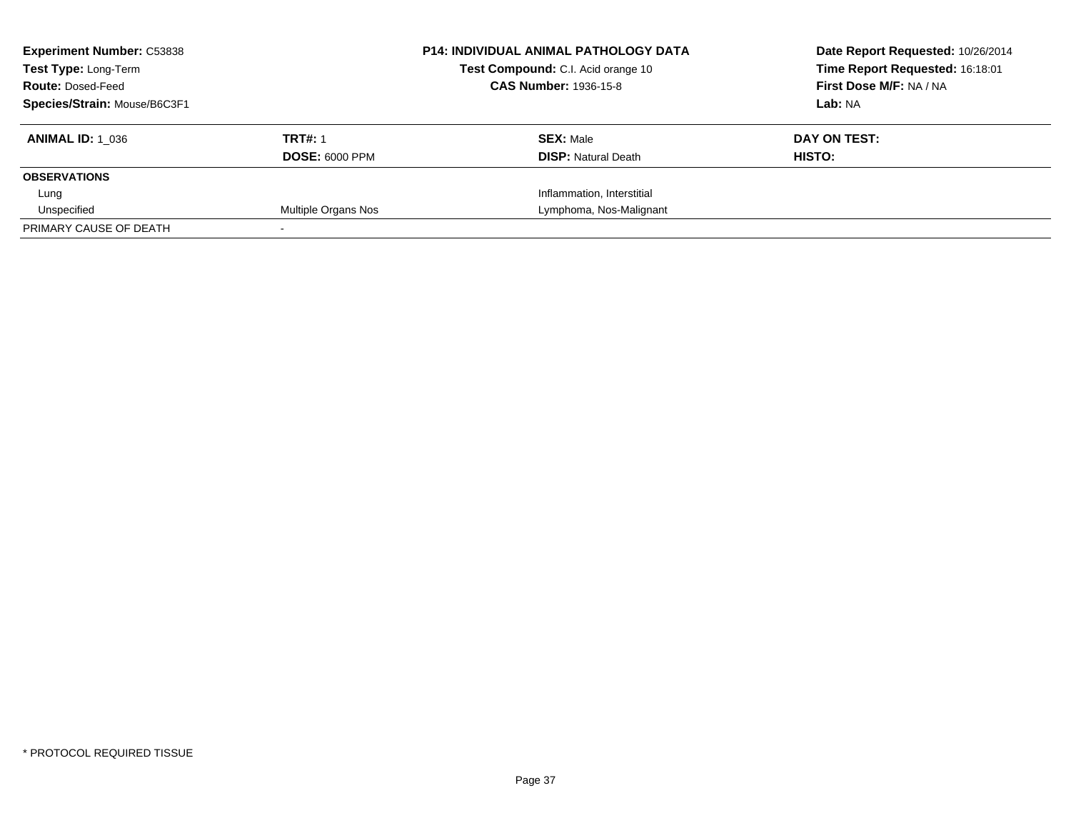**Experiment Number:** C53838
**Test Type:** Long-Term
**Route:** Dosed-Feed
**Species/Strain:** Mouse/B6C3F1

**P14: INDIVIDUAL ANIMAL PATHOLOGY DATA**
**Test Compound:** C.I. Acid orange 10
**CAS Number:** 1936-15-8

**Date Report Requested:** 10/26/2014
**Time Report Requested:** 16:18:01
**First Dose M/F:** NA / NA
**Lab:** NA

| **ANIMAL ID:** 1_036 | **TRT#:** 1 | **SEX:** Male | **DAY ON TEST:** |
|---|---|---|---|
| | **DOSE:** 6000 PPM | **DISP:** Natural Death | **HISTO:** |
| **OBSERVATIONS** | | | |
| Lung | | Inflammation, Interstitial | |
| Unspecified | Multiple Organs Nos | Lymphoma, Nos-Malignant | |
| PRIMARY CAUSE OF DEATH | - | | |

* PROTOCOL REQUIRED TISSUE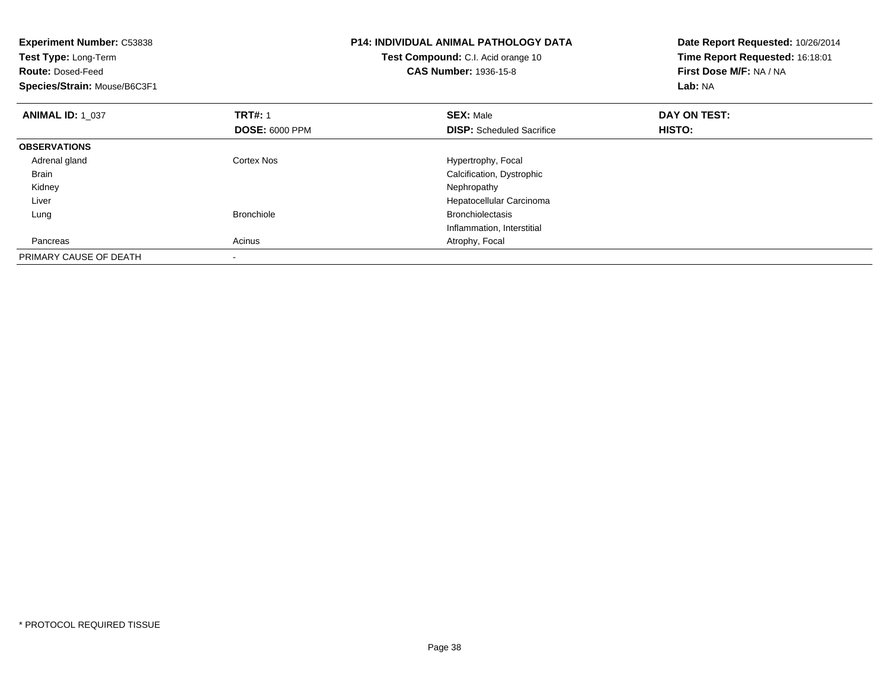**Experiment Number:** C53838
**Test Type:** Long-Term
**Route:** Dosed-Feed
**Species/Strain:** Mouse/B6C3F1

**P14: INDIVIDUAL ANIMAL PATHOLOGY DATA**
**Test Compound:** C.I. Acid orange 10
**CAS Number:** 1936-15-8

**Date Report Requested:** 10/26/2014
**Time Report Requested:** 16:18:01
**First Dose M/F:** NA / NA
**Lab:** NA

| **ANIMAL ID:** 1_037 | **TRT#:** 1<br>**DOSE:** 6000 PPM | **SEX:** Male<br>**DISP:** Scheduled Sacrifice | **DAY ON TEST:**<br>**HISTO:** |
|---|---|---|---|
| **OBSERVATIONS** | | | |
| Adrenal gland | Cortex Nos | Hypertrophy, Focal | |
| Brain | | Calcification, Dystrophic | |
| Kidney | | Nephropathy | |
| Liver | | Hepatocellular Carcinoma | |
| Lung | Bronchiole | Bronchiolectasis | |
| | | Inflammation, Interstitial | |
| Pancreas | Acinus | Atrophy, Focal | |
| PRIMARY CAUSE OF DEATH | - | | |

* PROTOCOL REQUIRED TISSUE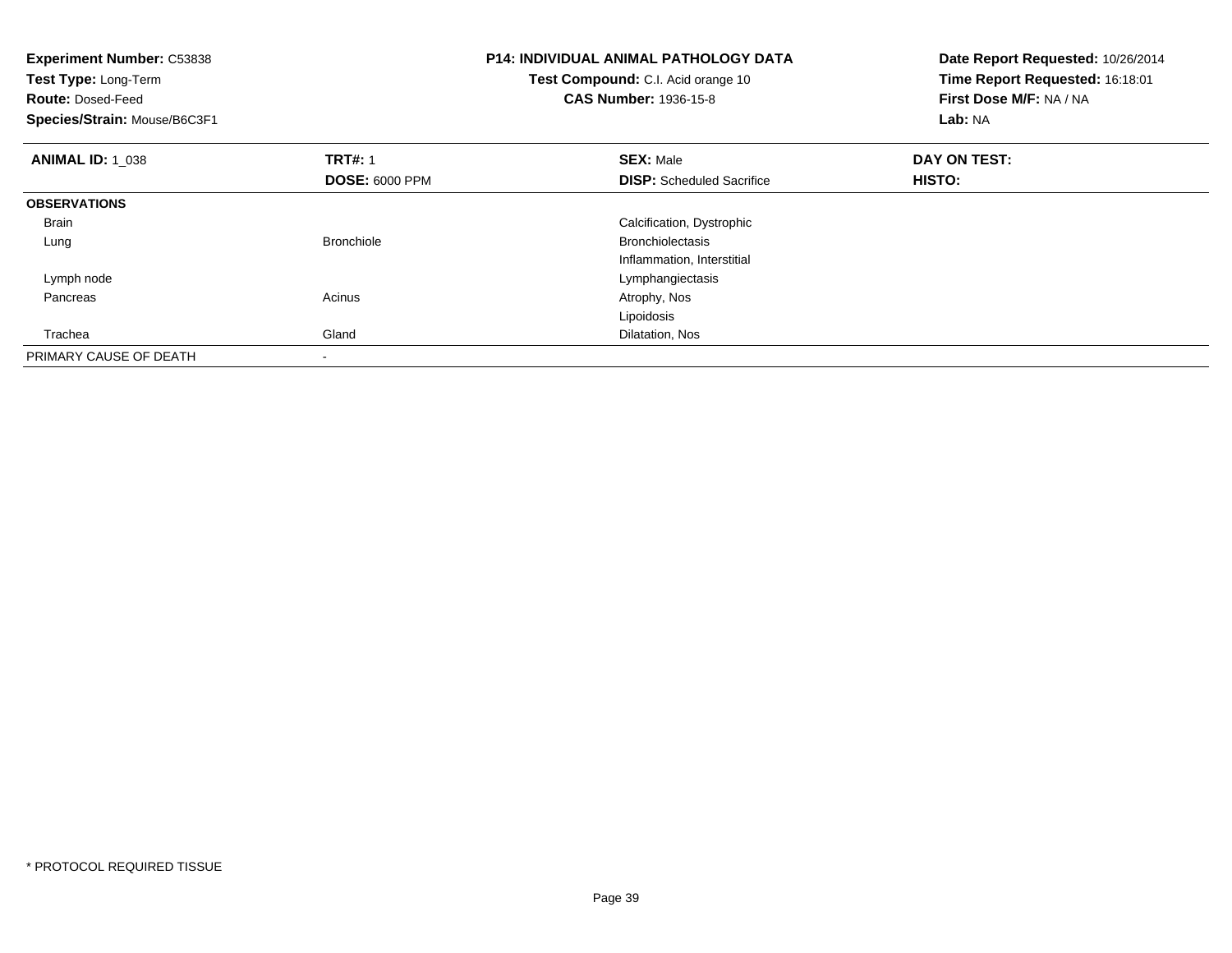**Experiment Number:** C53838
**Test Type:** Long-Term
**Route:** Dosed-Feed
**Species/Strain:** Mouse/B6C3F1

**P14: INDIVIDUAL ANIMAL PATHOLOGY DATA**
**Test Compound:** C.I. Acid orange 10
**CAS Number:** 1936-15-8

**Date Report Requested:** 10/26/2014
**Time Report Requested:** 16:18:01
**First Dose M/F:** NA / NA
**Lab:** NA

| **ANIMAL ID:** 1_038 | **TRT#:** 1 | **SEX:** Male | **DAY ON TEST:** |
|---|---|---|---|
| | **DOSE:** 6000 PPM | **DISP:** Scheduled Sacrifice | **HISTO:** |
| **OBSERVATIONS** | | | |
| Brain | | Calcification, Dystrophic | |
| Lung | Bronchiole | Bronchiolectasis | |
| | | Inflammation, Interstitial | |
| Lymph node | | Lymphangiectasis | |
| Pancreas | Acinus | Atrophy, Nos | |
| | | Lipoidosis | |
| Trachea | Gland | Dilatation, Nos | |
| PRIMARY CAUSE OF DEATH | - | | |

\* PROTOCOL REQUIRED TISSUE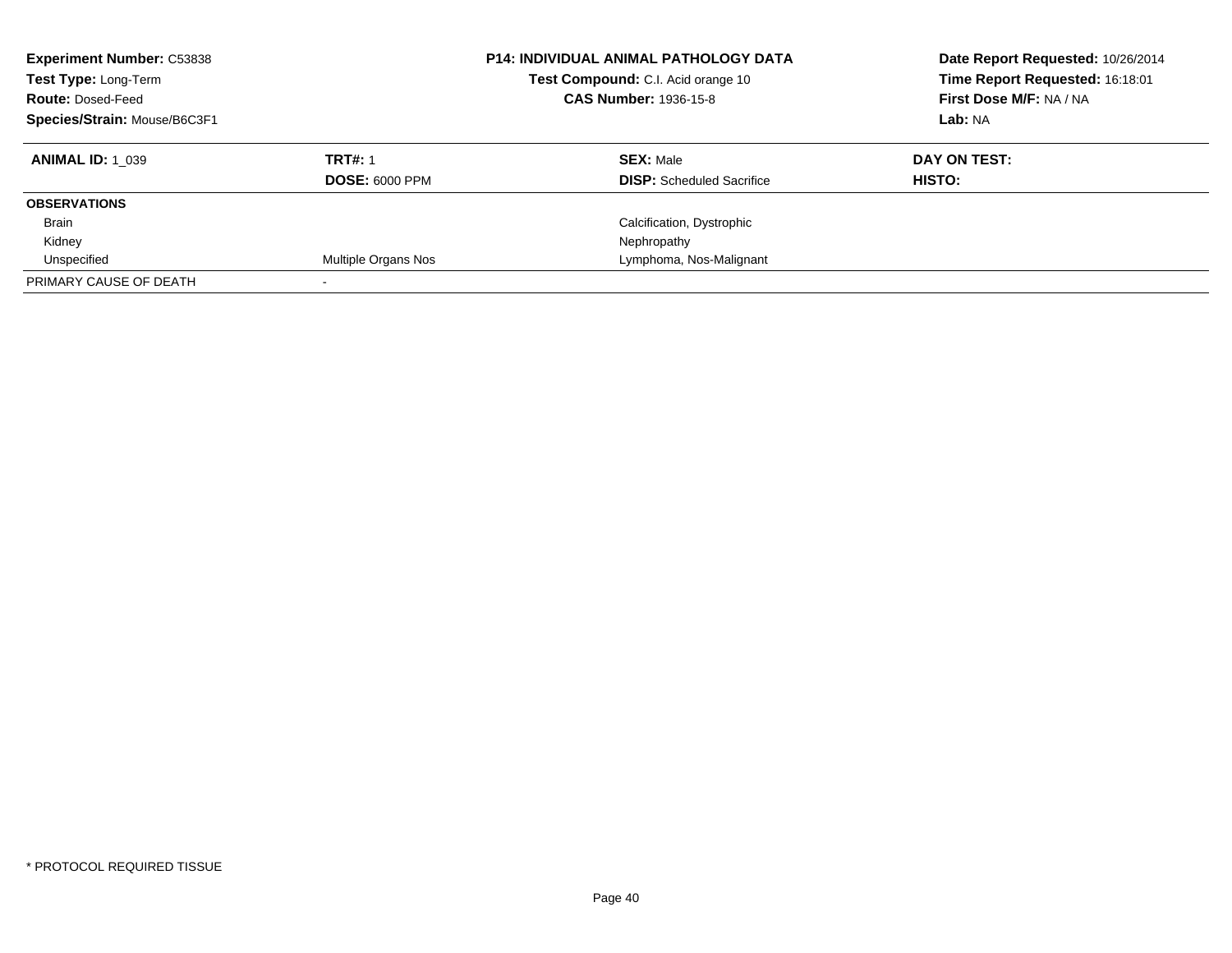| **Experiment Number:** C53838 | **P14: INDIVIDUAL ANIMAL PATHOLOGY DATA** | **Date Report Requested:** 10/26/2014 |
|---|---|---|
| **Test Type:** Long-Term | **Test Compound:** C.I. Acid orange 10 | **Time Report Requested:** 16:18:01 |
| **Route:** Dosed-Feed | **CAS Number:** 1936-15-8 | **First Dose M/F:** NA / NA |
| **Species/Strain:** Mouse/B6C3F1 | | **Lab:** NA |

| **ANIMAL ID:** 1_039 | **TRT#:** 1 | **SEX:** Male | **DAY ON TEST:** |
|---|---|---|---|
| | **DOSE:** 6000 PPM | **DISP:** Scheduled Sacrifice | **HISTO:** |
| **OBSERVATIONS** | | | |
| Brain | | Calcification, Dystrophic | |
| Kidney | | Nephropathy | |
| Unspecified | Multiple Organs Nos | Lymphoma, Nos-Malignant | |
| PRIMARY CAUSE OF DEATH | - | | |

\* PROTOCOL REQUIRED TISSUE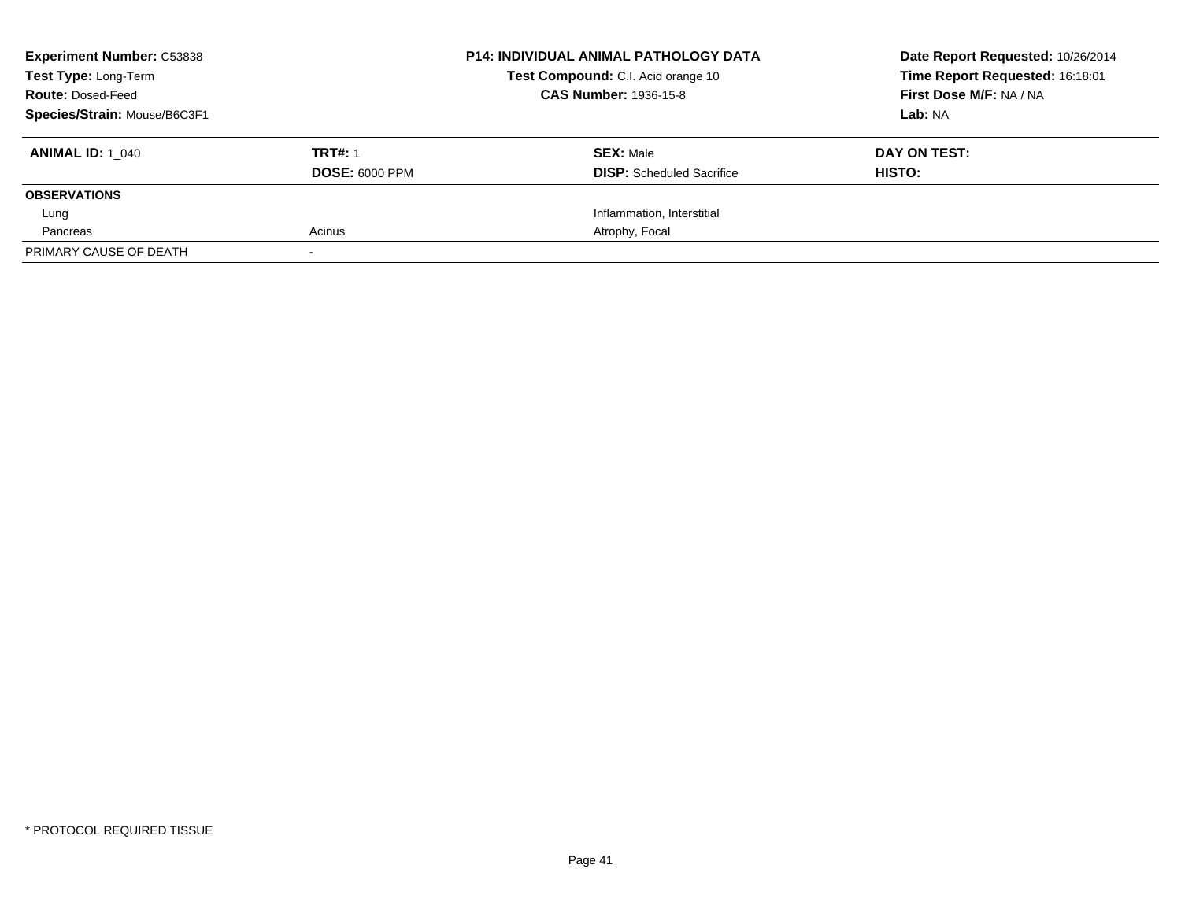| **Experiment Number:** C53838 | **P14: INDIVIDUAL ANIMAL PATHOLOGY DATA** | **Date Report Requested:** 10/26/2014 |
|---|---|---|
| **Test Type:** Long-Term | **Test Compound:** C.I. Acid orange 10 | **Time Report Requested:** 16:18:01 |
| **Route:** Dosed-Feed | **CAS Number:** 1936-15-8 | **First Dose M/F:** NA / NA |
| **Species/Strain:** Mouse/B6C3F1 | | **Lab:** NA |

| **ANIMAL ID:** 1_040 | **TRT#:** 1 | **SEX:** Male | **DAY ON TEST:** |
|---|---|---|---|
| | **DOSE:** 6000 PPM | **DISP:** Scheduled Sacrifice | **HISTO:** |
| **OBSERVATIONS** | | | |
| Lung | | Inflammation, Interstitial | |
| Pancreas | Acinus | Atrophy, Focal | |
| PRIMARY CAUSE OF DEATH | - | | |

* PROTOCOL REQUIRED TISSUE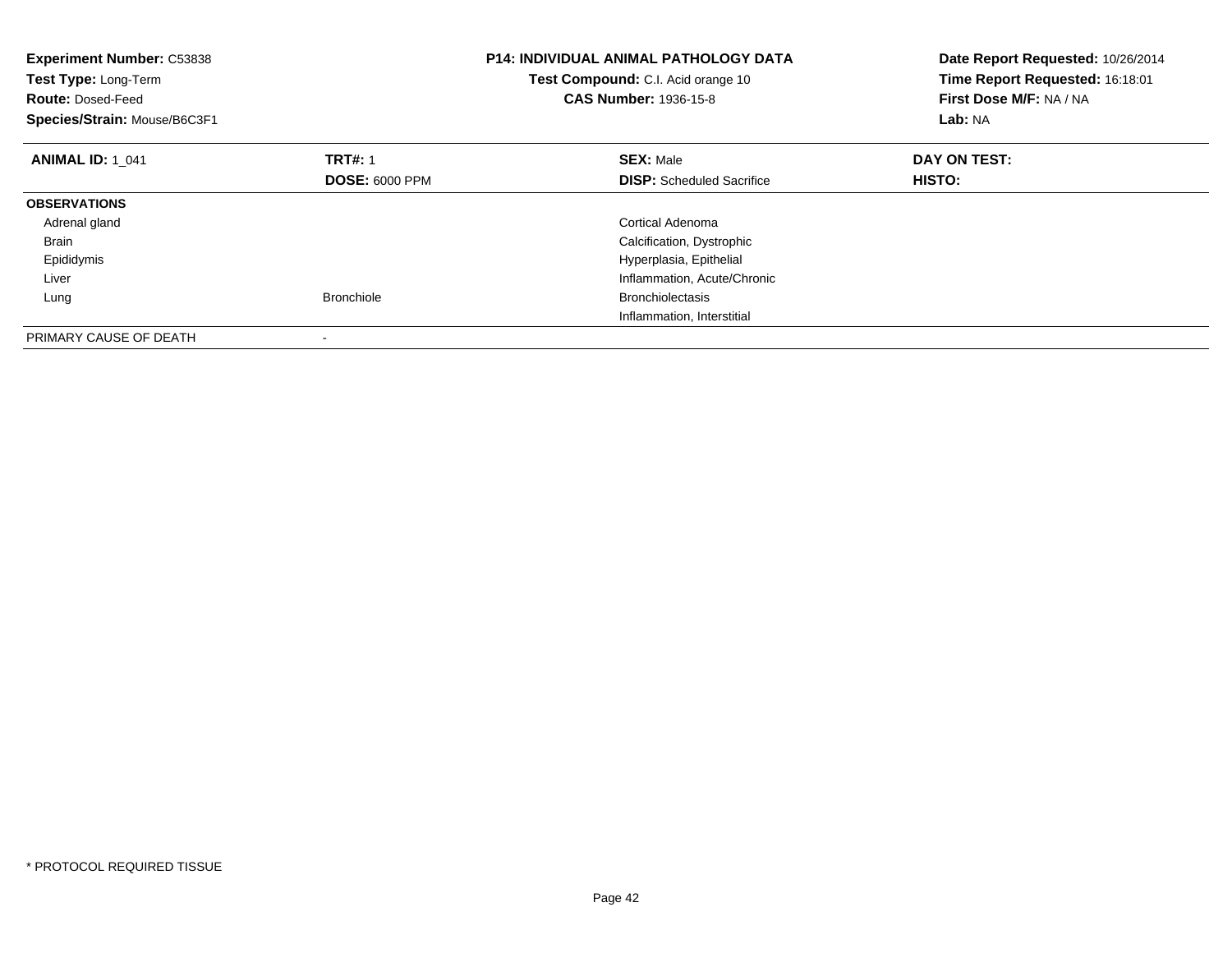**Experiment Number:** C53838
**Test Type:** Long-Term
**Route:** Dosed-Feed
**Species/Strain:** Mouse/B6C3F1

**P14: INDIVIDUAL ANIMAL PATHOLOGY DATA**
**Test Compound:** C.I. Acid orange 10
**CAS Number:** 1936-15-8

**Date Report Requested:** 10/26/2014
**Time Report Requested:** 16:18:01
**First Dose M/F:** NA / NA
**Lab:** NA

| **ANIMAL ID:** 1_041 | **TRT#:** 1 | **SEX:** Male | **DAY ON TEST:** |
|---|---|---|---|
| | **DOSE:** 6000 PPM | **DISP:** Scheduled Sacrifice | **HISTO:** |
| **OBSERVATIONS** | | | |
| Adrenal gland | | Cortical Adenoma | |
| Brain | | Calcification, Dystrophic | |
| Epididymis | | Hyperplasia, Epithelial | |
| Liver | | Inflammation, Acute/Chronic | |
| Lung | Bronchiole | Bronchiolectasis | |
| | | Inflammation, Interstitial | |
| PRIMARY CAUSE OF DEATH | - | | |

* PROTOCOL REQUIRED TISSUE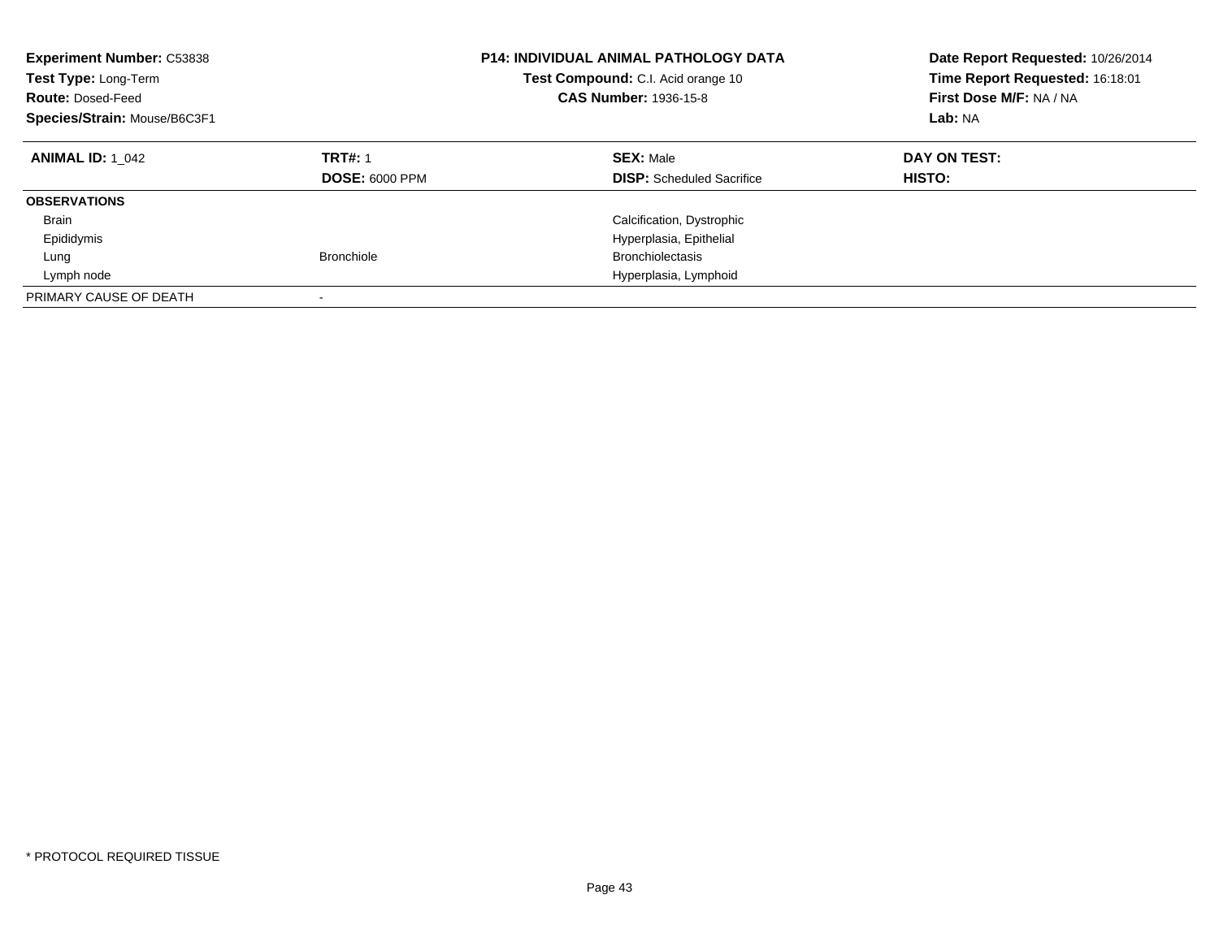**Experiment Number:** C53838
**Test Type:** Long-Term
**Route:** Dosed-Feed
**Species/Strain:** Mouse/B6C3F1

**P14: INDIVIDUAL ANIMAL PATHOLOGY DATA**
**Test Compound:** C.I. Acid orange 10
**CAS Number:** 1936-15-8

**Date Report Requested:** 10/26/2014
**Time Report Requested:** 16:18:01
**First Dose M/F:** NA / NA
**Lab:** NA

| **ANIMAL ID:** 1_042 | **TRT#:** 1 | **SEX:** Male | **DAY ON TEST:** |
|---|---|---|---|
| | **DOSE:** 6000 PPM | **DISP:** Scheduled Sacrifice | **HISTO:** |
| **OBSERVATIONS** | | | |
| Brain | | Calcification, Dystrophic | |
| Epididymis | | Hyperplasia, Epithelial | |
| Lung | Bronchiole | Bronchiolectasis | |
| Lymph node | | Hyperplasia, Lymphoid | |
| PRIMARY CAUSE OF DEATH | - | | |

* PROTOCOL REQUIRED TISSUE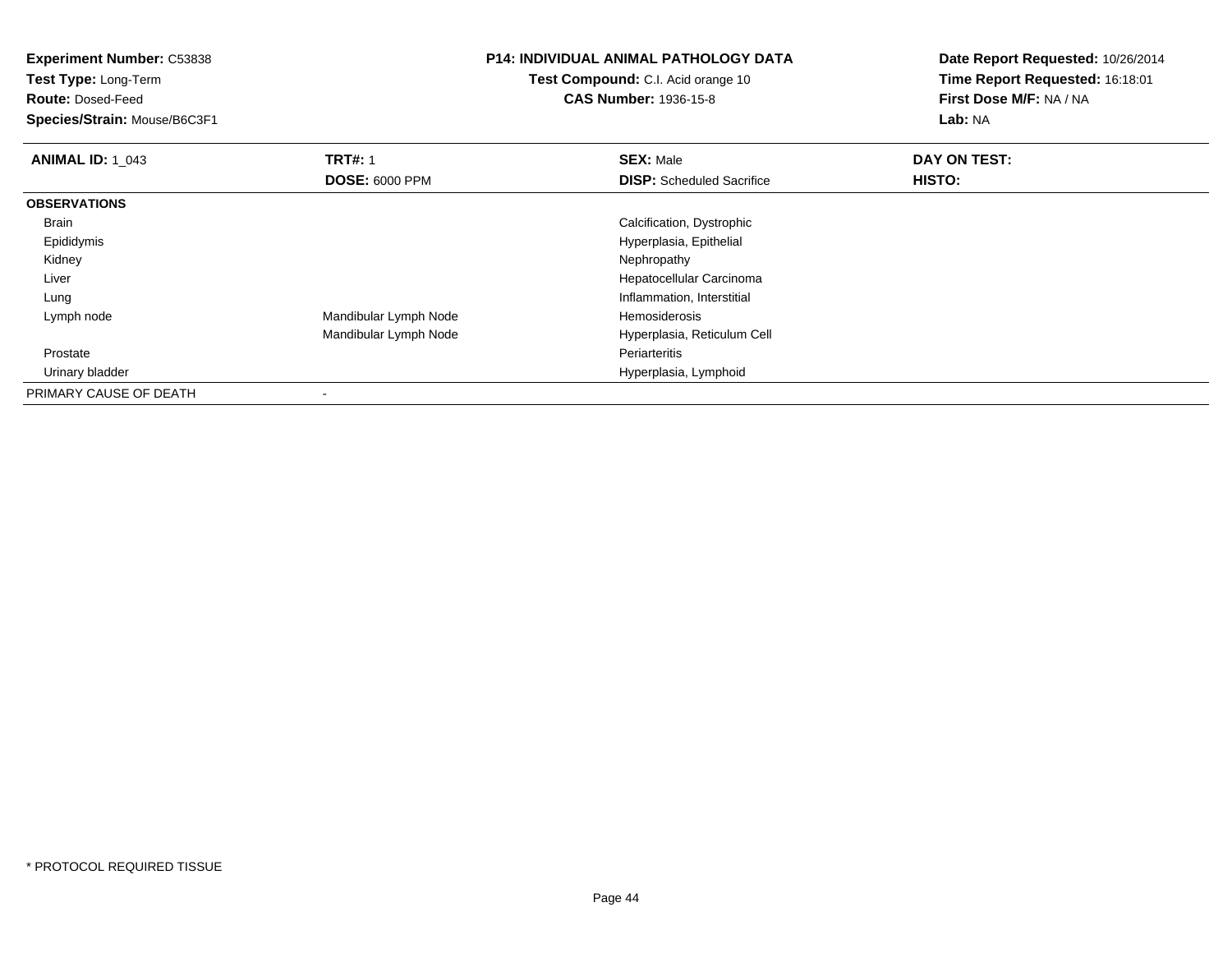**Experiment Number:** C53838
**Test Type:** Long-Term
**Route:** Dosed-Feed
**Species/Strain:** Mouse/B6C3F1

**P14: INDIVIDUAL ANIMAL PATHOLOGY DATA**
**Test Compound:** C.I. Acid orange 10
**CAS Number:** 1936-15-8

**Date Report Requested:** 10/26/2014
**Time Report Requested:** 16:18:01
**First Dose M/F:** NA / NA
**Lab:** NA

| **ANIMAL ID:** 1_043 | **TRT#:** 1 | **SEX:** Male | **DAY ON TEST:** |
|---|---|---|---|
| | **DOSE:** 6000 PPM | **DISP:** Scheduled Sacrifice | **HISTO:** |
| **OBSERVATIONS** | | | |
| Brain | | Calcification, Dystrophic | |
| Epididymis | | Hyperplasia, Epithelial | |
| Kidney | | Nephropathy | |
| Liver | | Hepatocellular Carcinoma | |
| Lung | | Inflammation, Interstitial | |
| Lymph node | Mandibular Lymph Node | Hemosiderosis | |
| | Mandibular Lymph Node | Hyperplasia, Reticulum Cell | |
| Prostate | | Periarteritis | |
| Urinary bladder | | Hyperplasia, Lymphoid | |
| PRIMARY CAUSE OF DEATH | - | | |

* PROTOCOL REQUIRED TISSUE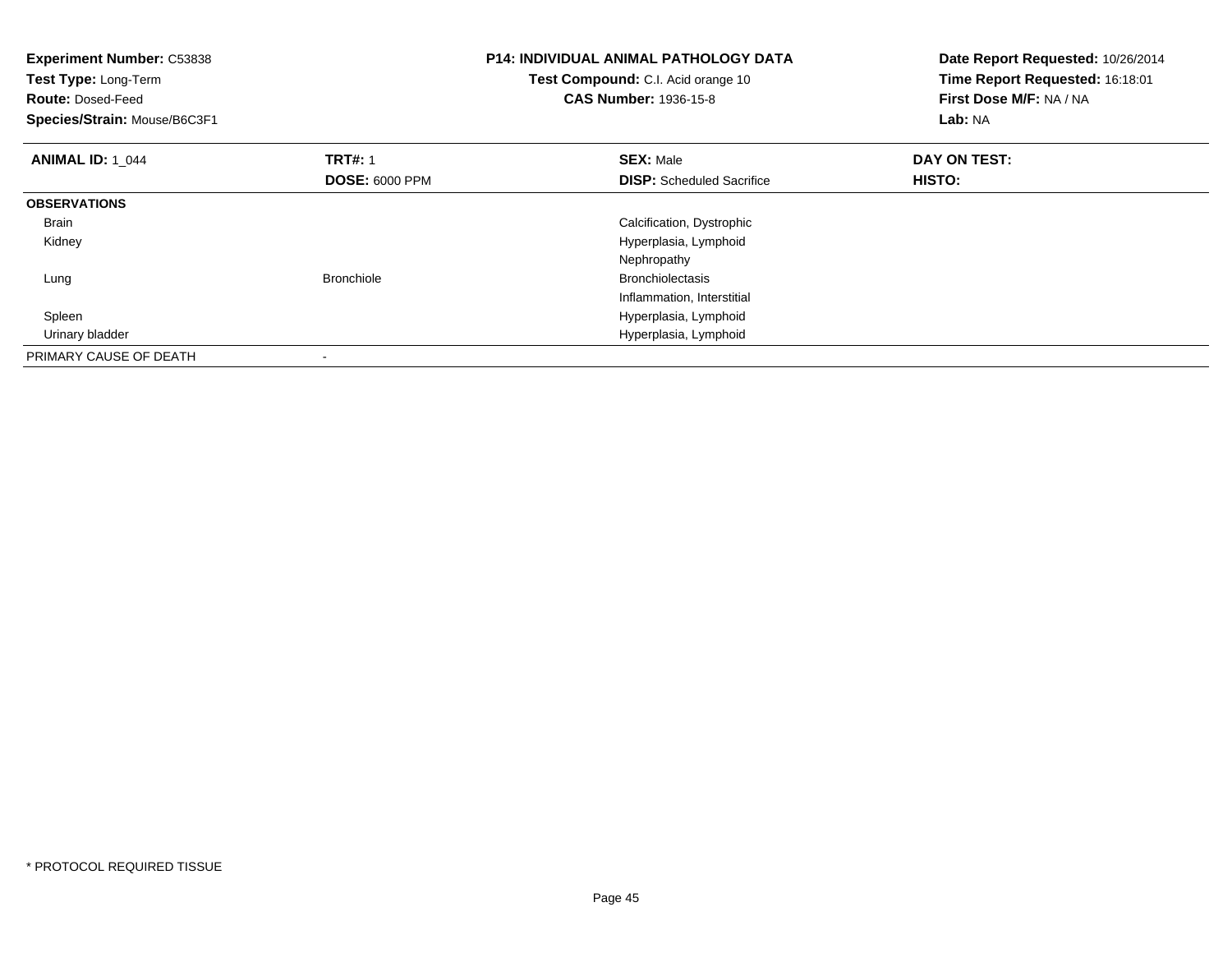**Experiment Number:** C53838
**Test Type:** Long-Term
**Route:** Dosed-Feed
**Species/Strain:** Mouse/B6C3F1

**P14: INDIVIDUAL ANIMAL PATHOLOGY DATA**
**Test Compound:** C.I. Acid orange 10
**CAS Number:** 1936-15-8

**Date Report Requested:** 10/26/2014
**Time Report Requested:** 16:18:01
**First Dose M/F:** NA / NA
**Lab:** NA

| **ANIMAL ID:** 1_044 | **TRT#:** 1 | **SEX:** Male | **DAY ON TEST:** |
|---|---|---|---|
| | **DOSE:** 6000 PPM | **DISP:** Scheduled Sacrifice | **HISTO:** |
| **OBSERVATIONS** | | | |
| Brain | | Calcification, Dystrophic | |
| Kidney | | Hyperplasia, Lymphoid | |
| | | Nephropathy | |
| Lung | Bronchiole | Bronchiolectasis | |
| | | Inflammation, Interstitial | |
| Spleen | | Hyperplasia, Lymphoid | |
| Urinary bladder | | Hyperplasia, Lymphoid | |
| PRIMARY CAUSE OF DEATH | - | | |

* PROTOCOL REQUIRED TISSUE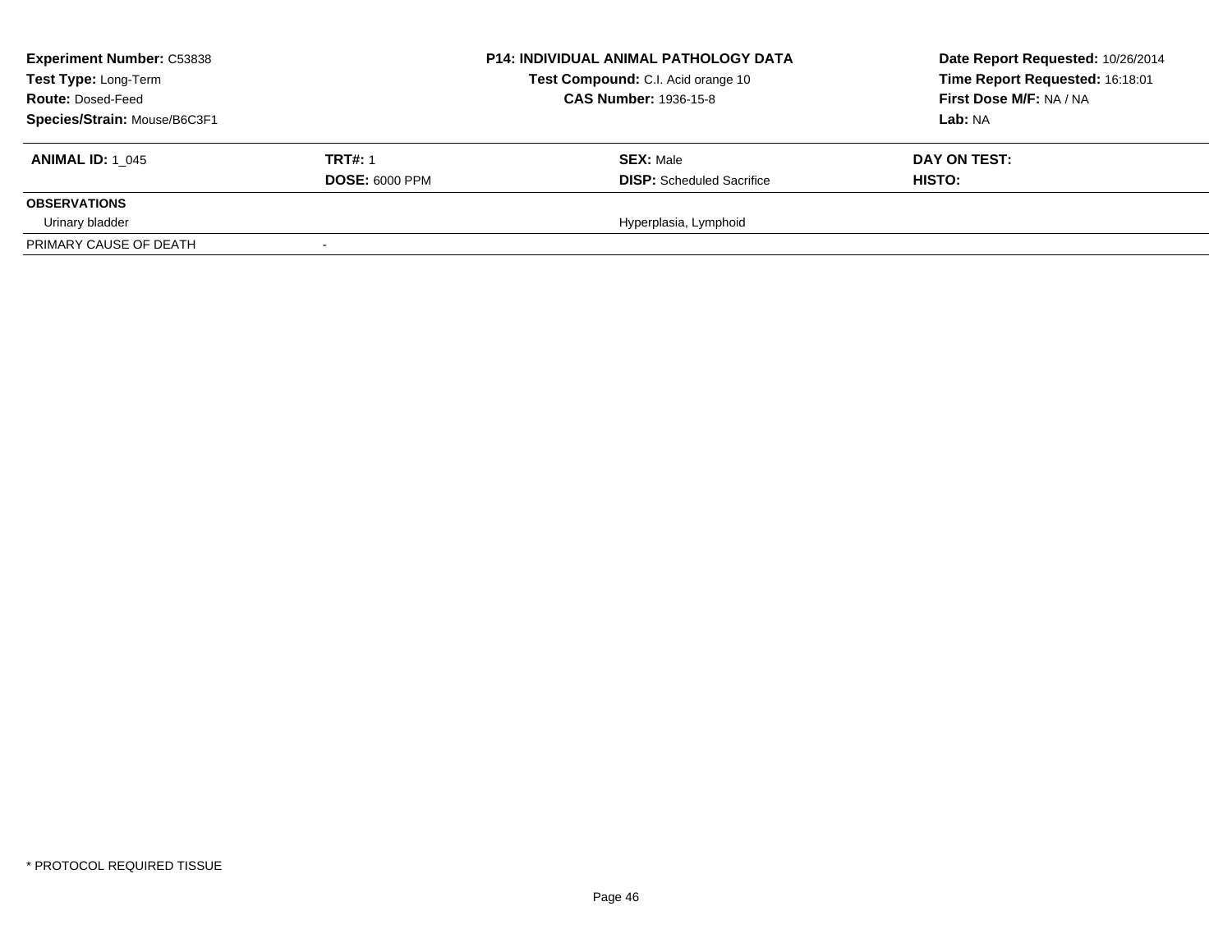**Experiment Number:** C53838
**Test Type:** Long-Term
**Route:** Dosed-Feed
**Species/Strain:** Mouse/B6C3F1

**P14: INDIVIDUAL ANIMAL PATHOLOGY DATA**
**Test Compound:** C.I. Acid orange 10
**CAS Number:** 1936-15-8

**Date Report Requested:** 10/26/2014
**Time Report Requested:** 16:18:01
**First Dose M/F:** NA / NA
**Lab:** NA

| **ANIMAL ID:** 1_045 | **TRT#:** 1 | **SEX:** Male | **DAY ON TEST:** |
|---|---|---|---|
| | **DOSE:** 6000 PPM | **DISP:** Scheduled Sacrifice | **HISTO:** |
| **OBSERVATIONS** | | | |
| Urinary bladder | | Hyperplasia, Lymphoid | |
| PRIMARY CAUSE OF DEATH | - | | |

* PROTOCOL REQUIRED TISSUE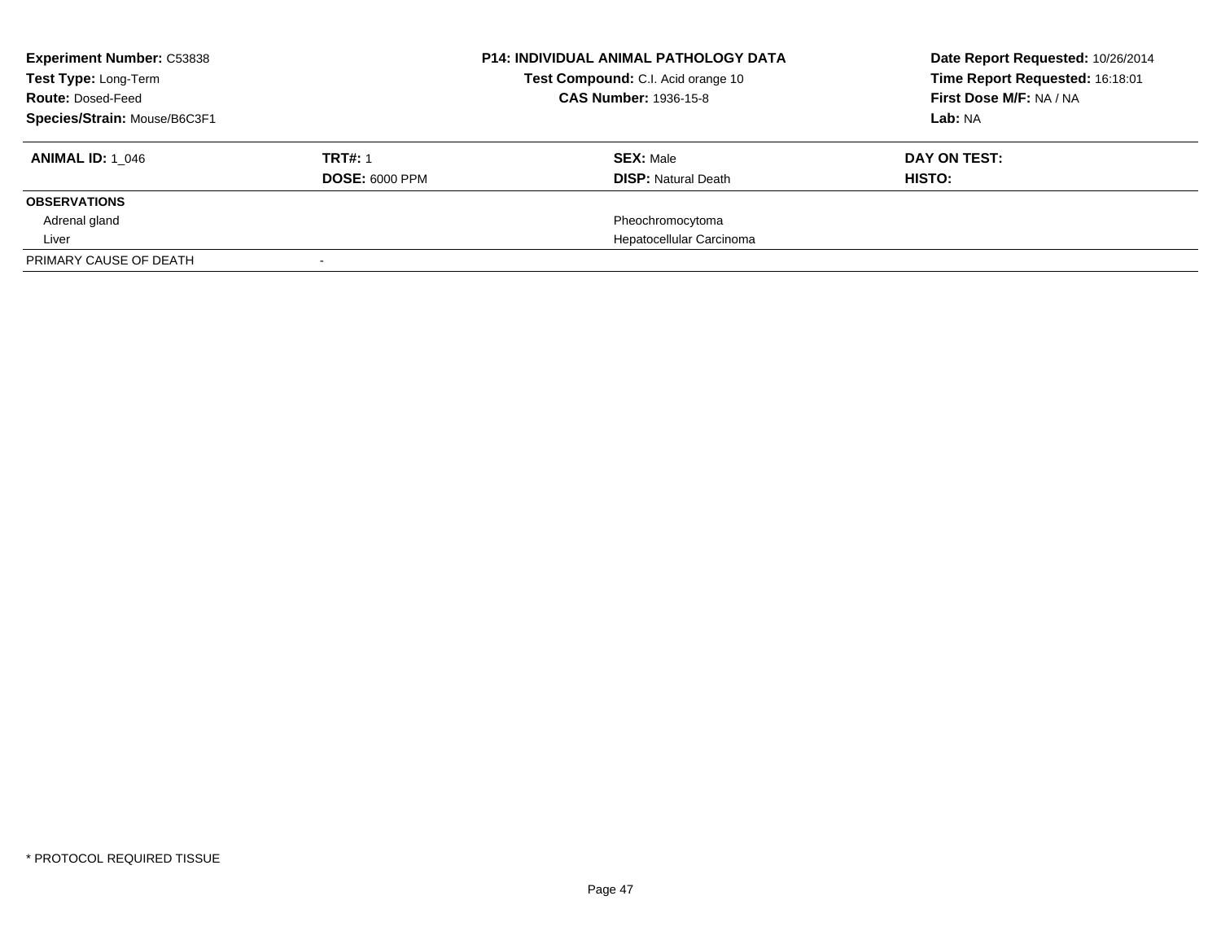| **Experiment Number:** C53838 | **P14: INDIVIDUAL ANIMAL PATHOLOGY DATA** | **Date Report Requested:** 10/26/2014 |
|---|---|---|
| **Test Type:** Long-Term | **Test Compound:** C.I. Acid orange 10 | **Time Report Requested:** 16:18:01 |
| **Route:** Dosed-Feed | **CAS Number:** 1936-15-8 | **First Dose M/F:** NA / NA |
| **Species/Strain:** Mouse/B6C3F1 | | **Lab:** NA |

| **ANIMAL ID:** 1_046 | **TRT#:** 1 | **SEX:** Male | **DAY ON TEST:** |
|---|---|---|---|
| | **DOSE:** 6000 PPM | **DISP:** Natural Death | **HISTO:** |
| **OBSERVATIONS** | | | |
| Adrenal gland | | Pheochromocytoma | |
| Liver | | Hepatocellular Carcinoma | |
| PRIMARY CAUSE OF DEATH | - | | |

\* PROTOCOL REQUIRED TISSUE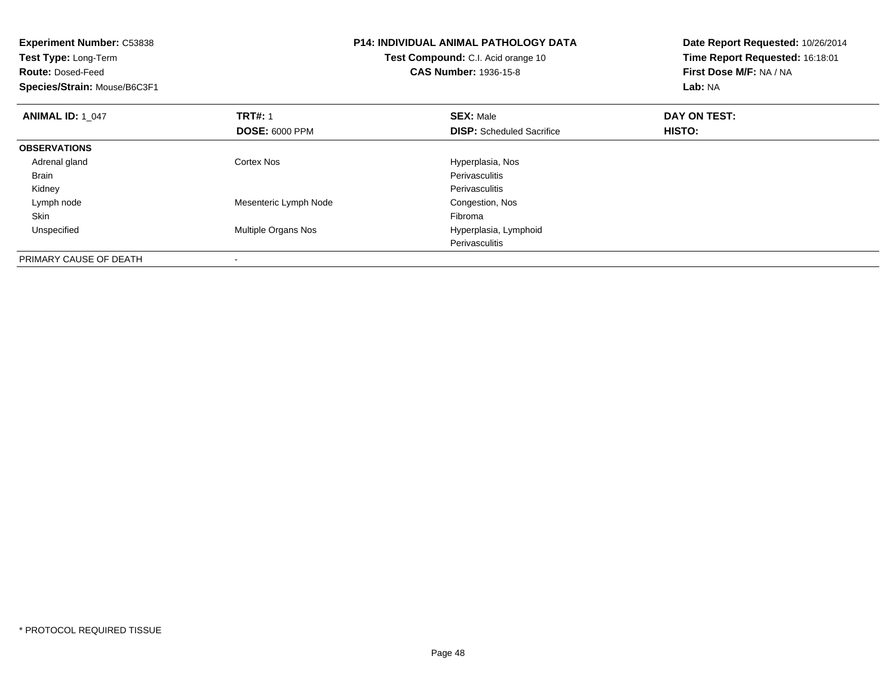**Experiment Number:** C53838
**Test Type:** Long-Term
**Route:** Dosed-Feed
**Species/Strain:** Mouse/B6C3F1

**P14: INDIVIDUAL ANIMAL PATHOLOGY DATA**
**Test Compound:** C.I. Acid orange 10
**CAS Number:** 1936-15-8

**Date Report Requested:** 10/26/2014
**Time Report Requested:** 16:18:01
**First Dose M/F:** NA / NA
**Lab:** NA

| **ANIMAL ID:** 1_047 | **TRT#:** 1 | **SEX:** Male | **DAY ON TEST:** |
|---|---|---|---|
| | **DOSE:** 6000 PPM | **DISP:** Scheduled Sacrifice | **HISTO:** |
| **OBSERVATIONS** | | | |
| Adrenal gland | Cortex Nos | Hyperplasia, Nos | |
| Brain | | Perivasculitis | |
| Kidney | | Perivasculitis | |
| Lymph node | Mesenteric Lymph Node | Congestion, Nos | |
| Skin | | Fibroma | |
| Unspecified | Multiple Organs Nos | Hyperplasia, Lymphoid | |
| | | Perivasculitis | |
| PRIMARY CAUSE OF DEATH | - | | |

* PROTOCOL REQUIRED TISSUE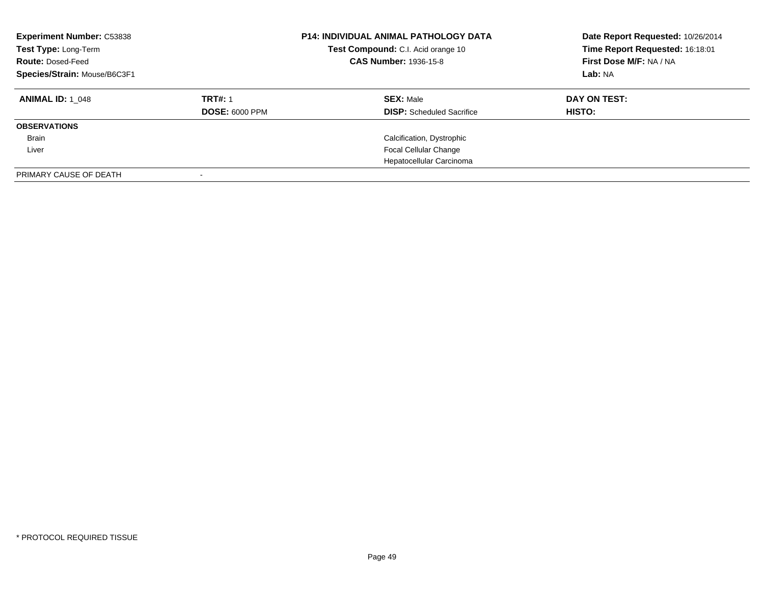**Experiment Number:** C53838
**Test Type:** Long-Term
**Route:** Dosed-Feed
**Species/Strain:** Mouse/B6C3F1

**P14: INDIVIDUAL ANIMAL PATHOLOGY DATA**
**Test Compound:** C.I. Acid orange 10
**CAS Number:** 1936-15-8

**Date Report Requested:** 10/26/2014
**Time Report Requested:** 16:18:01
**First Dose M/F:** NA / NA
**Lab:** NA

| **ANIMAL ID:** 1_048 | **TRT#:** 1 | **SEX:** Male | **DAY ON TEST:** |
|---|---|---|---|
| | **DOSE:** 6000 PPM | **DISP:** Scheduled Sacrifice | **HISTO:** |
| **OBSERVATIONS** | | | |
| Brain | | Calcification, Dystrophic | |
| Liver | | Focal Cellular Change | |
| | | Hepatocellular Carcinoma | |
| PRIMARY CAUSE OF DEATH | - | | |

* PROTOCOL REQUIRED TISSUE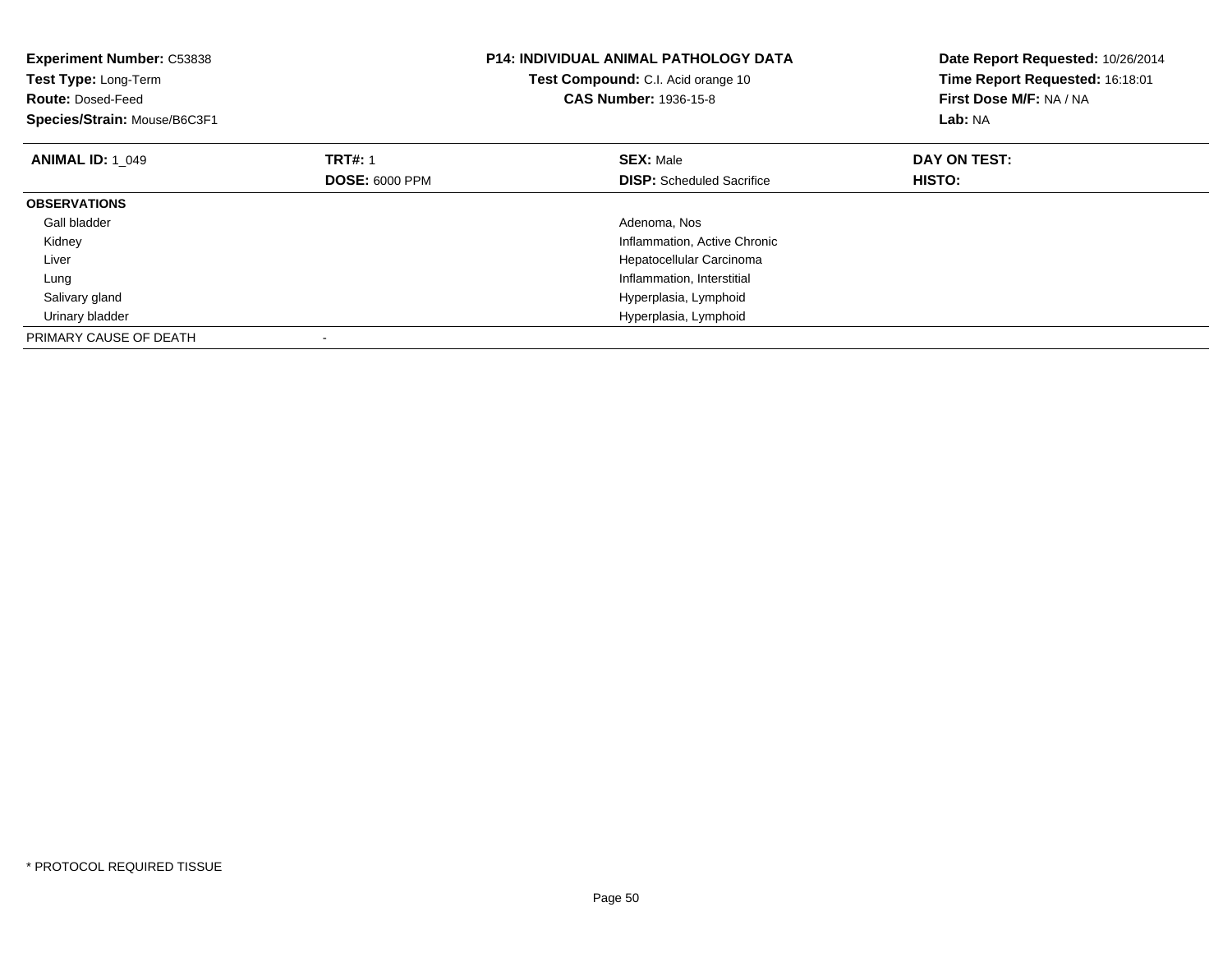**Experiment Number:** C53838
**Test Type:** Long-Term
**Route:** Dosed-Feed
**Species/Strain:** Mouse/B6C3F1

**P14: INDIVIDUAL ANIMAL PATHOLOGY DATA**
**Test Compound:** C.I. Acid orange 10
**CAS Number:** 1936-15-8

**Date Report Requested:** 10/26/2014
**Time Report Requested:** 16:18:01
**First Dose M/F:** NA / NA
**Lab:** NA

| **ANIMAL ID:** 1_049 | **TRT#:** 1 | **SEX:** Male | **DAY ON TEST:** |
|---|---|---|---|
| | **DOSE:** 6000 PPM | **DISP:** Scheduled Sacrifice | **HISTO:** |
| **OBSERVATIONS** | | | |
| Gall bladder | | Adenoma, Nos | |
| Kidney | | Inflammation, Active Chronic | |
| Liver | | Hepatocellular Carcinoma | |
| Lung | | Inflammation, Interstitial | |
| Salivary gland | | Hyperplasia, Lymphoid | |
| Urinary bladder | | Hyperplasia, Lymphoid | |
| PRIMARY CAUSE OF DEATH | - | | |

* PROTOCOL REQUIRED TISSUE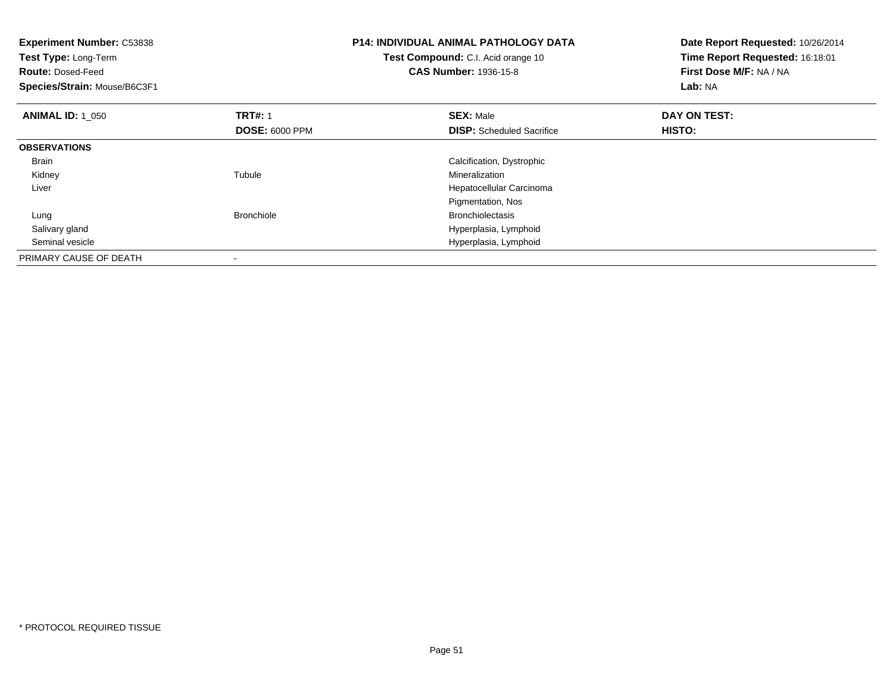**Experiment Number:** C53838
**Test Type:** Long-Term
**Route:** Dosed-Feed
**Species/Strain:** Mouse/B6C3F1

**P14: INDIVIDUAL ANIMAL PATHOLOGY DATA**
**Test Compound:** C.I. Acid orange 10
**CAS Number:** 1936-15-8

**Date Report Requested:** 10/26/2014
**Time Report Requested:** 16:18:01
**First Dose M/F:** NA / NA
**Lab:** NA

| **ANIMAL ID:** 1_050 | **TRT#:** 1 | **SEX:** Male | **DAY ON TEST:** |
|---|---|---|---|
| | **DOSE:** 6000 PPM | **DISP:** Scheduled Sacrifice | **HISTO:** |
| **OBSERVATIONS** | | | |
| Brain | | Calcification, Dystrophic | |
| Kidney | Tubule | Mineralization | |
| Liver | | Hepatocellular Carcinoma | |
| | | Pigmentation, Nos | |
| Lung | Bronchiole | Bronchiolectasis | |
| Salivary gland | | Hyperplasia, Lymphoid | |
| Seminal vesicle | | Hyperplasia, Lymphoid | |
| PRIMARY CAUSE OF DEATH | - | | |

\* PROTOCOL REQUIRED TISSUE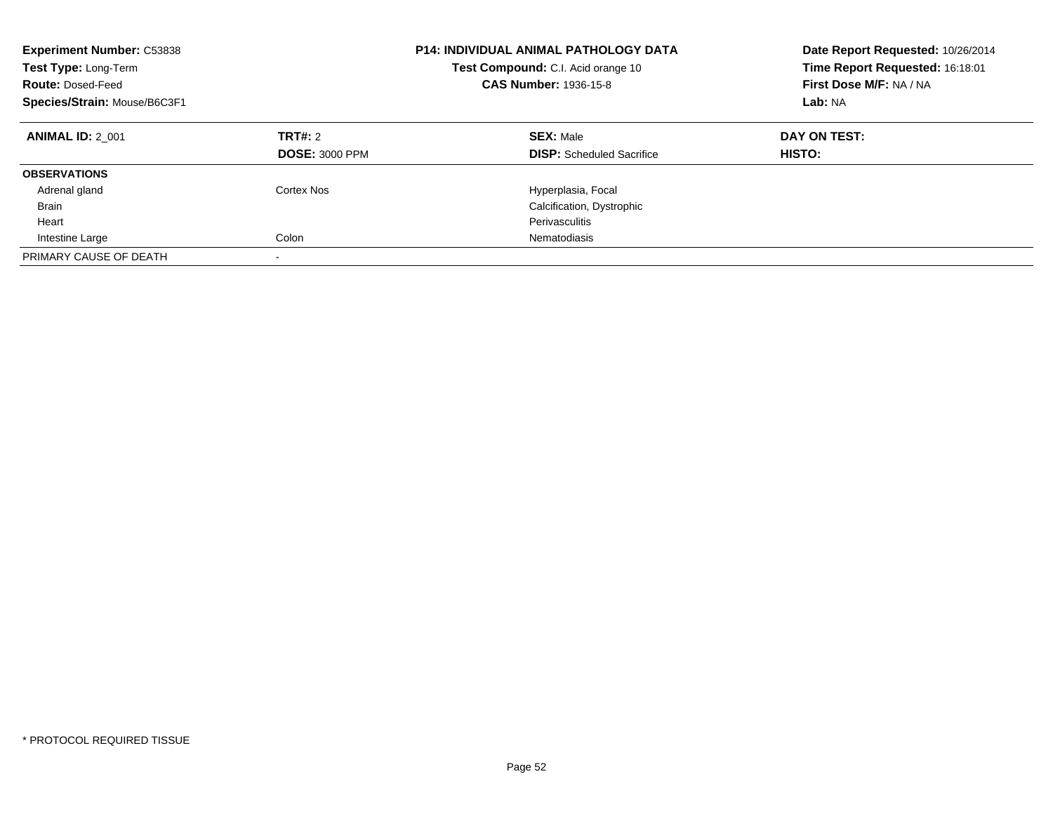**Experiment Number:** C53838
**Test Type:** Long-Term
**Route:** Dosed-Feed
**Species/Strain:** Mouse/B6C3F1

**P14: INDIVIDUAL ANIMAL PATHOLOGY DATA**
**Test Compound:** C.I. Acid orange 10
**CAS Number:** 1936-15-8

**Date Report Requested:** 10/26/2014
**Time Report Requested:** 16:18:01
**First Dose M/F:** NA / NA
**Lab:** NA

| **ANIMAL ID:** 2_001 | **TRT#:** 2 | **SEX:** Male | **DAY ON TEST:** |
|---|---|---|---|
| | **DOSE:** 3000 PPM | **DISP:** Scheduled Sacrifice | **HISTO:** |
| **OBSERVATIONS** | | | |
| Adrenal gland | Cortex Nos | Hyperplasia, Focal | |
| Brain | | Calcification, Dystrophic | |
| Heart | | Perivasculitis | |
| Intestine Large | Colon | Nematodiasis | |
| PRIMARY CAUSE OF DEATH | - | | |

* PROTOCOL REQUIRED TISSUE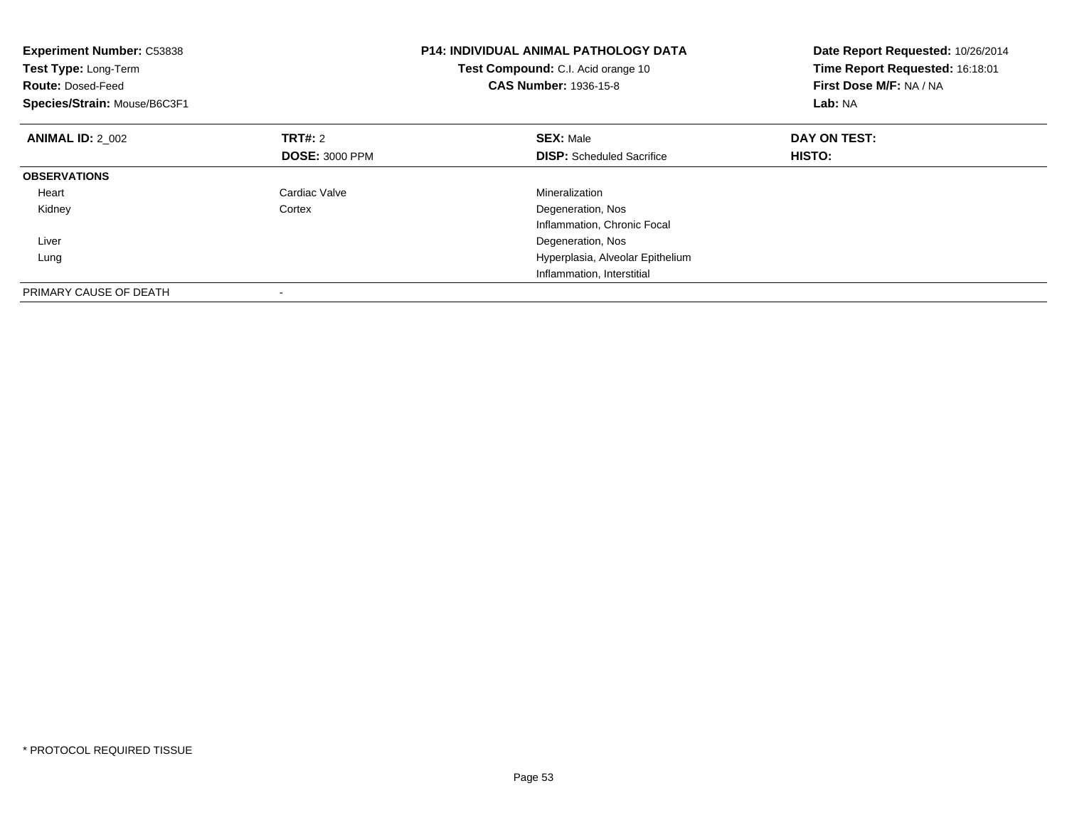**Experiment Number:** C53838
**Test Type:** Long-Term
**Route:** Dosed-Feed
**Species/Strain:** Mouse/B6C3F1

**P14: INDIVIDUAL ANIMAL PATHOLOGY DATA**
**Test Compound:** C.I. Acid orange 10
**CAS Number:** 1936-15-8

**Date Report Requested:** 10/26/2014
**Time Report Requested:** 16:18:01
**First Dose M/F:** NA / NA
**Lab:** NA

| **ANIMAL ID:** 2_002 | **TRT#:** 2 | **SEX:** Male | **DAY ON TEST:** |
|---|---|---|---|
| | **DOSE:** 3000 PPM | **DISP:** Scheduled Sacrifice | **HISTO:** |
| **OBSERVATIONS** | | | |
| Heart | Cardiac Valve | Mineralization | |
| Kidney | Cortex | Degeneration, Nos | |
| | | Inflammation, Chronic Focal | |
| Liver | | Degeneration, Nos | |
| Lung | | Hyperplasia, Alveolar Epithelium | |
| | | Inflammation, Interstitial | |
| PRIMARY CAUSE OF DEATH | - | | |

* PROTOCOL REQUIRED TISSUE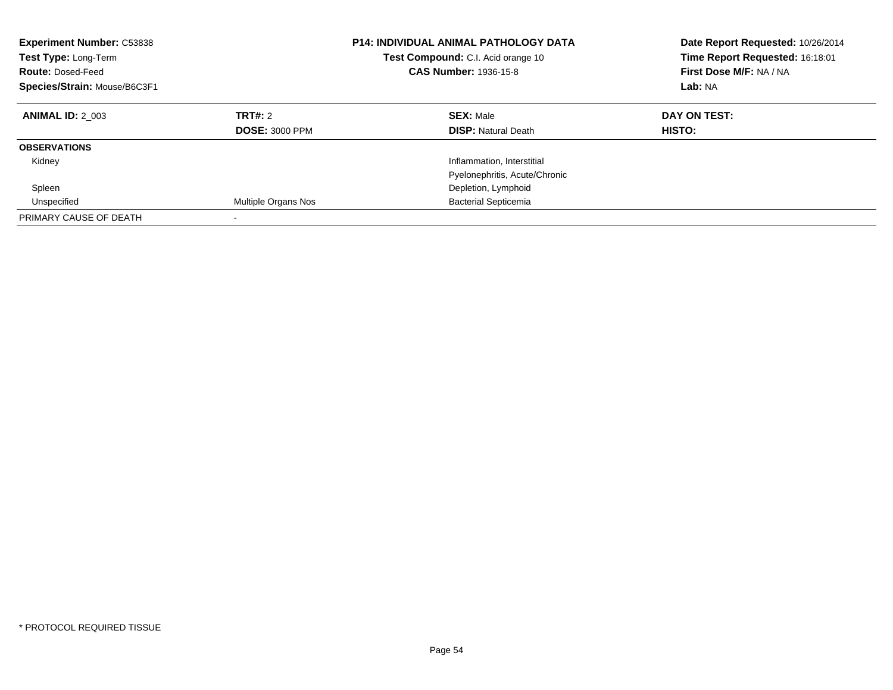| **Experiment Number:** C53838 | **P14: INDIVIDUAL ANIMAL PATHOLOGY DATA** | **Date Report Requested:** 10/26/2014 |
|---|---|---|
| **Test Type:** Long-Term | **Test Compound:** C.I. Acid orange 10 | **Time Report Requested:** 16:18:01 |
| **Route:** Dosed-Feed | **CAS Number:** 1936-15-8 | **First Dose M/F:** NA / NA |
| **Species/Strain:** Mouse/B6C3F1 | | **Lab:** NA |

| **ANIMAL ID:** 2_003 | **TRT#:** 2 | **SEX:** Male | **DAY ON TEST:** |
|---|---|---|---|
| | **DOSE:** 3000 PPM | **DISP:** Natural Death | **HISTO:** |
| **OBSERVATIONS** | | | |
| Kidney | | Inflammation, Interstitial | |
| | | Pyelonephritis, Acute/Chronic | |
| Spleen | | Depletion, Lymphoid | |
| Unspecified | Multiple Organs Nos | Bacterial Septicemia | |
| PRIMARY CAUSE OF DEATH | - | | |

\* PROTOCOL REQUIRED TISSUE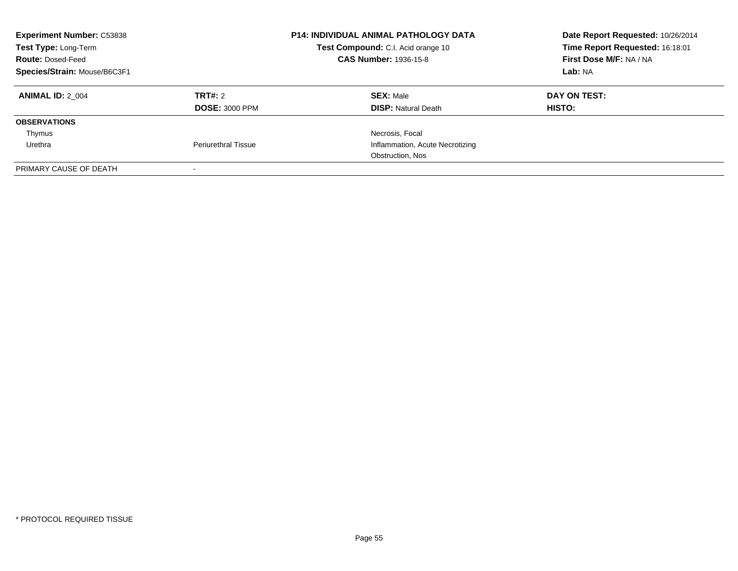**Experiment Number:** C53838
**Test Type:** Long-Term
**Route:** Dosed-Feed
**Species/Strain:** Mouse/B6C3F1

**P14: INDIVIDUAL ANIMAL PATHOLOGY DATA**
**Test Compound:** C.I. Acid orange 10
**CAS Number:** 1936-15-8

**Date Report Requested:** 10/26/2014
**Time Report Requested:** 16:18:01
**First Dose M/F:** NA / NA
**Lab:** NA

| **ANIMAL ID:** 2_004 | **TRT#:** 2 | **SEX:** Male | **DAY ON TEST:** |
|---|---|---|---|
| | **DOSE:** 3000 PPM | **DISP:** Natural Death | **HISTO:** |
| **OBSERVATIONS** | | | |
| Thymus | | Necrosis, Focal | |
| Urethra | Periurethral Tissue | Inflammation, Acute Necrotizing | |
| | | Obstruction, Nos | |
| PRIMARY CAUSE OF DEATH | - | | |

* PROTOCOL REQUIRED TISSUE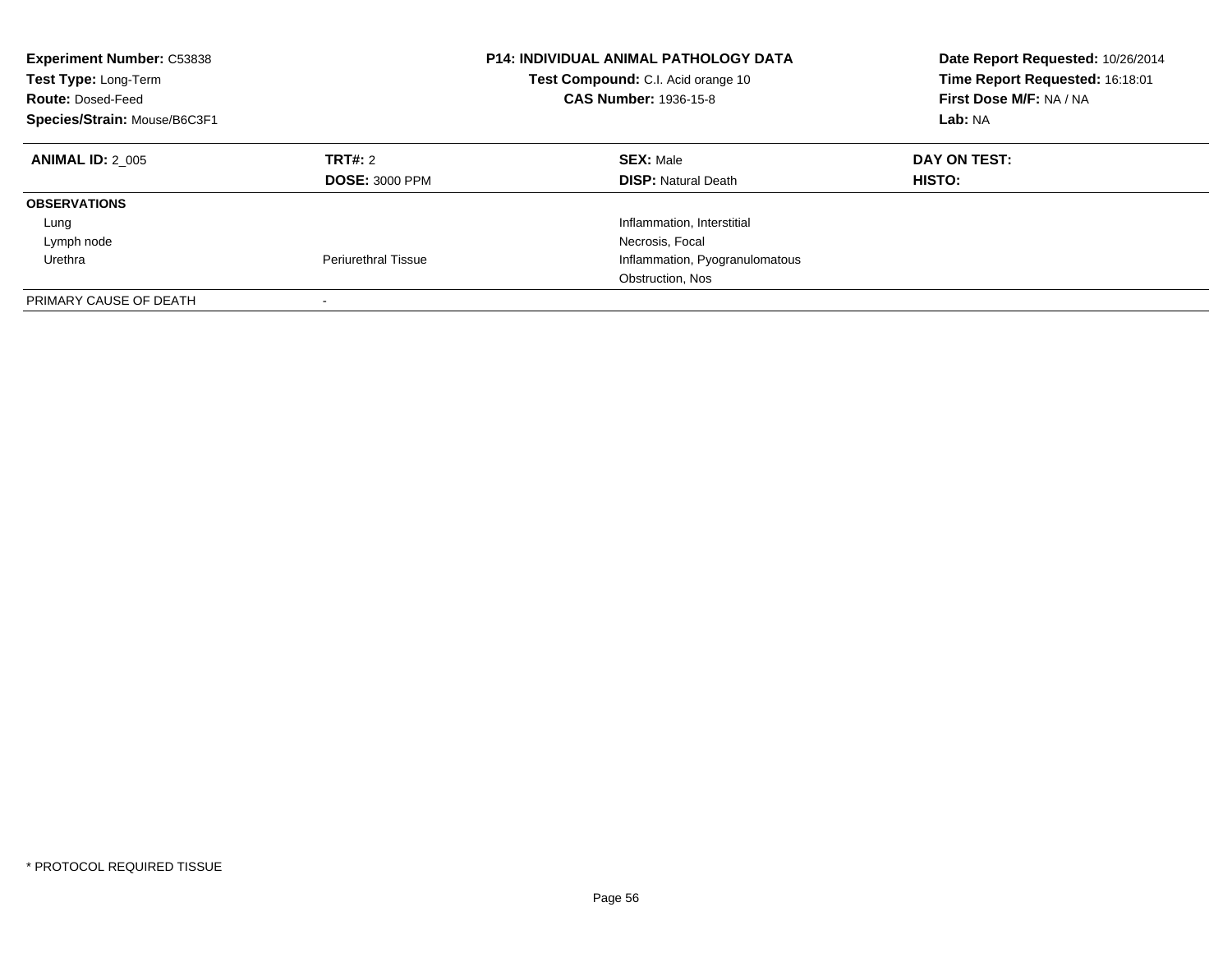**Experiment Number:** C53838
**Test Type:** Long-Term
**Route:** Dosed-Feed
**Species/Strain:** Mouse/B6C3F1

## P14: INDIVIDUAL ANIMAL PATHOLOGY DATA

**Test Compound:** C.I. Acid orange 10
**CAS Number:** 1936-15-8

**Date Report Requested:** 10/26/2014
**Time Report Requested:** 16:18:01
**First Dose M/F:** NA / NA
**Lab:** NA

| **ANIMAL ID:** 2_005 | **TRT#:** 2 | **SEX:** Male | **DAY ON TEST:** |
|---|---|---|---|
| | **DOSE:** 3000 PPM | **DISP:** Natural Death | **HISTO:** |
| **OBSERVATIONS** | | | |
| Lung | | Inflammation, Interstitial | |
| Lymph node | | Necrosis, Focal | |
| Urethra | Periurethral Tissue | Inflammation, Pyogranulomatous | |
| | | Obstruction, Nos | |
| PRIMARY CAUSE OF DEATH | - | | |

\* PROTOCOL REQUIRED TISSUE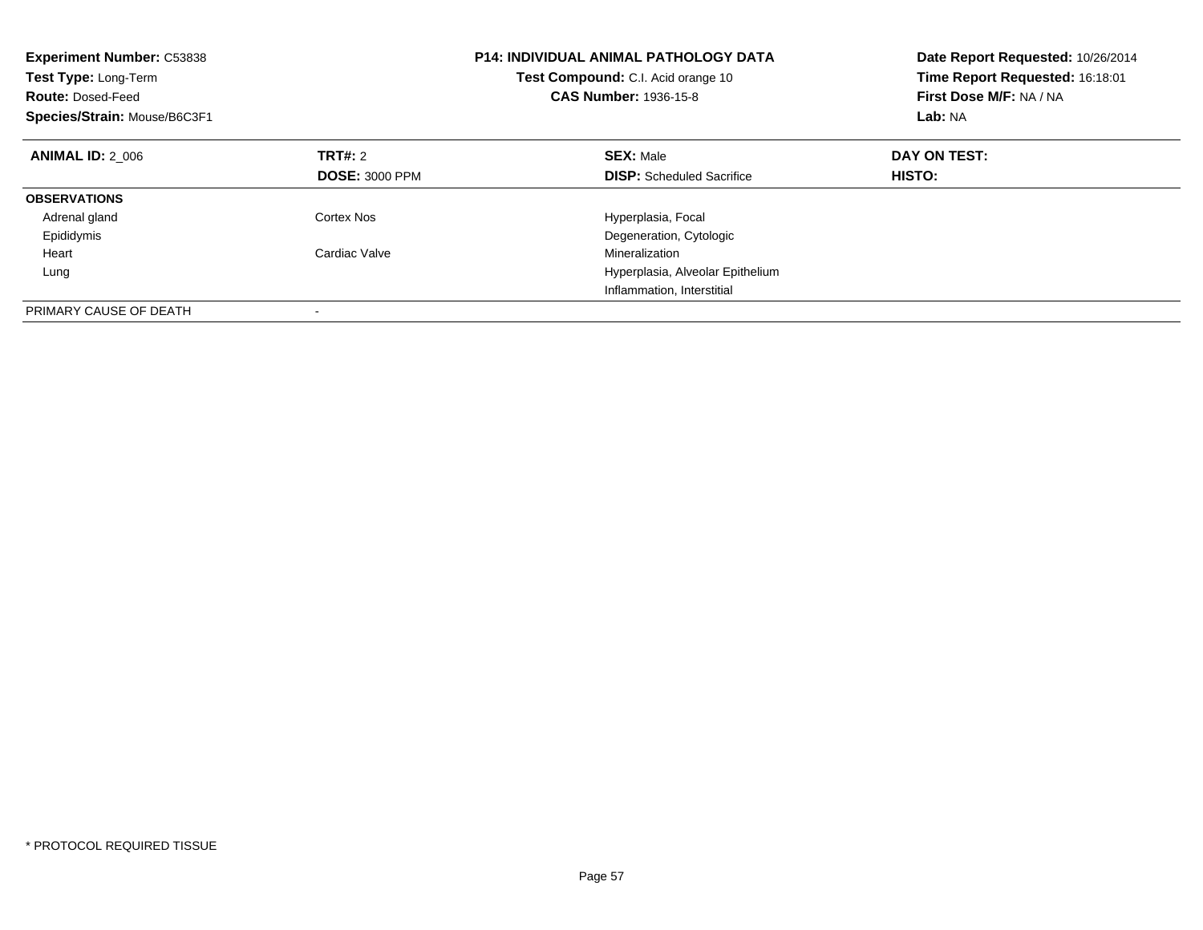**Experiment Number:** C53838
**Test Type:** Long-Term
**Route:** Dosed-Feed
**Species/Strain:** Mouse/B6C3F1

**P14: INDIVIDUAL ANIMAL PATHOLOGY DATA**
**Test Compound:** C.I. Acid orange 10
**CAS Number:** 1936-15-8

**Date Report Requested:** 10/26/2014
**Time Report Requested:** 16:18:01
**First Dose M/F:** NA / NA
**Lab:** NA

| **ANIMAL ID:** 2_006 | **TRT#:** 2 | **SEX:** Male | **DAY ON TEST:** |
|---|---|---|---|
| | **DOSE:** 3000 PPM | **DISP:** Scheduled Sacrifice | **HISTO:** |
| **OBSERVATIONS** | | | |
| Adrenal gland | Cortex Nos | Hyperplasia, Focal | |
| Epididymis | | Degeneration, Cytologic | |
| Heart | Cardiac Valve | Mineralization | |
| Lung | | Hyperplasia, Alveolar Epithelium | |
| | | Inflammation, Interstitial | |
| PRIMARY CAUSE OF DEATH | - | | |

* PROTOCOL REQUIRED TISSUE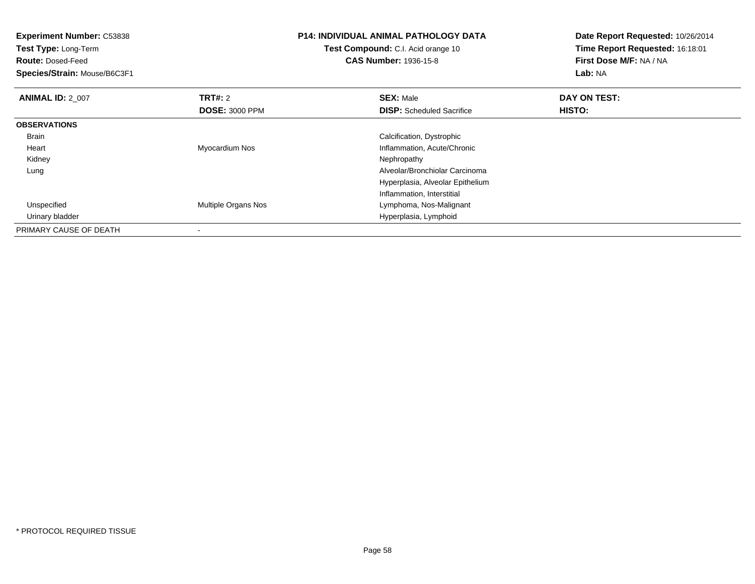**Experiment Number:** C53838
**Test Type:** Long-Term
**Route:** Dosed-Feed
**Species/Strain:** Mouse/B6C3F1

**P14: INDIVIDUAL ANIMAL PATHOLOGY DATA**
**Test Compound:** C.I. Acid orange 10
**CAS Number:** 1936-15-8

**Date Report Requested:** 10/26/2014
**Time Report Requested:** 16:18:01
**First Dose M/F:** NA / NA
**Lab:** NA

| **ANIMAL ID:** 2_007 | **TRT#:** 2 | **SEX:** Male | **DAY ON TEST:** |
|---|---|---|---|
| | **DOSE:** 3000 PPM | **DISP:** Scheduled Sacrifice | **HISTO:** |
| **OBSERVATIONS** | | | |
| Brain | | Calcification, Dystrophic | |
| Heart | Myocardium Nos | Inflammation, Acute/Chronic | |
| Kidney | | Nephropathy | |
| Lung | | Alveolar/Bronchiolar Carcinoma | |
| | | Hyperplasia, Alveolar Epithelium | |
| | | Inflammation, Interstitial | |
| Unspecified | Multiple Organs Nos | Lymphoma, Nos-Malignant | |
| Urinary bladder | | Hyperplasia, Lymphoid | |
| PRIMARY CAUSE OF DEATH | - | | |

* PROTOCOL REQUIRED TISSUE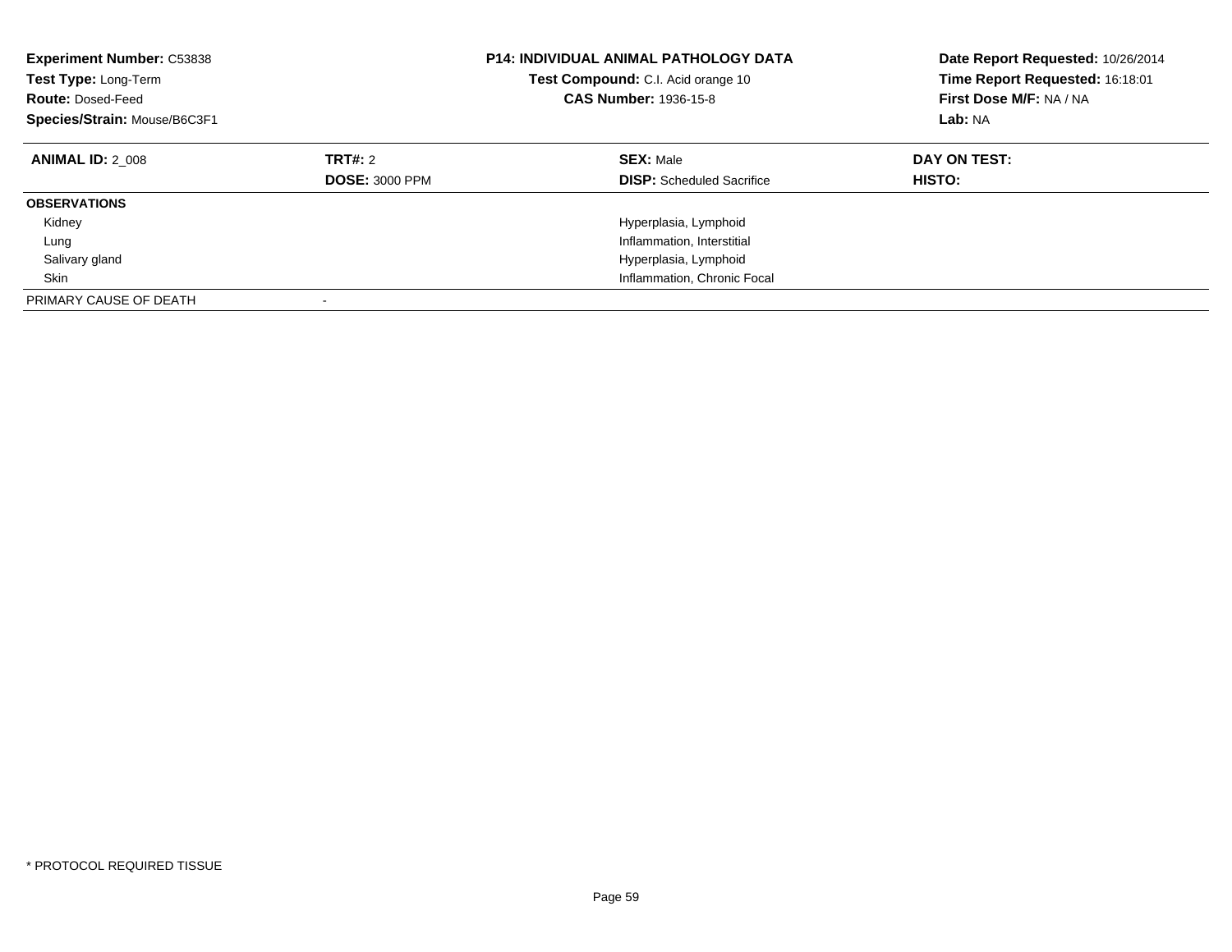| **Experiment Number:** C53838 | **P14: INDIVIDUAL ANIMAL PATHOLOGY DATA** | **Date Report Requested:** 10/26/2014 |
|---|---|---|
| **Test Type:** Long-Term | **Test Compound:** C.I. Acid orange 10 | **Time Report Requested:** 16:18:01 |
| **Route:** Dosed-Feed | **CAS Number:** 1936-15-8 | **First Dose M/F:** NA / NA |
| **Species/Strain:** Mouse/B6C3F1 | | **Lab:** NA |

| **ANIMAL ID:** 2_008 | **TRT#:** 2 | **SEX:** Male | **DAY ON TEST:** |
|---|---|---|---|
| | **DOSE:** 3000 PPM | **DISP:** Scheduled Sacrifice | **HISTO:** |
| **OBSERVATIONS** | | | |
| Kidney | | Hyperplasia, Lymphoid | |
| Lung | | Inflammation, Interstitial | |
| Salivary gland | | Hyperplasia, Lymphoid | |
| Skin | | Inflammation, Chronic Focal | |
| PRIMARY CAUSE OF DEATH | - | | |

* PROTOCOL REQUIRED TISSUE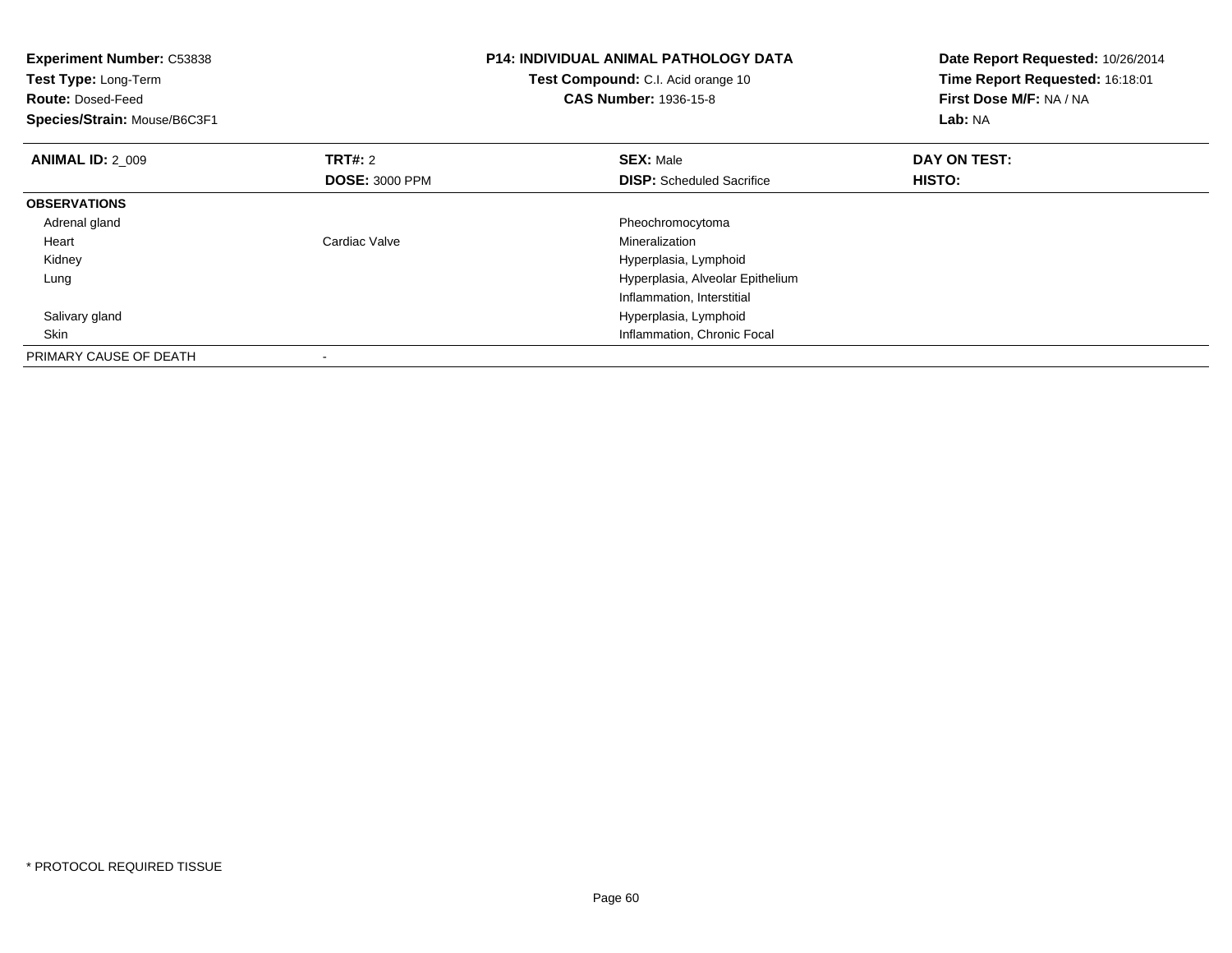**Experiment Number:** C53838
**Test Type:** Long-Term
**Route:** Dosed-Feed
**Species/Strain:** Mouse/B6C3F1

**P14: INDIVIDUAL ANIMAL PATHOLOGY DATA**
**Test Compound:** C.I. Acid orange 10
**CAS Number:** 1936-15-8

**Date Report Requested:** 10/26/2014
**Time Report Requested:** 16:18:01
**First Dose M/F:** NA / NA
**Lab:** NA

| **ANIMAL ID:** 2_009 | **TRT#:** 2 | **SEX:** Male | **DAY ON TEST:** |
|---|---|---|---|
| | **DOSE:** 3000 PPM | **DISP:** Scheduled Sacrifice | **HISTO:** |
| **OBSERVATIONS** | | | |
| Adrenal gland | | Pheochromocytoma | |
| Heart | Cardiac Valve | Mineralization | |
| Kidney | | Hyperplasia, Lymphoid | |
| Lung | | Hyperplasia, Alveolar Epithelium | |
| | | Inflammation, Interstitial | |
| Salivary gland | | Hyperplasia, Lymphoid | |
| Skin | | Inflammation, Chronic Focal | |
| PRIMARY CAUSE OF DEATH | - | | |

\* PROTOCOL REQUIRED TISSUE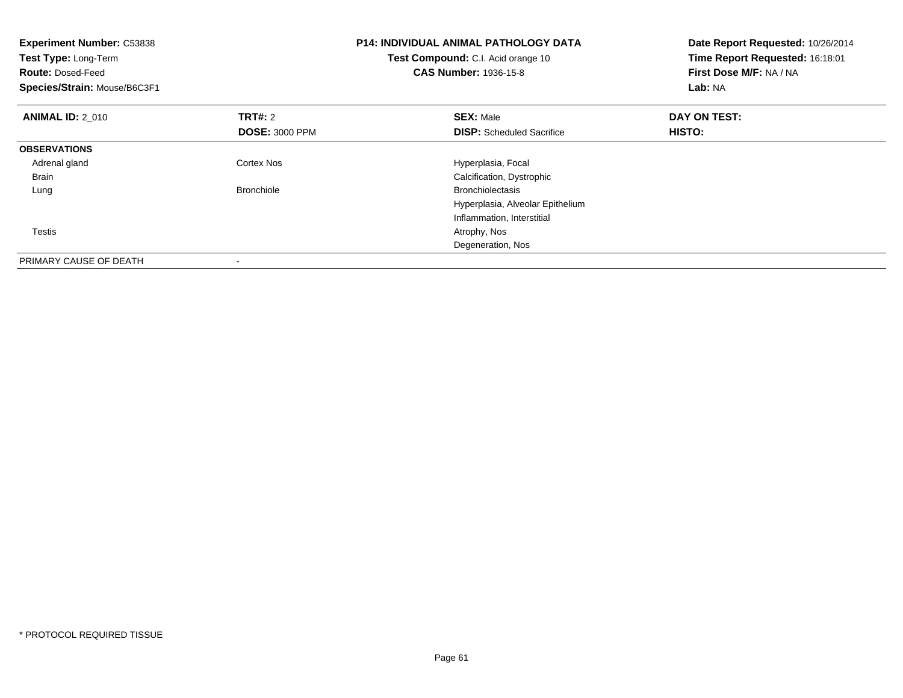**Experiment Number:** C53838
**Test Type:** Long-Term
**Route:** Dosed-Feed
**Species/Strain:** Mouse/B6C3F1

**P14: INDIVIDUAL ANIMAL PATHOLOGY DATA**
**Test Compound:** C.I. Acid orange 10
**CAS Number:** 1936-15-8

**Date Report Requested:** 10/26/2014
**Time Report Requested:** 16:18:01
**First Dose M/F:** NA / NA
**Lab:** NA

| **ANIMAL ID:** 2_010 | **TRT#:** 2 | **SEX:** Male | **DAY ON TEST:** |
|---|---|---|---|
| | **DOSE:** 3000 PPM | **DISP:** Scheduled Sacrifice | **HISTO:** |
| **OBSERVATIONS** | | | |
| Adrenal gland | Cortex Nos | Hyperplasia, Focal | |
| Brain | | Calcification, Dystrophic | |
| Lung | Bronchiole | Bronchiolectasis | |
| | | Hyperplasia, Alveolar Epithelium | |
| | | Inflammation, Interstitial | |
| Testis | | Atrophy, Nos | |
| | | Degeneration, Nos | |
| PRIMARY CAUSE OF DEATH | - | | |

\* PROTOCOL REQUIRED TISSUE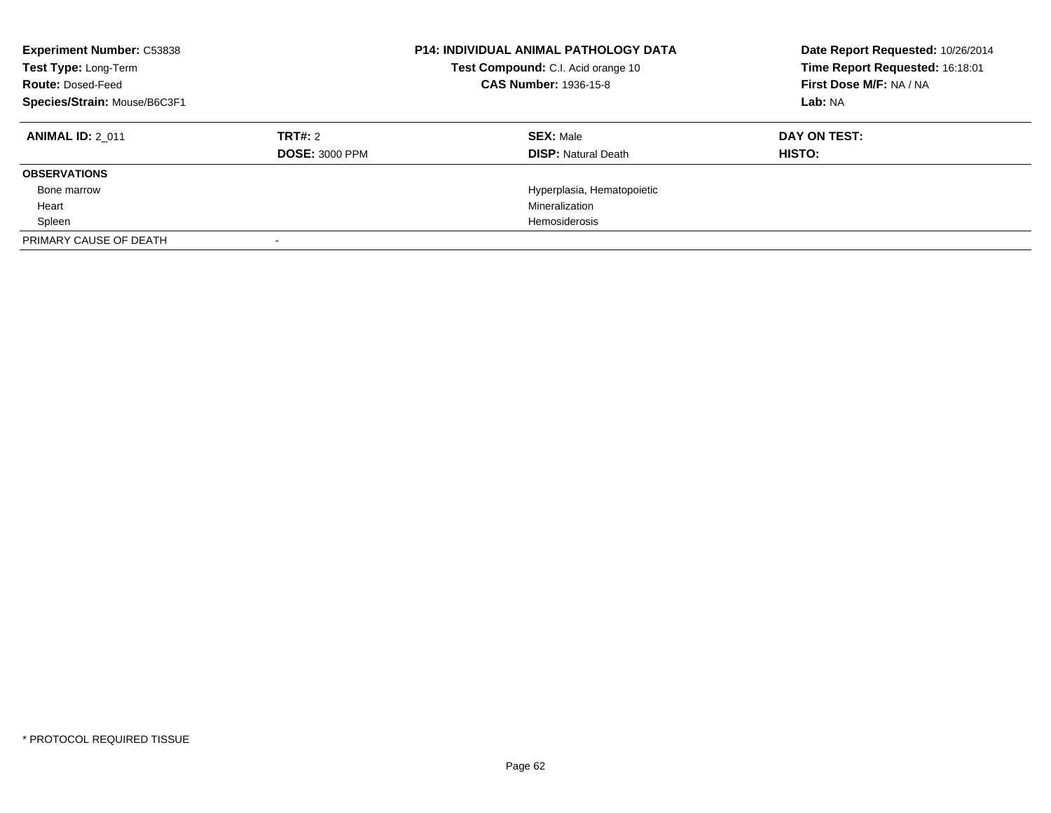**Experiment Number:** C53838
**Test Type:** Long-Term
**Route:** Dosed-Feed
**Species/Strain:** Mouse/B6C3F1

**P14: INDIVIDUAL ANIMAL PATHOLOGY DATA**
**Test Compound:** C.I. Acid orange 10
**CAS Number:** 1936-15-8

**Date Report Requested:** 10/26/2014
**Time Report Requested:** 16:18:01
**First Dose M/F:** NA / NA
**Lab:** NA

| **ANIMAL ID:** 2_011 | **TRT#:** 2 | **SEX:** Male | **DAY ON TEST:** |
|---|---|---|---|
| | **DOSE:** 3000 PPM | **DISP:** Natural Death | **HISTO:** |
| **OBSERVATIONS** | | | |
| Bone marrow | | Hyperplasia, Hematopoietic | |
| Heart | | Mineralization | |
| Spleen | | Hemosiderosis | |
| PRIMARY CAUSE OF DEATH | - | | |

* PROTOCOL REQUIRED TISSUE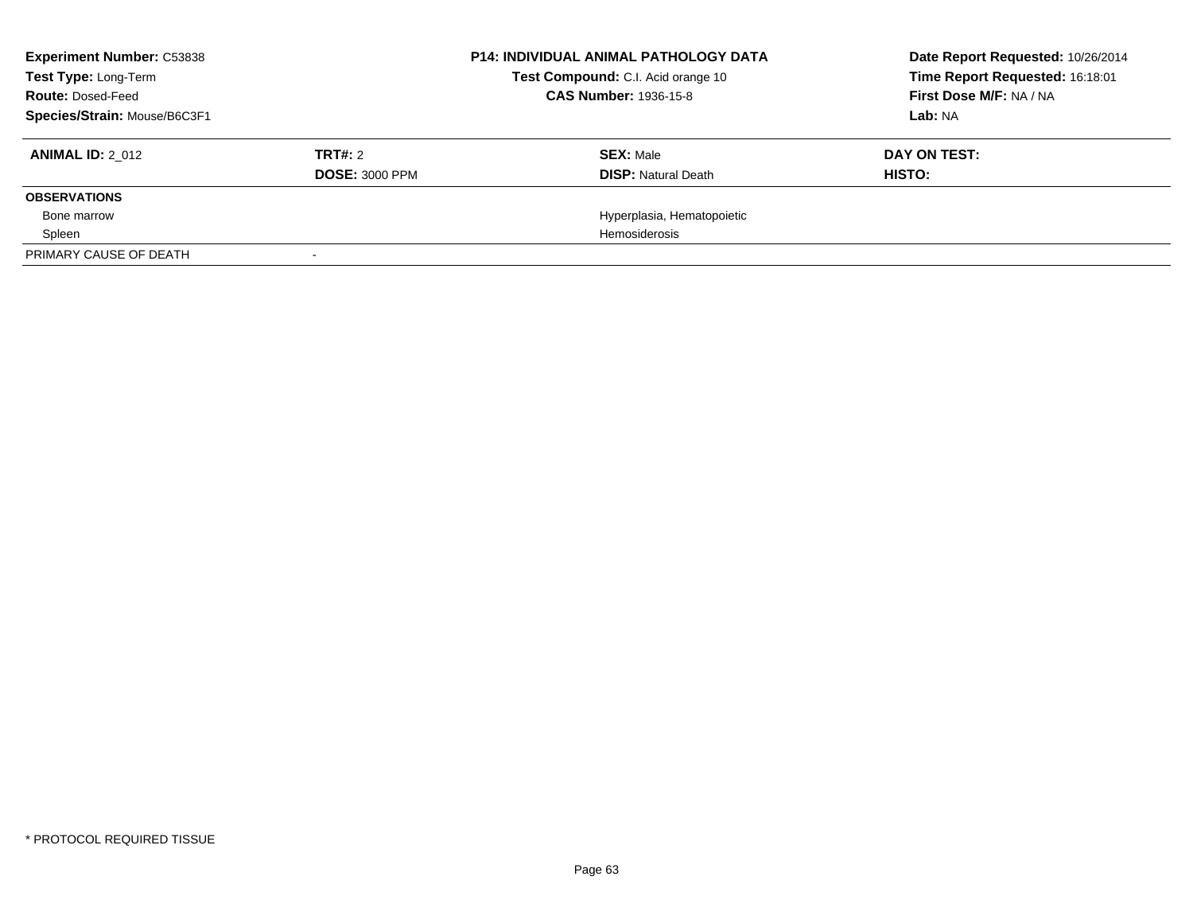**Experiment Number:** C53838
**Test Type:** Long-Term
**Route:** Dosed-Feed
**Species/Strain:** Mouse/B6C3F1

**P14: INDIVIDUAL ANIMAL PATHOLOGY DATA**
**Test Compound:** C.I. Acid orange 10
**CAS Number:** 1936-15-8

**Date Report Requested:** 10/26/2014
**Time Report Requested:** 16:18:01
**First Dose M/F:** NA / NA
**Lab:** NA

| **ANIMAL ID:** 2_012 | **TRT#:** 2 | **SEX:** Male | **DAY ON TEST:** |
|---|---|---|---|
| | **DOSE:** 3000 PPM | **DISP:** Natural Death | **HISTO:** |
| **OBSERVATIONS** | | | |
| Bone marrow | | Hyperplasia, Hematopoietic | |
| Spleen | | Hemosiderosis | |
| PRIMARY CAUSE OF DEATH | - | | |

* PROTOCOL REQUIRED TISSUE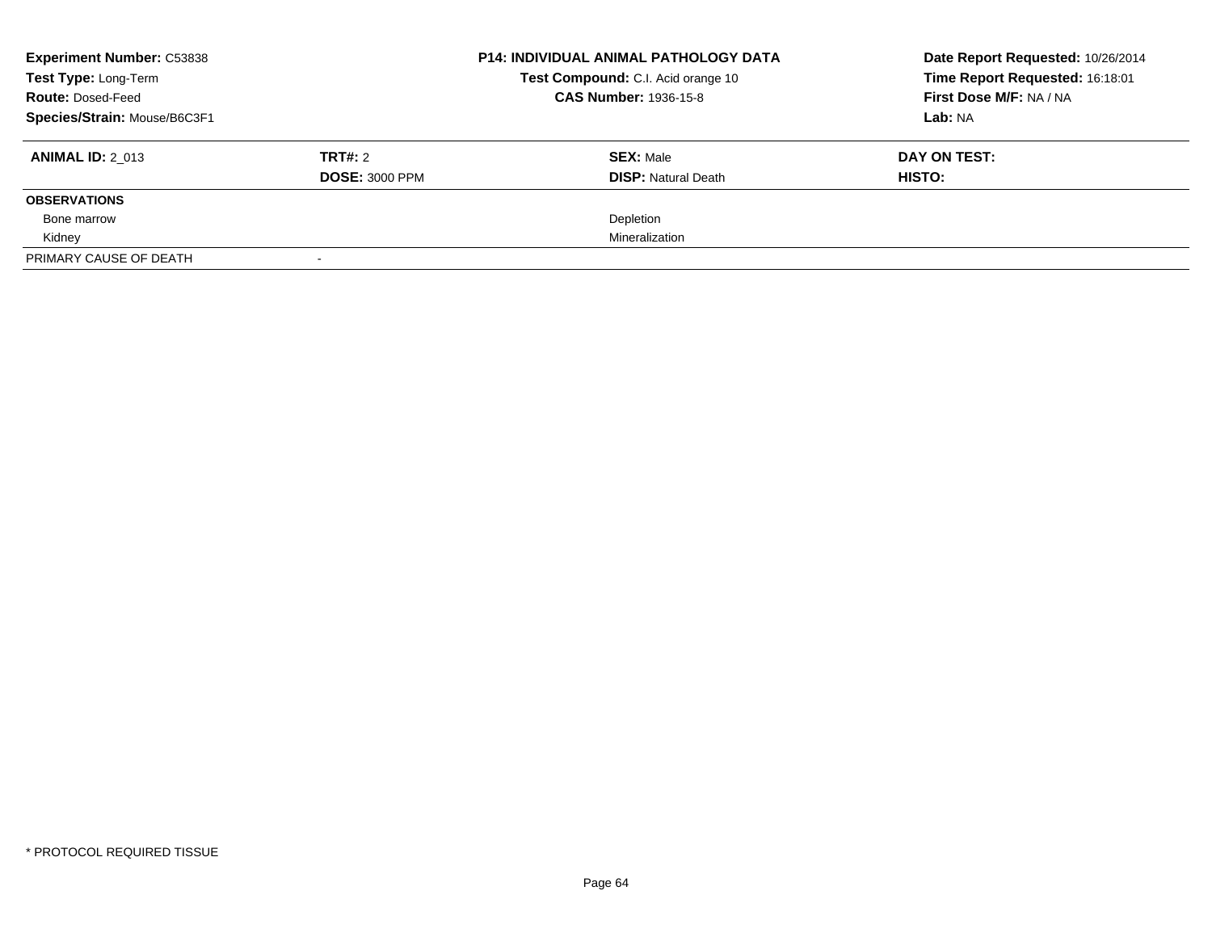**Experiment Number:** C53838
**Test Type:** Long-Term
**Route:** Dosed-Feed
**Species/Strain:** Mouse/B6C3F1

**P14: INDIVIDUAL ANIMAL PATHOLOGY DATA**
**Test Compound:** C.I. Acid orange 10
**CAS Number:** 1936-15-8

**Date Report Requested:** 10/26/2014
**Time Report Requested:** 16:18:01
**First Dose M/F:** NA / NA
**Lab:** NA

| **ANIMAL ID:** 2_013 | **TRT#:** 2 | **SEX:** Male | **DAY ON TEST:** |
|---|---|---|---|
| | **DOSE:** 3000 PPM | **DISP:** Natural Death | **HISTO:** |
| **OBSERVATIONS** | | | |
| Bone marrow | | Depletion | |
| Kidney | | Mineralization | |
| PRIMARY CAUSE OF DEATH | - | | |

* PROTOCOL REQUIRED TISSUE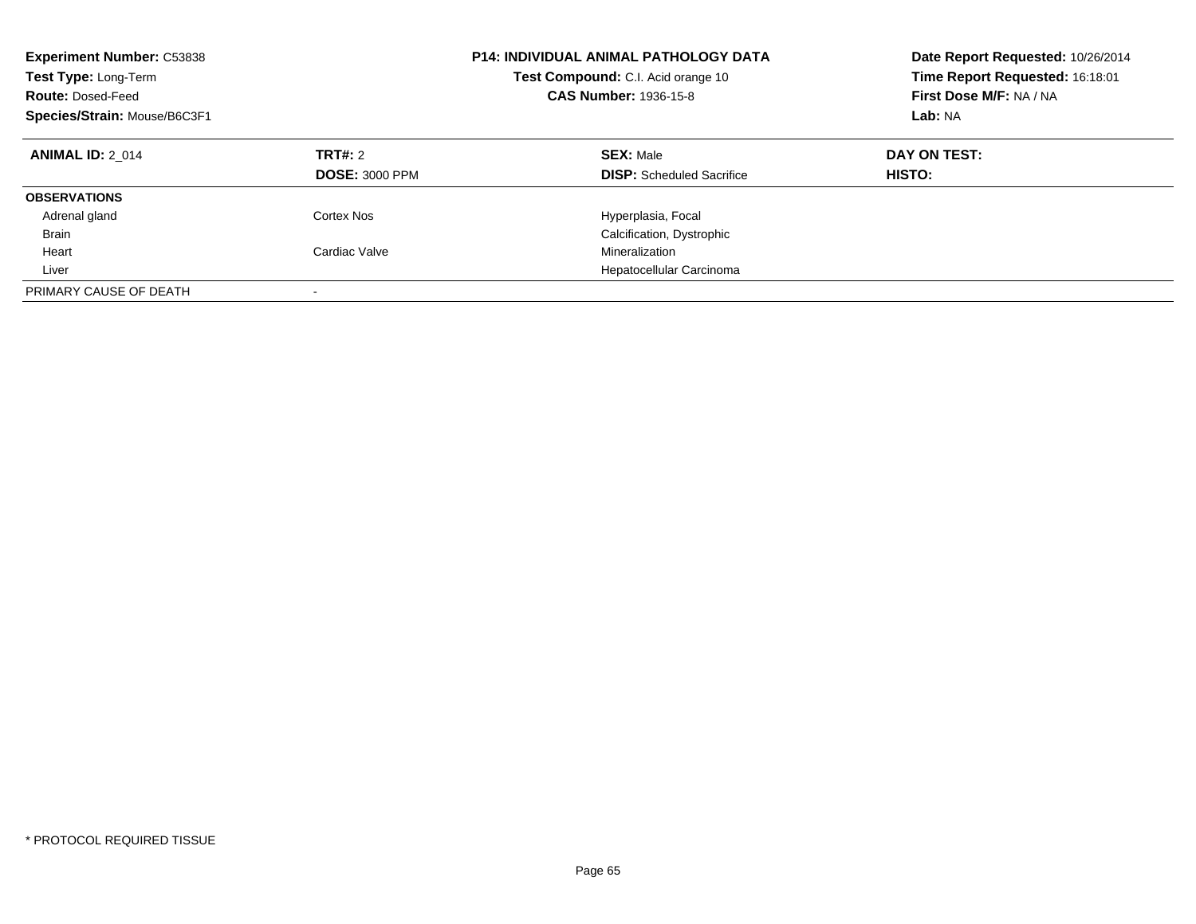**Experiment Number:** C53838
**Test Type:** Long-Term
**Route:** Dosed-Feed
**Species/Strain:** Mouse/B6C3F1

**P14: INDIVIDUAL ANIMAL PATHOLOGY DATA**
**Test Compound:** C.I. Acid orange 10
**CAS Number:** 1936-15-8

**Date Report Requested:** 10/26/2014
**Time Report Requested:** 16:18:01
**First Dose M/F:** NA / NA
**Lab:** NA

| **ANIMAL ID:** 2_014 | **TRT#:** 2 | **SEX:** Male | **DAY ON TEST:** |
|---|---|---|---|
| | **DOSE:** 3000 PPM | **DISP:** Scheduled Sacrifice | **HISTO:** |
| **OBSERVATIONS** | | | |
| Adrenal gland | Cortex Nos | Hyperplasia, Focal | |
| Brain | | Calcification, Dystrophic | |
| Heart | Cardiac Valve | Mineralization | |
| Liver | | Hepatocellular Carcinoma | |
| PRIMARY CAUSE OF DEATH | - | | |

* PROTOCOL REQUIRED TISSUE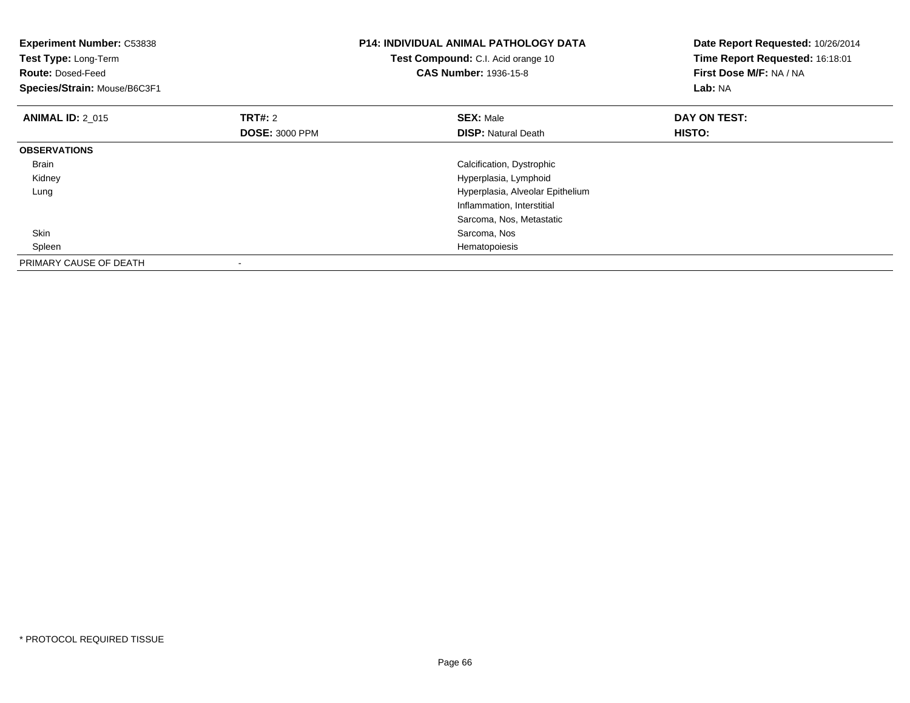**Experiment Number:** C53838
**Test Type:** Long-Term
**Route:** Dosed-Feed
**Species/Strain:** Mouse/B6C3F1

**P14: INDIVIDUAL ANIMAL PATHOLOGY DATA**
**Test Compound:** C.I. Acid orange 10
**CAS Number:** 1936-15-8

**Date Report Requested:** 10/26/2014
**Time Report Requested:** 16:18:01
**First Dose M/F:** NA / NA
**Lab:** NA

| **ANIMAL ID:** 2_015 | **TRT#:** 2 | **SEX:** Male | **DAY ON TEST:** |
|---|---|---|---|
| | **DOSE:** 3000 PPM | **DISP:** Natural Death | **HISTO:** |
| **OBSERVATIONS** | | | |
| Brain | | Calcification, Dystrophic | |
| Kidney | | Hyperplasia, Lymphoid | |
| Lung | | Hyperplasia, Alveolar Epithelium | |
| | | Inflammation, Interstitial | |
| | | Sarcoma, Nos, Metastatic | |
| Skin | | Sarcoma, Nos | |
| Spleen | | Hematopoiesis | |
| PRIMARY CAUSE OF DEATH | - | | |

* PROTOCOL REQUIRED TISSUE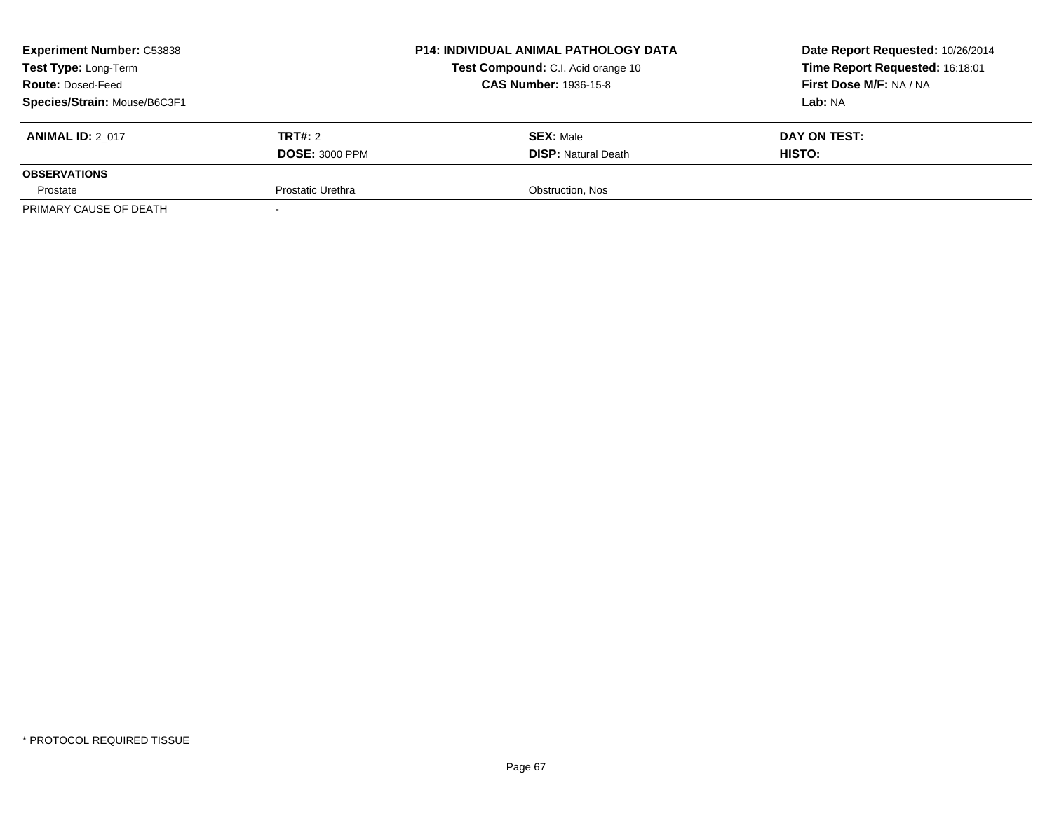| **Experiment Number:** C53838 | **P14: INDIVIDUAL ANIMAL PATHOLOGY DATA** | **Date Report Requested:** 10/26/2014 |
|---|---|---|
| **Test Type:** Long-Term | **Test Compound:** C.I. Acid orange 10 | **Time Report Requested:** 16:18:01 |
| **Route:** Dosed-Feed | **CAS Number:** 1936-15-8 | **First Dose M/F:** NA / NA |
| **Species/Strain:** Mouse/B6C3F1 | | **Lab:** NA |

| **ANIMAL ID:** 2_017 | **TRT#:** 2 | **SEX:** Male | **DAY ON TEST:** |
|---|---|---|---|
| | **DOSE:** 3000 PPM | **DISP:** Natural Death | **HISTO:** |
| **OBSERVATIONS** | | | |
| Prostate | Prostatic Urethra | Obstruction, Nos | |
| PRIMARY CAUSE OF DEATH | - | | |

\* PROTOCOL REQUIRED TISSUE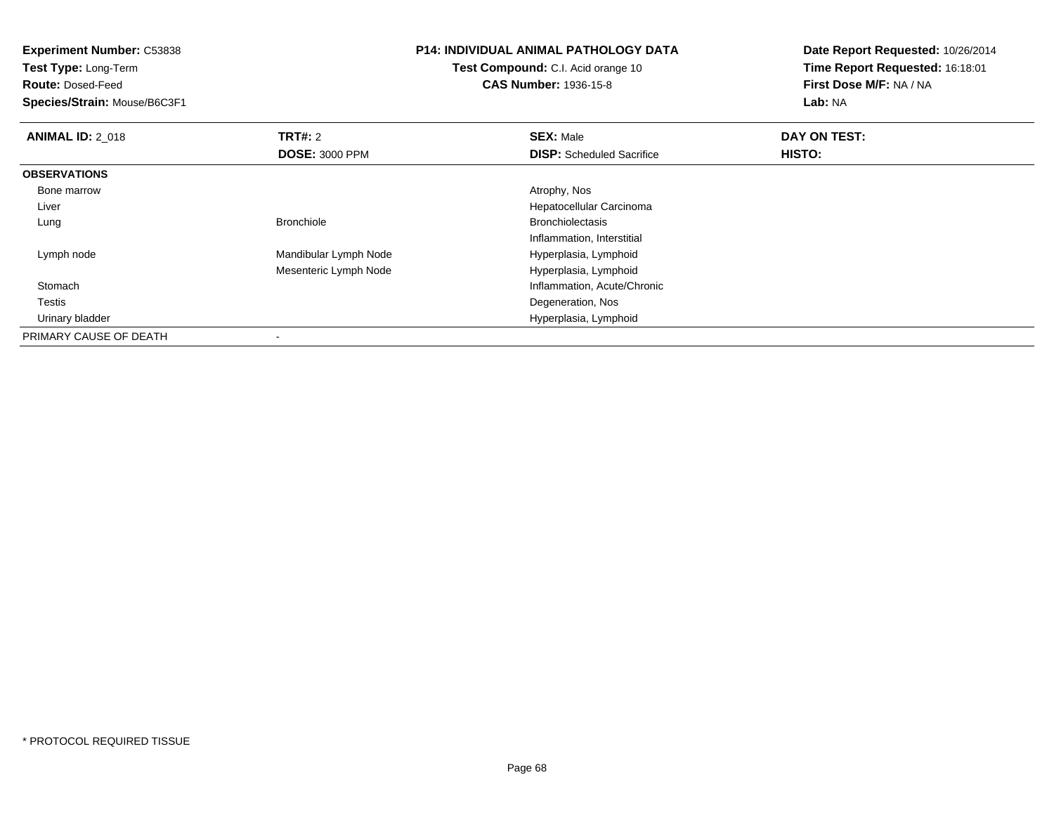**Experiment Number:** C53838
**Test Type:** Long-Term
**Route:** Dosed-Feed
**Species/Strain:** Mouse/B6C3F1

**P14: INDIVIDUAL ANIMAL PATHOLOGY DATA**
**Test Compound:** C.I. Acid orange 10
**CAS Number:** 1936-15-8

**Date Report Requested:** 10/26/2014
**Time Report Requested:** 16:18:01
**First Dose M/F:** NA / NA
**Lab:** NA

| **ANIMAL ID:** 2_018 | **TRT#:** 2 | **SEX:** Male | **DAY ON TEST:** |
|---|---|---|---|
| | **DOSE:** 3000 PPM | **DISP:** Scheduled Sacrifice | **HISTO:** |
| **OBSERVATIONS** | | | |
| Bone marrow | | Atrophy, Nos | |
| Liver | | Hepatocellular Carcinoma | |
| Lung | Bronchiole | Bronchiolectasis | |
| | | Inflammation, Interstitial | |
| Lymph node | Mandibular Lymph Node | Hyperplasia, Lymphoid | |
| | Mesenteric Lymph Node | Hyperplasia, Lymphoid | |
| Stomach | | Inflammation, Acute/Chronic | |
| Testis | | Degeneration, Nos | |
| Urinary bladder | | Hyperplasia, Lymphoid | |
| PRIMARY CAUSE OF DEATH | - | | |

* PROTOCOL REQUIRED TISSUE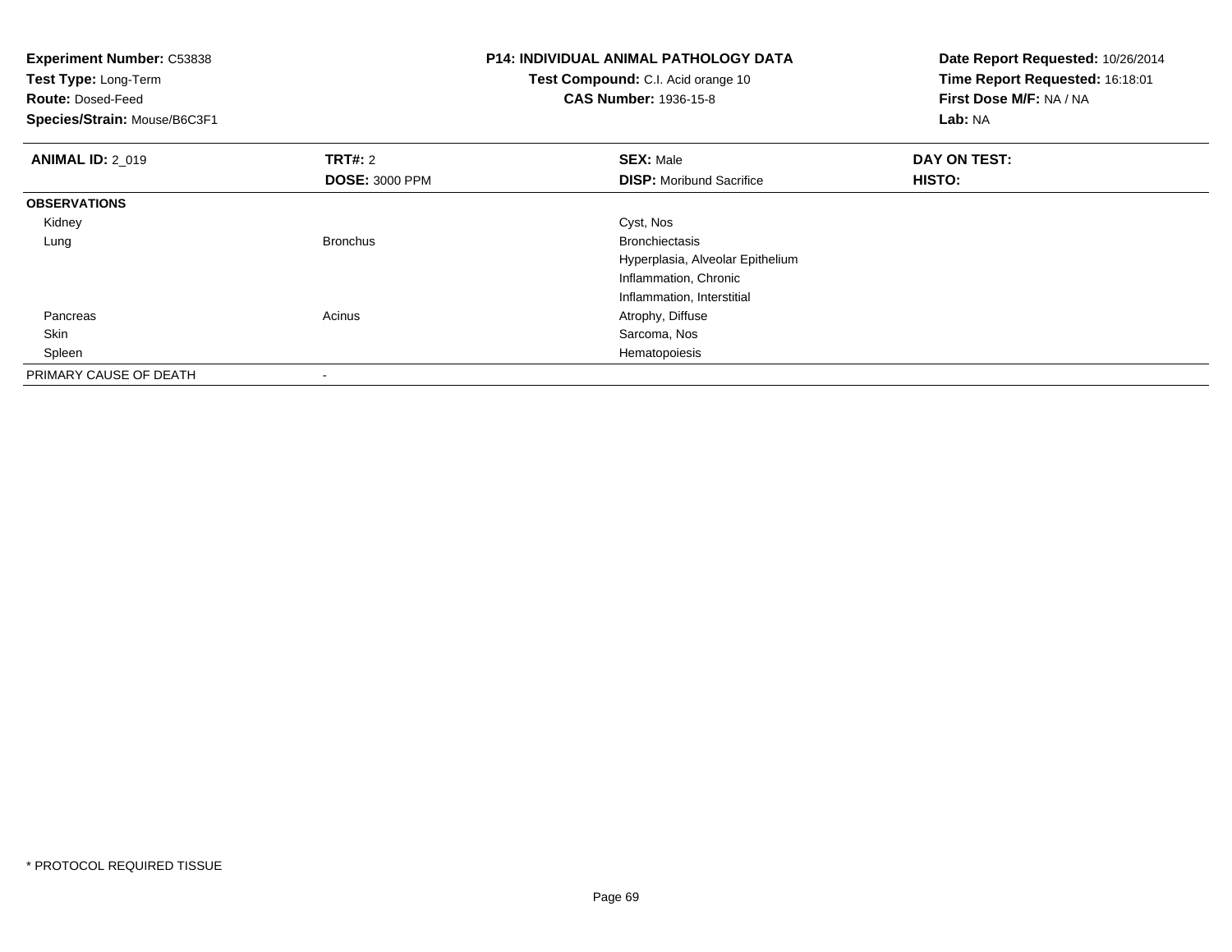**Experiment Number:** C53838
**Test Type:** Long-Term
**Route:** Dosed-Feed
**Species/Strain:** Mouse/B6C3F1

**P14: INDIVIDUAL ANIMAL PATHOLOGY DATA**
**Test Compound:** C.I. Acid orange 10
**CAS Number:** 1936-15-8

**Date Report Requested:** 10/26/2014
**Time Report Requested:** 16:18:01
**First Dose M/F:** NA / NA
**Lab:** NA

| **ANIMAL ID:** 2_019 | **TRT#:** 2 | **SEX:** Male | **DAY ON TEST:** |
|---|---|---|---|
| | **DOSE:** 3000 PPM | **DISP:** Moribund Sacrifice | **HISTO:** |
| **OBSERVATIONS** | | | |
| Kidney | | Cyst, Nos | |
| Lung | Bronchus | Bronchiectasis | |
| | | Hyperplasia, Alveolar Epithelium | |
| | | Inflammation, Chronic | |
| | | Inflammation, Interstitial | |
| Pancreas | Acinus | Atrophy, Diffuse | |
| Skin | | Sarcoma, Nos | |
| Spleen | | Hematopoiesis | |
| PRIMARY CAUSE OF DEATH | - | | |

\* PROTOCOL REQUIRED TISSUE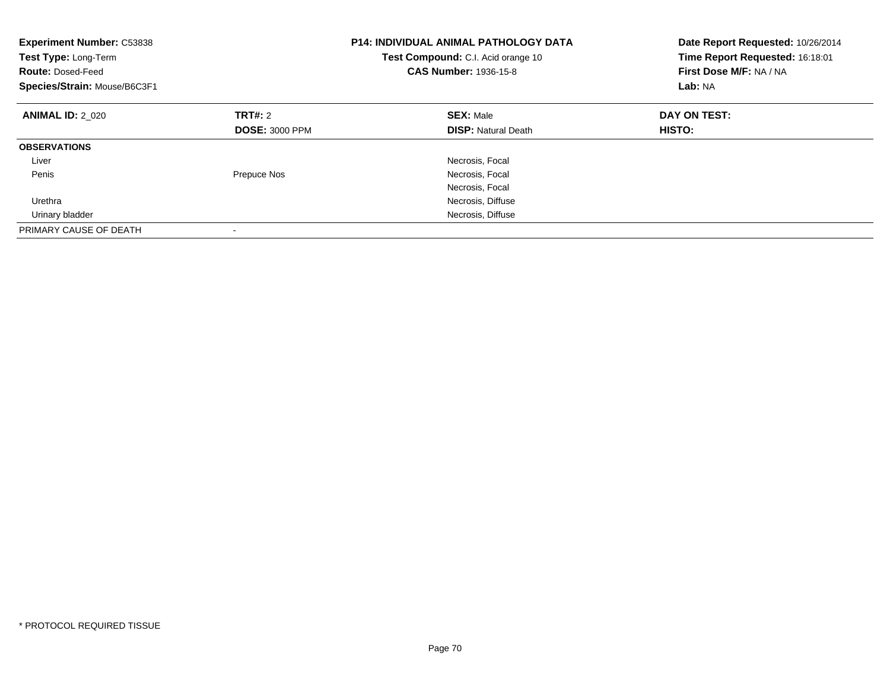**Experiment Number:** C53838
**Test Type:** Long-Term
**Route:** Dosed-Feed
**Species/Strain:** Mouse/B6C3F1

**P14: INDIVIDUAL ANIMAL PATHOLOGY DATA**
**Test Compound:** C.I. Acid orange 10
**CAS Number:** 1936-15-8

**Date Report Requested:** 10/26/2014
**Time Report Requested:** 16:18:01
**First Dose M/F:** NA / NA
**Lab:** NA

| **ANIMAL ID:** 2_020 | **TRT#:** 2 | **SEX:** Male | **DAY ON TEST:** |
|---|---|---|---|
| | **DOSE:** 3000 PPM | **DISP:** Natural Death | **HISTO:** |
| **OBSERVATIONS** | | | |
| Liver | | Necrosis, Focal | |
| Penis | Prepuce Nos | Necrosis, Focal | |
| | | Necrosis, Focal | |
| Urethra | | Necrosis, Diffuse | |
| Urinary bladder | | Necrosis, Diffuse | |
| PRIMARY CAUSE OF DEATH | - | | |

\* PROTOCOL REQUIRED TISSUE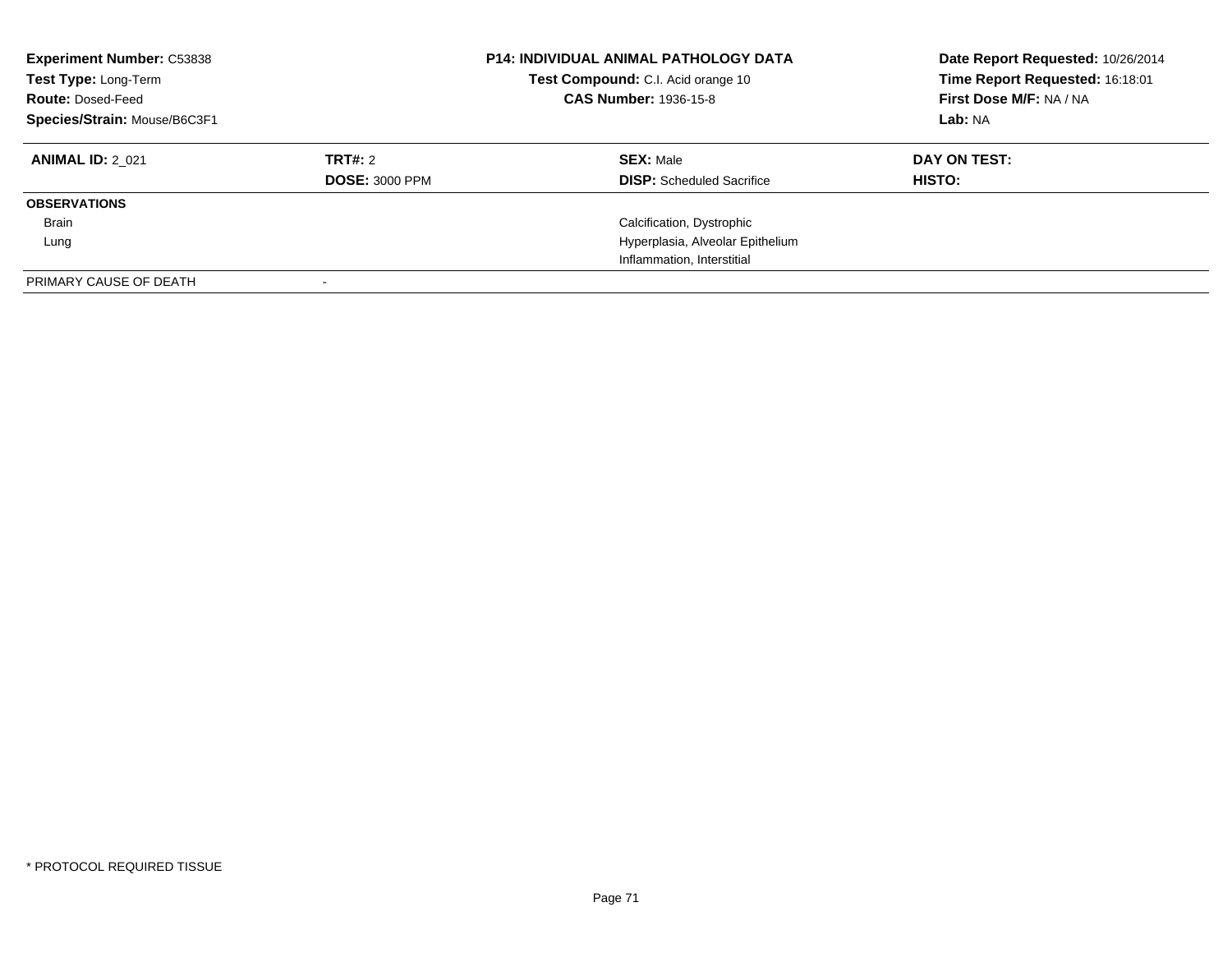| **Experiment Number:** C53838 | **P14: INDIVIDUAL ANIMAL PATHOLOGY DATA** | **Date Report Requested:** 10/26/2014 |
|---|---|---|
| **Test Type:** Long-Term | **Test Compound:** C.I. Acid orange 10 | **Time Report Requested:** 16:18:01 |
| **Route:** Dosed-Feed | **CAS Number:** 1936-15-8 | **First Dose M/F:** NA / NA |
| **Species/Strain:** Mouse/B6C3F1 | | **Lab:** NA |

| **ANIMAL ID:** 2_021 | **TRT#:** 2 | **SEX:** Male | **DAY ON TEST:** |
|---|---|---|---|
| | **DOSE:** 3000 PPM | **DISP:** Scheduled Sacrifice | **HISTO:** |
| **OBSERVATIONS** | | | |
| Brain | | Calcification, Dystrophic | |
| Lung | | Hyperplasia, Alveolar Epithelium | |
| | | Inflammation, Interstitial | |
| PRIMARY CAUSE OF DEATH | - | | |

* PROTOCOL REQUIRED TISSUE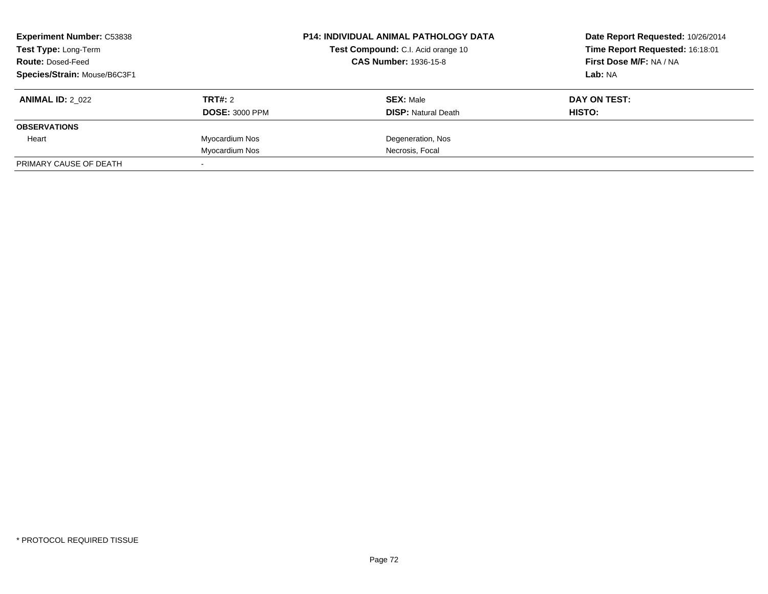**Experiment Number:** C53838
**Test Type:** Long-Term
**Route:** Dosed-Feed
**Species/Strain:** Mouse/B6C3F1

**P14: INDIVIDUAL ANIMAL PATHOLOGY DATA**
**Test Compound:** C.I. Acid orange 10
**CAS Number:** 1936-15-8

**Date Report Requested:** 10/26/2014
**Time Report Requested:** 16:18:01
**First Dose M/F:** NA / NA
**Lab:** NA

| **ANIMAL ID:** 2_022 | **TRT#:** 2 | **SEX:** Male | **DAY ON TEST:** |
|---|---|---|---|
| | **DOSE:** 3000 PPM | **DISP:** Natural Death | **HISTO:** |
| **OBSERVATIONS** | | | |
| Heart | Myocardium Nos | Degeneration, Nos | |
| | Myocardium Nos | Necrosis, Focal | |
| PRIMARY CAUSE OF DEATH | - | | |

* PROTOCOL REQUIRED TISSUE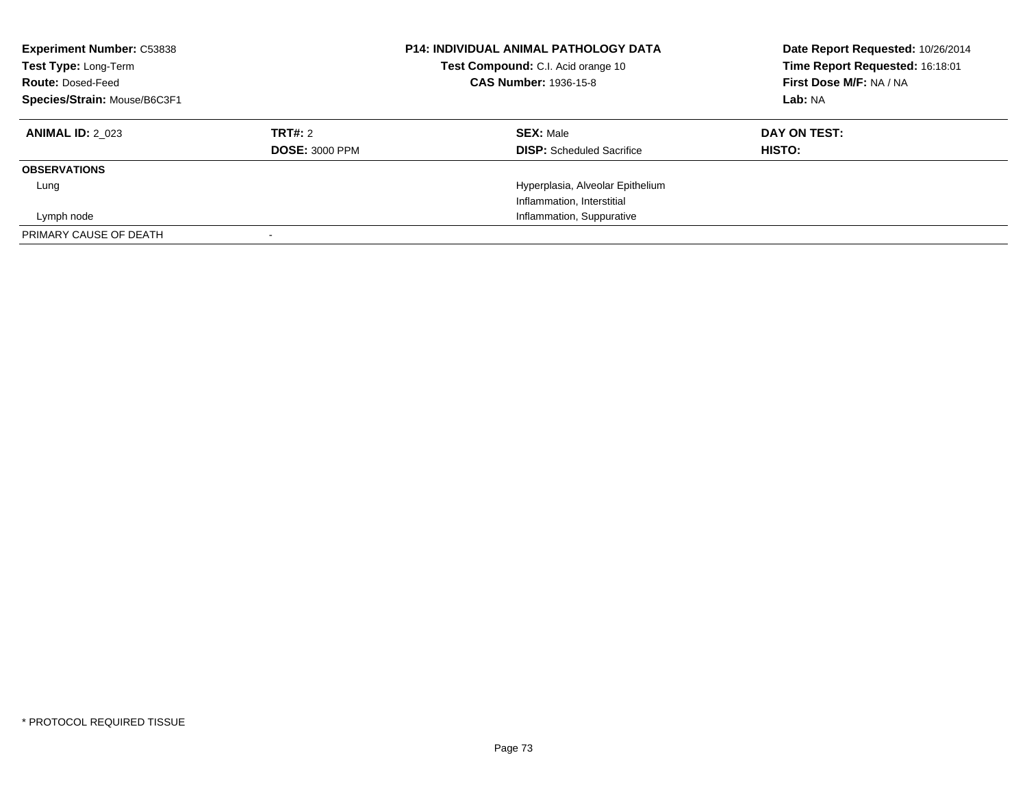**Experiment Number:** C53838
**Test Type:** Long-Term
**Route:** Dosed-Feed
**Species/Strain:** Mouse/B6C3F1

**P14: INDIVIDUAL ANIMAL PATHOLOGY DATA**
**Test Compound:** C.I. Acid orange 10
**CAS Number:** 1936-15-8

**Date Report Requested:** 10/26/2014
**Time Report Requested:** 16:18:01
**First Dose M/F:** NA / NA
**Lab:** NA

| **ANIMAL ID:** 2_023 | **TRT#:** 2 | **SEX:** Male | **DAY ON TEST:** |
|---|---|---|---|
| | **DOSE:** 3000 PPM | **DISP:** Scheduled Sacrifice | **HISTO:** |
| **OBSERVATIONS** | | | |
| Lung | | Hyperplasia, Alveolar Epithelium | |
| | | Inflammation, Interstitial | |
| Lymph node | | Inflammation, Suppurative | |
| PRIMARY CAUSE OF DEATH | - | | |

* PROTOCOL REQUIRED TISSUE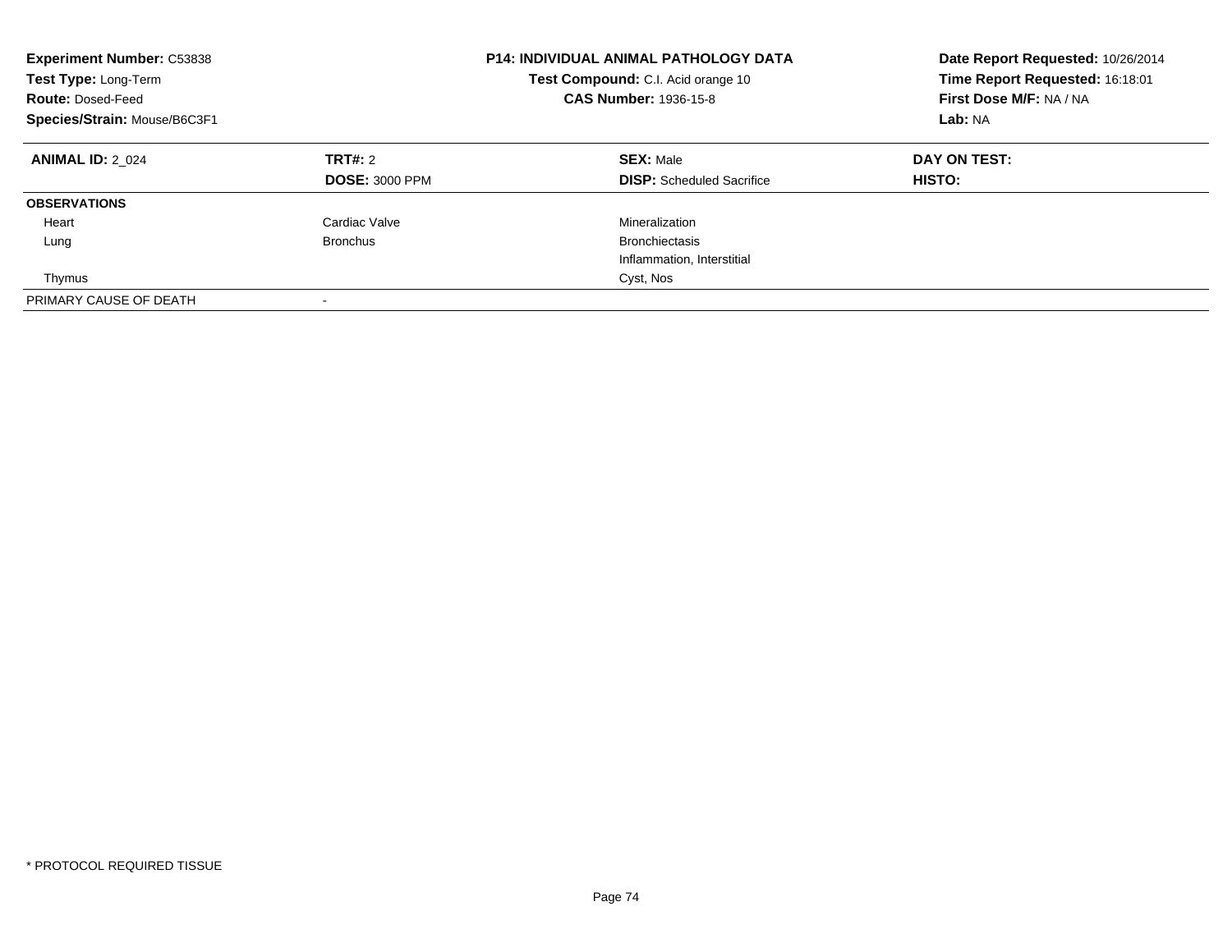**Experiment Number:** C53838
**Test Type:** Long-Term
**Route:** Dosed-Feed
**Species/Strain:** Mouse/B6C3F1

**P14: INDIVIDUAL ANIMAL PATHOLOGY DATA**
**Test Compound:** C.I. Acid orange 10
**CAS Number:** 1936-15-8

**Date Report Requested:** 10/26/2014
**Time Report Requested:** 16:18:01
**First Dose M/F:** NA / NA
**Lab:** NA

| **ANIMAL ID:** 2_024 | **TRT#:** 2 | **SEX:** Male | **DAY ON TEST:** |
|---|---|---|---|
| | **DOSE:** 3000 PPM | **DISP:** Scheduled Sacrifice | **HISTO:** |
| **OBSERVATIONS** | | | |
| Heart | Cardiac Valve | Mineralization | |
| Lung | Bronchus | Bronchiectasis | |
| | | Inflammation, Interstitial | |
| Thymus | | Cyst, Nos | |
| PRIMARY CAUSE OF DEATH | - | | |

* PROTOCOL REQUIRED TISSUE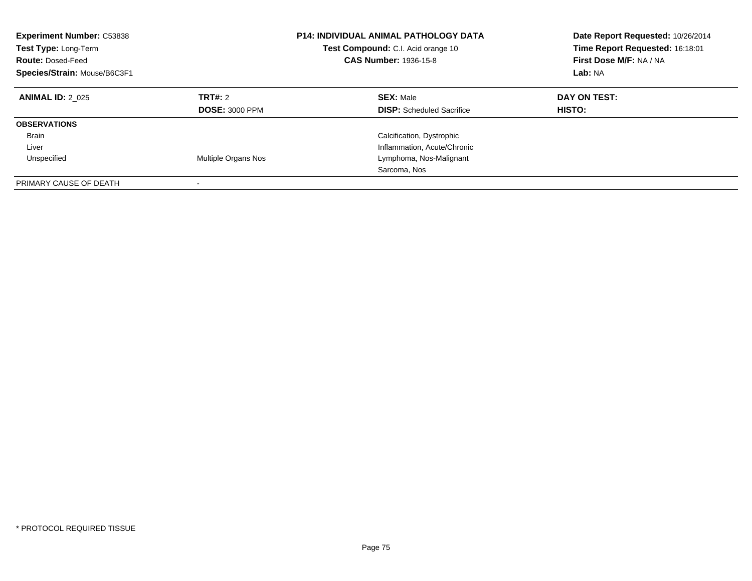| **Experiment Number:** C53838 | **P14: INDIVIDUAL ANIMAL PATHOLOGY DATA** | **Date Report Requested:** 10/26/2014 |
|---|---|---|
| **Test Type:** Long-Term | **Test Compound:** C.I. Acid orange 10 | **Time Report Requested:** 16:18:01 |
| **Route:** Dosed-Feed | **CAS Number:** 1936-15-8 | **First Dose M/F:** NA / NA |
| **Species/Strain:** Mouse/B6C3F1 | | **Lab:** NA |

| **ANIMAL ID:** 2_025 | **TRT#:** 2 | **SEX:** Male | **DAY ON TEST:** |
|---|---|---|---|
| | **DOSE:** 3000 PPM | **DISP:** Scheduled Sacrifice | **HISTO:** |
| **OBSERVATIONS** | | | |
| Brain | | Calcification, Dystrophic | |
| Liver | | Inflammation, Acute/Chronic | |
| Unspecified | Multiple Organs Nos | Lymphoma, Nos-Malignant | |
| | | Sarcoma, Nos | |
| PRIMARY CAUSE OF DEATH | - | | |

* PROTOCOL REQUIRED TISSUE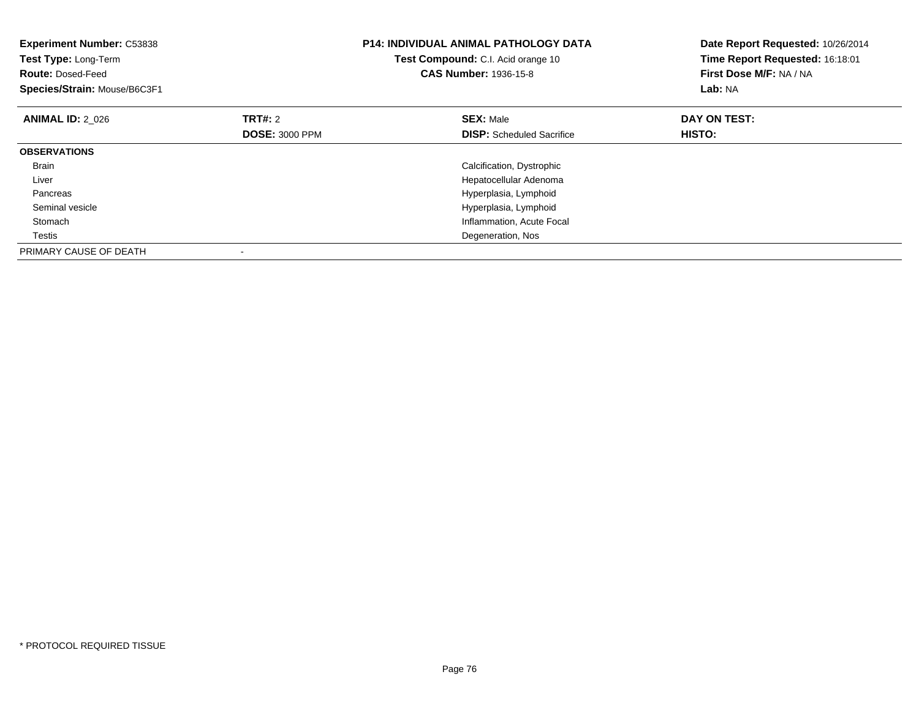**Experiment Number:** C53838
**Test Type:** Long-Term
**Route:** Dosed-Feed
**Species/Strain:** Mouse/B6C3F1

**P14: INDIVIDUAL ANIMAL PATHOLOGY DATA**
**Test Compound:** C.I. Acid orange 10
**CAS Number:** 1936-15-8

**Date Report Requested:** 10/26/2014
**Time Report Requested:** 16:18:01
**First Dose M/F:** NA / NA
**Lab:** NA

| **ANIMAL ID:** 2_026 | **TRT#:** 2 | **SEX:** Male | **DAY ON TEST:** |
|---|---|---|---|
| | **DOSE:** 3000 PPM | **DISP:** Scheduled Sacrifice | **HISTO:** |
| **OBSERVATIONS** | | | |
| Brain | | Calcification, Dystrophic | |
| Liver | | Hepatocellular Adenoma | |
| Pancreas | | Hyperplasia, Lymphoid | |
| Seminal vesicle | | Hyperplasia, Lymphoid | |
| Stomach | | Inflammation, Acute Focal | |
| Testis | | Degeneration, Nos | |
| PRIMARY CAUSE OF DEATH | - | | |

* PROTOCOL REQUIRED TISSUE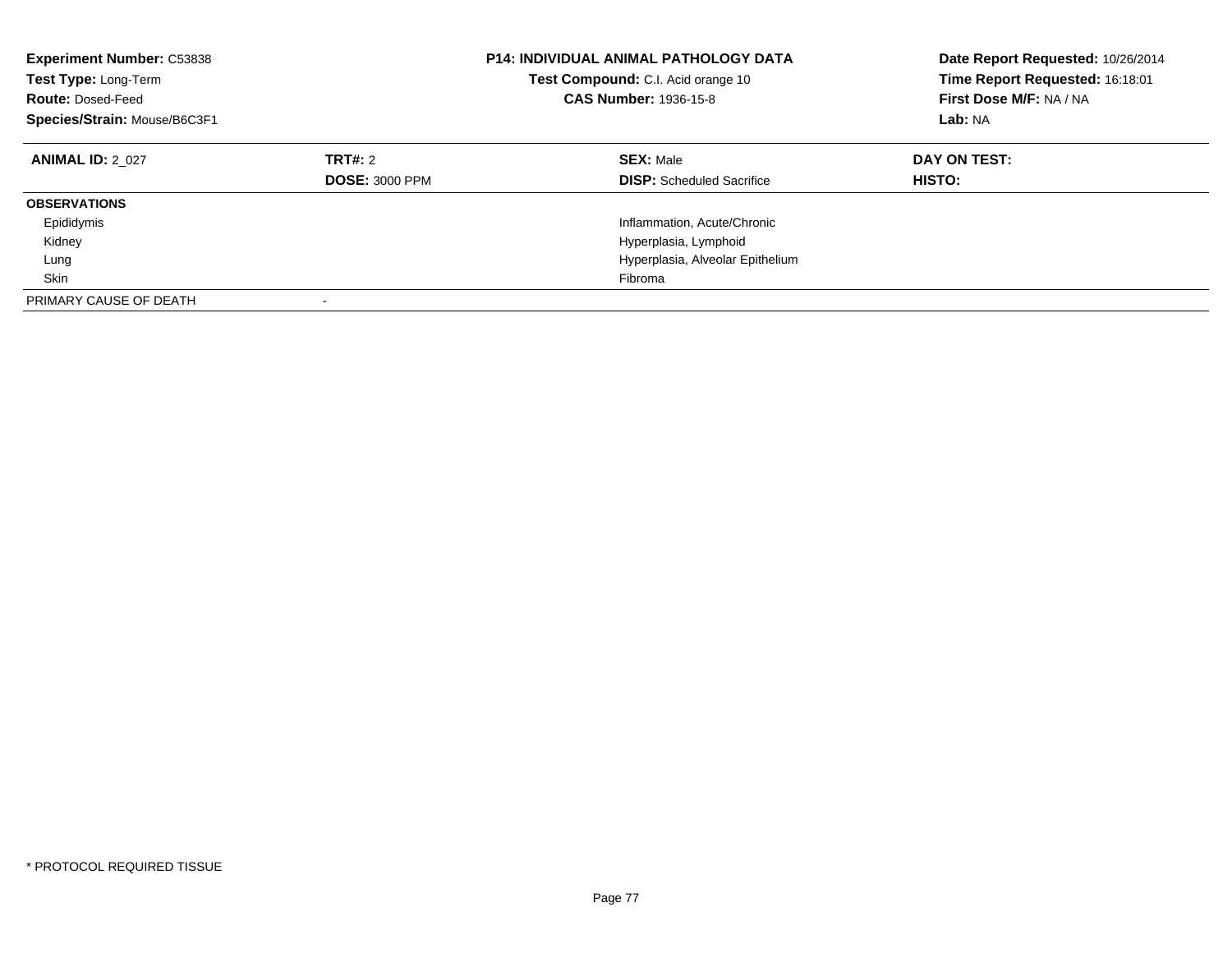**Experiment Number:** C53838
**Test Type:** Long-Term
**Route:** Dosed-Feed
**Species/Strain:** Mouse/B6C3F1

**P14: INDIVIDUAL ANIMAL PATHOLOGY DATA**
**Test Compound:** C.I. Acid orange 10
**CAS Number:** 1936-15-8

**Date Report Requested:** 10/26/2014
**Time Report Requested:** 16:18:01
**First Dose M/F:** NA / NA
**Lab:** NA

| **ANIMAL ID:** 2_027 | **TRT#:** 2 | **SEX:** Male | **DAY ON TEST:** |
|---|---|---|---|
| | **DOSE:** 3000 PPM | **DISP:** Scheduled Sacrifice | **HISTO:** |
| **OBSERVATIONS** | | | |
| Epididymis | | Inflammation, Acute/Chronic | |
| Kidney | | Hyperplasia, Lymphoid | |
| Lung | | Hyperplasia, Alveolar Epithelium | |
| Skin | | Fibroma | |
| PRIMARY CAUSE OF DEATH | - | | |

* PROTOCOL REQUIRED TISSUE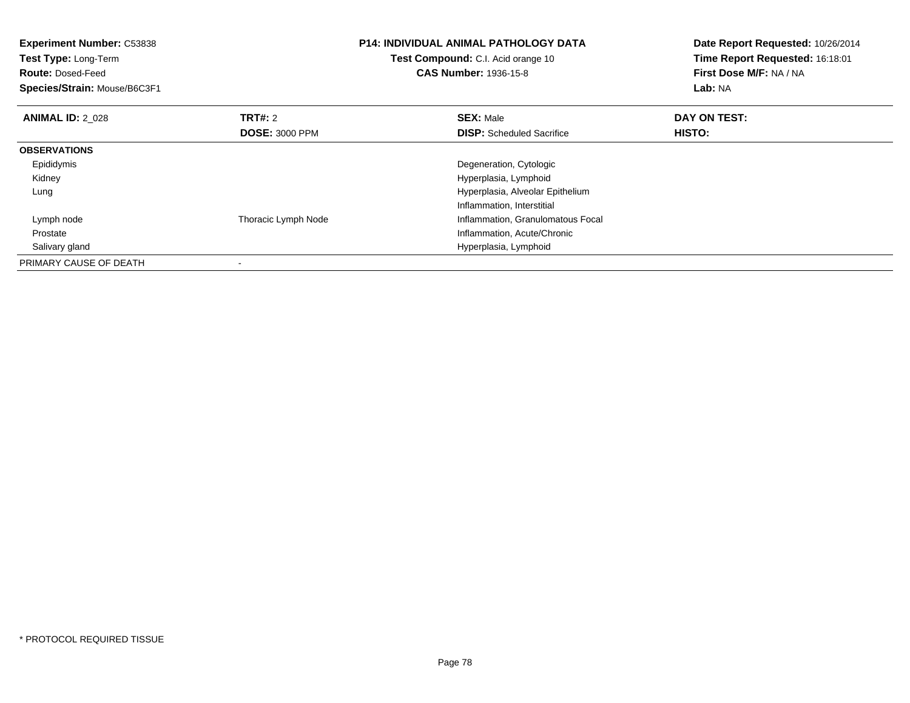**Experiment Number:** C53838
**Test Type:** Long-Term
**Route:** Dosed-Feed
**Species/Strain:** Mouse/B6C3F1

**P14: INDIVIDUAL ANIMAL PATHOLOGY DATA**
**Test Compound:** C.I. Acid orange 10
**CAS Number:** 1936-15-8

**Date Report Requested:** 10/26/2014
**Time Report Requested:** 16:18:01
**First Dose M/F:** NA / NA
**Lab:** NA

| **ANIMAL ID:** 2_028 | **TRT#:** 2 | **SEX:** Male | **DAY ON TEST:** |
|---|---|---|---|
| | **DOSE:** 3000 PPM | **DISP:** Scheduled Sacrifice | **HISTO:** |
| **OBSERVATIONS** | | | |
| Epididymis | | Degeneration, Cytologic | |
| Kidney | | Hyperplasia, Lymphoid | |
| Lung | | Hyperplasia, Alveolar Epithelium | |
| | | Inflammation, Interstitial | |
| Lymph node | Thoracic Lymph Node | Inflammation, Granulomatous Focal | |
| Prostate | | Inflammation, Acute/Chronic | |
| Salivary gland | | Hyperplasia, Lymphoid | |
| PRIMARY CAUSE OF DEATH | - | | |

\* PROTOCOL REQUIRED TISSUE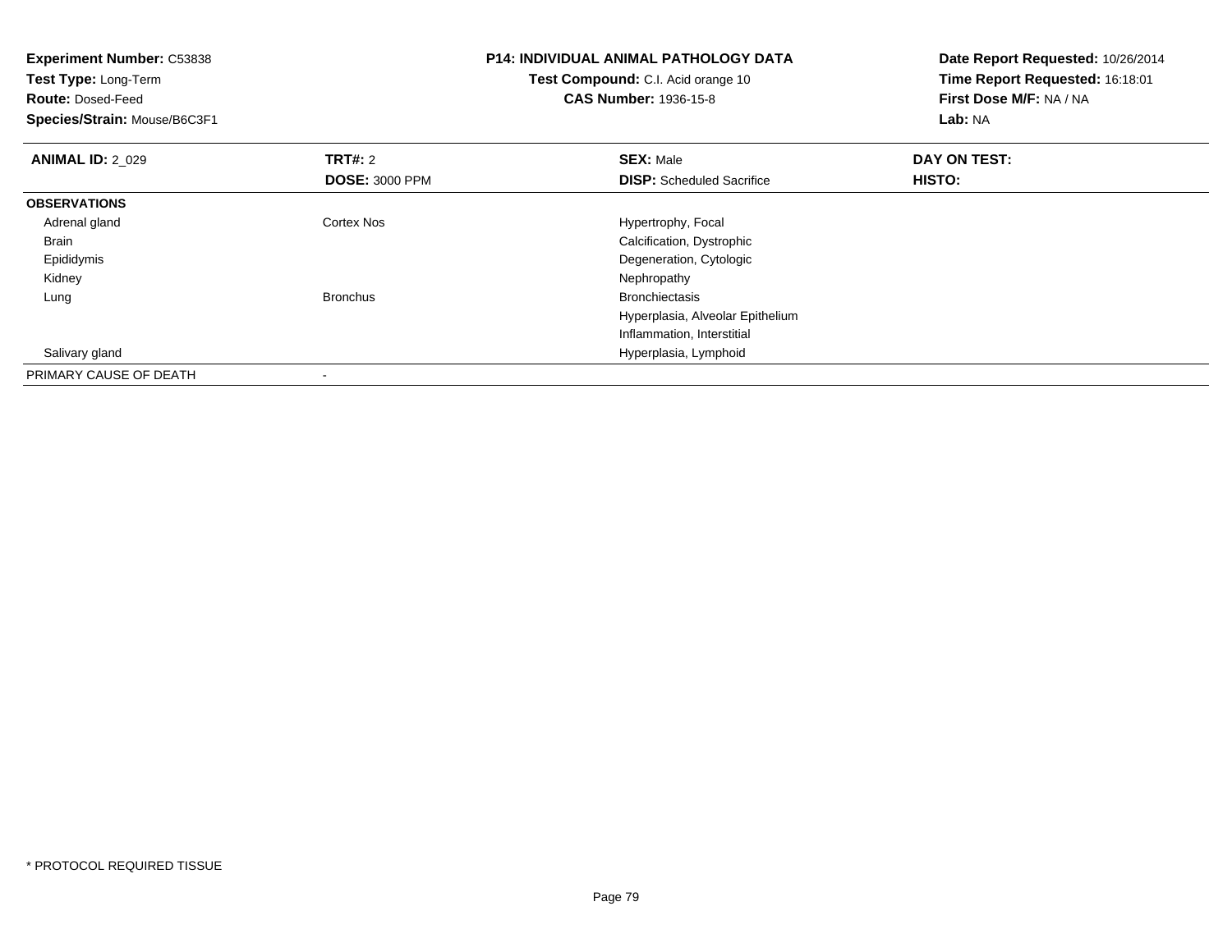**Experiment Number:** C53838
**Test Type:** Long-Term
**Route:** Dosed-Feed
**Species/Strain:** Mouse/B6C3F1

**P14: INDIVIDUAL ANIMAL PATHOLOGY DATA**
**Test Compound:** C.I. Acid orange 10
**CAS Number:** 1936-15-8

**Date Report Requested:** 10/26/2014
**Time Report Requested:** 16:18:01
**First Dose M/F:** NA / NA
**Lab:** NA

| **ANIMAL ID:** 2_029 | **TRT#:** 2 | **SEX:** Male | **DAY ON TEST:** |
|---|---|---|---|
| | **DOSE:** 3000 PPM | **DISP:** Scheduled Sacrifice | **HISTO:** |
| **OBSERVATIONS** | | | |
| Adrenal gland | Cortex Nos | Hypertrophy, Focal | |
| Brain | | Calcification, Dystrophic | |
| Epididymis | | Degeneration, Cytologic | |
| Kidney | | Nephropathy | |
| Lung | Bronchus | Bronchiectasis | |
| | | Hyperplasia, Alveolar Epithelium | |
| | | Inflammation, Interstitial | |
| Salivary gland | | Hyperplasia, Lymphoid | |
| PRIMARY CAUSE OF DEATH | - | | |

* PROTOCOL REQUIRED TISSUE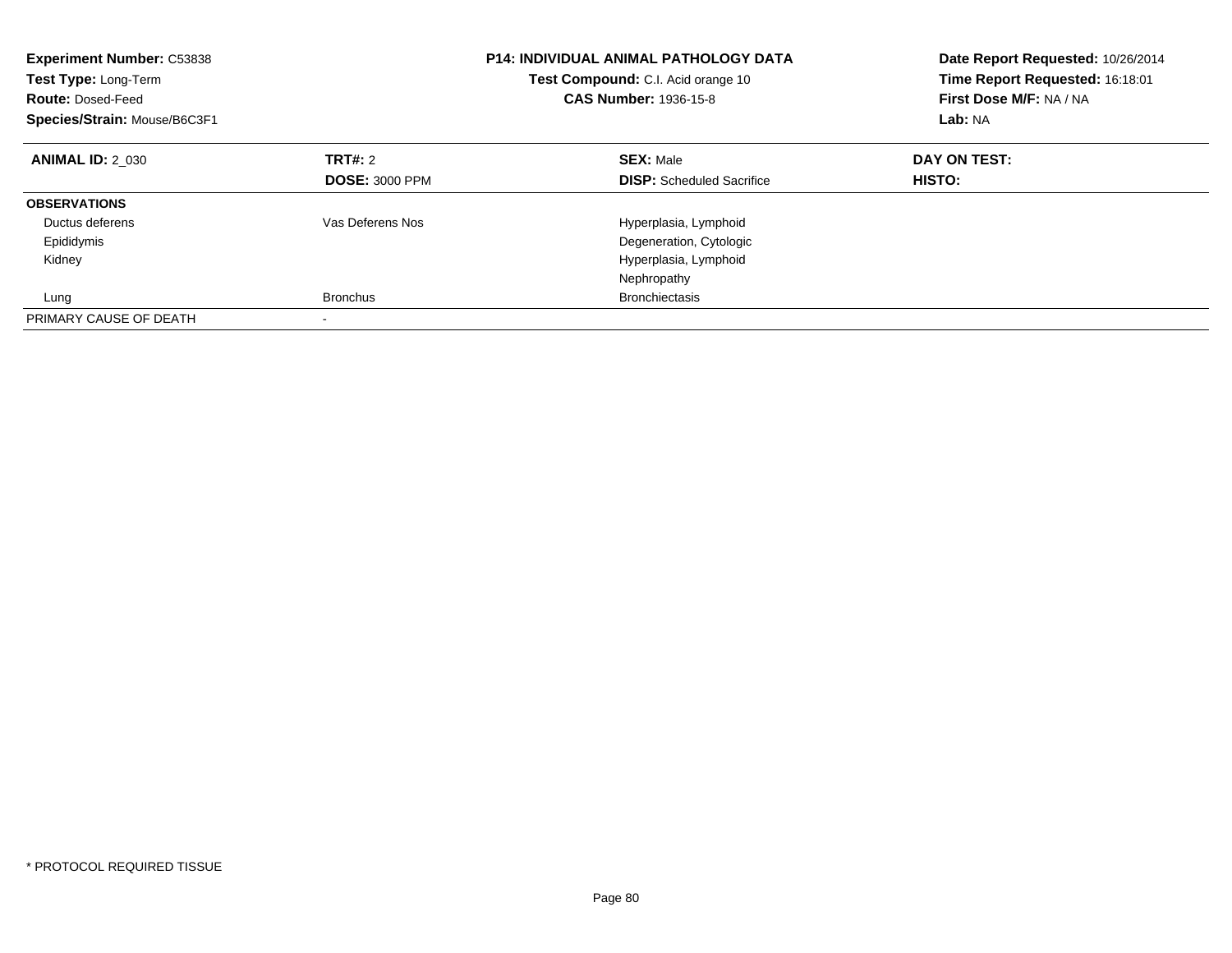**Experiment Number:** C53838
**Test Type:** Long-Term
**Route:** Dosed-Feed
**Species/Strain:** Mouse/B6C3F1

**P14: INDIVIDUAL ANIMAL PATHOLOGY DATA**
**Test Compound:** C.I. Acid orange 10
**CAS Number:** 1936-15-8

**Date Report Requested:** 10/26/2014
**Time Report Requested:** 16:18:01
**First Dose M/F:** NA / NA
**Lab:** NA

| **ANIMAL ID:** 2_030 | **TRT#:** 2 | **SEX:** Male | **DAY ON TEST:** |
|---|---|---|---|
| | **DOSE:** 3000 PPM | **DISP:** Scheduled Sacrifice | **HISTO:** |
| **OBSERVATIONS** | | | |
| Ductus deferens | Vas Deferens Nos | Hyperplasia, Lymphoid | |
| Epididymis | | Degeneration, Cytologic | |
| Kidney | | Hyperplasia, Lymphoid | |
| | | Nephropathy | |
| Lung | Bronchus | Bronchiectasis | |
| PRIMARY CAUSE OF DEATH | - | | |

* PROTOCOL REQUIRED TISSUE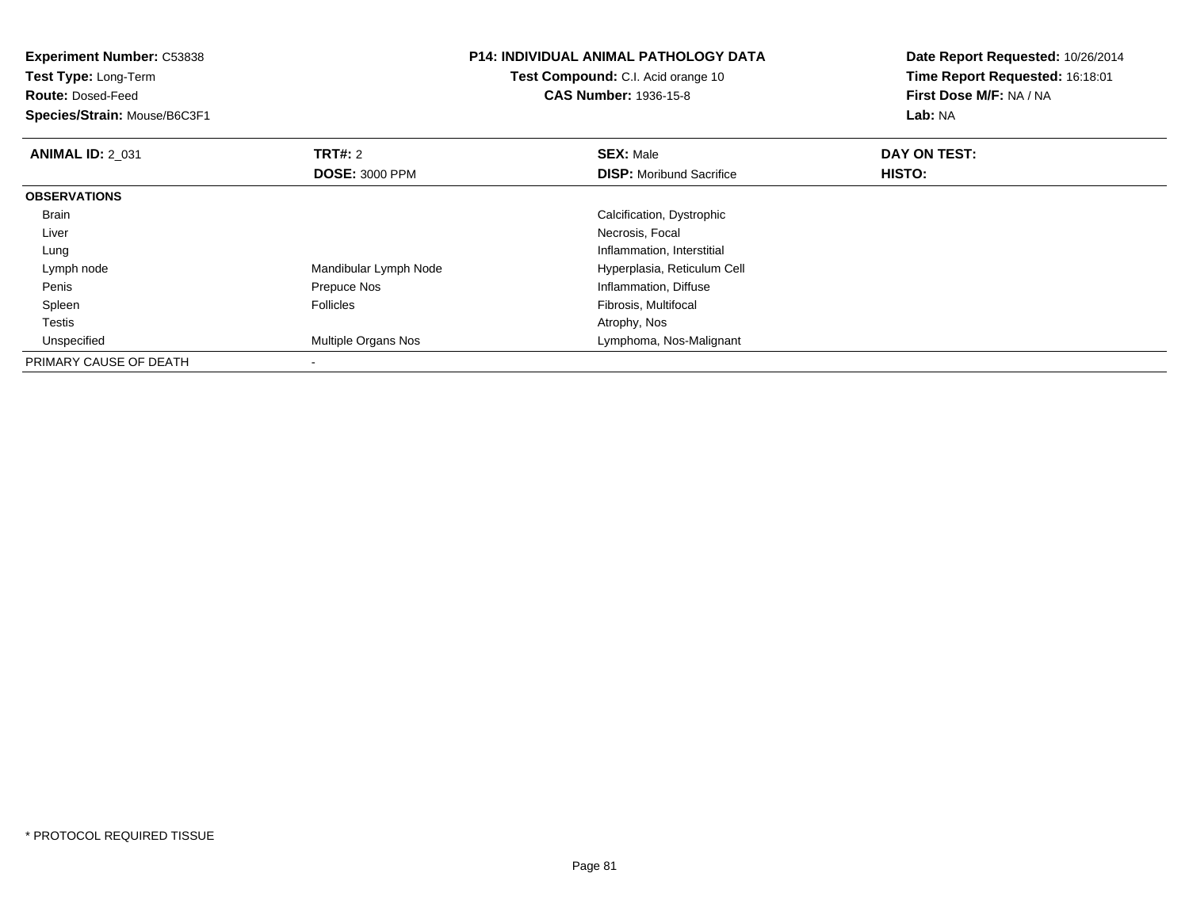**Experiment Number:** C53838
**Test Type:** Long-Term
**Route:** Dosed-Feed
**Species/Strain:** Mouse/B6C3F1

**P14: INDIVIDUAL ANIMAL PATHOLOGY DATA**
**Test Compound:** C.I. Acid orange 10
**CAS Number:** 1936-15-8

**Date Report Requested:** 10/26/2014
**Time Report Requested:** 16:18:01
**First Dose M/F:** NA / NA
**Lab:** NA

| **ANIMAL ID:** 2_031 | **TRT#:** 2 | **SEX:** Male | **DAY ON TEST:** |
|---|---|---|---|
| | **DOSE:** 3000 PPM | **DISP:** Moribund Sacrifice | **HISTO:** |
| **OBSERVATIONS** | | | |
| Brain | | Calcification, Dystrophic | |
| Liver | | Necrosis, Focal | |
| Lung | | Inflammation, Interstitial | |
| Lymph node | Mandibular Lymph Node | Hyperplasia, Reticulum Cell | |
| Penis | Prepuce Nos | Inflammation, Diffuse | |
| Spleen | Follicles | Fibrosis, Multifocal | |
| Testis | | Atrophy, Nos | |
| Unspecified | Multiple Organs Nos | Lymphoma, Nos-Malignant | |
| PRIMARY CAUSE OF DEATH | - | | |

* PROTOCOL REQUIRED TISSUE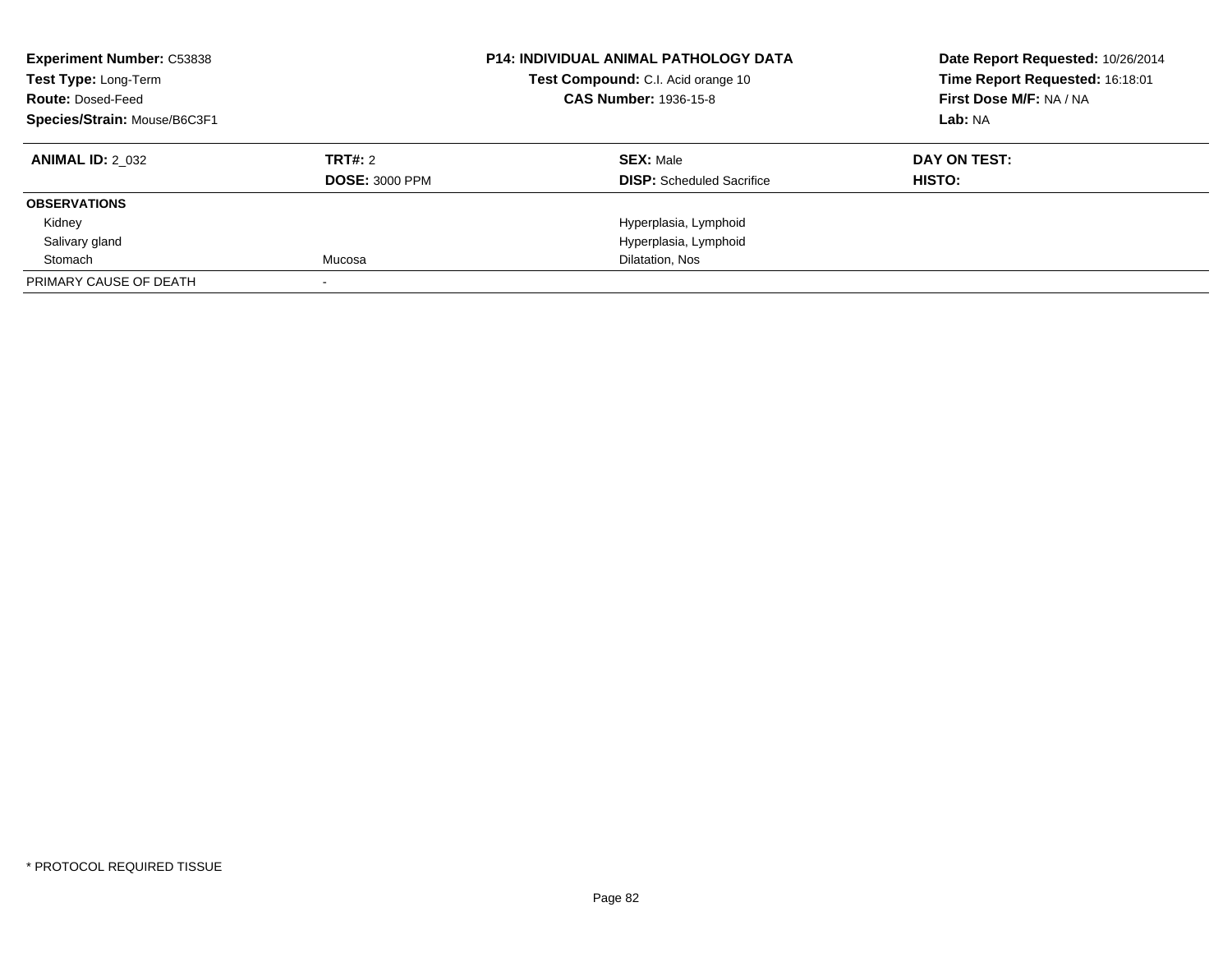**Experiment Number:** C53838
**Test Type:** Long-Term
**Route:** Dosed-Feed
**Species/Strain:** Mouse/B6C3F1

**P14: INDIVIDUAL ANIMAL PATHOLOGY DATA**
**Test Compound:** C.I. Acid orange 10
**CAS Number:** 1936-15-8

**Date Report Requested:** 10/26/2014
**Time Report Requested:** 16:18:01
**First Dose M/F:** NA / NA
**Lab:** NA

| **ANIMAL ID:** 2_032 | **TRT#:** 2 | **SEX:** Male | **DAY ON TEST:** |
|---|---|---|---|
| | **DOSE:** 3000 PPM | **DISP:** Scheduled Sacrifice | **HISTO:** |
| **OBSERVATIONS** | | | |
| Kidney | | Hyperplasia, Lymphoid | |
| Salivary gland | | Hyperplasia, Lymphoid | |
| Stomach | Mucosa | Dilatation, Nos | |
| PRIMARY CAUSE OF DEATH | - | | |

* PROTOCOL REQUIRED TISSUE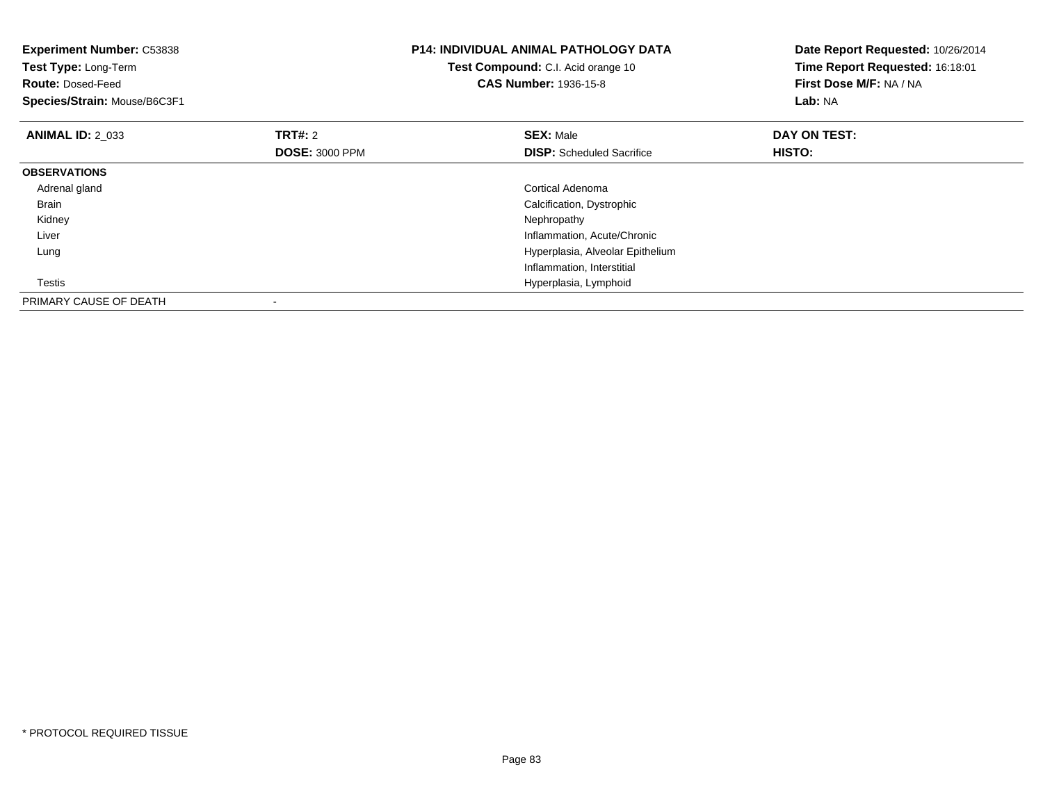**Experiment Number:** C53838
**Test Type:** Long-Term
**Route:** Dosed-Feed
**Species/Strain:** Mouse/B6C3F1

**P14: INDIVIDUAL ANIMAL PATHOLOGY DATA**
**Test Compound:** C.I. Acid orange 10
**CAS Number:** 1936-15-8

**Date Report Requested:** 10/26/2014
**Time Report Requested:** 16:18:01
**First Dose M/F:** NA / NA
**Lab:** NA

| **ANIMAL ID:** 2_033 | **TRT#:** 2 | **SEX:** Male | **DAY ON TEST:** |
|---|---|---|---|
| | **DOSE:** 3000 PPM | **DISP:** Scheduled Sacrifice | **HISTO:** |
| **OBSERVATIONS** | | | |
| Adrenal gland | | Cortical Adenoma | |
| Brain | | Calcification, Dystrophic | |
| Kidney | | Nephropathy | |
| Liver | | Inflammation, Acute/Chronic | |
| Lung | | Hyperplasia, Alveolar Epithelium | |
| | | Inflammation, Interstitial | |
| Testis | | Hyperplasia, Lymphoid | |
| PRIMARY CAUSE OF DEATH | - | | |

* PROTOCOL REQUIRED TISSUE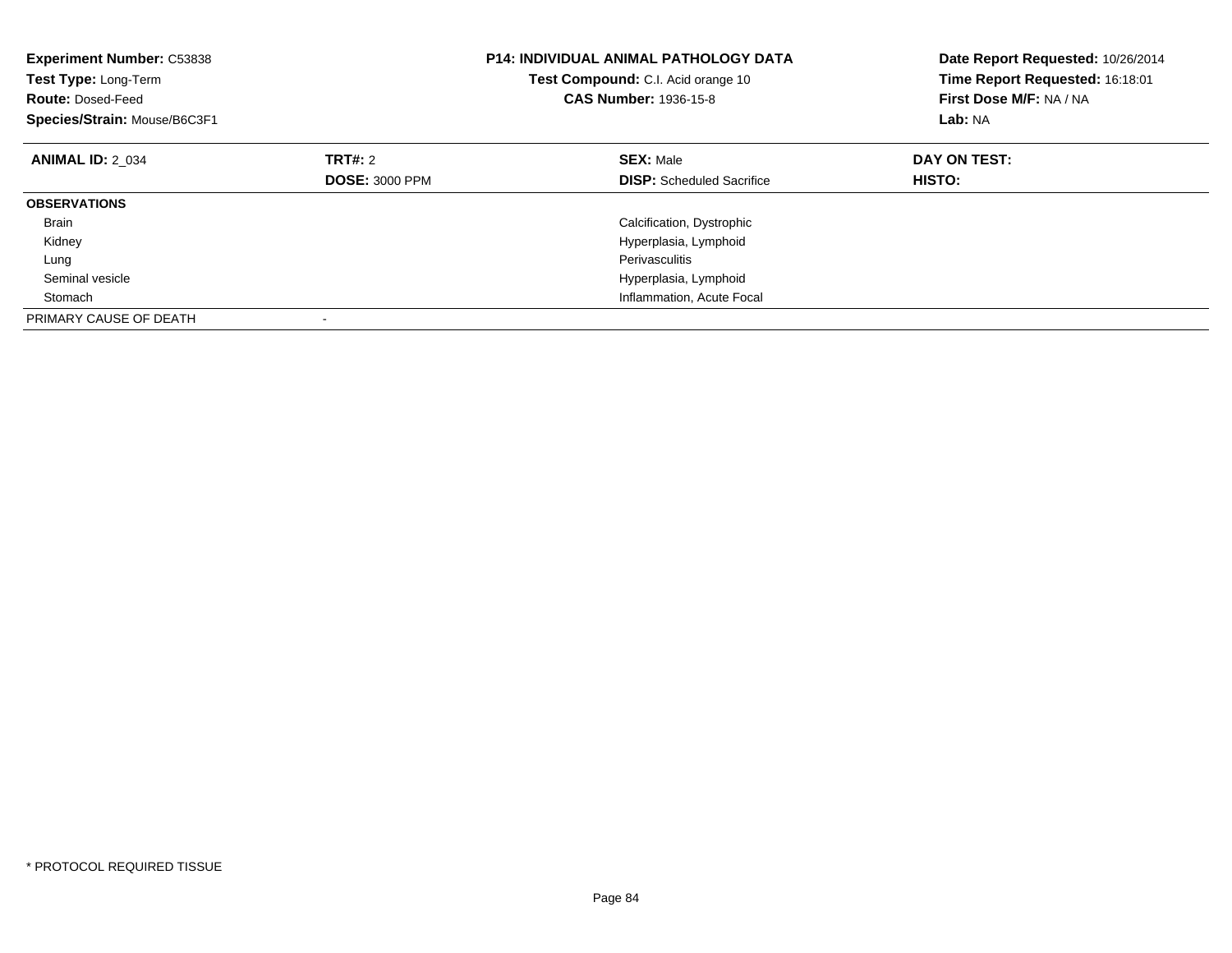**Experiment Number:** C53838
**Test Type:** Long-Term
**Route:** Dosed-Feed
**Species/Strain:** Mouse/B6C3F1

## P14: INDIVIDUAL ANIMAL PATHOLOGY DATA

**Test Compound:** C.I. Acid orange 10
**CAS Number:** 1936-15-8

**Date Report Requested:** 10/26/2014
**Time Report Requested:** 16:18:01
**First Dose M/F:** NA / NA
**Lab:** NA

| **ANIMAL ID:** 2_034 | **TRT#:** 2 | **SEX:** Male | **DAY ON TEST:** |
|---|---|---|---|
| | **DOSE:** 3000 PPM | **DISP:** Scheduled Sacrifice | **HISTO:** |
| **OBSERVATIONS** | | | |
| Brain | | Calcification, Dystrophic | |
| Kidney | | Hyperplasia, Lymphoid | |
| Lung | | Perivasculitis | |
| Seminal vesicle | | Hyperplasia, Lymphoid | |
| Stomach | | Inflammation, Acute Focal | |
| PRIMARY CAUSE OF DEATH | - | | |

* PROTOCOL REQUIRED TISSUE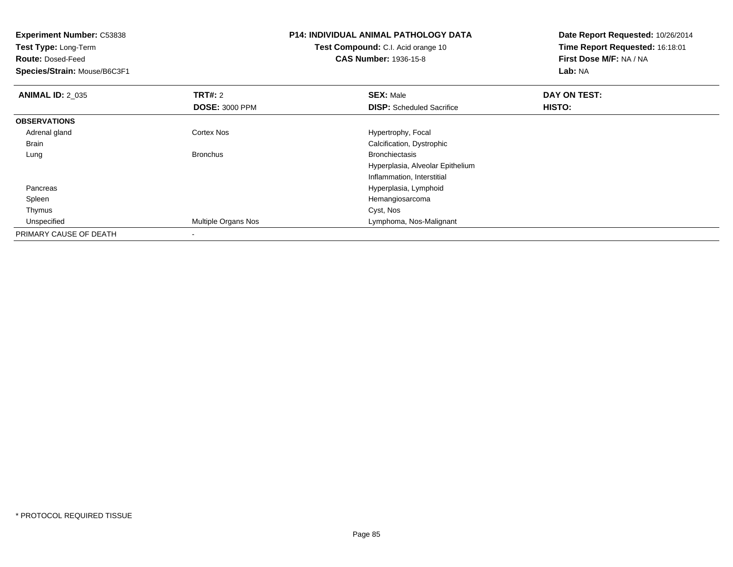**Experiment Number:** C53838
**Test Type:** Long-Term
**Route:** Dosed-Feed
**Species/Strain:** Mouse/B6C3F1

**P14: INDIVIDUAL ANIMAL PATHOLOGY DATA**
**Test Compound:** C.I. Acid orange 10
**CAS Number:** 1936-15-8

**Date Report Requested:** 10/26/2014
**Time Report Requested:** 16:18:01
**First Dose M/F:** NA / NA
**Lab:** NA

| **ANIMAL ID:** 2_035 | **TRT#:** 2 | **SEX:** Male | **DAY ON TEST:** |
|---|---|---|---|
| | **DOSE:** 3000 PPM | **DISP:** Scheduled Sacrifice | **HISTO:** |
| **OBSERVATIONS** | | | |
| Adrenal gland | Cortex Nos | Hypertrophy, Focal | |
| Brain | | Calcification, Dystrophic | |
| Lung | Bronchus | Bronchiectasis | |
| | | Hyperplasia, Alveolar Epithelium | |
| | | Inflammation, Interstitial | |
| Pancreas | | Hyperplasia, Lymphoid | |
| Spleen | | Hemangiosarcoma | |
| Thymus | | Cyst, Nos | |
| Unspecified | Multiple Organs Nos | Lymphoma, Nos-Malignant | |
| PRIMARY CAUSE OF DEATH | - | | |

* PROTOCOL REQUIRED TISSUE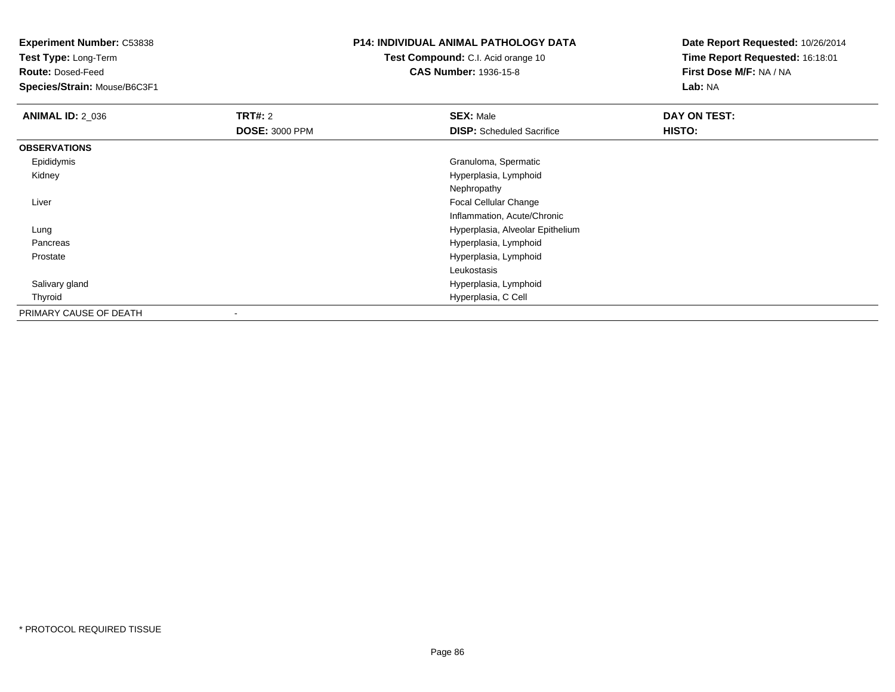**Experiment Number:** C53838
**Test Type:** Long-Term
**Route:** Dosed-Feed
**Species/Strain:** Mouse/B6C3F1

# P14: INDIVIDUAL ANIMAL PATHOLOGY DATA

**Test Compound:** C.I. Acid orange 10
**CAS Number:** 1936-15-8

**Date Report Requested:** 10/26/2014
**Time Report Requested:** 16:18:01
**First Dose M/F:** NA / NA
**Lab:** NA

| **ANIMAL ID:** 2_036 | **TRT#:** 2 | **SEX:** Male | **DAY ON TEST:** |
|---|---|---|---|
| | **DOSE:** 3000 PPM | **DISP:** Scheduled Sacrifice | **HISTO:** |
| **OBSERVATIONS** | | | |
| Epididymis | | Granuloma, Spermatic | |
| Kidney | | Hyperplasia, Lymphoid | |
| | | Nephropathy | |
| Liver | | Focal Cellular Change | |
| | | Inflammation, Acute/Chronic | |
| Lung | | Hyperplasia, Alveolar Epithelium | |
| Pancreas | | Hyperplasia, Lymphoid | |
| Prostate | | Hyperplasia, Lymphoid | |
| | | Leukostasis | |
| Salivary gland | | Hyperplasia, Lymphoid | |
| Thyroid | | Hyperplasia, C Cell | |
| PRIMARY CAUSE OF DEATH | - | | |

\* PROTOCOL REQUIRED TISSUE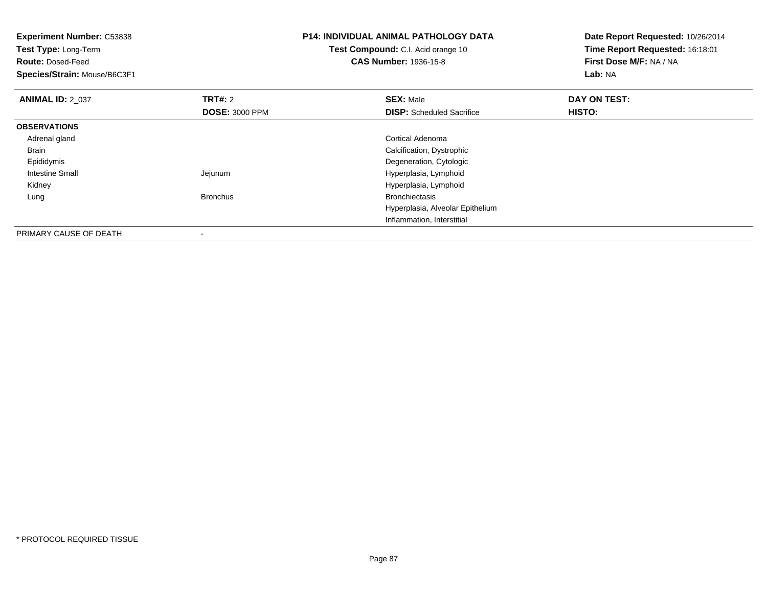**Experiment Number:** C53838
**Test Type:** Long-Term
**Route:** Dosed-Feed
**Species/Strain:** Mouse/B6C3F1

**P14: INDIVIDUAL ANIMAL PATHOLOGY DATA**
**Test Compound:** C.I. Acid orange 10
**CAS Number:** 1936-15-8

**Date Report Requested:** 10/26/2014
**Time Report Requested:** 16:18:01
**First Dose M/F:** NA / NA
**Lab:** NA

| **ANIMAL ID:** 2_037 | **TRT#:** 2 | **SEX:** Male | **DAY ON TEST:** |
|---|---|---|---|
| | **DOSE:** 3000 PPM | **DISP:** Scheduled Sacrifice | **HISTO:** |
| **OBSERVATIONS** | | | |
| Adrenal gland | | Cortical Adenoma | |
| Brain | | Calcification, Dystrophic | |
| Epididymis | | Degeneration, Cytologic | |
| Intestine Small | Jejunum | Hyperplasia, Lymphoid | |
| Kidney | | Hyperplasia, Lymphoid | |
| Lung | Bronchus | Bronchiectasis | |
| | | Hyperplasia, Alveolar Epithelium | |
| | | Inflammation, Interstitial | |
| PRIMARY CAUSE OF DEATH | - | | |

* PROTOCOL REQUIRED TISSUE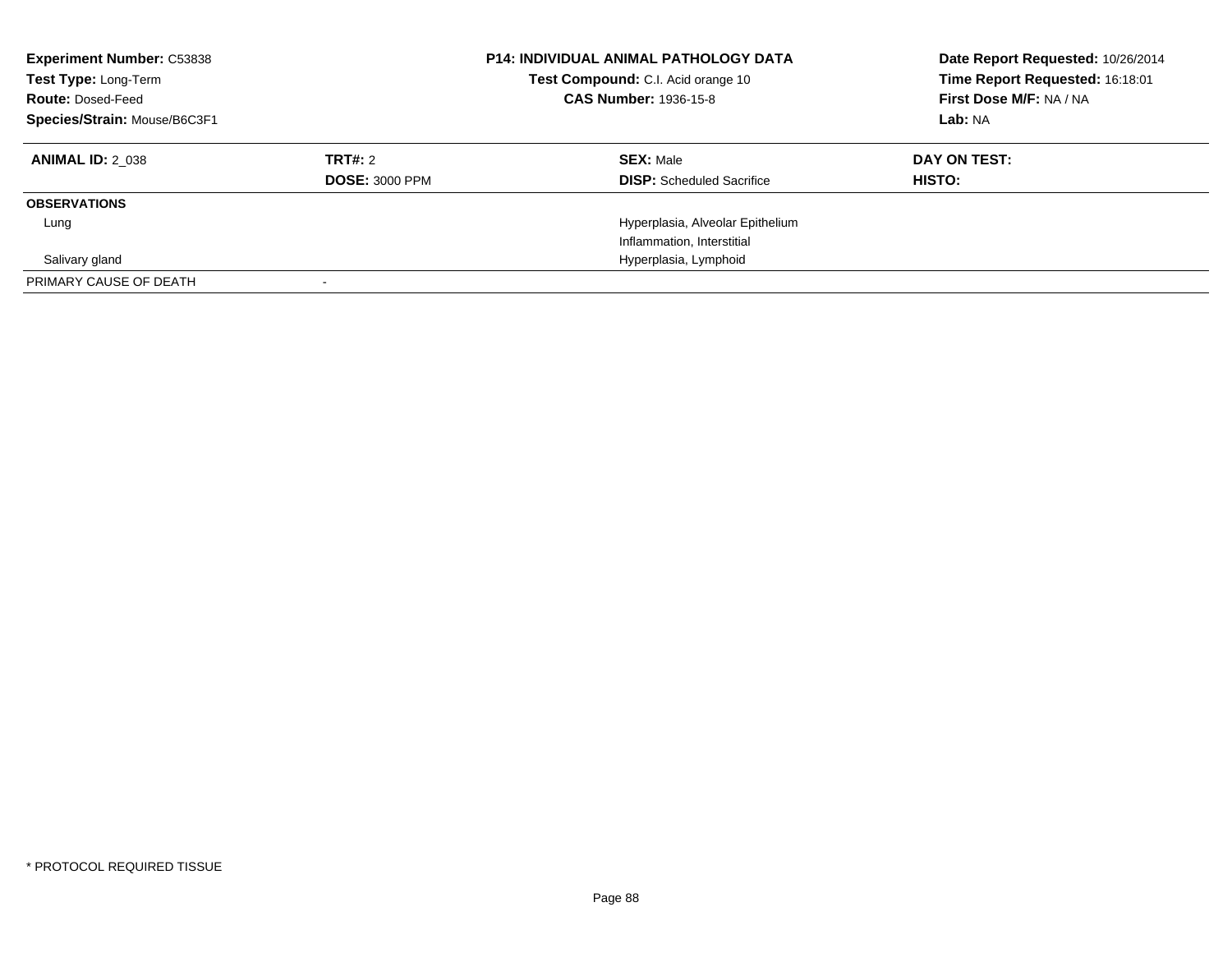**Experiment Number:** C53838
**Test Type:** Long-Term
**Route:** Dosed-Feed
**Species/Strain:** Mouse/B6C3F1

**P14: INDIVIDUAL ANIMAL PATHOLOGY DATA**
**Test Compound:** C.I. Acid orange 10
**CAS Number:** 1936-15-8

**Date Report Requested:** 10/26/2014
**Time Report Requested:** 16:18:01
**First Dose M/F:** NA / NA
**Lab:** NA

| **ANIMAL ID:** 2_038 | **TRT#:** 2 | **SEX:** Male | **DAY ON TEST:** |
|---|---|---|---|
| | **DOSE:** 3000 PPM | **DISP:** Scheduled Sacrifice | **HISTO:** |
| **OBSERVATIONS** | | | |
| Lung | | Hyperplasia, Alveolar Epithelium | |
| | | Inflammation, Interstitial | |
| Salivary gland | | Hyperplasia, Lymphoid | |
| PRIMARY CAUSE OF DEATH | - | | |

* PROTOCOL REQUIRED TISSUE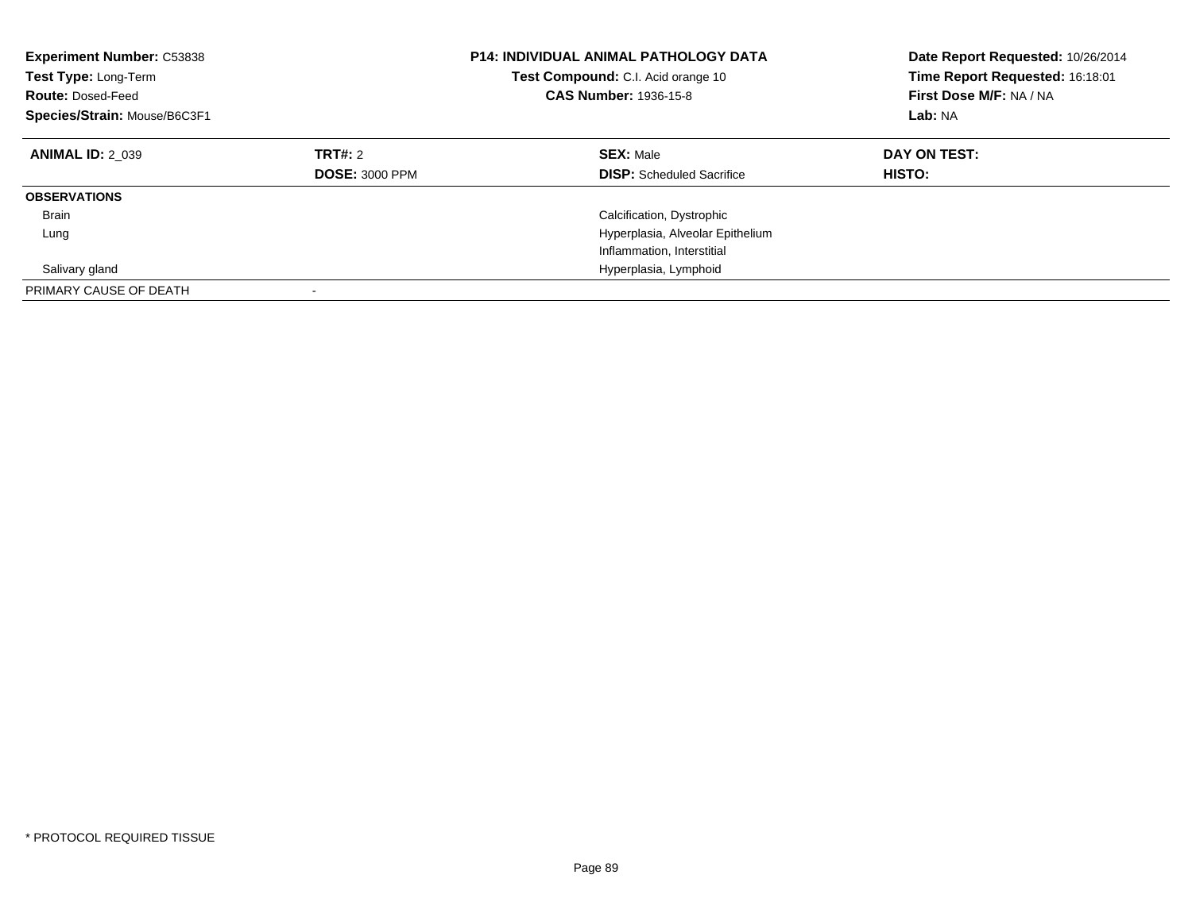**Experiment Number:** C53838
**Test Type:** Long-Term
**Route:** Dosed-Feed
**Species/Strain:** Mouse/B6C3F1

**P14: INDIVIDUAL ANIMAL PATHOLOGY DATA**
**Test Compound:** C.I. Acid orange 10
**CAS Number:** 1936-15-8

**Date Report Requested:** 10/26/2014
**Time Report Requested:** 16:18:01
**First Dose M/F:** NA / NA
**Lab:** NA

| **ANIMAL ID:** 2_039 | **TRT#:** 2 | **SEX:** Male | **DAY ON TEST:** |
|---|---|---|---|
| | **DOSE:** 3000 PPM | **DISP:** Scheduled Sacrifice | **HISTO:** |
| **OBSERVATIONS** | | | |
| Brain | | Calcification, Dystrophic | |
| Lung | | Hyperplasia, Alveolar Epithelium | |
| | | Inflammation, Interstitial | |
| Salivary gland | | Hyperplasia, Lymphoid | |
| PRIMARY CAUSE OF DEATH | - | | |

* PROTOCOL REQUIRED TISSUE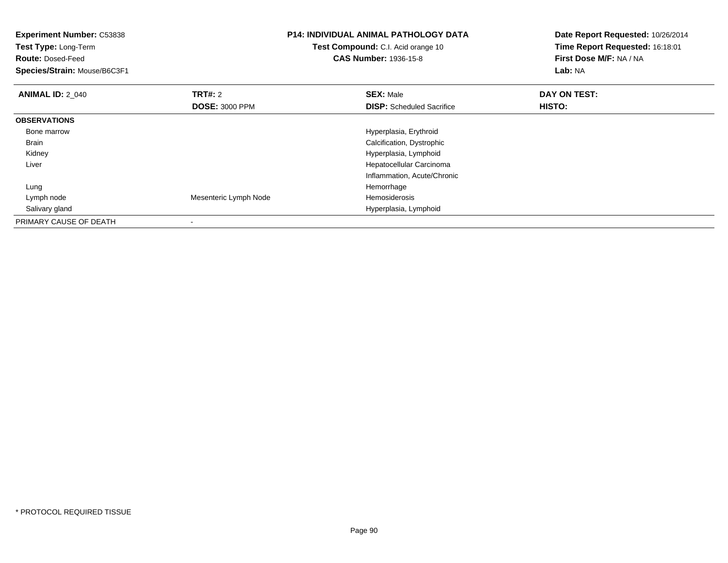**Experiment Number:** C53838
**Test Type:** Long-Term
**Route:** Dosed-Feed
**Species/Strain:** Mouse/B6C3F1

**P14: INDIVIDUAL ANIMAL PATHOLOGY DATA**
**Test Compound:** C.I. Acid orange 10
**CAS Number:** 1936-15-8

**Date Report Requested:** 10/26/2014
**Time Report Requested:** 16:18:01
**First Dose M/F:** NA / NA
**Lab:** NA

| **ANIMAL ID:** 2_040 | **TRT#:** 2 | **SEX:** Male | **DAY ON TEST:** |
|---|---|---|---|
| | **DOSE:** 3000 PPM | **DISP:** Scheduled Sacrifice | **HISTO:** |
| **OBSERVATIONS** | | | |
| Bone marrow | | Hyperplasia, Erythroid | |
| Brain | | Calcification, Dystrophic | |
| Kidney | | Hyperplasia, Lymphoid | |
| Liver | | Hepatocellular Carcinoma | |
| | | Inflammation, Acute/Chronic | |
| Lung | | Hemorrhage | |
| Lymph node | Mesenteric Lymph Node | Hemosiderosis | |
| Salivary gland | | Hyperplasia, Lymphoid | |
| PRIMARY CAUSE OF DEATH | - | | |

* PROTOCOL REQUIRED TISSUE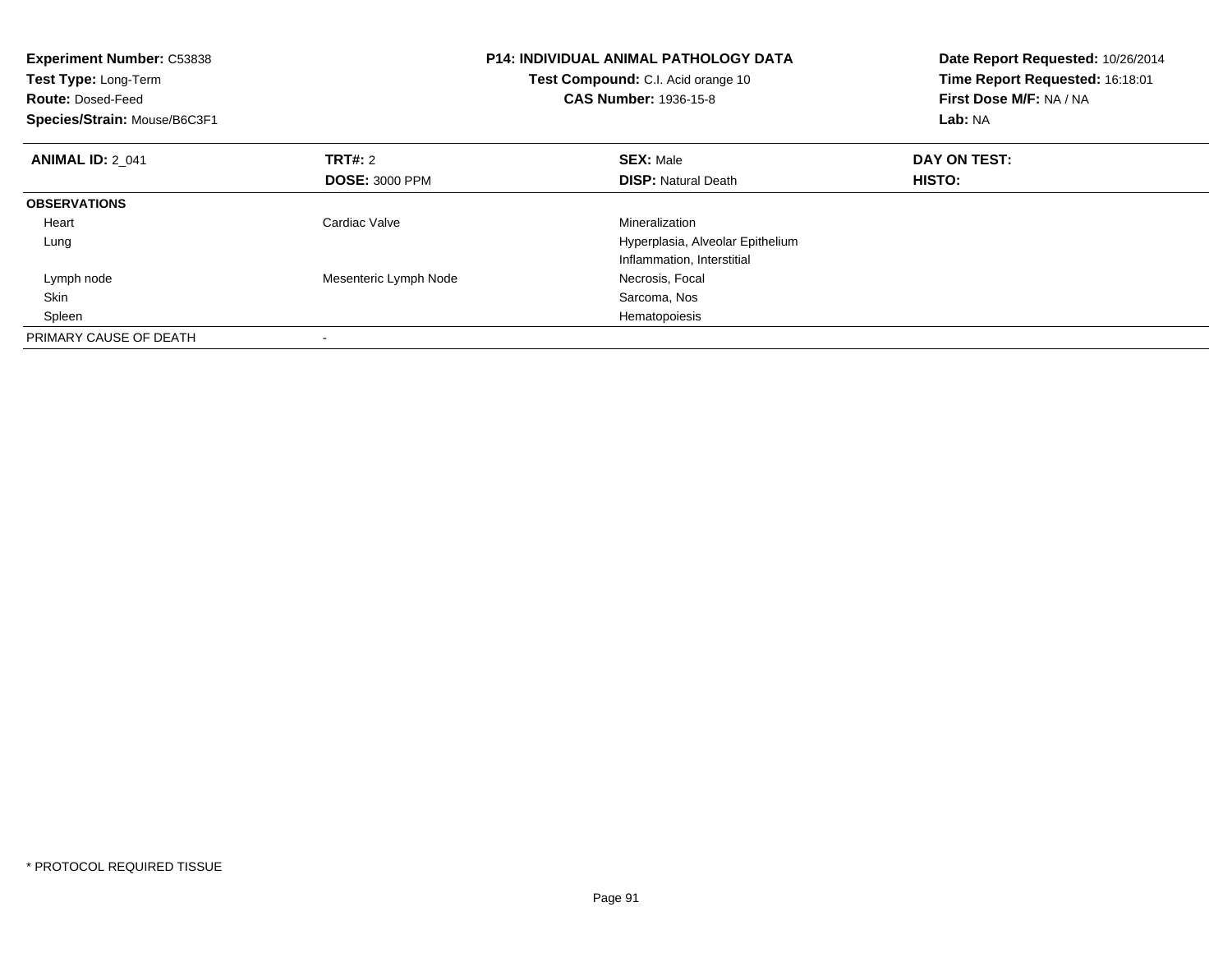**Experiment Number:** C53838
**Test Type:** Long-Term
**Route:** Dosed-Feed
**Species/Strain:** Mouse/B6C3F1

**P14: INDIVIDUAL ANIMAL PATHOLOGY DATA**
**Test Compound:** C.I. Acid orange 10
**CAS Number:** 1936-15-8

**Date Report Requested:** 10/26/2014
**Time Report Requested:** 16:18:01
**First Dose M/F:** NA / NA
**Lab:** NA

| **ANIMAL ID:** 2_041 | **TRT#:** 2 | **SEX:** Male | **DAY ON TEST:** |
|---|---|---|---|
| | **DOSE:** 3000 PPM | **DISP:** Natural Death | **HISTO:** |
| **OBSERVATIONS** | | | |
| Heart | Cardiac Valve | Mineralization | |
| Lung | | Hyperplasia, Alveolar Epithelium | |
| | | Inflammation, Interstitial | |
| Lymph node | Mesenteric Lymph Node | Necrosis, Focal | |
| Skin | | Sarcoma, Nos | |
| Spleen | | Hematopoiesis | |
| PRIMARY CAUSE OF DEATH | - | | |

* PROTOCOL REQUIRED TISSUE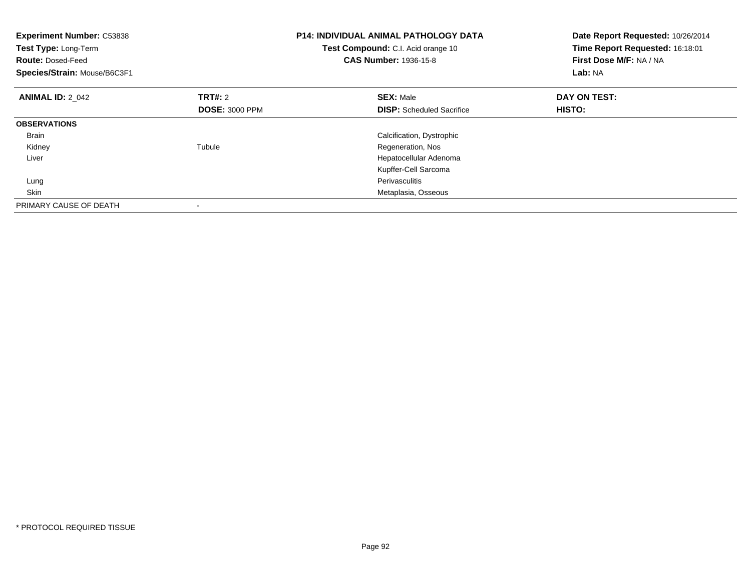**Experiment Number:** C53838
**Test Type:** Long-Term
**Route:** Dosed-Feed
**Species/Strain:** Mouse/B6C3F1

**P14: INDIVIDUAL ANIMAL PATHOLOGY DATA**
**Test Compound:** C.I. Acid orange 10
**CAS Number:** 1936-15-8

**Date Report Requested:** 10/26/2014
**Time Report Requested:** 16:18:01
**First Dose M/F:** NA / NA
**Lab:** NA

| **ANIMAL ID:** 2_042 | **TRT#:** 2 | **SEX:** Male | **DAY ON TEST:** |
|---|---|---|---|
| | **DOSE:** 3000 PPM | **DISP:** Scheduled Sacrifice | **HISTO:** |
| **OBSERVATIONS** | | | |
| Brain | | Calcification, Dystrophic | |
| Kidney | Tubule | Regeneration, Nos | |
| Liver | | Hepatocellular Adenoma | |
| | | Kupffer-Cell Sarcoma | |
| Lung | | Perivasculitis | |
| Skin | | Metaplasia, Osseous | |
| PRIMARY CAUSE OF DEATH | - | | |

\* PROTOCOL REQUIRED TISSUE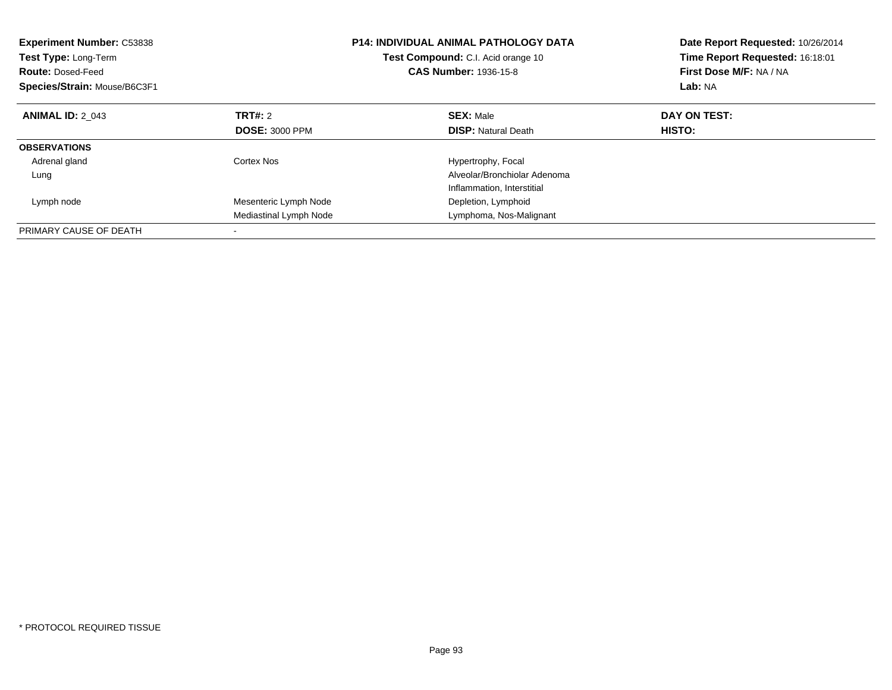**Experiment Number:** C53838
**Test Type:** Long-Term
**Route:** Dosed-Feed
**Species/Strain:** Mouse/B6C3F1

**P14: INDIVIDUAL ANIMAL PATHOLOGY DATA**
**Test Compound:** C.I. Acid orange 10
**CAS Number:** 1936-15-8

**Date Report Requested:** 10/26/2014
**Time Report Requested:** 16:18:01
**First Dose M/F:** NA / NA
**Lab:** NA

| **ANIMAL ID:** 2_043 | **TRT#:** 2 | **SEX:** Male | **DAY ON TEST:** |
|---|---|---|---|
| | **DOSE:** 3000 PPM | **DISP:** Natural Death | **HISTO:** |
| **OBSERVATIONS** | | | |
| Adrenal gland | Cortex Nos | Hypertrophy, Focal | |
| Lung | | Alveolar/Bronchiolar Adenoma | |
| | | Inflammation, Interstitial | |
| Lymph node | Mesenteric Lymph Node | Depletion, Lymphoid | |
| | Mediastinal Lymph Node | Lymphoma, Nos-Malignant | |
| PRIMARY CAUSE OF DEATH | - | | |

* PROTOCOL REQUIRED TISSUE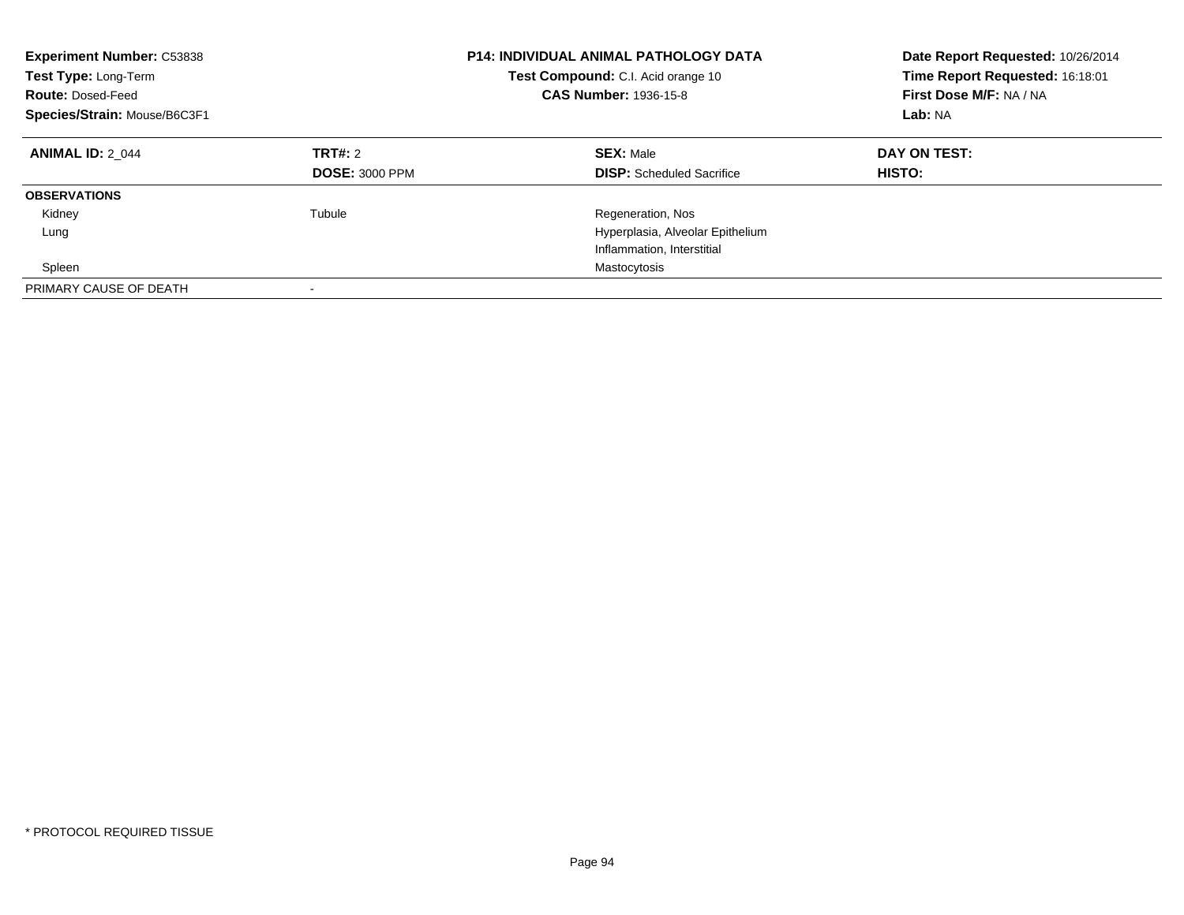**Experiment Number:** C53838
**Test Type:** Long-Term
**Route:** Dosed-Feed
**Species/Strain:** Mouse/B6C3F1

**P14: INDIVIDUAL ANIMAL PATHOLOGY DATA**
**Test Compound:** C.I. Acid orange 10
**CAS Number:** 1936-15-8

**Date Report Requested:** 10/26/2014
**Time Report Requested:** 16:18:01
**First Dose M/F:** NA / NA
**Lab:** NA

| **ANIMAL ID:** 2_044 | **TRT#:** 2 | **SEX:** Male | **DAY ON TEST:** |
|---|---|---|---|
| | **DOSE:** 3000 PPM | **DISP:** Scheduled Sacrifice | **HISTO:** |
| **OBSERVATIONS** | | | |
| Kidney | Tubule | Regeneration, Nos | |
| Lung | | Hyperplasia, Alveolar Epithelium | |
| | | Inflammation, Interstitial | |
| Spleen | | Mastocytosis | |
| PRIMARY CAUSE OF DEATH | - | | |

\* PROTOCOL REQUIRED TISSUE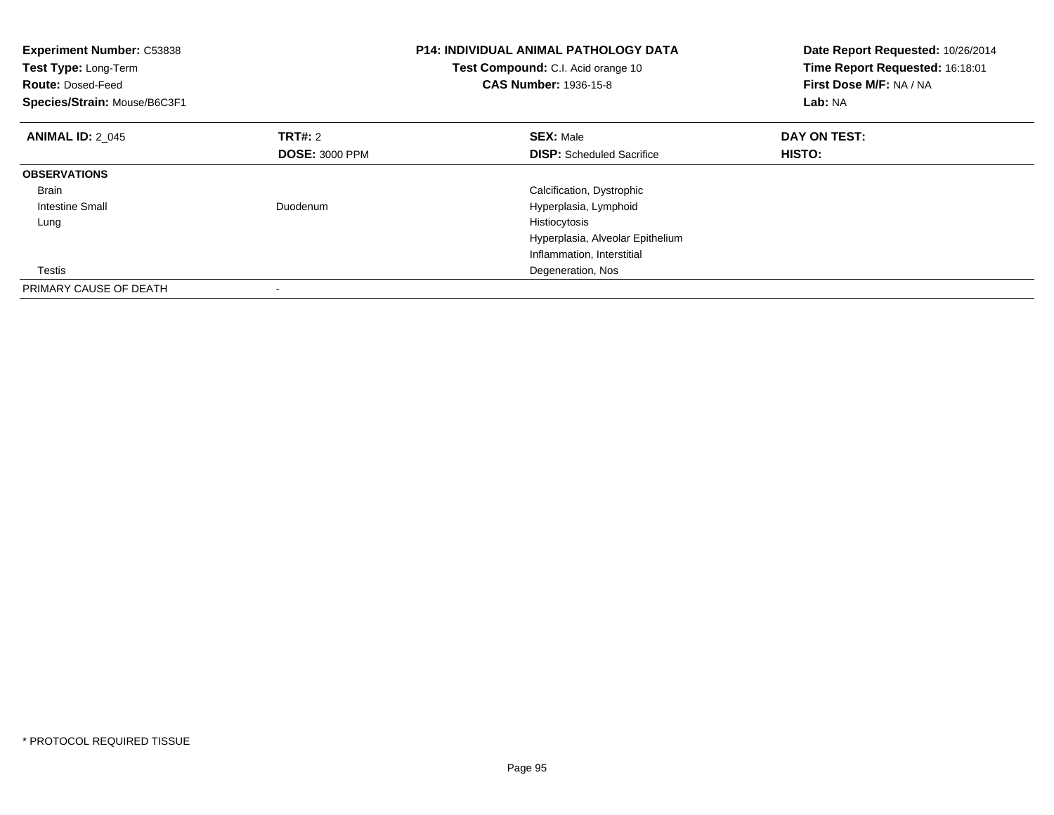**Experiment Number:** C53838
**Test Type:** Long-Term
**Route:** Dosed-Feed
**Species/Strain:** Mouse/B6C3F1

**P14: INDIVIDUAL ANIMAL PATHOLOGY DATA**
**Test Compound:** C.I. Acid orange 10
**CAS Number:** 1936-15-8

**Date Report Requested:** 10/26/2014
**Time Report Requested:** 16:18:01
**First Dose M/F:** NA / NA
**Lab:** NA

| **ANIMAL ID:** 2_045 | **TRT#:** 2 | **SEX:** Male | **DAY ON TEST:** |
|---|---|---|---|
| | **DOSE:** 3000 PPM | **DISP:** Scheduled Sacrifice | **HISTO:** |
| **OBSERVATIONS** | | | |
| Brain | | Calcification, Dystrophic | |
| Intestine Small | Duodenum | Hyperplasia, Lymphoid | |
| Lung | | Histiocytosis | |
| | | Hyperplasia, Alveolar Epithelium | |
| | | Inflammation, Interstitial | |
| Testis | | Degeneration, Nos | |
| PRIMARY CAUSE OF DEATH | - | | |

* PROTOCOL REQUIRED TISSUE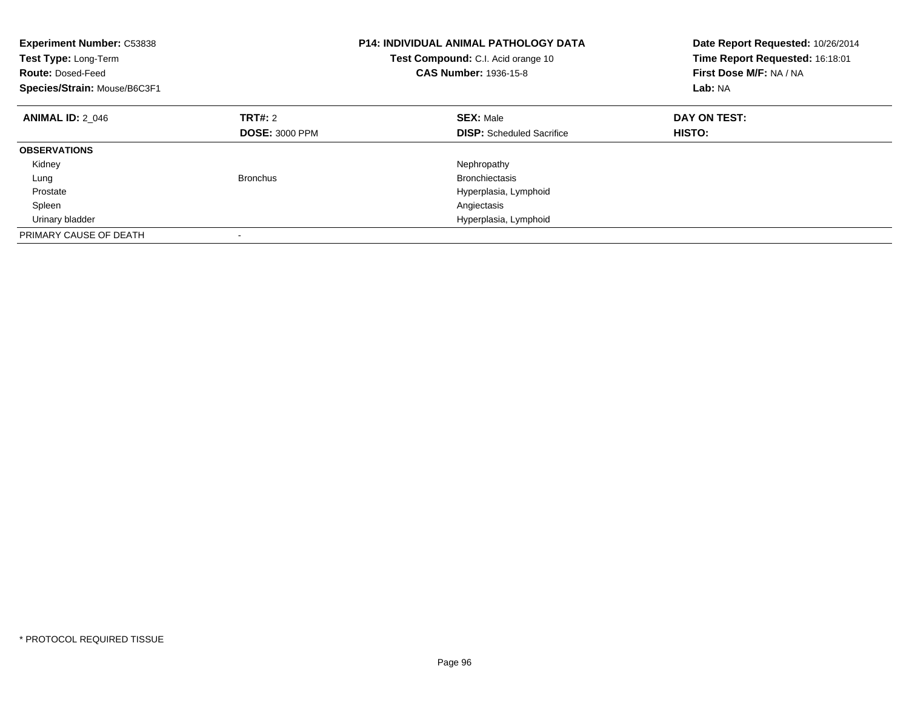**Experiment Number:** C53838
**Test Type:** Long-Term
**Route:** Dosed-Feed
**Species/Strain:** Mouse/B6C3F1

**P14: INDIVIDUAL ANIMAL PATHOLOGY DATA**
**Test Compound:** C.I. Acid orange 10
**CAS Number:** 1936-15-8

**Date Report Requested:** 10/26/2014
**Time Report Requested:** 16:18:01
**First Dose M/F:** NA / NA
**Lab:** NA

| **ANIMAL ID:** 2_046 | **TRT#:** 2 | **SEX:** Male | **DAY ON TEST:** |
|---|---|---|---|
| | **DOSE:** 3000 PPM | **DISP:** Scheduled Sacrifice | **HISTO:** |
| **OBSERVATIONS** | | | |
| Kidney | | Nephropathy | |
| Lung | Bronchus | Bronchiectasis | |
| Prostate | | Hyperplasia, Lymphoid | |
| Spleen | | Angiectasis | |
| Urinary bladder | | Hyperplasia, Lymphoid | |
| PRIMARY CAUSE OF DEATH | - | | |

\* PROTOCOL REQUIRED TISSUE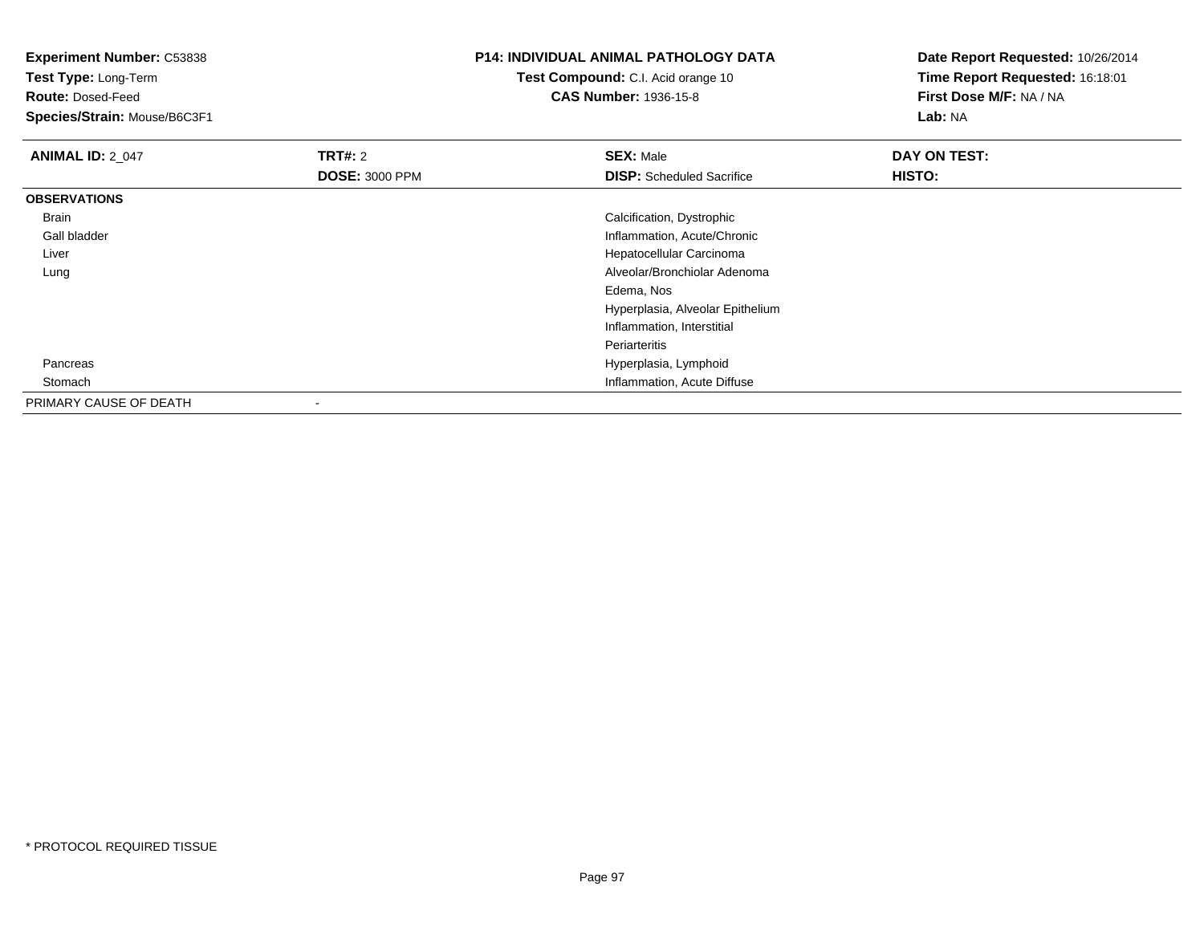**Experiment Number:** C53838
**Test Type:** Long-Term
**Route:** Dosed-Feed
**Species/Strain:** Mouse/B6C3F1

# P14: INDIVIDUAL ANIMAL PATHOLOGY DATA

**Test Compound:** C.I. Acid orange 10
**CAS Number:** 1936-15-8

**Date Report Requested:** 10/26/2014
**Time Report Requested:** 16:18:01
**First Dose M/F:** NA / NA
**Lab:** NA

| **ANIMAL ID:** 2_047 | **TRT#:** 2 | **SEX:** Male | **DAY ON TEST:** |
|---|---|---|---|
| | **DOSE:** 3000 PPM | **DISP:** Scheduled Sacrifice | **HISTO:** |
| **OBSERVATIONS** | | | |
| Brain | | Calcification, Dystrophic | |
| Gall bladder | | Inflammation, Acute/Chronic | |
| Liver | | Hepatocellular Carcinoma | |
| Lung | | Alveolar/Bronchiolar Adenoma | |
| | | Edema, Nos | |
| | | Hyperplasia, Alveolar Epithelium | |
| | | Inflammation, Interstitial | |
| | | Periarteritis | |
| Pancreas | | Hyperplasia, Lymphoid | |
| Stomach | | Inflammation, Acute Diffuse | |
| PRIMARY CAUSE OF DEATH | - | | |

* PROTOCOL REQUIRED TISSUE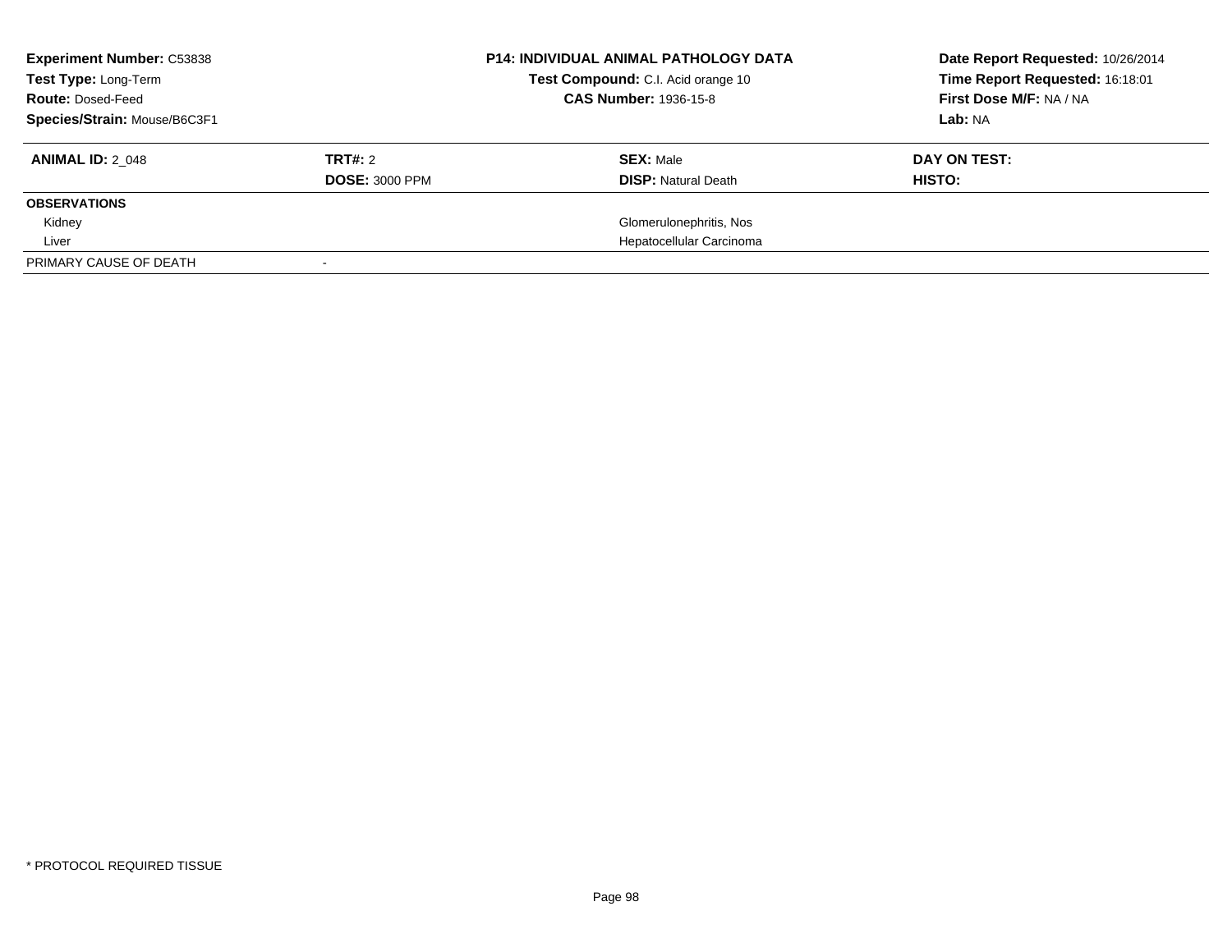| **Experiment Number:** C53838 | **P14: INDIVIDUAL ANIMAL PATHOLOGY DATA** | **Date Report Requested:** 10/26/2014 |
|---|---|---|
| **Test Type:** Long-Term | **Test Compound:** C.I. Acid orange 10 | **Time Report Requested:** 16:18:01 |
| **Route:** Dosed-Feed | **CAS Number:** 1936-15-8 | **First Dose M/F:** NA / NA |
| **Species/Strain:** Mouse/B6C3F1 | | **Lab:** NA |

| **ANIMAL ID:** 2_048 | **TRT#:** 2 | **SEX:** Male | **DAY ON TEST:** |
|---|---|---|---|
| | **DOSE:** 3000 PPM | **DISP:** Natural Death | **HISTO:** |
| **OBSERVATIONS** | | | |
| Kidney | | Glomerulonephritis, Nos | |
| Liver | | Hepatocellular Carcinoma | |
| PRIMARY CAUSE OF DEATH | - | | |

* PROTOCOL REQUIRED TISSUE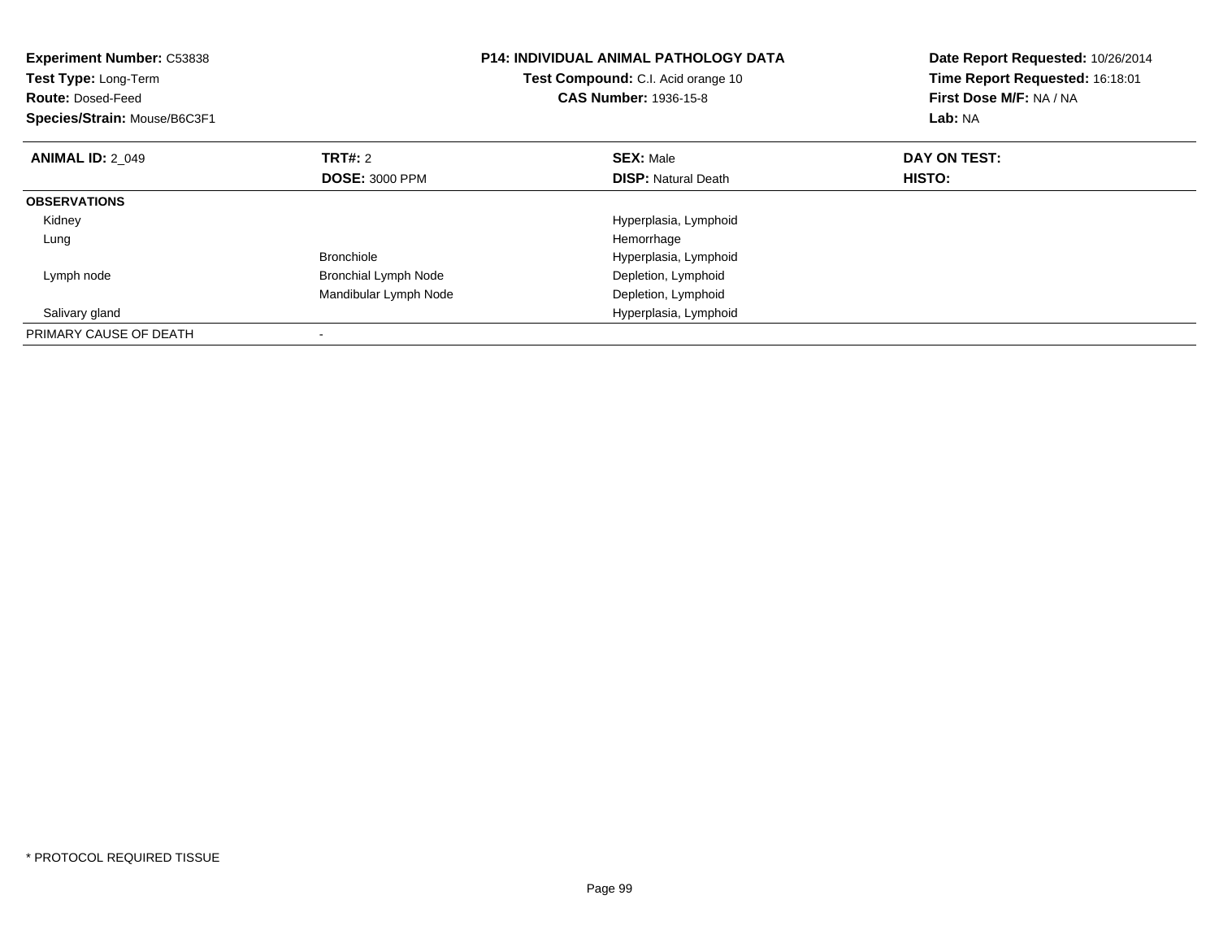**Experiment Number:** C53838
**Test Type:** Long-Term
**Route:** Dosed-Feed
**Species/Strain:** Mouse/B6C3F1

**P14: INDIVIDUAL ANIMAL PATHOLOGY DATA**
**Test Compound:** C.I. Acid orange 10
**CAS Number:** 1936-15-8

**Date Report Requested:** 10/26/2014
**Time Report Requested:** 16:18:01
**First Dose M/F:** NA / NA
**Lab:** NA

| **ANIMAL ID:** 2_049 | **TRT#:** 2 | **SEX:** Male | **DAY ON TEST:** |
|---|---|---|---|
| | **DOSE:** 3000 PPM | **DISP:** Natural Death | **HISTO:** |
| **OBSERVATIONS** | | | |
| Kidney | | Hyperplasia, Lymphoid | |
| Lung | | Hemorrhage | |
| | Bronchiole | Hyperplasia, Lymphoid | |
| Lymph node | Bronchial Lymph Node | Depletion, Lymphoid | |
| | Mandibular Lymph Node | Depletion, Lymphoid | |
| Salivary gland | | Hyperplasia, Lymphoid | |
| PRIMARY CAUSE OF DEATH | - | | |

* PROTOCOL REQUIRED TISSUE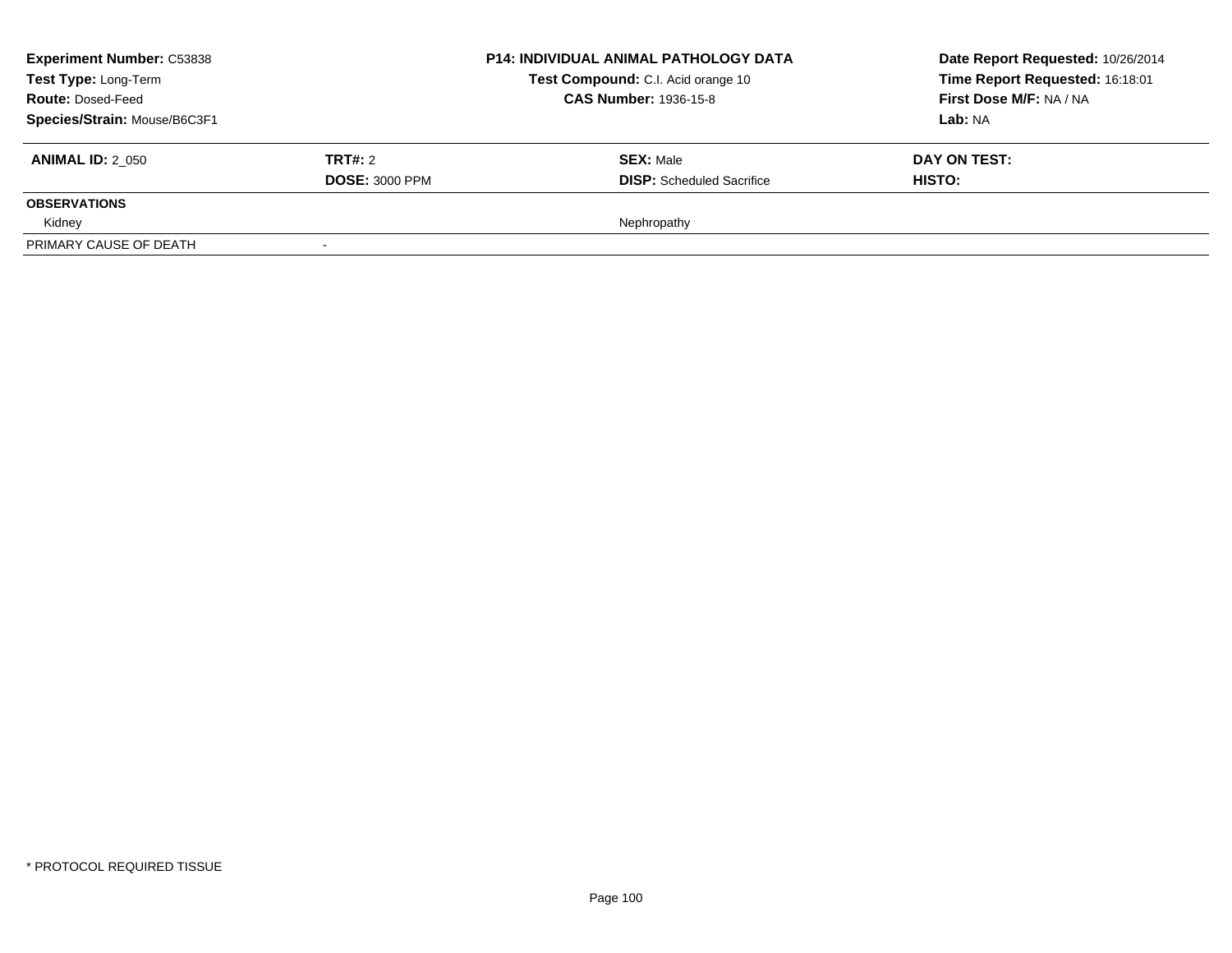| **Experiment Number:** C53838 | | **P14: INDIVIDUAL ANIMAL PATHOLOGY DATA** | **Date Report Requested:** 10/26/2014 |
|---|---|---|---|
| **Test Type:** Long-Term | | **Test Compound:** C.I. Acid orange 10 | **Time Report Requested:** 16:18:01 |
| **Route:** Dosed-Feed | | **CAS Number:** 1936-15-8 | **First Dose M/F:** NA / NA |
| **Species/Strain:** Mouse/B6C3F1 | | | **Lab:** NA |

| **ANIMAL ID:** 2_050 | **TRT#:** 2 | **SEX:** Male | **DAY ON TEST:** |
|---|---|---|---|
| | **DOSE:** 3000 PPM | **DISP:** Scheduled Sacrifice | **HISTO:** |
| **OBSERVATIONS** | | | |
| Kidney | | Nephropathy | |
| PRIMARY CAUSE OF DEATH | - | | |

* PROTOCOL REQUIRED TISSUE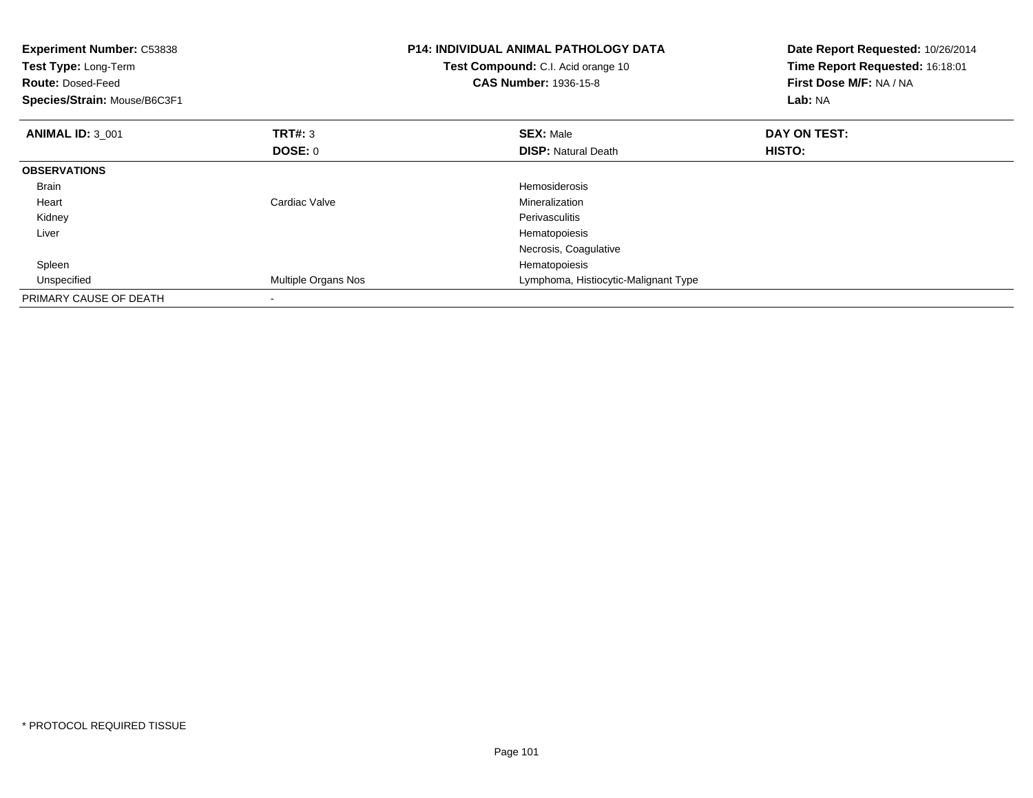**Experiment Number:** C53838
**Test Type:** Long-Term
**Route:** Dosed-Feed
**Species/Strain:** Mouse/B6C3F1

**P14: INDIVIDUAL ANIMAL PATHOLOGY DATA**
**Test Compound:** C.I. Acid orange 10
**CAS Number:** 1936-15-8

**Date Report Requested:** 10/26/2014
**Time Report Requested:** 16:18:01
**First Dose M/F:** NA / NA
**Lab:** NA

| **ANIMAL ID:** 3_001 | **TRT#:** 3 | **SEX:** Male | **DAY ON TEST:** |
|---|---|---|---|
| | **DOSE:** 0 | **DISP:** Natural Death | **HISTO:** |
| **OBSERVATIONS** | | | |
| Brain | | Hemosiderosis | |
| Heart | Cardiac Valve | Mineralization | |
| Kidney | | Perivasculitis | |
| Liver | | Hematopoiesis | |
| | | Necrosis, Coagulative | |
| Spleen | | Hematopoiesis | |
| Unspecified | Multiple Organs Nos | Lymphoma, Histiocytic-Malignant Type | |
| PRIMARY CAUSE OF DEATH | - | | |

* PROTOCOL REQUIRED TISSUE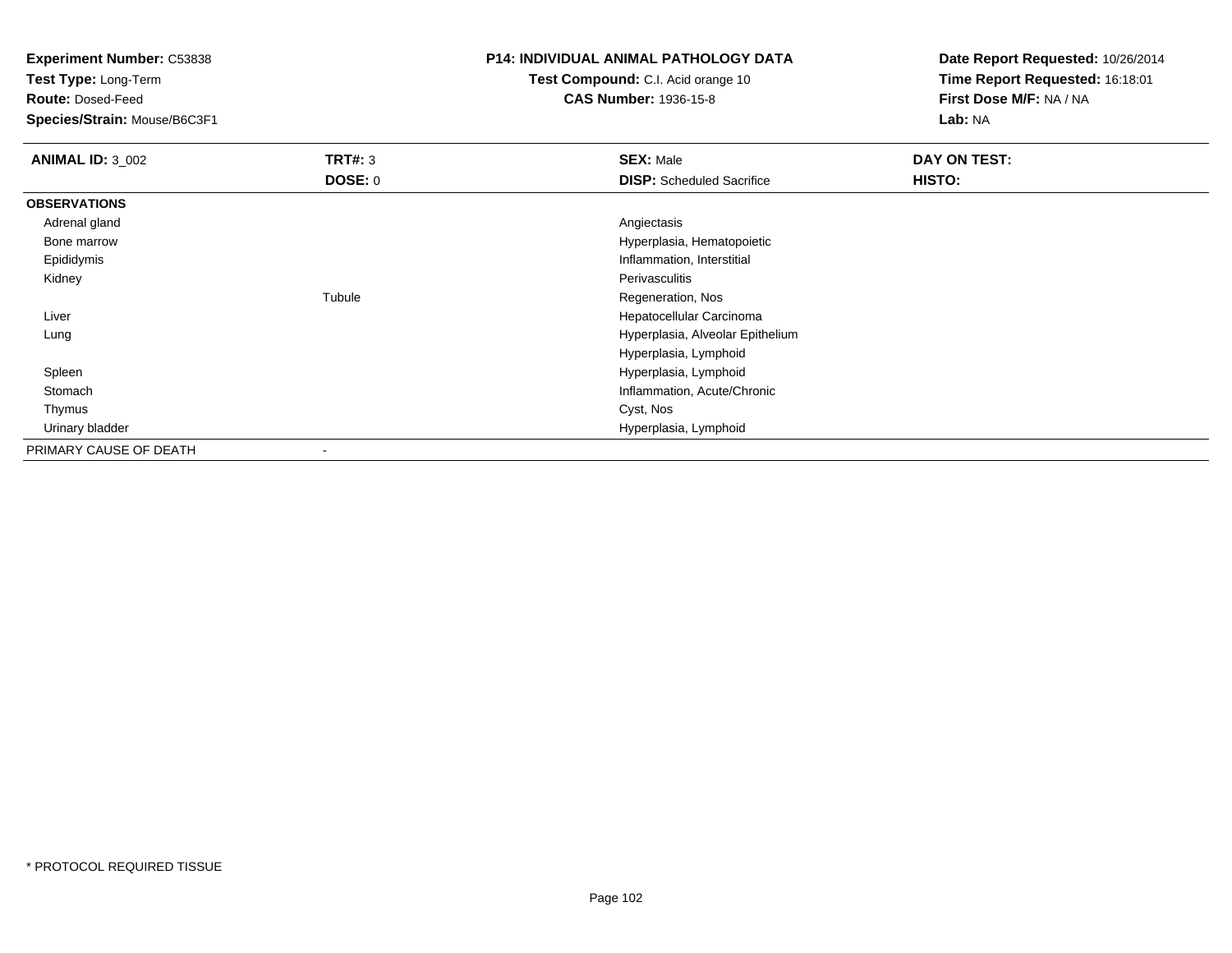**Experiment Number:** C53838
**Test Type:** Long-Term
**Route:** Dosed-Feed
**Species/Strain:** Mouse/B6C3F1

**P14: INDIVIDUAL ANIMAL PATHOLOGY DATA**
**Test Compound:** C.I. Acid orange 10
**CAS Number:** 1936-15-8

**Date Report Requested:** 10/26/2014
**Time Report Requested:** 16:18:01
**First Dose M/F:** NA / NA
**Lab:** NA

| **ANIMAL ID:** 3_002 | **TRT#:** 3 | **SEX:** Male | **DAY ON TEST:** |
|---|---|---|---|
| | **DOSE:** 0 | **DISP:** Scheduled Sacrifice | **HISTO:** |
| **OBSERVATIONS** | | | |
| Adrenal gland | | Angiectasis | |
| Bone marrow | | Hyperplasia, Hematopoietic | |
| Epididymis | | Inflammation, Interstitial | |
| Kidney | | Perivasculitis | |
| | Tubule | Regeneration, Nos | |
| Liver | | Hepatocellular Carcinoma | |
| Lung | | Hyperplasia, Alveolar Epithelium | |
| | | Hyperplasia, Lymphoid | |
| Spleen | | Hyperplasia, Lymphoid | |
| Stomach | | Inflammation, Acute/Chronic | |
| Thymus | | Cyst, Nos | |
| Urinary bladder | | Hyperplasia, Lymphoid | |
| PRIMARY CAUSE OF DEATH | - | | |

* PROTOCOL REQUIRED TISSUE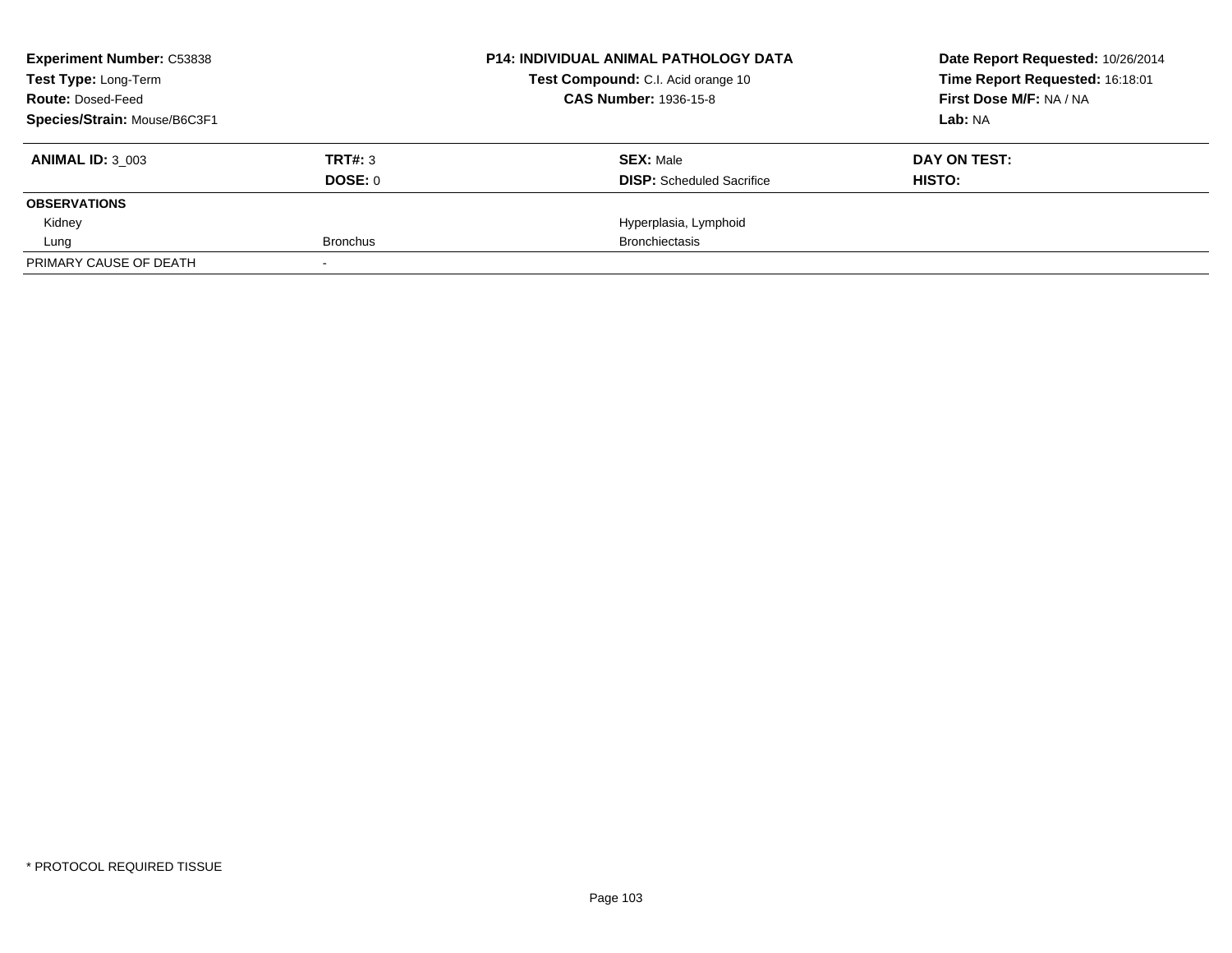**Experiment Number:** C53838
**Test Type:** Long-Term
**Route:** Dosed-Feed
**Species/Strain:** Mouse/B6C3F1

**P14: INDIVIDUAL ANIMAL PATHOLOGY DATA**
**Test Compound:** C.I. Acid orange 10
**CAS Number:** 1936-15-8

**Date Report Requested:** 10/26/2014
**Time Report Requested:** 16:18:01
**First Dose M/F:** NA / NA
**Lab:** NA

| **ANIMAL ID:** 3_003 | **TRT#:** 3 | **SEX:** Male | **DAY ON TEST:** |
|---|---|---|---|
| | **DOSE:** 0 | **DISP:** Scheduled Sacrifice | **HISTO:** |
| **OBSERVATIONS** | | | |
| Kidney | | Hyperplasia, Lymphoid | |
| Lung | Bronchus | Bronchiectasis | |
| PRIMARY CAUSE OF DEATH | - | | |

* PROTOCOL REQUIRED TISSUE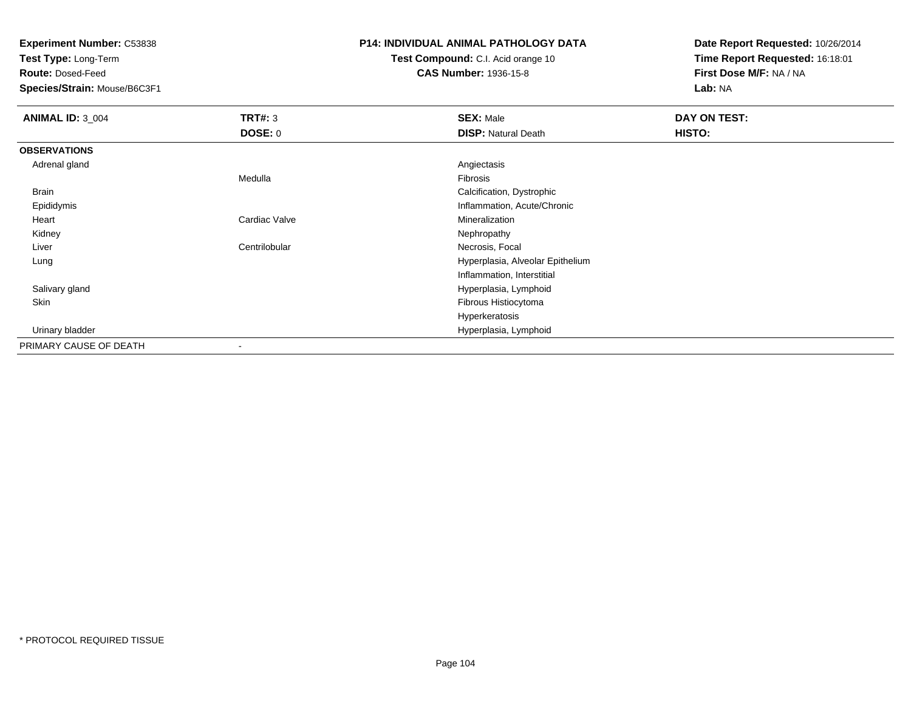**Experiment Number:** C53838
**Test Type:** Long-Term
**Route:** Dosed-Feed
**Species/Strain:** Mouse/B6C3F1

**P14: INDIVIDUAL ANIMAL PATHOLOGY DATA**
**Test Compound:** C.I. Acid orange 10
**CAS Number:** 1936-15-8

**Date Report Requested:** 10/26/2014
**Time Report Requested:** 16:18:01
**First Dose M/F:** NA / NA
**Lab:** NA

| **ANIMAL ID:** 3_004 | **TRT#:** 3 | **SEX:** Male | **DAY ON TEST:** |
|---|---|---|---|
| | **DOSE:** 0 | **DISP:** Natural Death | **HISTO:** |
| **OBSERVATIONS** | | | |
| Adrenal gland | | Angiectasis | |
| | Medulla | Fibrosis | |
| Brain | | Calcification, Dystrophic | |
| Epididymis | | Inflammation, Acute/Chronic | |
| Heart | Cardiac Valve | Mineralization | |
| Kidney | | Nephropathy | |
| Liver | Centrilobular | Necrosis, Focal | |
| Lung | | Hyperplasia, Alveolar Epithelium | |
| | | Inflammation, Interstitial | |
| Salivary gland | | Hyperplasia, Lymphoid | |
| Skin | | Fibrous Histiocytoma | |
| | | Hyperkeratosis | |
| Urinary bladder | | Hyperplasia, Lymphoid | |
| PRIMARY CAUSE OF DEATH | - | | |

* PROTOCOL REQUIRED TISSUE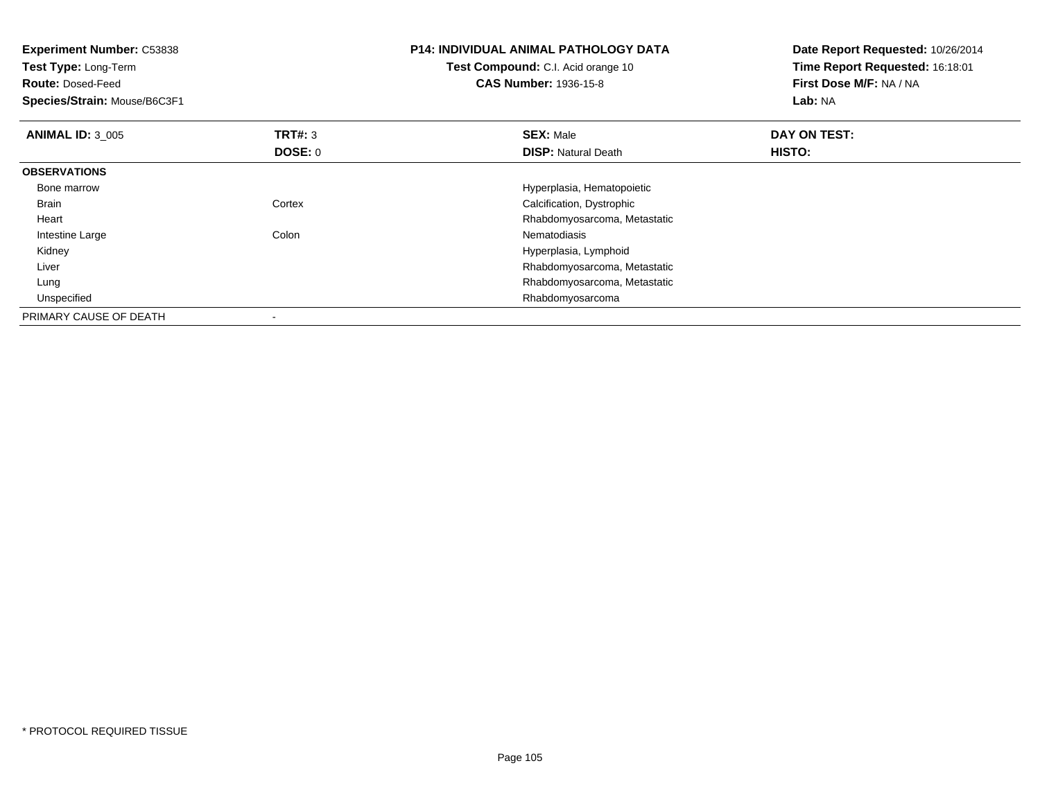**Experiment Number:** C53838
**Test Type:** Long-Term
**Route:** Dosed-Feed
**Species/Strain:** Mouse/B6C3F1

**P14: INDIVIDUAL ANIMAL PATHOLOGY DATA**
**Test Compound:** C.I. Acid orange 10
**CAS Number:** 1936-15-8

**Date Report Requested:** 10/26/2014
**Time Report Requested:** 16:18:01
**First Dose M/F:** NA / NA
**Lab:** NA

| **ANIMAL ID:** 3_005 | **TRT#:** 3 | **SEX:** Male | **DAY ON TEST:** |
|---|---|---|---|
| | **DOSE:** 0 | **DISP:** Natural Death | **HISTO:** |
| **OBSERVATIONS** | | | |
| Bone marrow | | Hyperplasia, Hematopoietic | |
| Brain | Cortex | Calcification, Dystrophic | |
| Heart | | Rhabdomyosarcoma, Metastatic | |
| Intestine Large | Colon | Nematodiasis | |
| Kidney | | Hyperplasia, Lymphoid | |
| Liver | | Rhabdomyosarcoma, Metastatic | |
| Lung | | Rhabdomyosarcoma, Metastatic | |
| Unspecified | | Rhabdomyosarcoma | |
| PRIMARY CAUSE OF DEATH | - | | |

* PROTOCOL REQUIRED TISSUE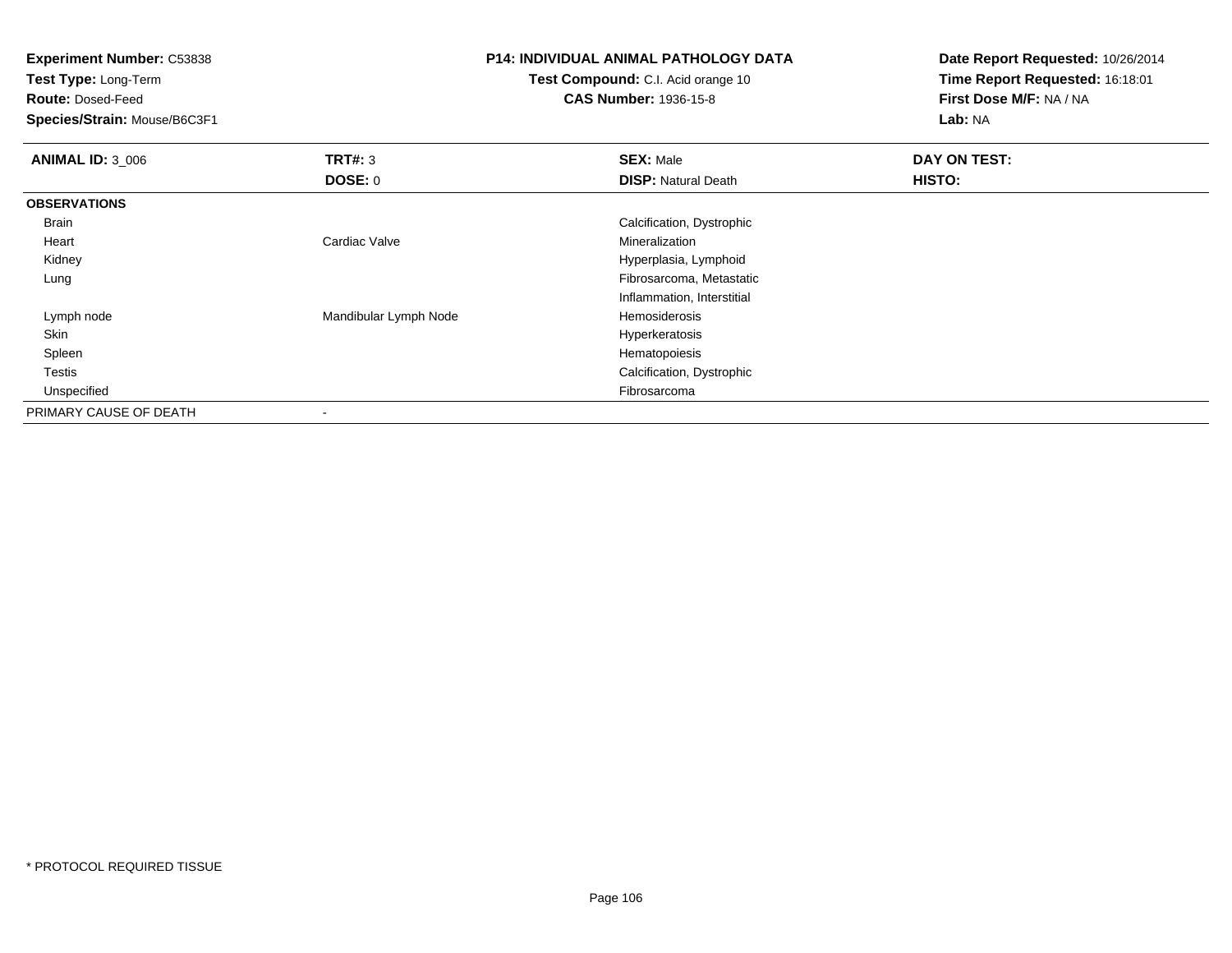**Experiment Number:** C53838
**Test Type:** Long-Term
**Route:** Dosed-Feed
**Species/Strain:** Mouse/B6C3F1

**P14: INDIVIDUAL ANIMAL PATHOLOGY DATA**
**Test Compound:** C.I. Acid orange 10
**CAS Number:** 1936-15-8

**Date Report Requested:** 10/26/2014
**Time Report Requested:** 16:18:01
**First Dose M/F:** NA / NA
**Lab:** NA

| **ANIMAL ID:** 3_006 | **TRT#:** 3 | **SEX:** Male | **DAY ON TEST:** |
|---|---|---|---|
| | **DOSE:** 0 | **DISP:** Natural Death | **HISTO:** |
| **OBSERVATIONS** | | | |
| Brain | | Calcification, Dystrophic | |
| Heart | Cardiac Valve | Mineralization | |
| Kidney | | Hyperplasia, Lymphoid | |
| Lung | | Fibrosarcoma, Metastatic | |
| | | Inflammation, Interstitial | |
| Lymph node | Mandibular Lymph Node | Hemosiderosis | |
| Skin | | Hyperkeratosis | |
| Spleen | | Hematopoiesis | |
| Testis | | Calcification, Dystrophic | |
| Unspecified | | Fibrosarcoma | |
| PRIMARY CAUSE OF DEATH | - | | |

* PROTOCOL REQUIRED TISSUE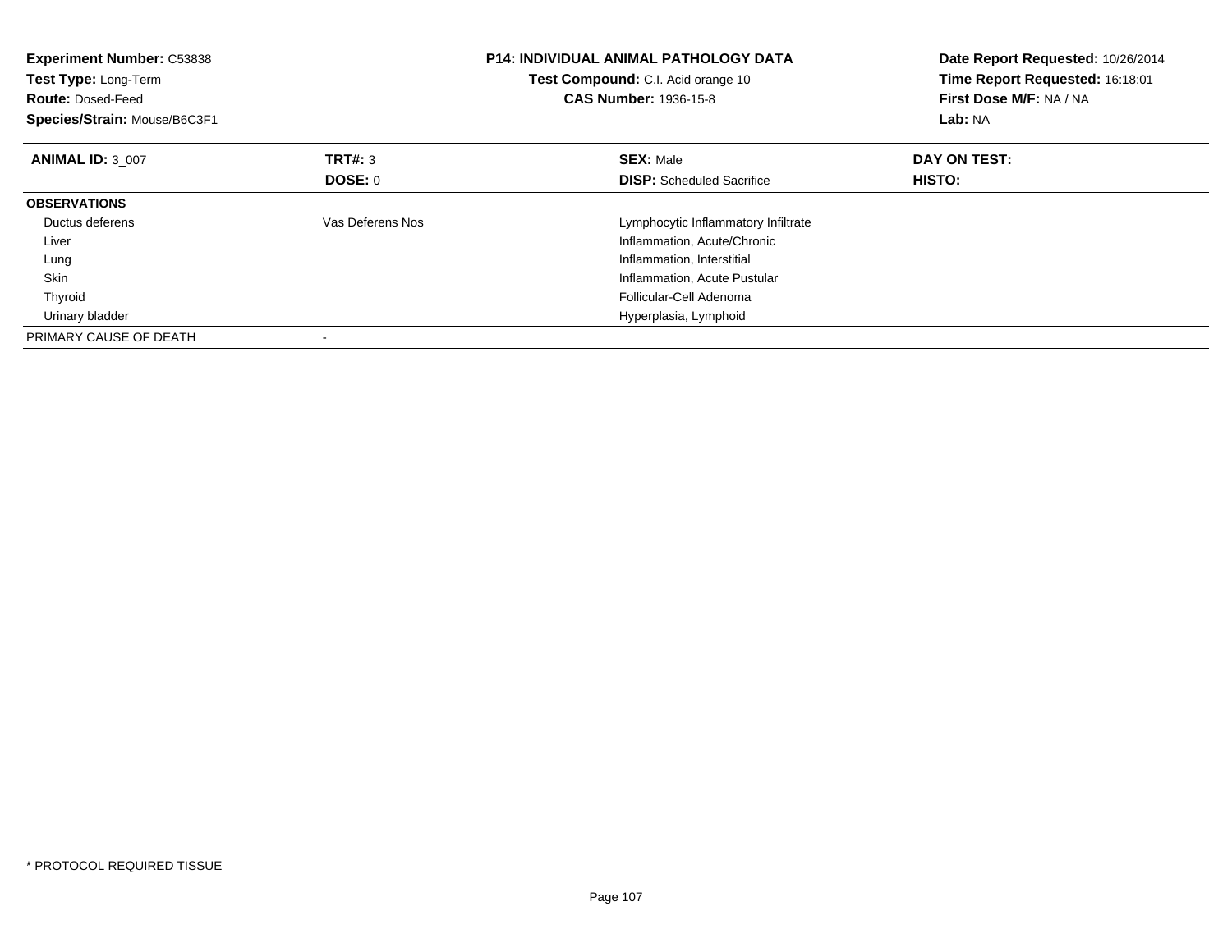**Experiment Number:** C53838
**Test Type:** Long-Term
**Route:** Dosed-Feed
**Species/Strain:** Mouse/B6C3F1

**P14: INDIVIDUAL ANIMAL PATHOLOGY DATA**
**Test Compound:** C.I. Acid orange 10
**CAS Number:** 1936-15-8

**Date Report Requested:** 10/26/2014
**Time Report Requested:** 16:18:01
**First Dose M/F:** NA / NA
**Lab:** NA

| **ANIMAL ID:** 3_007 | **TRT#:** 3 | **SEX:** Male | **DAY ON TEST:** |
|---|---|---|---|
| | **DOSE:** 0 | **DISP:** Scheduled Sacrifice | **HISTO:** |
| **OBSERVATIONS** | | | |
| Ductus deferens | Vas Deferens Nos | Lymphocytic Inflammatory Infiltrate | |
| Liver | | Inflammation, Acute/Chronic | |
| Lung | | Inflammation, Interstitial | |
| Skin | | Inflammation, Acute Pustular | |
| Thyroid | | Follicular-Cell Adenoma | |
| Urinary bladder | | Hyperplasia, Lymphoid | |
| PRIMARY CAUSE OF DEATH | - | | |

* PROTOCOL REQUIRED TISSUE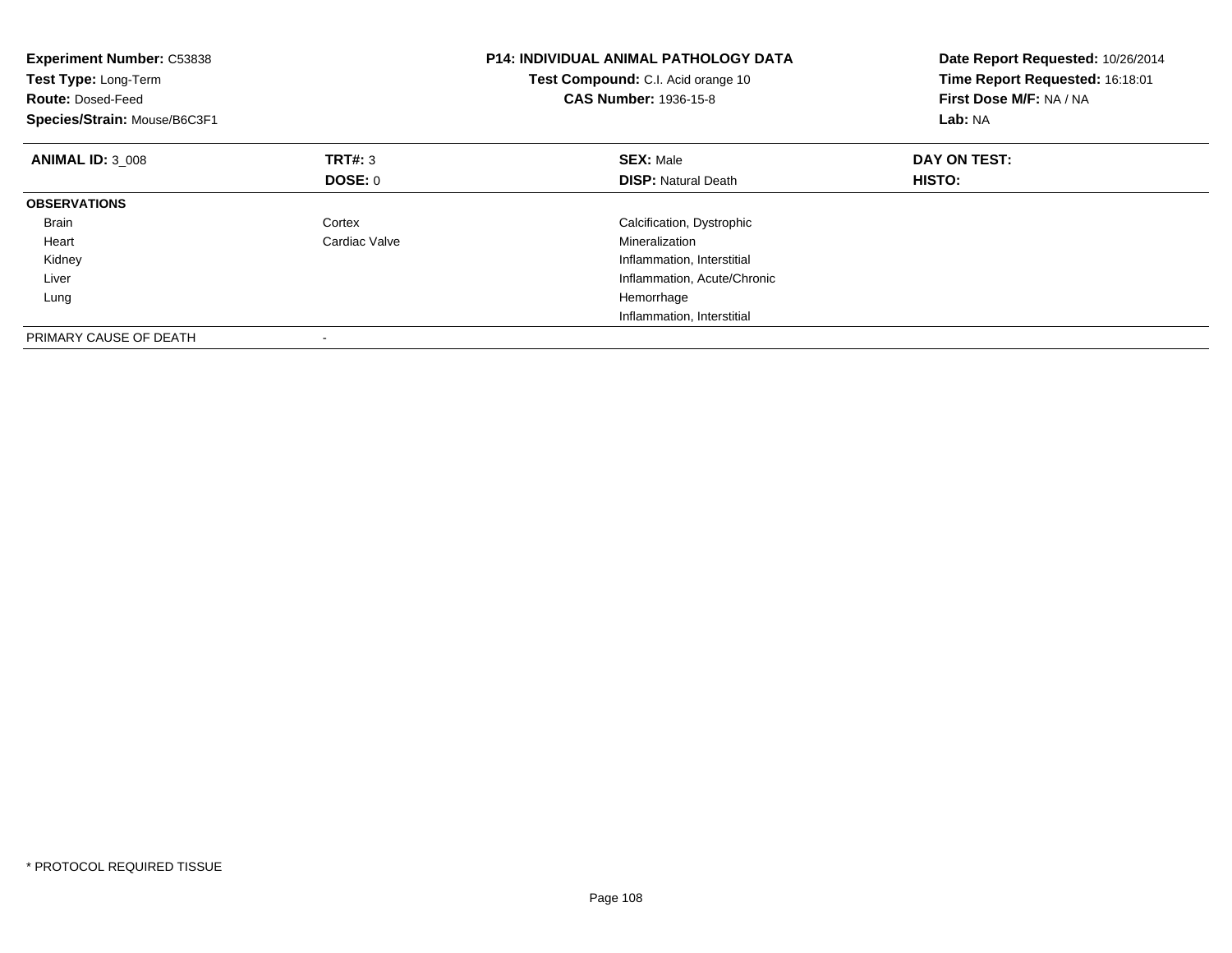**Experiment Number:** C53838
**Test Type:** Long-Term
**Route:** Dosed-Feed
**Species/Strain:** Mouse/B6C3F1

**P14: INDIVIDUAL ANIMAL PATHOLOGY DATA**
**Test Compound:** C.I. Acid orange 10
**CAS Number:** 1936-15-8

**Date Report Requested:** 10/26/2014
**Time Report Requested:** 16:18:01
**First Dose M/F:** NA / NA
**Lab:** NA

| **ANIMAL ID:** 3_008 | **TRT#:** 3 | **SEX:** Male | **DAY ON TEST:** |
|---|---|---|---|
| | **DOSE:** 0 | **DISP:** Natural Death | **HISTO:** |
| **OBSERVATIONS** | | | |
| Brain | Cortex | Calcification, Dystrophic | |
| Heart | Cardiac Valve | Mineralization | |
| Kidney | | Inflammation, Interstitial | |
| Liver | | Inflammation, Acute/Chronic | |
| Lung | | Hemorrhage | |
| | | Inflammation, Interstitial | |
| PRIMARY CAUSE OF DEATH | - | | |

* PROTOCOL REQUIRED TISSUE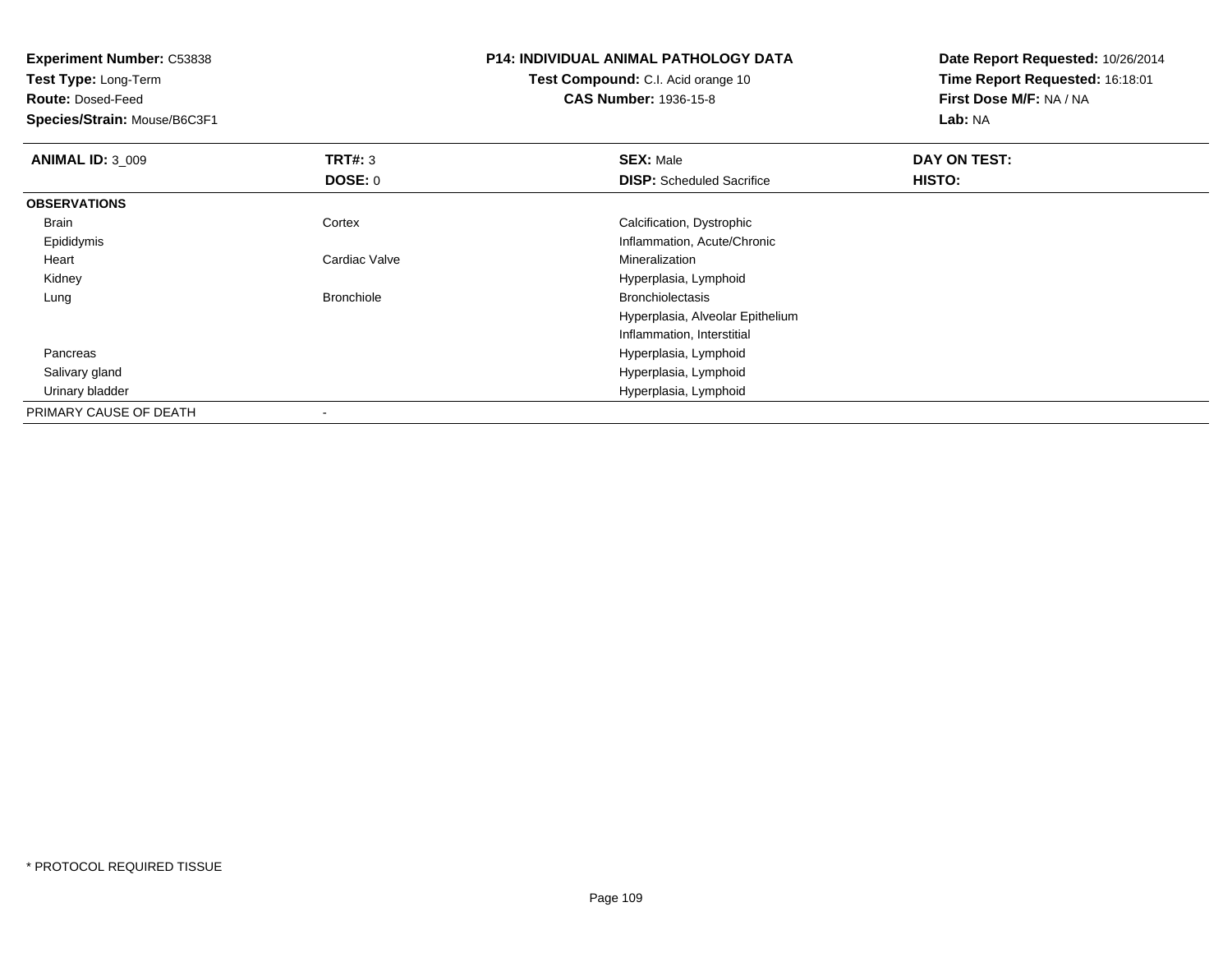**Experiment Number:** C53838
**Test Type:** Long-Term
**Route:** Dosed-Feed
**Species/Strain:** Mouse/B6C3F1

**P14: INDIVIDUAL ANIMAL PATHOLOGY DATA**
**Test Compound:** C.I. Acid orange 10
**CAS Number:** 1936-15-8

**Date Report Requested:** 10/26/2014
**Time Report Requested:** 16:18:01
**First Dose M/F:** NA / NA
**Lab:** NA

| **ANIMAL ID:** 3_009 | **TRT#:** 3 | **SEX:** Male | **DAY ON TEST:** |
|---|---|---|---|
| | **DOSE:** 0 | **DISP:** Scheduled Sacrifice | **HISTO:** |
| **OBSERVATIONS** | | | |
| Brain | Cortex | Calcification, Dystrophic | |
| Epididymis | | Inflammation, Acute/Chronic | |
| Heart | Cardiac Valve | Mineralization | |
| Kidney | | Hyperplasia, Lymphoid | |
| Lung | Bronchiole | Bronchiolectasis | |
| | | Hyperplasia, Alveolar Epithelium | |
| | | Inflammation, Interstitial | |
| Pancreas | | Hyperplasia, Lymphoid | |
| Salivary gland | | Hyperplasia, Lymphoid | |
| Urinary bladder | | Hyperplasia, Lymphoid | |
| PRIMARY CAUSE OF DEATH | - | | |

* PROTOCOL REQUIRED TISSUE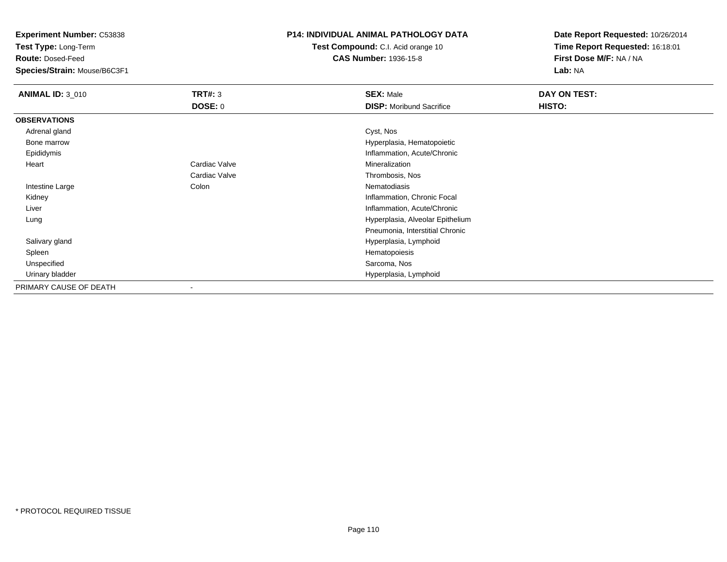**Experiment Number:** C53838
**Test Type:** Long-Term
**Route:** Dosed-Feed
**Species/Strain:** Mouse/B6C3F1

**P14: INDIVIDUAL ANIMAL PATHOLOGY DATA**
**Test Compound:** C.I. Acid orange 10
**CAS Number:** 1936-15-8

**Date Report Requested:** 10/26/2014
**Time Report Requested:** 16:18:01
**First Dose M/F:** NA / NA
**Lab:** NA

| **ANIMAL ID:** 3_010 | **TRT#:** 3 | **SEX:** Male | **DAY ON TEST:** |
|---|---|---|---|
| | **DOSE:** 0 | **DISP:** Moribund Sacrifice | **HISTO:** |
| **OBSERVATIONS** | | | |
| Adrenal gland | | Cyst, Nos | |
| Bone marrow | | Hyperplasia, Hematopoietic | |
| Epididymis | | Inflammation, Acute/Chronic | |
| Heart | Cardiac Valve | Mineralization | |
| | Cardiac Valve | Thrombosis, Nos | |
| Intestine Large | Colon | Nematodiasis | |
| Kidney | | Inflammation, Chronic Focal | |
| Liver | | Inflammation, Acute/Chronic | |
| Lung | | Hyperplasia, Alveolar Epithelium | |
| | | Pneumonia, Interstitial Chronic | |
| Salivary gland | | Hyperplasia, Lymphoid | |
| Spleen | | Hematopoiesis | |
| Unspecified | | Sarcoma, Nos | |
| Urinary bladder | | Hyperplasia, Lymphoid | |
| PRIMARY CAUSE OF DEATH | - | | |

* PROTOCOL REQUIRED TISSUE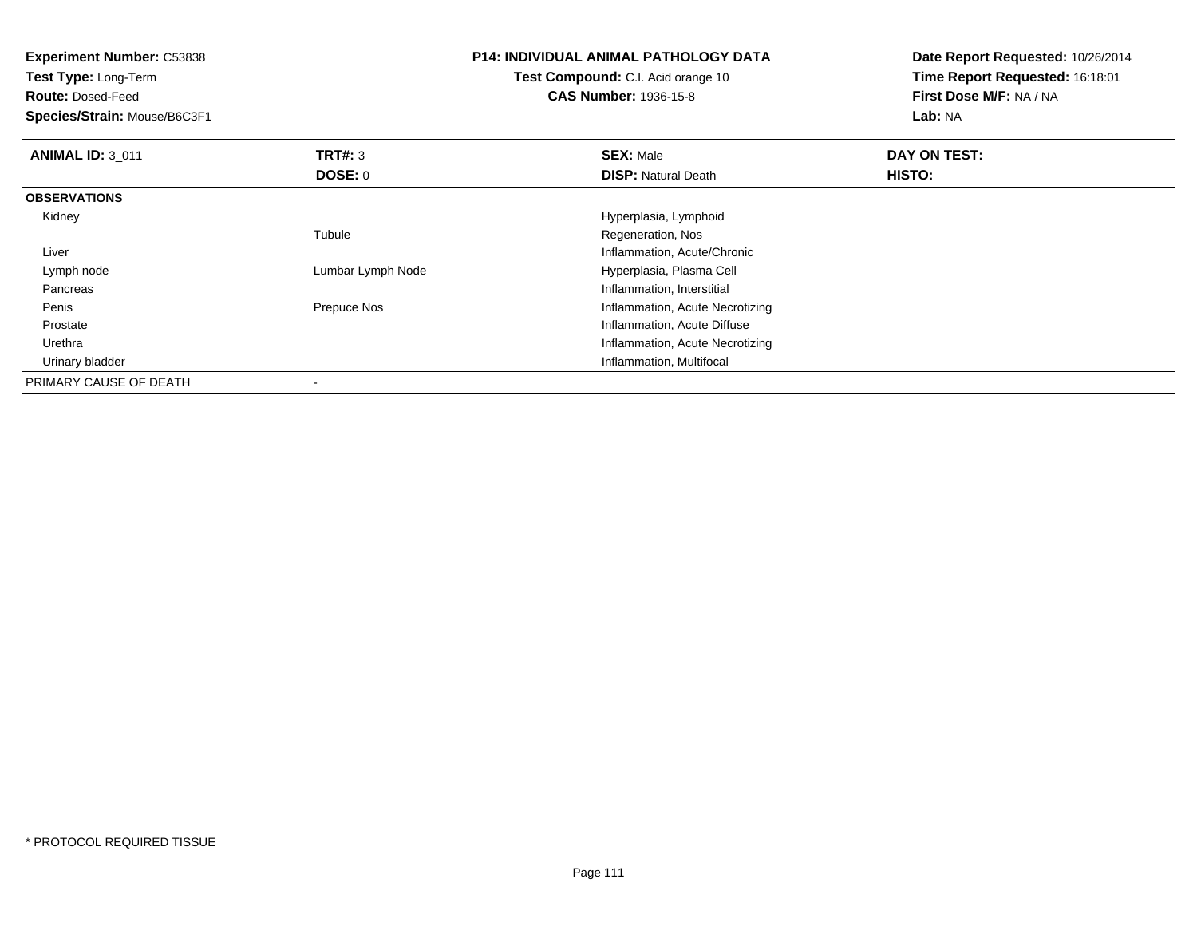**Experiment Number:** C53838
**Test Type:** Long-Term
**Route:** Dosed-Feed
**Species/Strain:** Mouse/B6C3F1

**P14: INDIVIDUAL ANIMAL PATHOLOGY DATA**
**Test Compound:** C.I. Acid orange 10
**CAS Number:** 1936-15-8

**Date Report Requested:** 10/26/2014
**Time Report Requested:** 16:18:01
**First Dose M/F:** NA / NA
**Lab:** NA

| **ANIMAL ID:** 3_011 | **TRT#:** 3 | **SEX:** Male | **DAY ON TEST:** |
|---|---|---|---|
| | **DOSE:** 0 | **DISP:** Natural Death | **HISTO:** |
| **OBSERVATIONS** | | | |
| Kidney | | Hyperplasia, Lymphoid | |
| | Tubule | Regeneration, Nos | |
| Liver | | Inflammation, Acute/Chronic | |
| Lymph node | Lumbar Lymph Node | Hyperplasia, Plasma Cell | |
| Pancreas | | Inflammation, Interstitial | |
| Penis | Prepuce Nos | Inflammation, Acute Necrotizing | |
| Prostate | | Inflammation, Acute Diffuse | |
| Urethra | | Inflammation, Acute Necrotizing | |
| Urinary bladder | | Inflammation, Multifocal | |
| PRIMARY CAUSE OF DEATH | - | | |

* PROTOCOL REQUIRED TISSUE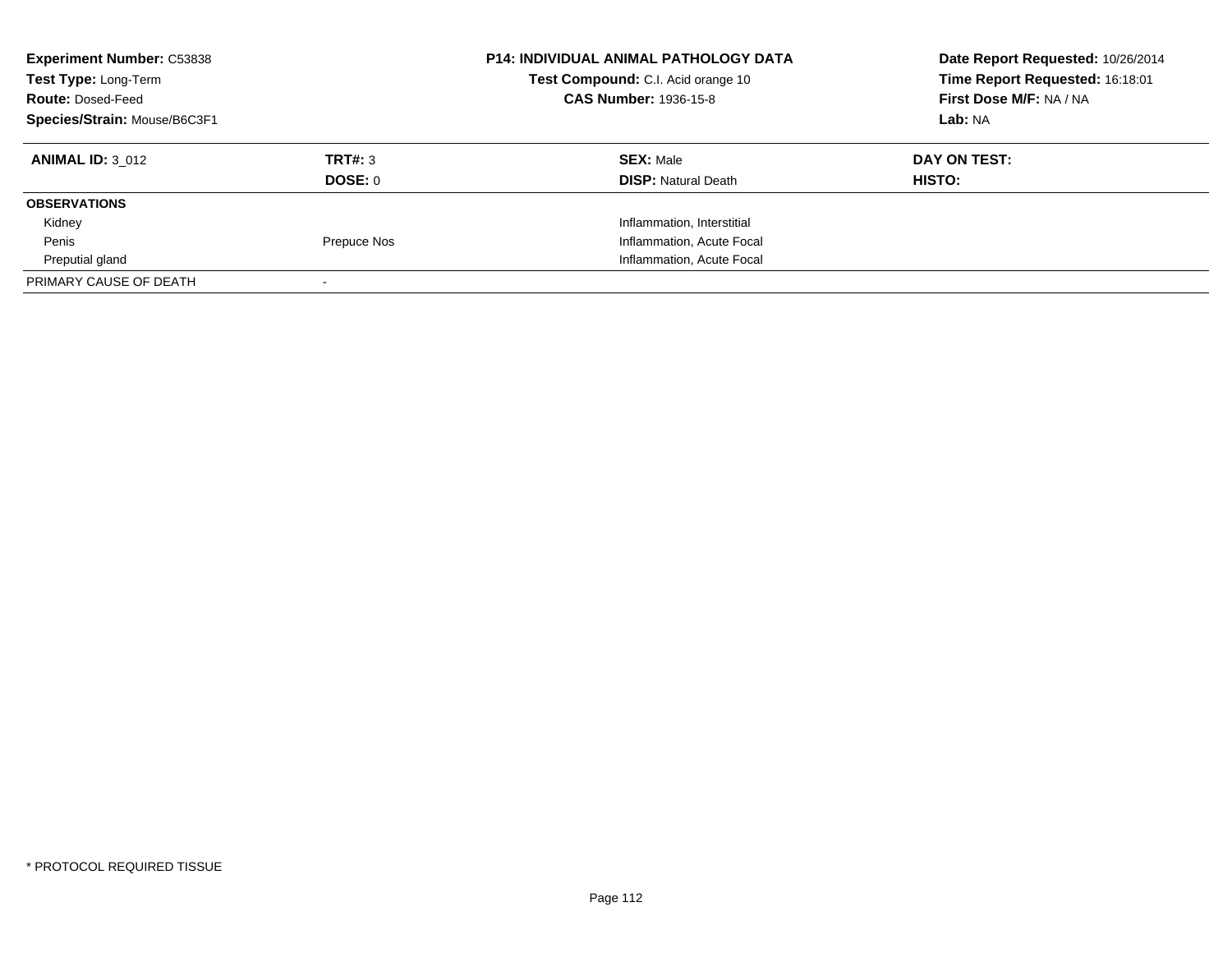**Experiment Number:** C53838
**Test Type:** Long-Term
**Route:** Dosed-Feed
**Species/Strain:** Mouse/B6C3F1

**P14: INDIVIDUAL ANIMAL PATHOLOGY DATA**
**Test Compound:** C.I. Acid orange 10
**CAS Number:** 1936-15-8

**Date Report Requested:** 10/26/2014
**Time Report Requested:** 16:18:01
**First Dose M/F:** NA / NA
**Lab:** NA

| **ANIMAL ID:** 3_012 | **TRT#:** 3 | **SEX:** Male | **DAY ON TEST:** |
|---|---|---|---|
| | **DOSE:** 0 | **DISP:** Natural Death | **HISTO:** |
| **OBSERVATIONS** | | | |
| Kidney | | Inflammation, Interstitial | |
| Penis | Prepuce Nos | Inflammation, Acute Focal | |
| Preputial gland | | Inflammation, Acute Focal | |
| PRIMARY CAUSE OF DEATH | - | | |

* PROTOCOL REQUIRED TISSUE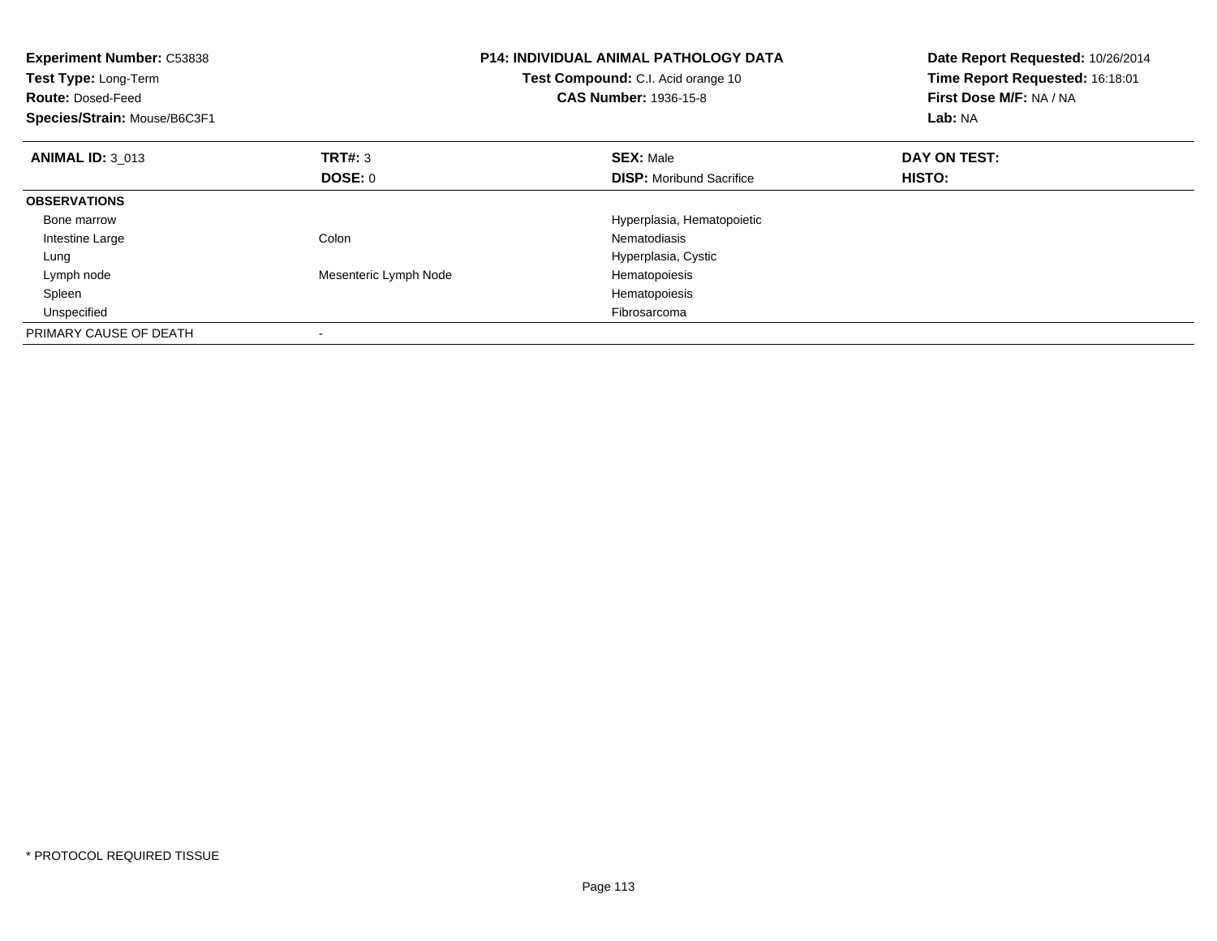**Experiment Number:** C53838
**Test Type:** Long-Term
**Route:** Dosed-Feed
**Species/Strain:** Mouse/B6C3F1

**P14: INDIVIDUAL ANIMAL PATHOLOGY DATA**
**Test Compound:** C.I. Acid orange 10
**CAS Number:** 1936-15-8

**Date Report Requested:** 10/26/2014
**Time Report Requested:** 16:18:01
**First Dose M/F:** NA / NA
**Lab:** NA

| **ANIMAL ID:** 3_013 | **TRT#:** 3 | **SEX:** Male | **DAY ON TEST:** |
|---|---|---|---|
| | **DOSE:** 0 | **DISP:** Moribund Sacrifice | **HISTO:** |
| **OBSERVATIONS** | | | |
| Bone marrow | | Hyperplasia, Hematopoietic | |
| Intestine Large | Colon | Nematodiasis | |
| Lung | | Hyperplasia, Cystic | |
| Lymph node | Mesenteric Lymph Node | Hematopoiesis | |
| Spleen | | Hematopoiesis | |
| Unspecified | | Fibrosarcoma | |
| PRIMARY CAUSE OF DEATH | - | | |

* PROTOCOL REQUIRED TISSUE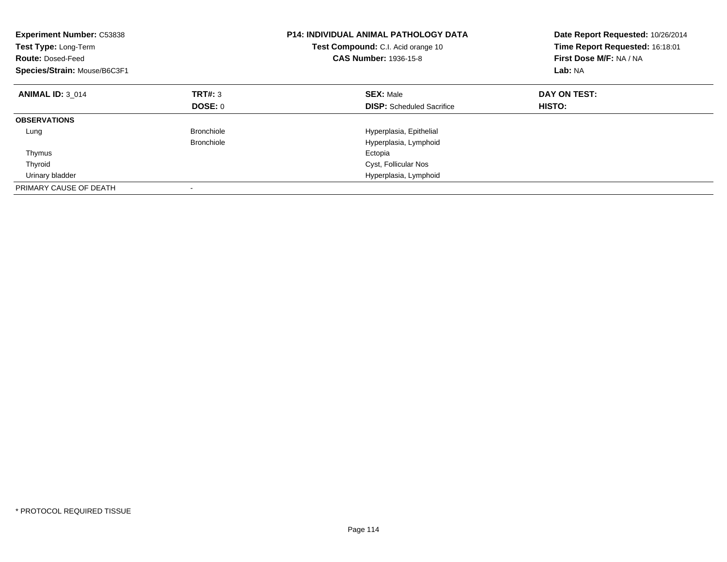**Experiment Number:** C53838
**Test Type:** Long-Term
**Route:** Dosed-Feed
**Species/Strain:** Mouse/B6C3F1

**P14: INDIVIDUAL ANIMAL PATHOLOGY DATA**
**Test Compound:** C.I. Acid orange 10
**CAS Number:** 1936-15-8

**Date Report Requested:** 10/26/2014
**Time Report Requested:** 16:18:01
**First Dose M/F:** NA / NA
**Lab:** NA

| **ANIMAL ID:** 3_014 | **TRT#:** 3 | **SEX:** Male | **DAY ON TEST:** |
|---|---|---|---|
| | **DOSE:** 0 | **DISP:** Scheduled Sacrifice | **HISTO:** |
| **OBSERVATIONS** | | | |
| Lung | Bronchiole | Hyperplasia, Epithelial | |
| | Bronchiole | Hyperplasia, Lymphoid | |
| Thymus | | Ectopia | |
| Thyroid | | Cyst, Follicular Nos | |
| Urinary bladder | | Hyperplasia, Lymphoid | |
| PRIMARY CAUSE OF DEATH | - | | |

* PROTOCOL REQUIRED TISSUE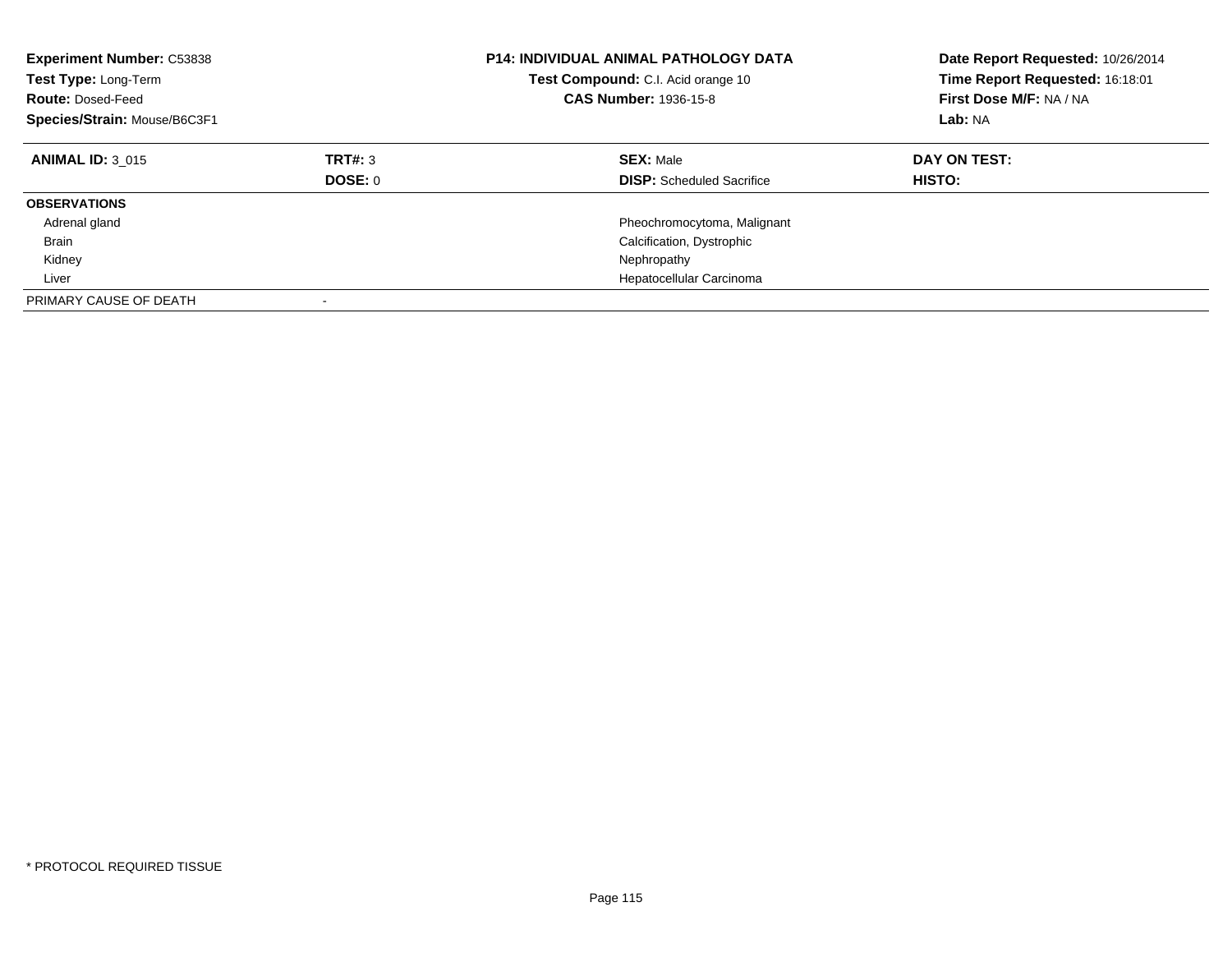**Experiment Number:** C53838
**Test Type:** Long-Term
**Route:** Dosed-Feed
**Species/Strain:** Mouse/B6C3F1

**P14: INDIVIDUAL ANIMAL PATHOLOGY DATA**
**Test Compound:** C.I. Acid orange 10
**CAS Number:** 1936-15-8

**Date Report Requested:** 10/26/2014
**Time Report Requested:** 16:18:01
**First Dose M/F:** NA / NA
**Lab:** NA

| **ANIMAL ID:** 3_015 | **TRT#:** 3 | **SEX:** Male | **DAY ON TEST:** |
|---|---|---|---|
| | **DOSE:** 0 | **DISP:** Scheduled Sacrifice | **HISTO:** |
| **OBSERVATIONS** | | | |
| Adrenal gland | | Pheochromocytoma, Malignant | |
| Brain | | Calcification, Dystrophic | |
| Kidney | | Nephropathy | |
| Liver | | Hepatocellular Carcinoma | |
| PRIMARY CAUSE OF DEATH | - | | |

* PROTOCOL REQUIRED TISSUE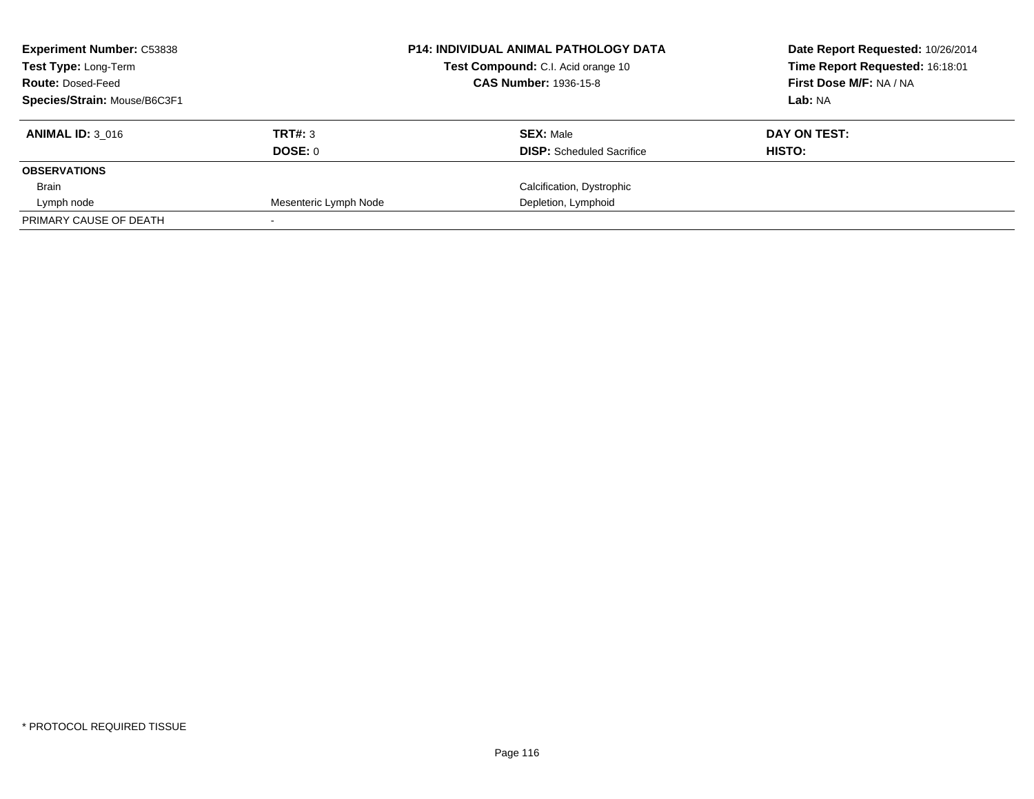**Experiment Number:** C53838
**Test Type:** Long-Term
**Route:** Dosed-Feed
**Species/Strain:** Mouse/B6C3F1

**P14: INDIVIDUAL ANIMAL PATHOLOGY DATA**
**Test Compound:** C.I. Acid orange 10
**CAS Number:** 1936-15-8

**Date Report Requested:** 10/26/2014
**Time Report Requested:** 16:18:01
**First Dose M/F:** NA / NA
**Lab:** NA

| **ANIMAL ID:** 3_016 | **TRT#:** 3 | **SEX:** Male | **DAY ON TEST:** |
|---|---|---|---|
| | **DOSE:** 0 | **DISP:** Scheduled Sacrifice | **HISTO:** |
| **OBSERVATIONS** | | | |
| Brain | | Calcification, Dystrophic | |
| Lymph node | Mesenteric Lymph Node | Depletion, Lymphoid | |
| PRIMARY CAUSE OF DEATH | - | | |

* PROTOCOL REQUIRED TISSUE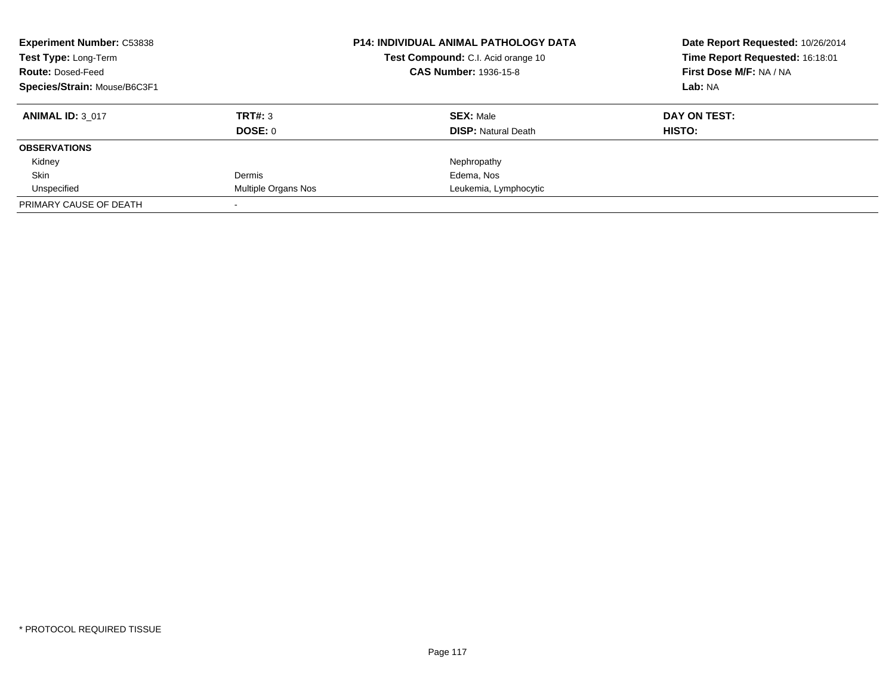**Experiment Number:** C53838
**Test Type:** Long-Term
**Route:** Dosed-Feed
**Species/Strain:** Mouse/B6C3F1

**P14: INDIVIDUAL ANIMAL PATHOLOGY DATA**
**Test Compound:** C.I. Acid orange 10
**CAS Number:** 1936-15-8

**Date Report Requested:** 10/26/2014
**Time Report Requested:** 16:18:01
**First Dose M/F:** NA / NA
**Lab:** NA

| **ANIMAL ID:** 3_017 | **TRT#:** 3 | **SEX:** Male | **DAY ON TEST:** |
|---|---|---|---|
| | **DOSE:** 0 | **DISP:** Natural Death | **HISTO:** |
| **OBSERVATIONS** | | | |
| Kidney | | Nephropathy | |
| Skin | Dermis | Edema, Nos | |
| Unspecified | Multiple Organs Nos | Leukemia, Lymphocytic | |
| PRIMARY CAUSE OF DEATH | - | | |

\* PROTOCOL REQUIRED TISSUE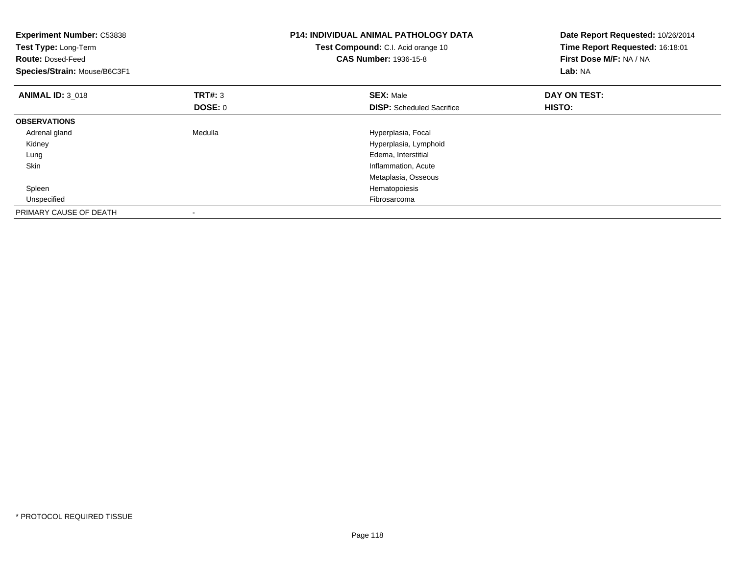**Experiment Number:** C53838
**Test Type:** Long-Term
**Route:** Dosed-Feed
**Species/Strain:** Mouse/B6C3F1

**P14: INDIVIDUAL ANIMAL PATHOLOGY DATA**
**Test Compound:** C.I. Acid orange 10
**CAS Number:** 1936-15-8

**Date Report Requested:** 10/26/2014
**Time Report Requested:** 16:18:01
**First Dose M/F:** NA / NA
**Lab:** NA

| **ANIMAL ID:** 3_018 | **TRT#:** 3 | **SEX:** Male | **DAY ON TEST:** |
|---|---|---|---|
| | **DOSE:** 0 | **DISP:** Scheduled Sacrifice | **HISTO:** |
| **OBSERVATIONS** | | | |
| Adrenal gland | Medulla | Hyperplasia, Focal | |
| Kidney | | Hyperplasia, Lymphoid | |
| Lung | | Edema, Interstitial | |
| Skin | | Inflammation, Acute | |
| | | Metaplasia, Osseous | |
| Spleen | | Hematopoiesis | |
| Unspecified | | Fibrosarcoma | |
| PRIMARY CAUSE OF DEATH | - | | |

* PROTOCOL REQUIRED TISSUE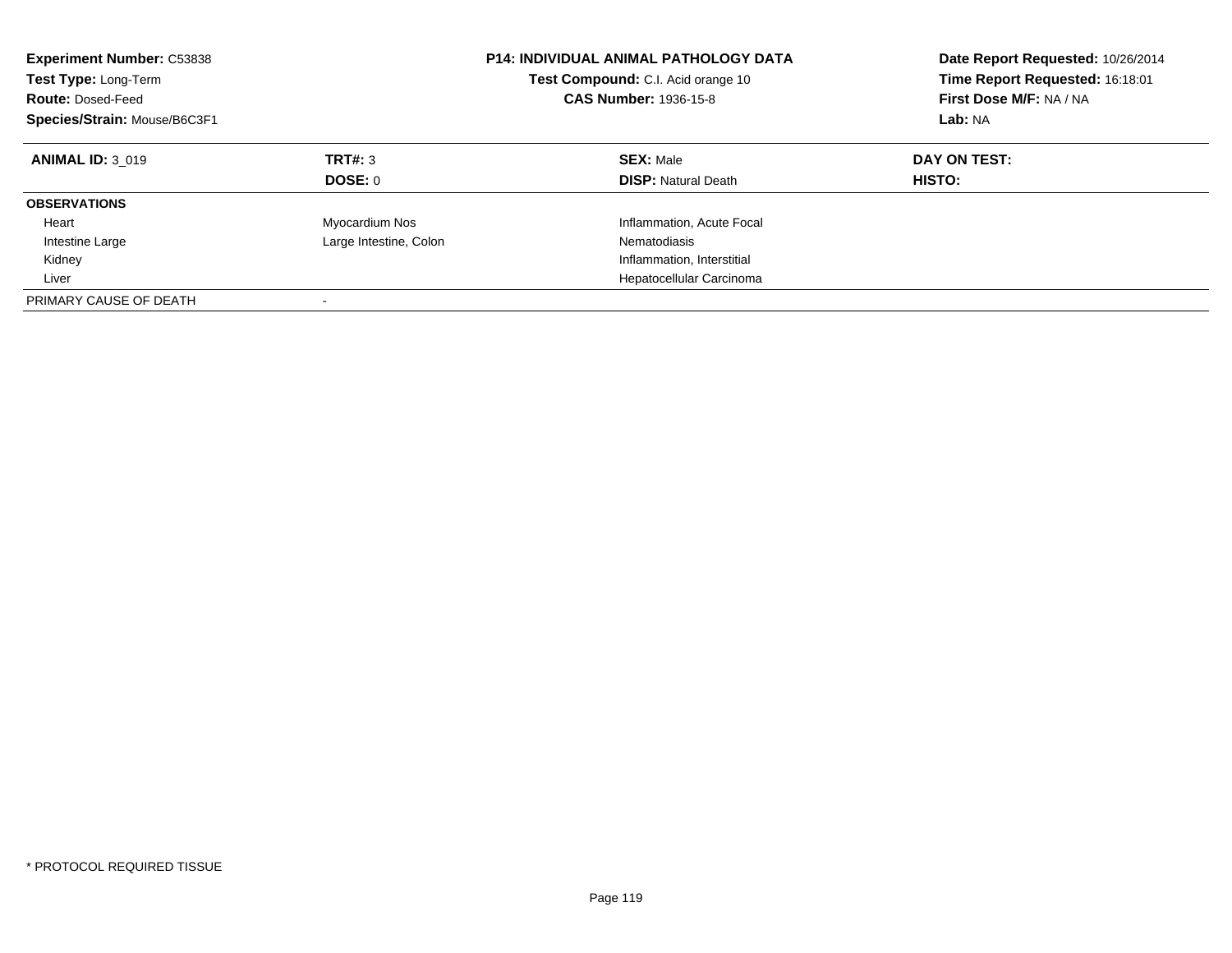**Experiment Number:** C53838
**Test Type:** Long-Term
**Route:** Dosed-Feed
**Species/Strain:** Mouse/B6C3F1

**P14: INDIVIDUAL ANIMAL PATHOLOGY DATA**
**Test Compound:** C.I. Acid orange 10
**CAS Number:** 1936-15-8

**Date Report Requested:** 10/26/2014
**Time Report Requested:** 16:18:01
**First Dose M/F:** NA / NA
**Lab:** NA

| **ANIMAL ID:** 3_019 | **TRT#:** 3 | **SEX:** Male | **DAY ON TEST:** |
|---|---|---|---|
| | **DOSE:** 0 | **DISP:** Natural Death | **HISTO:** |
| **OBSERVATIONS** | | | |
| Heart | Myocardium Nos | Inflammation, Acute Focal | |
| Intestine Large | Large Intestine, Colon | Nematodiasis | |
| Kidney | | Inflammation, Interstitial | |
| Liver | | Hepatocellular Carcinoma | |
| PRIMARY CAUSE OF DEATH | - | | |

\* PROTOCOL REQUIRED TISSUE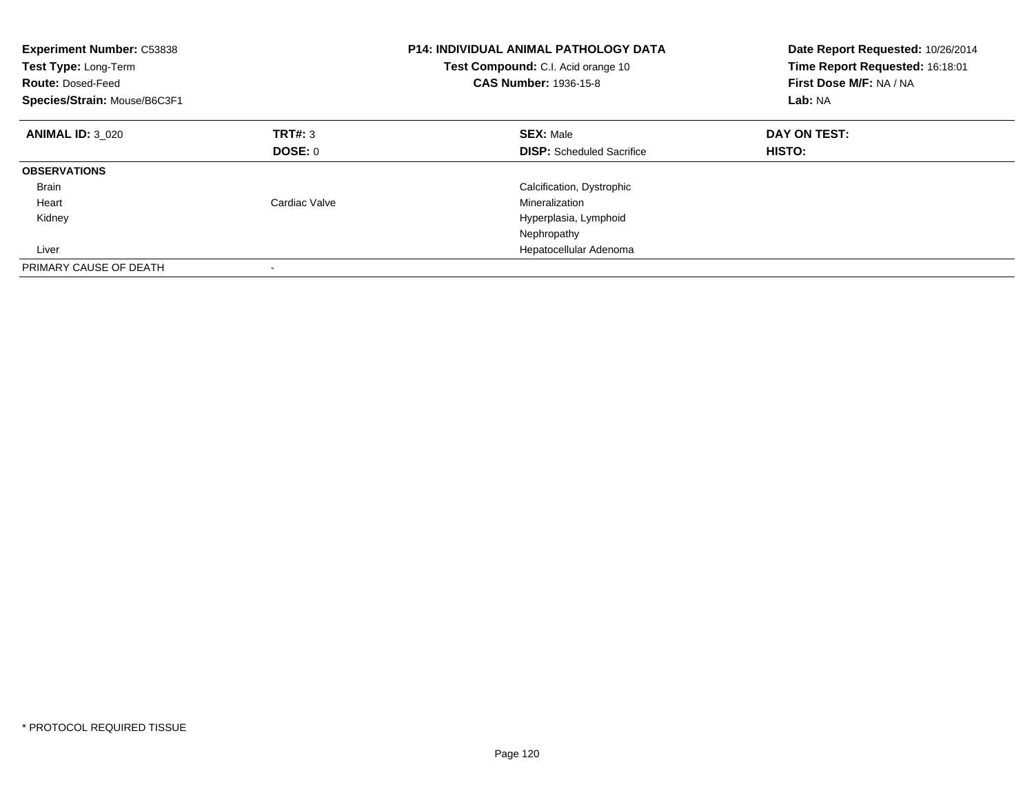**Experiment Number:** C53838
**Test Type:** Long-Term
**Route:** Dosed-Feed
**Species/Strain:** Mouse/B6C3F1

**P14: INDIVIDUAL ANIMAL PATHOLOGY DATA**
**Test Compound:** C.I. Acid orange 10
**CAS Number:** 1936-15-8

**Date Report Requested:** 10/26/2014
**Time Report Requested:** 16:18:01
**First Dose M/F:** NA / NA
**Lab:** NA

| **ANIMAL ID:** 3_020 | **TRT#:** 3 | **SEX:** Male | **DAY ON TEST:** |
|---|---|---|---|
| | **DOSE:** 0 | **DISP:** Scheduled Sacrifice | **HISTO:** |
| **OBSERVATIONS** | | | |
| Brain | | Calcification, Dystrophic | |
| Heart | Cardiac Valve | Mineralization | |
| Kidney | | Hyperplasia, Lymphoid | |
| | | Nephropathy | |
| Liver | | Hepatocellular Adenoma | |
| PRIMARY CAUSE OF DEATH | - | | |

\* PROTOCOL REQUIRED TISSUE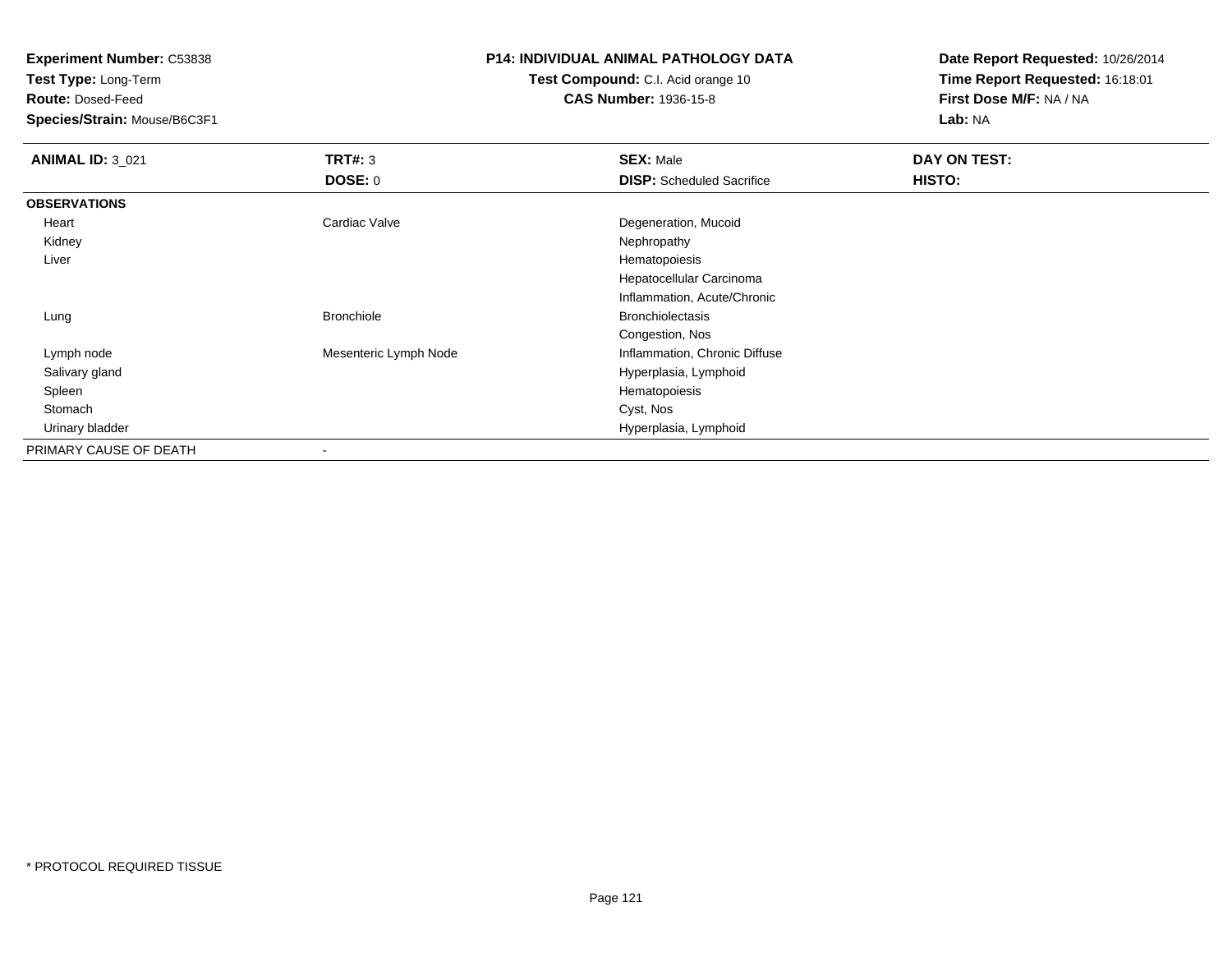**Experiment Number:** C53838
**Test Type:** Long-Term
**Route:** Dosed-Feed
**Species/Strain:** Mouse/B6C3F1

## P14: INDIVIDUAL ANIMAL PATHOLOGY DATA

**Test Compound:** C.I. Acid orange 10
**CAS Number:** 1936-15-8

**Date Report Requested:** 10/26/2014
**Time Report Requested:** 16:18:01
**First Dose M/F:** NA / NA
**Lab:** NA

| **ANIMAL ID:** 3_021 | **TRT#:** 3 | **SEX:** Male | **DAY ON TEST:** |
|---|---|---|---|
| | **DOSE:** 0 | **DISP:** Scheduled Sacrifice | **HISTO:** |
| **OBSERVATIONS** | | | |
| Heart | Cardiac Valve | Degeneration, Mucoid | |
| Kidney | | Nephropathy | |
| Liver | | Hematopoiesis | |
| | | Hepatocellular Carcinoma | |
| | | Inflammation, Acute/Chronic | |
| Lung | Bronchiole | Bronchiolectasis | |
| | | Congestion, Nos | |
| Lymph node | Mesenteric Lymph Node | Inflammation, Chronic Diffuse | |
| Salivary gland | | Hyperplasia, Lymphoid | |
| Spleen | | Hematopoiesis | |
| Stomach | | Cyst, Nos | |
| Urinary bladder | | Hyperplasia, Lymphoid | |
| PRIMARY CAUSE OF DEATH | - | | |

* PROTOCOL REQUIRED TISSUE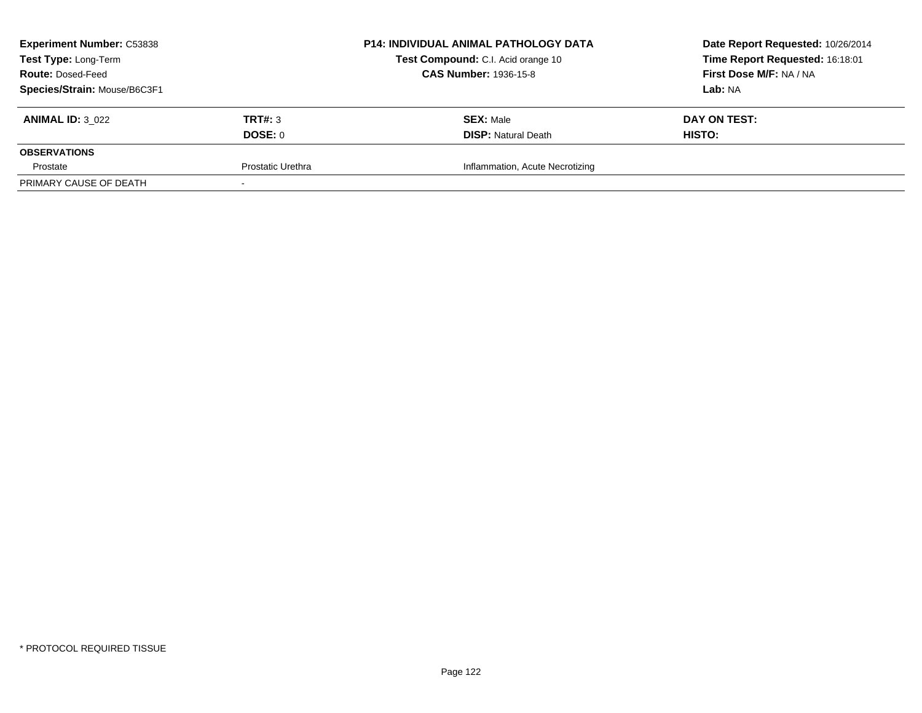| **Experiment Number:** C53838 | **P14: INDIVIDUAL ANIMAL PATHOLOGY DATA** | **Date Report Requested:** 10/26/2014 |
|---|---|---|
| **Test Type:** Long-Term | **Test Compound:** C.I. Acid orange 10 | **Time Report Requested:** 16:18:01 |
| **Route:** Dosed-Feed | **CAS Number:** 1936-15-8 | **First Dose M/F:** NA / NA |
| **Species/Strain:** Mouse/B6C3F1 | | **Lab:** NA |

| **ANIMAL ID:** 3_022 | **TRT#:** 3 | **SEX:** Male | **DAY ON TEST:** |
|---|---|---|---|
| | **DOSE:** 0 | **DISP:** Natural Death | **HISTO:** |
| **OBSERVATIONS** | | | |
| Prostate | Prostatic Urethra | Inflammation, Acute Necrotizing | |
| PRIMARY CAUSE OF DEATH | - | | |

\* PROTOCOL REQUIRED TISSUE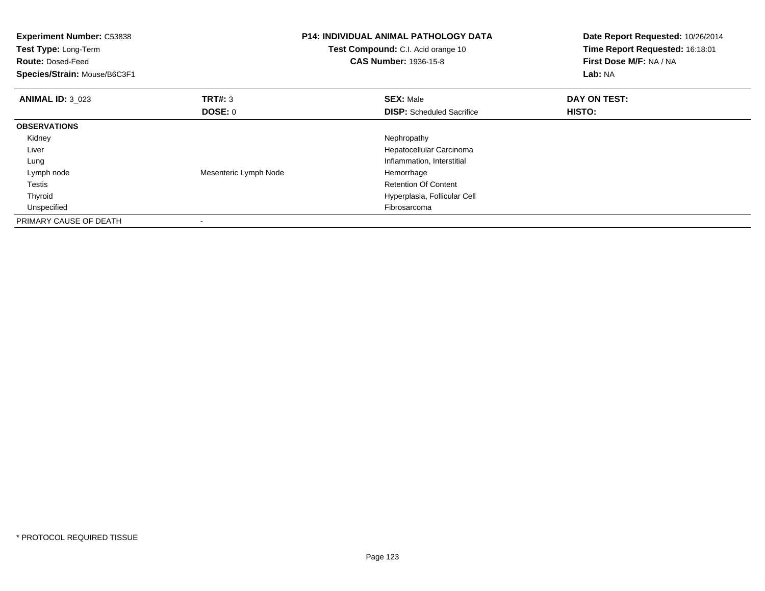**Experiment Number:** C53838
**Test Type:** Long-Term
**Route:** Dosed-Feed
**Species/Strain:** Mouse/B6C3F1

**P14: INDIVIDUAL ANIMAL PATHOLOGY DATA**
**Test Compound:** C.I. Acid orange 10
**CAS Number:** 1936-15-8

**Date Report Requested:** 10/26/2014
**Time Report Requested:** 16:18:01
**First Dose M/F:** NA / NA
**Lab:** NA

| **ANIMAL ID:** 3_023 | **TRT#:** 3 | **SEX:** Male | **DAY ON TEST:** |
|---|---|---|---|
| | **DOSE:** 0 | **DISP:** Scheduled Sacrifice | **HISTO:** |
| **OBSERVATIONS** | | | |
| Kidney | | Nephropathy | |
| Liver | | Hepatocellular Carcinoma | |
| Lung | | Inflammation, Interstitial | |
| Lymph node | Mesenteric Lymph Node | Hemorrhage | |
| Testis | | Retention Of Content | |
| Thyroid | | Hyperplasia, Follicular Cell | |
| Unspecified | | Fibrosarcoma | |
| PRIMARY CAUSE OF DEATH | - | | |

* PROTOCOL REQUIRED TISSUE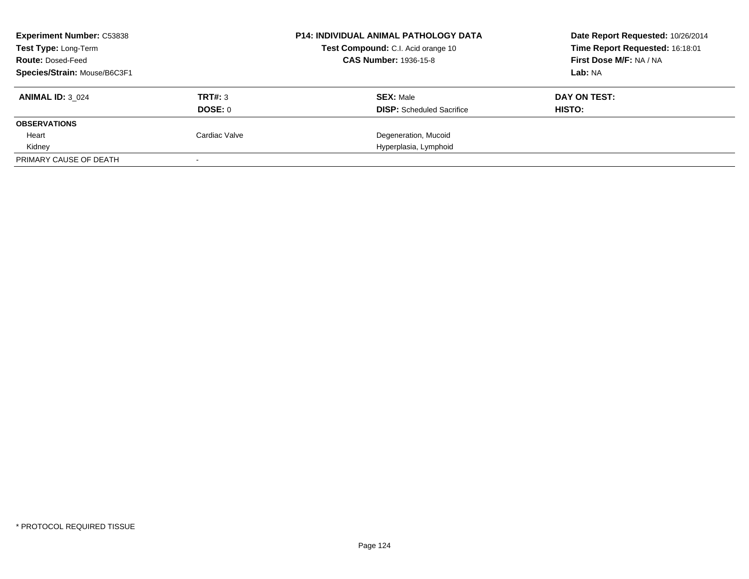**Experiment Number:** C53838
**Test Type:** Long-Term
**Route:** Dosed-Feed
**Species/Strain:** Mouse/B6C3F1

**P14: INDIVIDUAL ANIMAL PATHOLOGY DATA**
**Test Compound:** C.I. Acid orange 10
**CAS Number:** 1936-15-8

**Date Report Requested:** 10/26/2014
**Time Report Requested:** 16:18:01
**First Dose M/F:** NA / NA
**Lab:** NA

| **ANIMAL ID:** 3_024 | **TRT#:** 3 | **SEX:** Male | **DAY ON TEST:** |
|---|---|---|---|
| | **DOSE:** 0 | **DISP:** Scheduled Sacrifice | **HISTO:** |
| **OBSERVATIONS** | | | |
| Heart | Cardiac Valve | Degeneration, Mucoid | |
| Kidney | | Hyperplasia, Lymphoid | |
| PRIMARY CAUSE OF DEATH | - | | |

* PROTOCOL REQUIRED TISSUE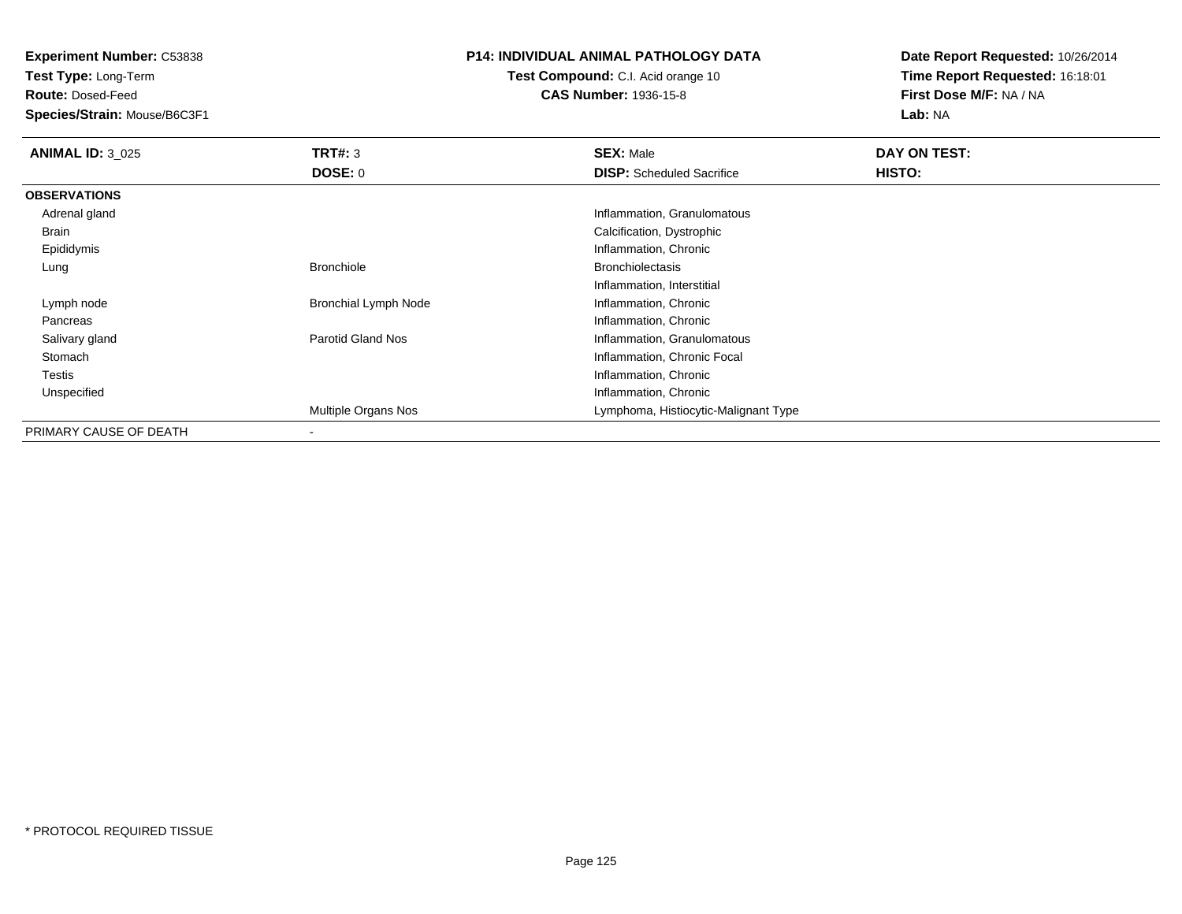**Experiment Number:** C53838
**Test Type:** Long-Term
**Route:** Dosed-Feed
**Species/Strain:** Mouse/B6C3F1

# P14: INDIVIDUAL ANIMAL PATHOLOGY DATA

**Test Compound:** C.I. Acid orange 10
**CAS Number:** 1936-15-8

**Date Report Requested:** 10/26/2014
**Time Report Requested:** 16:18:01
**First Dose M/F:** NA / NA
**Lab:** NA

| **ANIMAL ID:** 3_025 | **TRT#:** 3 | **SEX:** Male | **DAY ON TEST:** |
|---|---|---|---|
| | **DOSE:** 0 | **DISP:** Scheduled Sacrifice | **HISTO:** |
| **OBSERVATIONS** | | | |
| Adrenal gland | | Inflammation, Granulomatous | |
| Brain | | Calcification, Dystrophic | |
| Epididymis | | Inflammation, Chronic | |
| Lung | Bronchiole | Bronchiolectasis | |
| | | Inflammation, Interstitial | |
| Lymph node | Bronchial Lymph Node | Inflammation, Chronic | |
| Pancreas | | Inflammation, Chronic | |
| Salivary gland | Parotid Gland Nos | Inflammation, Granulomatous | |
| Stomach | | Inflammation, Chronic Focal | |
| Testis | | Inflammation, Chronic | |
| Unspecified | | Inflammation, Chronic | |
| | Multiple Organs Nos | Lymphoma, Histiocytic-Malignant Type | |
| PRIMARY CAUSE OF DEATH | - | | |

\* PROTOCOL REQUIRED TISSUE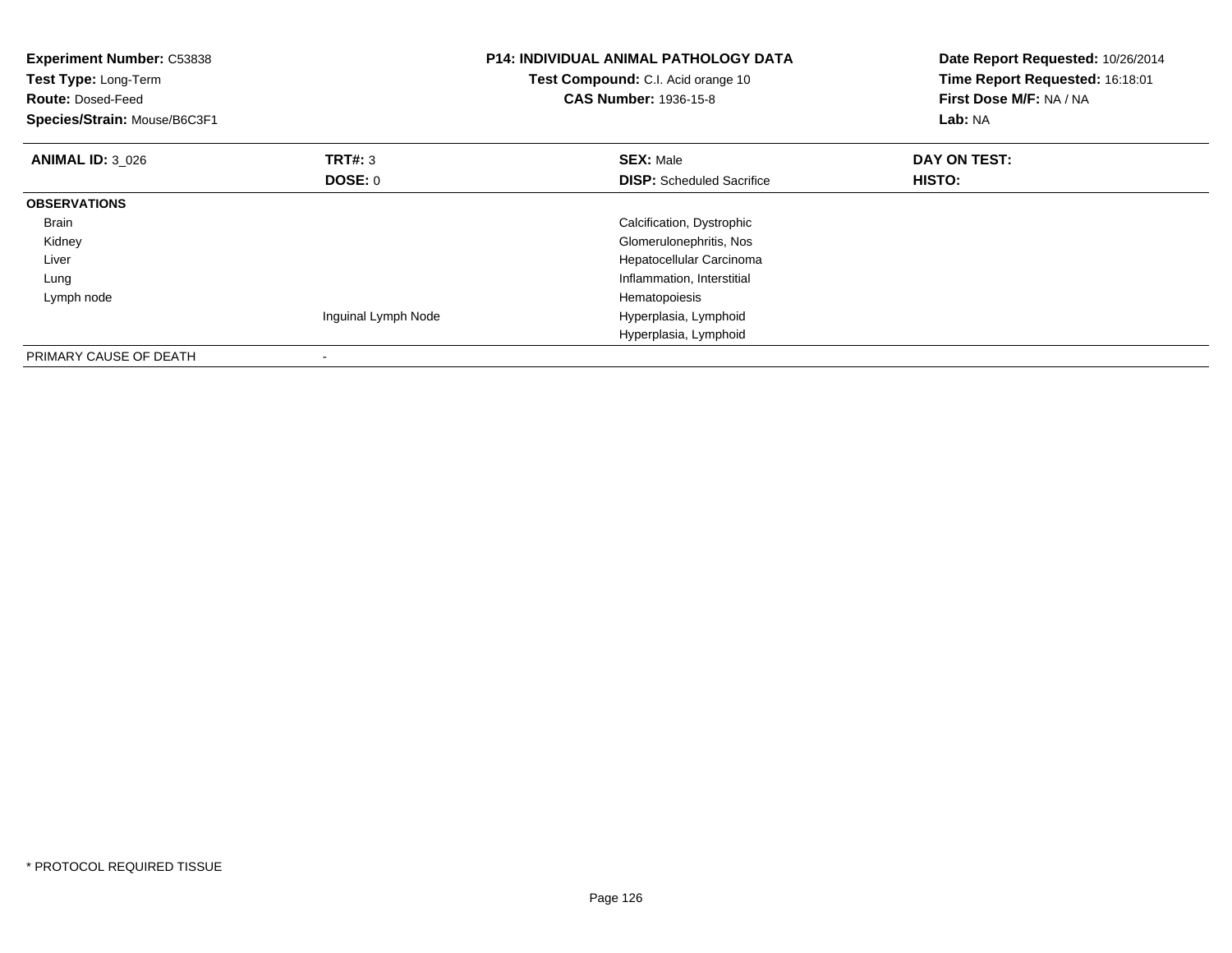**Experiment Number:** C53838
**Test Type:** Long-Term
**Route:** Dosed-Feed
**Species/Strain:** Mouse/B6C3F1

**P14: INDIVIDUAL ANIMAL PATHOLOGY DATA**
**Test Compound:** C.I. Acid orange 10
**CAS Number:** 1936-15-8

**Date Report Requested:** 10/26/2014
**Time Report Requested:** 16:18:01
**First Dose M/F:** NA / NA
**Lab:** NA

| **ANIMAL ID:** 3_026 | **TRT#:** 3 | **SEX:** Male | **DAY ON TEST:** |
|---|---|---|---|
| | **DOSE:** 0 | **DISP:** Scheduled Sacrifice | **HISTO:** |
| **OBSERVATIONS** | | | |
| Brain | | Calcification, Dystrophic | |
| Kidney | | Glomerulonephritis, Nos | |
| Liver | | Hepatocellular Carcinoma | |
| Lung | | Inflammation, Interstitial | |
| Lymph node | | Hematopoiesis | |
| | Inguinal Lymph Node | Hyperplasia, Lymphoid | |
| | | Hyperplasia, Lymphoid | |
| PRIMARY CAUSE OF DEATH | - | | |

* PROTOCOL REQUIRED TISSUE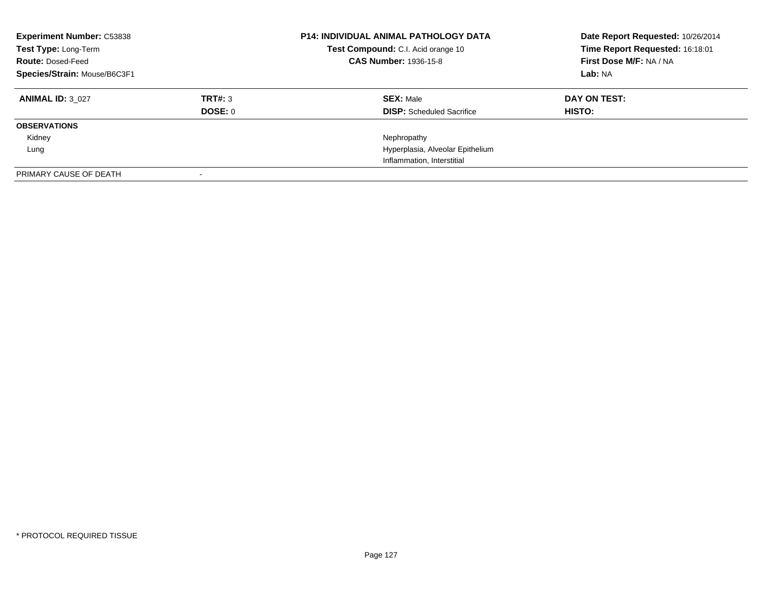| **Experiment Number:** C53838 | **P14: INDIVIDUAL ANIMAL PATHOLOGY DATA** | **Date Report Requested:** 10/26/2014 |
|---|---|---|
| **Test Type:** Long-Term | **Test Compound:** C.I. Acid orange 10 | **Time Report Requested:** 16:18:01 |
| **Route:** Dosed-Feed | **CAS Number:** 1936-15-8 | **First Dose M/F:** NA / NA |
| **Species/Strain:** Mouse/B6C3F1 | | **Lab:** NA |

| **ANIMAL ID:** 3_027 | **TRT#:** 3 | **SEX:** Male | **DAY ON TEST:** |
|---|---|---|---|
| | **DOSE:** 0 | **DISP:** Scheduled Sacrifice | **HISTO:** |
| **OBSERVATIONS** | | | |
| Kidney | | Nephropathy | |
| Lung | | Hyperplasia, Alveolar Epithelium | |
| | | Inflammation, Interstitial | |
| PRIMARY CAUSE OF DEATH | - | | |

* PROTOCOL REQUIRED TISSUE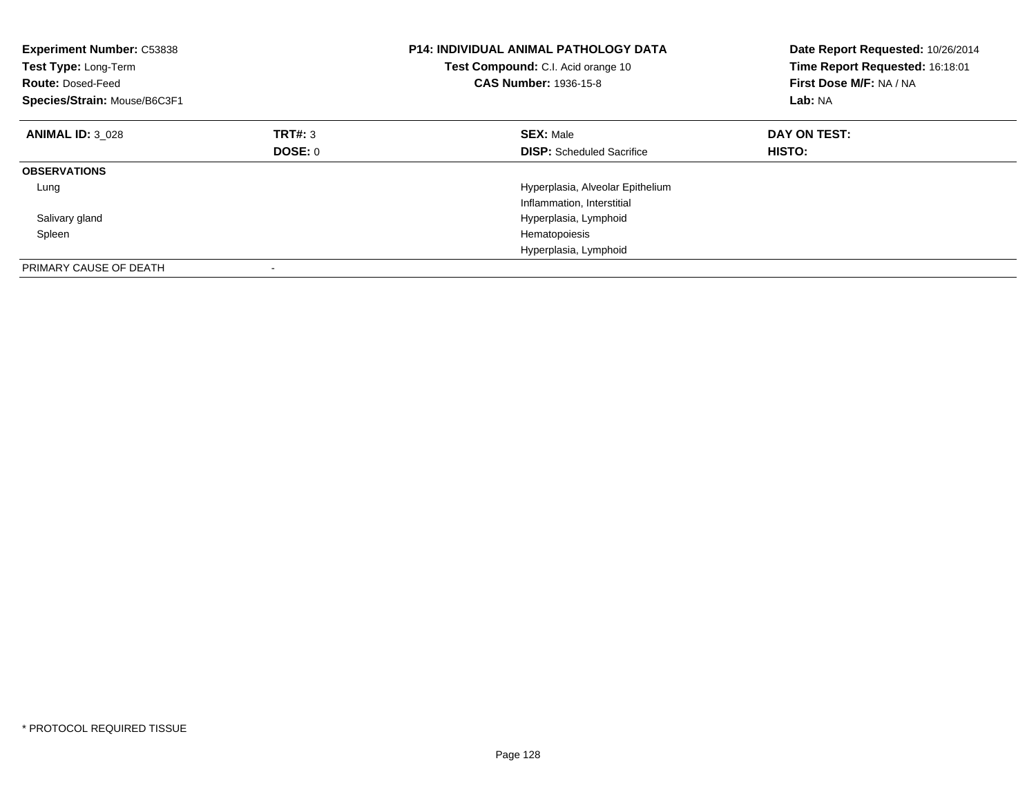**Experiment Number:** C53838
**Test Type:** Long-Term
**Route:** Dosed-Feed
**Species/Strain:** Mouse/B6C3F1

**P14: INDIVIDUAL ANIMAL PATHOLOGY DATA**
**Test Compound:** C.I. Acid orange 10
**CAS Number:** 1936-15-8

**Date Report Requested:** 10/26/2014
**Time Report Requested:** 16:18:01
**First Dose M/F:** NA / NA
**Lab:** NA

| **ANIMAL ID:** 3_028 | **TRT#:** 3 | **SEX:** Male | **DAY ON TEST:** |
|---|---|---|---|
| | **DOSE:** 0 | **DISP:** Scheduled Sacrifice | **HISTO:** |
| **OBSERVATIONS** | | | |
| Lung | | Hyperplasia, Alveolar Epithelium | |
| | | Inflammation, Interstitial | |
| Salivary gland | | Hyperplasia, Lymphoid | |
| Spleen | | Hematopoiesis | |
| | | Hyperplasia, Lymphoid | |
| PRIMARY CAUSE OF DEATH | - | | |

* PROTOCOL REQUIRED TISSUE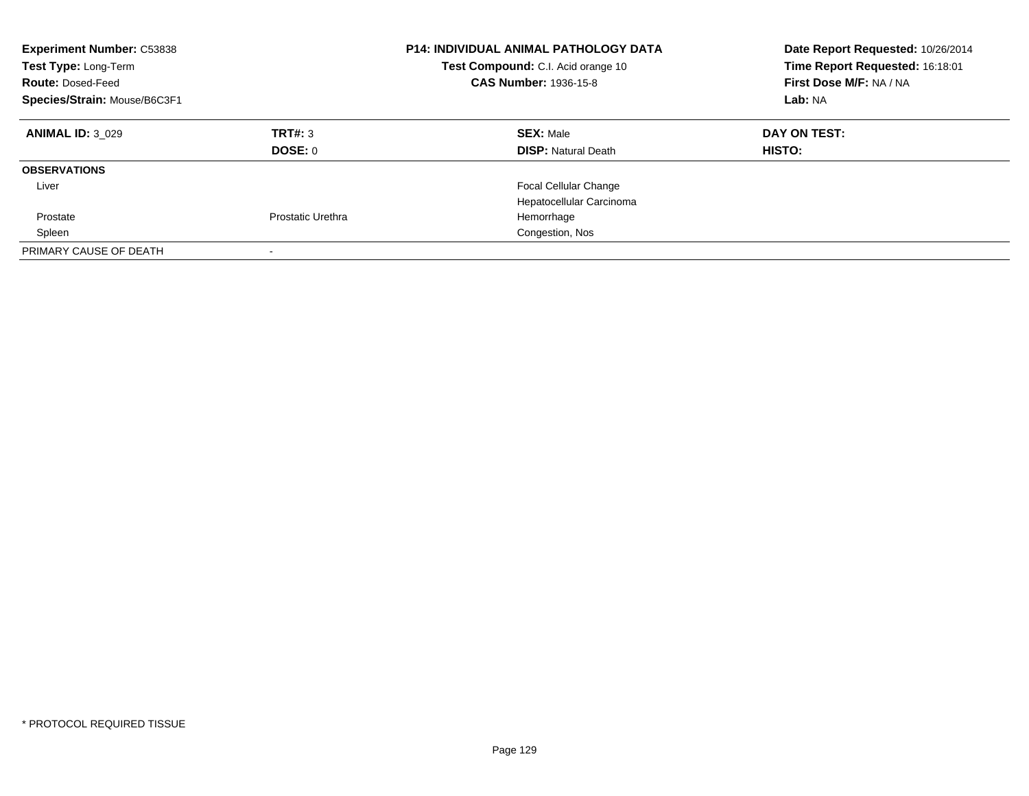**Experiment Number:** C53838
**Test Type:** Long-Term
**Route:** Dosed-Feed
**Species/Strain:** Mouse/B6C3F1

**P14: INDIVIDUAL ANIMAL PATHOLOGY DATA**
**Test Compound:** C.I. Acid orange 10
**CAS Number:** 1936-15-8

**Date Report Requested:** 10/26/2014
**Time Report Requested:** 16:18:01
**First Dose M/F:** NA / NA
**Lab:** NA

| **ANIMAL ID:** 3_029 | **TRT#:** 3 | **SEX:** Male | **DAY ON TEST:** |
|---|---|---|---|
| | **DOSE:** 0 | **DISP:** Natural Death | **HISTO:** |
| **OBSERVATIONS** | | | |
| Liver | | Focal Cellular Change | |
| | | Hepatocellular Carcinoma | |
| Prostate | Prostatic Urethra | Hemorrhage | |
| Spleen | | Congestion, Nos | |
| PRIMARY CAUSE OF DEATH | - | | |

* PROTOCOL REQUIRED TISSUE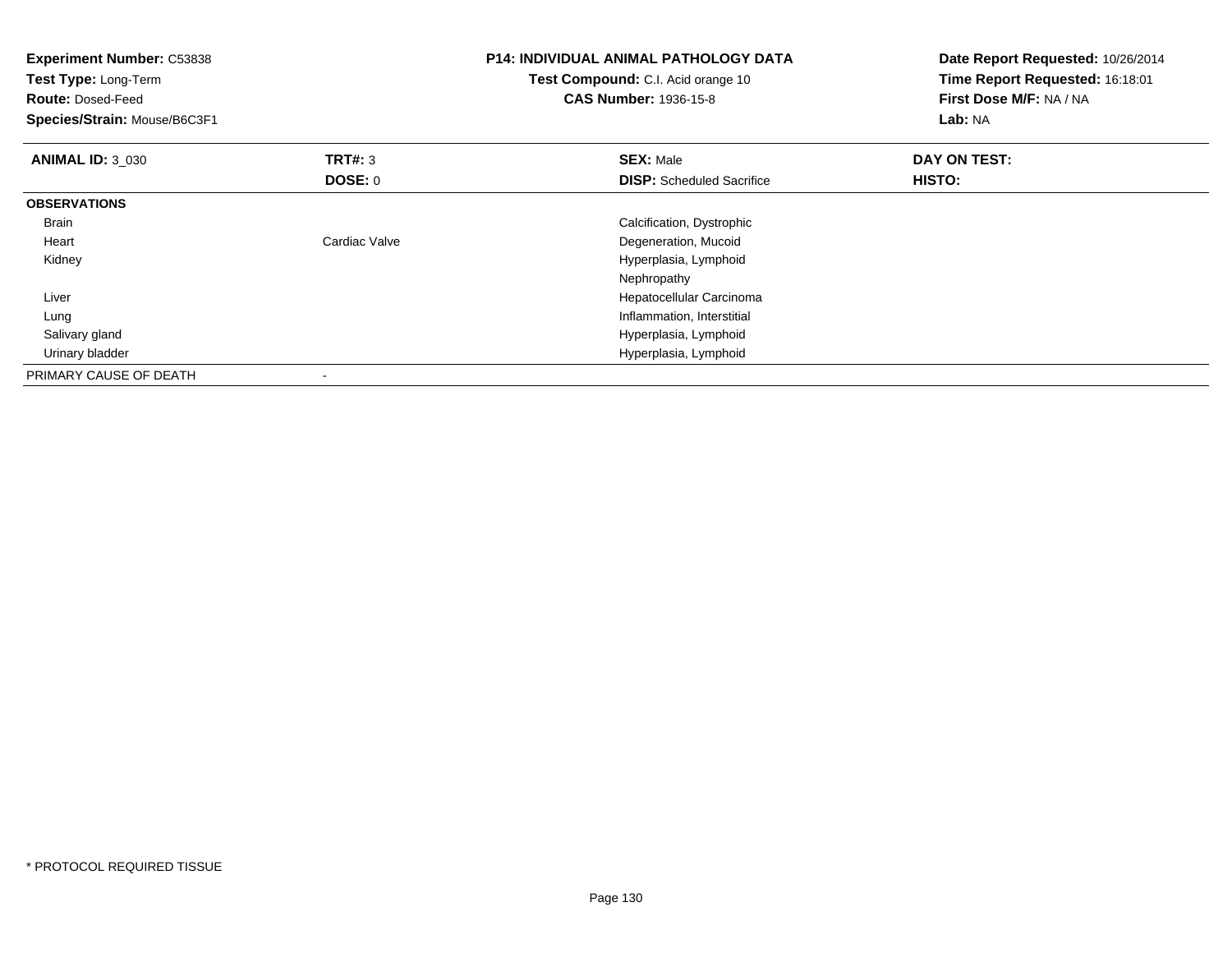**Experiment Number:** C53838
**Test Type:** Long-Term
**Route:** Dosed-Feed
**Species/Strain:** Mouse/B6C3F1

**P14: INDIVIDUAL ANIMAL PATHOLOGY DATA**
**Test Compound:** C.I. Acid orange 10
**CAS Number:** 1936-15-8

**Date Report Requested:** 10/26/2014
**Time Report Requested:** 16:18:01
**First Dose M/F:** NA / NA
**Lab:** NA

| **ANIMAL ID:** 3_030 | **TRT#:** 3 | **SEX:** Male | **DAY ON TEST:** |
|---|---|---|---|
| | **DOSE:** 0 | **DISP:** Scheduled Sacrifice | **HISTO:** |
| **OBSERVATIONS** | | | |
| Brain | | Calcification, Dystrophic | |
| Heart | Cardiac Valve | Degeneration, Mucoid | |
| Kidney | | Hyperplasia, Lymphoid | |
| | | Nephropathy | |
| Liver | | Hepatocellular Carcinoma | |
| Lung | | Inflammation, Interstitial | |
| Salivary gland | | Hyperplasia, Lymphoid | |
| Urinary bladder | | Hyperplasia, Lymphoid | |
| PRIMARY CAUSE OF DEATH | - | | |

* PROTOCOL REQUIRED TISSUE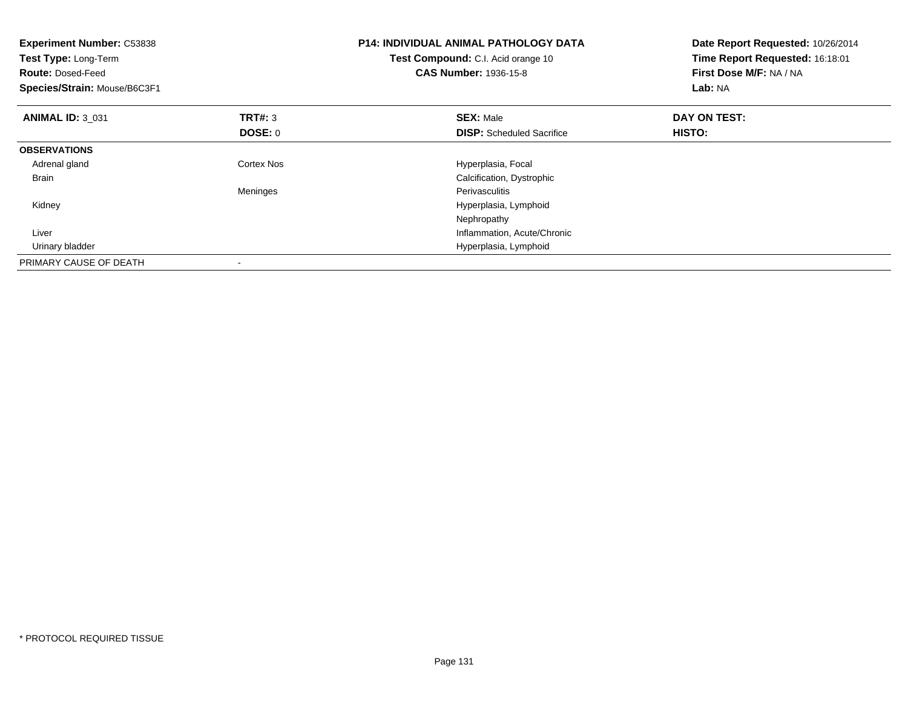| **Experiment Number:** C53838 | **P14: INDIVIDUAL ANIMAL PATHOLOGY DATA** | **Date Report Requested:** 10/26/2014 |
|---|---|---|
| **Test Type:** Long-Term | **Test Compound:** C.I. Acid orange 10 | **Time Report Requested:** 16:18:01 |
| **Route:** Dosed-Feed | **CAS Number:** 1936-15-8 | **First Dose M/F:** NA / NA |
| **Species/Strain:** Mouse/B6C3F1 | | **Lab:** NA |

| **ANIMAL ID:** 3_031 | **TRT#:** 3 | **SEX:** Male | **DAY ON TEST:** |
|---|---|---|---|
| | **DOSE:** 0 | **DISP:** Scheduled Sacrifice | **HISTO:** |
| **OBSERVATIONS** | | | |
| Adrenal gland | Cortex Nos | Hyperplasia, Focal | |
| Brain | | Calcification, Dystrophic | |
| | Meninges | Perivasculitis | |
| Kidney | | Hyperplasia, Lymphoid | |
| | | Nephropathy | |
| Liver | | Inflammation, Acute/Chronic | |
| Urinary bladder | | Hyperplasia, Lymphoid | |
| PRIMARY CAUSE OF DEATH | - | | |

* PROTOCOL REQUIRED TISSUE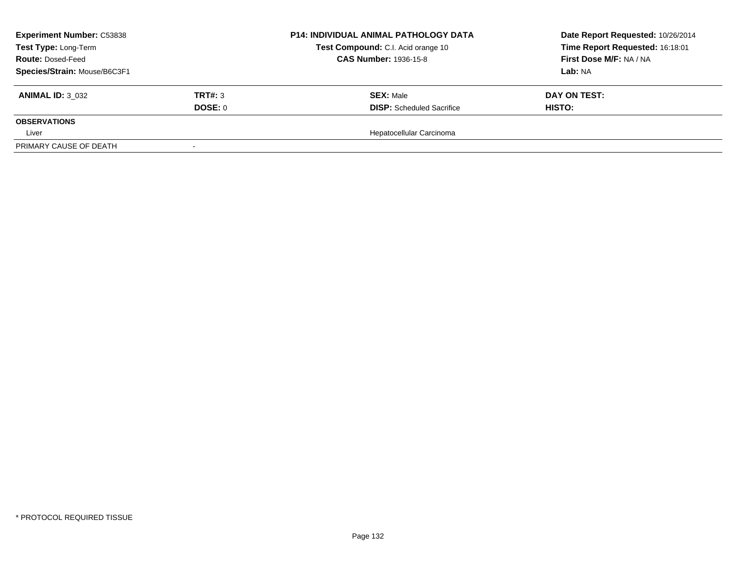**Experiment Number:** C53838
**Test Type:** Long-Term
**Route:** Dosed-Feed
**Species/Strain:** Mouse/B6C3F1

**P14: INDIVIDUAL ANIMAL PATHOLOGY DATA**
**Test Compound:** C.I. Acid orange 10
**CAS Number:** 1936-15-8

**Date Report Requested:** 10/26/2014
**Time Report Requested:** 16:18:01
**First Dose M/F:** NA / NA
**Lab:** NA

| **ANIMAL ID:** 3_032 | **TRT#:** 3 | **SEX:** Male | **DAY ON TEST:** |
|---|---|---|---|
| | **DOSE:** 0 | **DISP:** Scheduled Sacrifice | **HISTO:** |
| **OBSERVATIONS** | | | |
| Liver | | Hepatocellular Carcinoma | |
| PRIMARY CAUSE OF DEATH | - | | |

* PROTOCOL REQUIRED TISSUE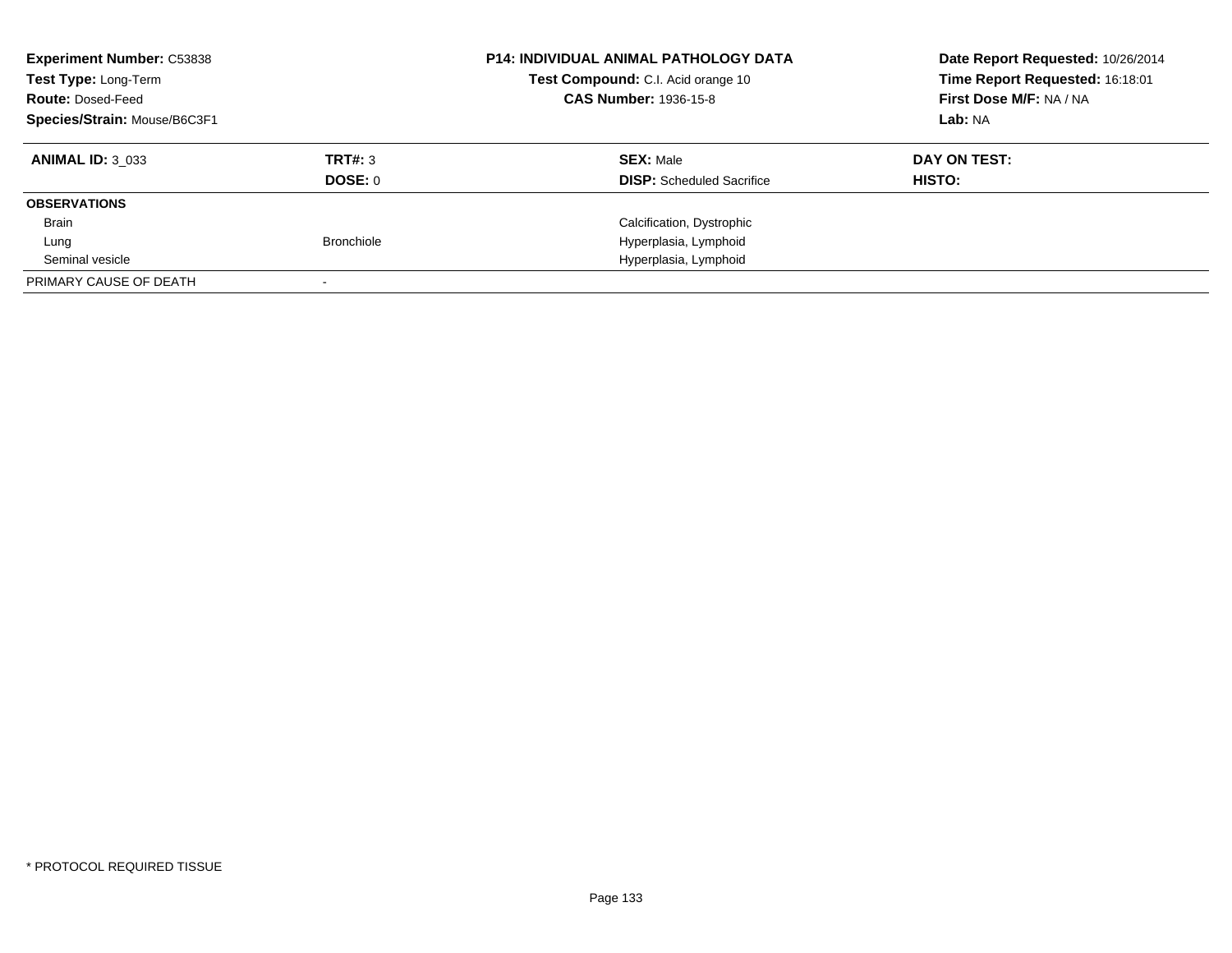**Experiment Number:** C53838
**Test Type:** Long-Term
**Route:** Dosed-Feed
**Species/Strain:** Mouse/B6C3F1

**P14: INDIVIDUAL ANIMAL PATHOLOGY DATA**
**Test Compound:** C.I. Acid orange 10
**CAS Number:** 1936-15-8

**Date Report Requested:** 10/26/2014
**Time Report Requested:** 16:18:01
**First Dose M/F:** NA / NA
**Lab:** NA

| **ANIMAL ID:** 3_033 | **TRT#:** 3 | **SEX:** Male | **DAY ON TEST:** |
|---|---|---|---|
| | **DOSE:** 0 | **DISP:** Scheduled Sacrifice | **HISTO:** |
| **OBSERVATIONS** | | | |
| Brain | | Calcification, Dystrophic | |
| Lung | Bronchiole | Hyperplasia, Lymphoid | |
| Seminal vesicle | | Hyperplasia, Lymphoid | |
| PRIMARY CAUSE OF DEATH | - | | |

* PROTOCOL REQUIRED TISSUE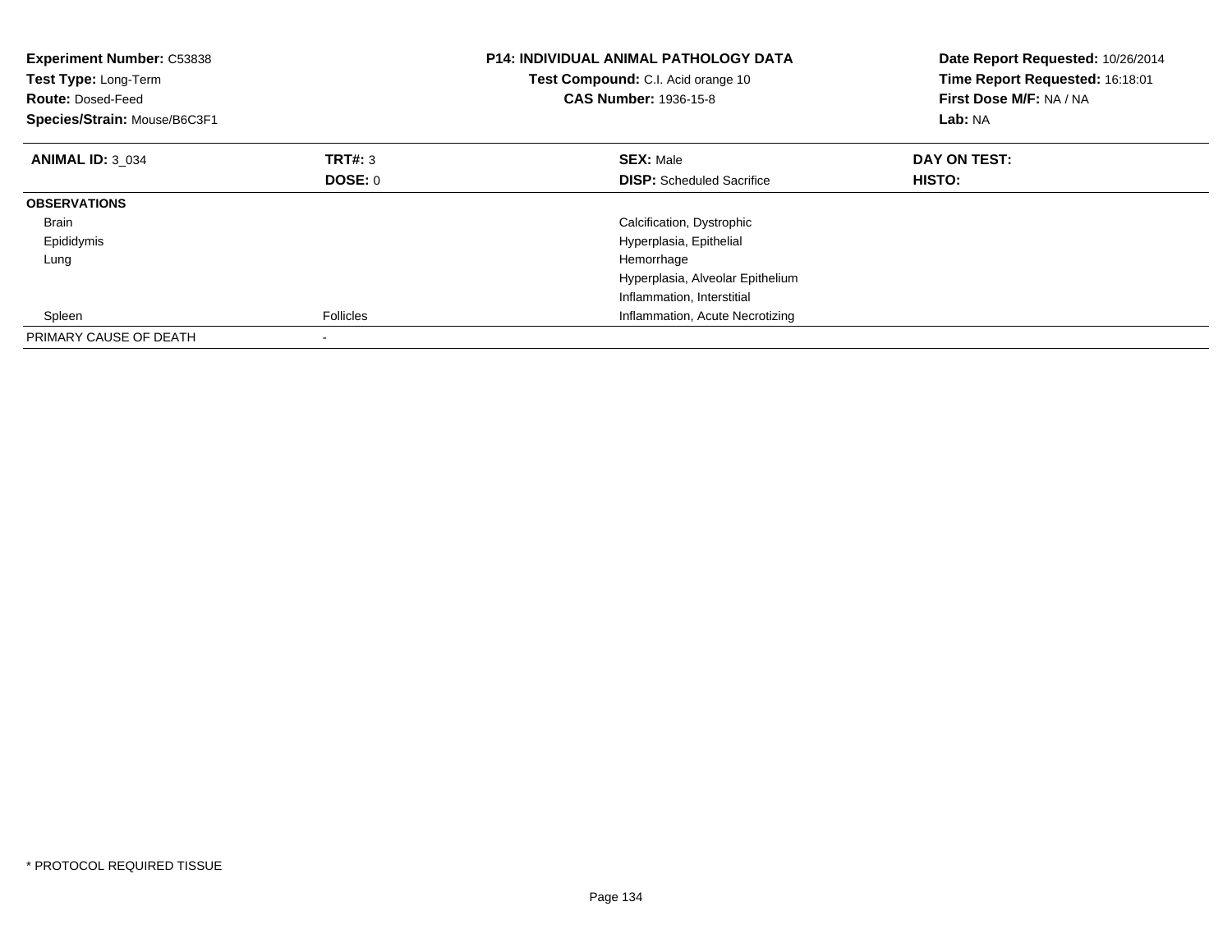**Experiment Number:** C53838
**Test Type:** Long-Term
**Route:** Dosed-Feed
**Species/Strain:** Mouse/B6C3F1

**P14: INDIVIDUAL ANIMAL PATHOLOGY DATA**
**Test Compound:** C.I. Acid orange 10
**CAS Number:** 1936-15-8

**Date Report Requested:** 10/26/2014
**Time Report Requested:** 16:18:01
**First Dose M/F:** NA / NA
**Lab:** NA

| **ANIMAL ID:** 3_034 | **TRT#:** 3 | **SEX:** Male | **DAY ON TEST:** |
|---|---|---|---|
| | **DOSE:** 0 | **DISP:** Scheduled Sacrifice | **HISTO:** |
| **OBSERVATIONS** | | | |
| Brain | | Calcification, Dystrophic | |
| Epididymis | | Hyperplasia, Epithelial | |
| Lung | | Hemorrhage | |
| | | Hyperplasia, Alveolar Epithelium | |
| | | Inflammation, Interstitial | |
| Spleen | Follicles | Inflammation, Acute Necrotizing | |
| PRIMARY CAUSE OF DEATH | - | | |

* PROTOCOL REQUIRED TISSUE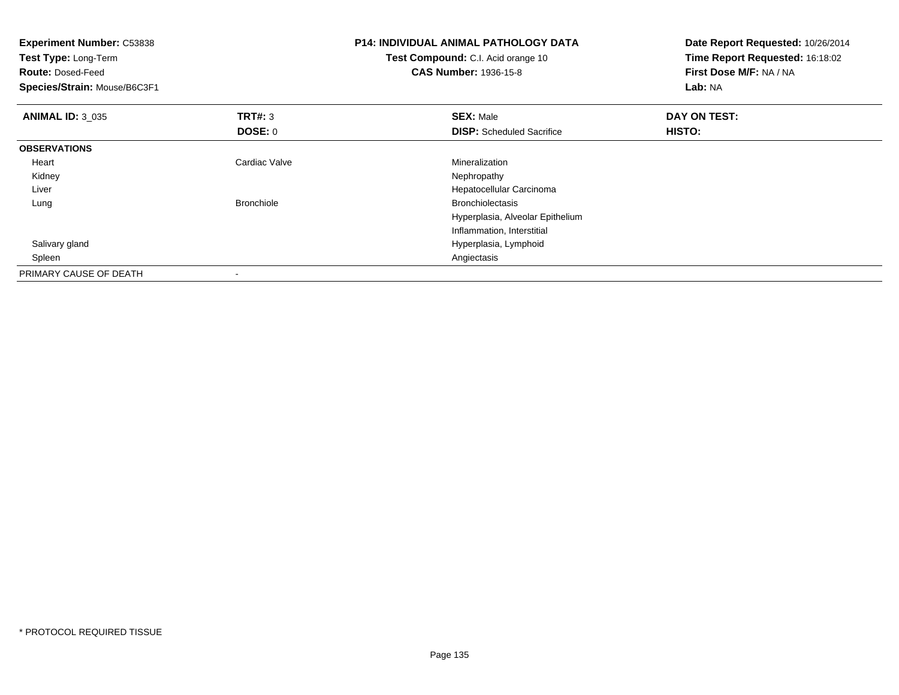**Experiment Number:** C53838
**Test Type:** Long-Term
**Route:** Dosed-Feed
**Species/Strain:** Mouse/B6C3F1

**P14: INDIVIDUAL ANIMAL PATHOLOGY DATA**
**Test Compound:** C.I. Acid orange 10
**CAS Number:** 1936-15-8

**Date Report Requested:** 10/26/2014
**Time Report Requested:** 16:18:02
**First Dose M/F:** NA / NA
**Lab:** NA

| **ANIMAL ID:** 3_035 | **TRT#:** 3 | **SEX:** Male | **DAY ON TEST:** |
|---|---|---|---|
| | **DOSE:** 0 | **DISP:** Scheduled Sacrifice | **HISTO:** |
| **OBSERVATIONS** | | | |
| Heart | Cardiac Valve | Mineralization | |
| Kidney | | Nephropathy | |
| Liver | | Hepatocellular Carcinoma | |
| Lung | Bronchiole | Bronchiolectasis | |
| | | Hyperplasia, Alveolar Epithelium | |
| | | Inflammation, Interstitial | |
| Salivary gland | | Hyperplasia, Lymphoid | |
| Spleen | | Angiectasis | |
| PRIMARY CAUSE OF DEATH | - | | |

* PROTOCOL REQUIRED TISSUE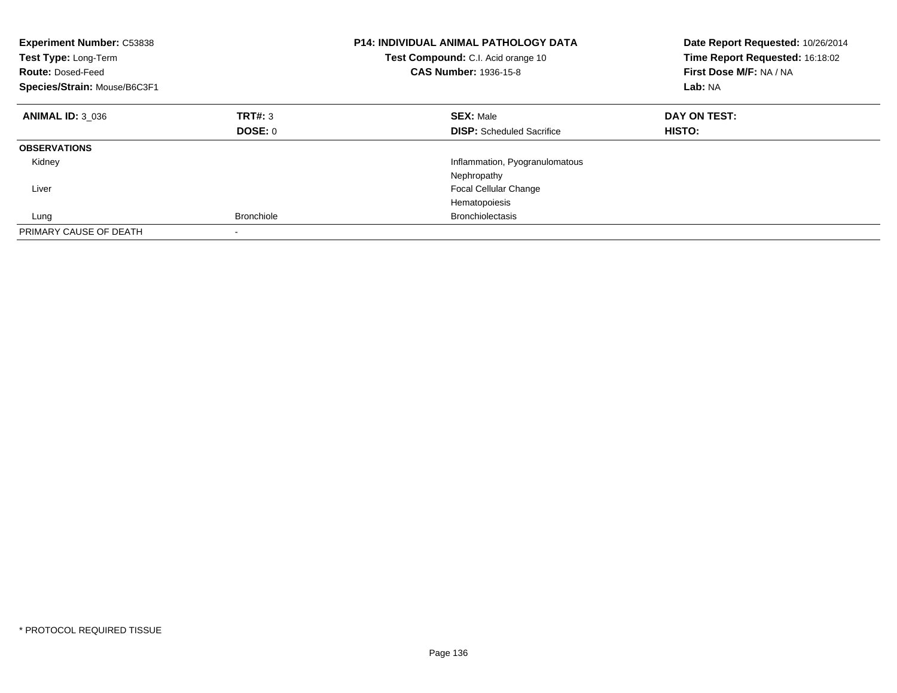**Experiment Number:** C53838
**Test Type:** Long-Term
**Route:** Dosed-Feed
**Species/Strain:** Mouse/B6C3F1

**P14: INDIVIDUAL ANIMAL PATHOLOGY DATA**
**Test Compound:** C.I. Acid orange 10
**CAS Number:** 1936-15-8

**Date Report Requested:** 10/26/2014
**Time Report Requested:** 16:18:02
**First Dose M/F:** NA / NA
**Lab:** NA

| **ANIMAL ID:** 3_036 | **TRT#:** 3 | **SEX:** Male | **DAY ON TEST:** |
|---|---|---|---|
| | **DOSE:** 0 | **DISP:** Scheduled Sacrifice | **HISTO:** |
| **OBSERVATIONS** | | | |
| Kidney | | Inflammation, Pyogranulomatous | |
| | | Nephropathy | |
| Liver | | Focal Cellular Change | |
| | | Hematopoiesis | |
| Lung | Bronchiole | Bronchiolectasis | |
| PRIMARY CAUSE OF DEATH | - | | |

\* PROTOCOL REQUIRED TISSUE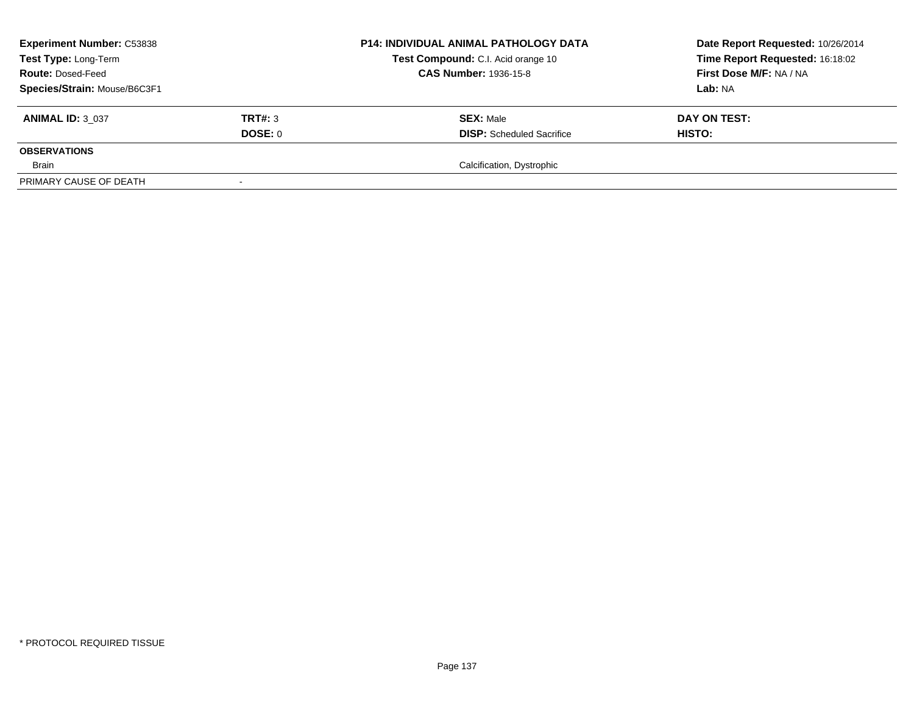**Experiment Number:** C53838
**Test Type:** Long-Term
**Route:** Dosed-Feed
**Species/Strain:** Mouse/B6C3F1

**P14: INDIVIDUAL ANIMAL PATHOLOGY DATA**
**Test Compound:** C.I. Acid orange 10
**CAS Number:** 1936-15-8

**Date Report Requested:** 10/26/2014
**Time Report Requested:** 16:18:02
**First Dose M/F:** NA / NA
**Lab:** NA

| **ANIMAL ID:** 3_037 | **TRT#:** 3 | **SEX:** Male | **DAY ON TEST:** |
|---|---|---|---|
| | **DOSE:** 0 | **DISP:** Scheduled Sacrifice | **HISTO:** |
| **OBSERVATIONS** | | | |
| Brain | | Calcification, Dystrophic | |
| PRIMARY CAUSE OF DEATH | - | | |

\* PROTOCOL REQUIRED TISSUE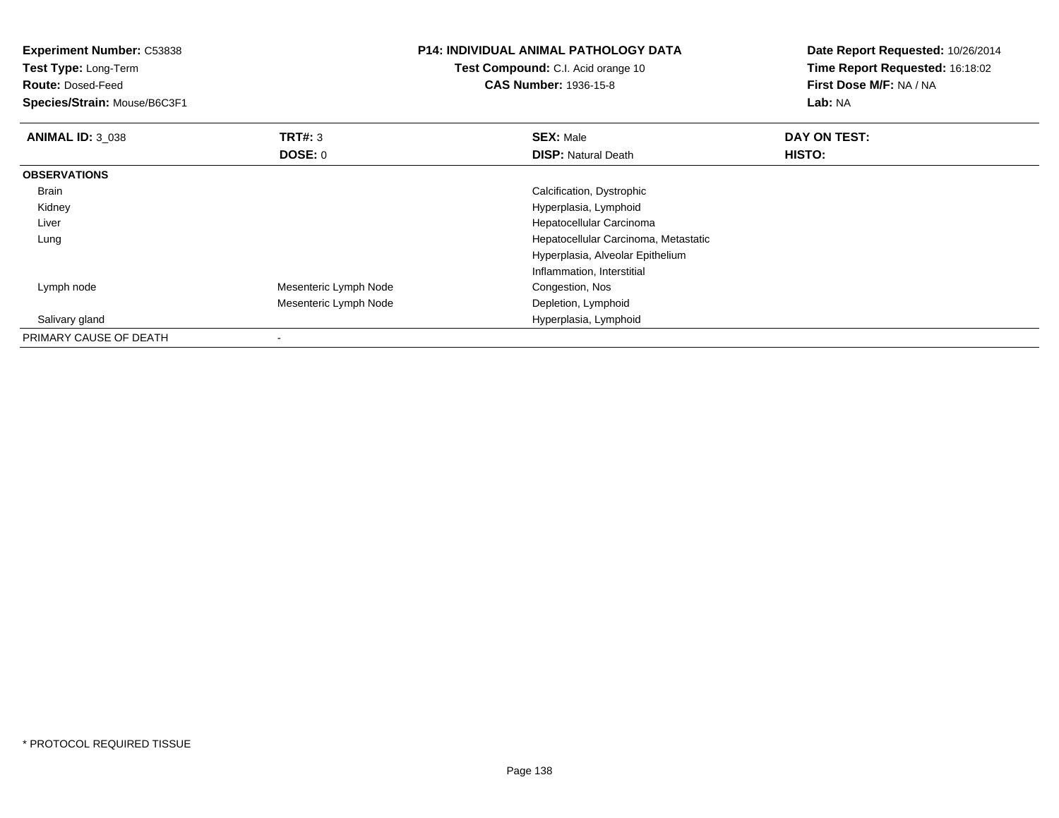**Experiment Number:** C53838
**Test Type:** Long-Term
**Route:** Dosed-Feed
**Species/Strain:** Mouse/B6C3F1

**P14: INDIVIDUAL ANIMAL PATHOLOGY DATA**
**Test Compound:** C.I. Acid orange 10
**CAS Number:** 1936-15-8

**Date Report Requested:** 10/26/2014
**Time Report Requested:** 16:18:02
**First Dose M/F:** NA / NA
**Lab:** NA

| **ANIMAL ID:** 3_038 | **TRT#:** 3 | **SEX:** Male | **DAY ON TEST:** |
|---|---|---|---|
| | **DOSE:** 0 | **DISP:** Natural Death | **HISTO:** |
| **OBSERVATIONS** | | | |
| Brain | | Calcification, Dystrophic | |
| Kidney | | Hyperplasia, Lymphoid | |
| Liver | | Hepatocellular Carcinoma | |
| Lung | | Hepatocellular Carcinoma, Metastatic | |
| | | Hyperplasia, Alveolar Epithelium | |
| | | Inflammation, Interstitial | |
| Lymph node | Mesenteric Lymph Node | Congestion, Nos | |
| | Mesenteric Lymph Node | Depletion, Lymphoid | |
| Salivary gland | | Hyperplasia, Lymphoid | |
| PRIMARY CAUSE OF DEATH | - | | |

* PROTOCOL REQUIRED TISSUE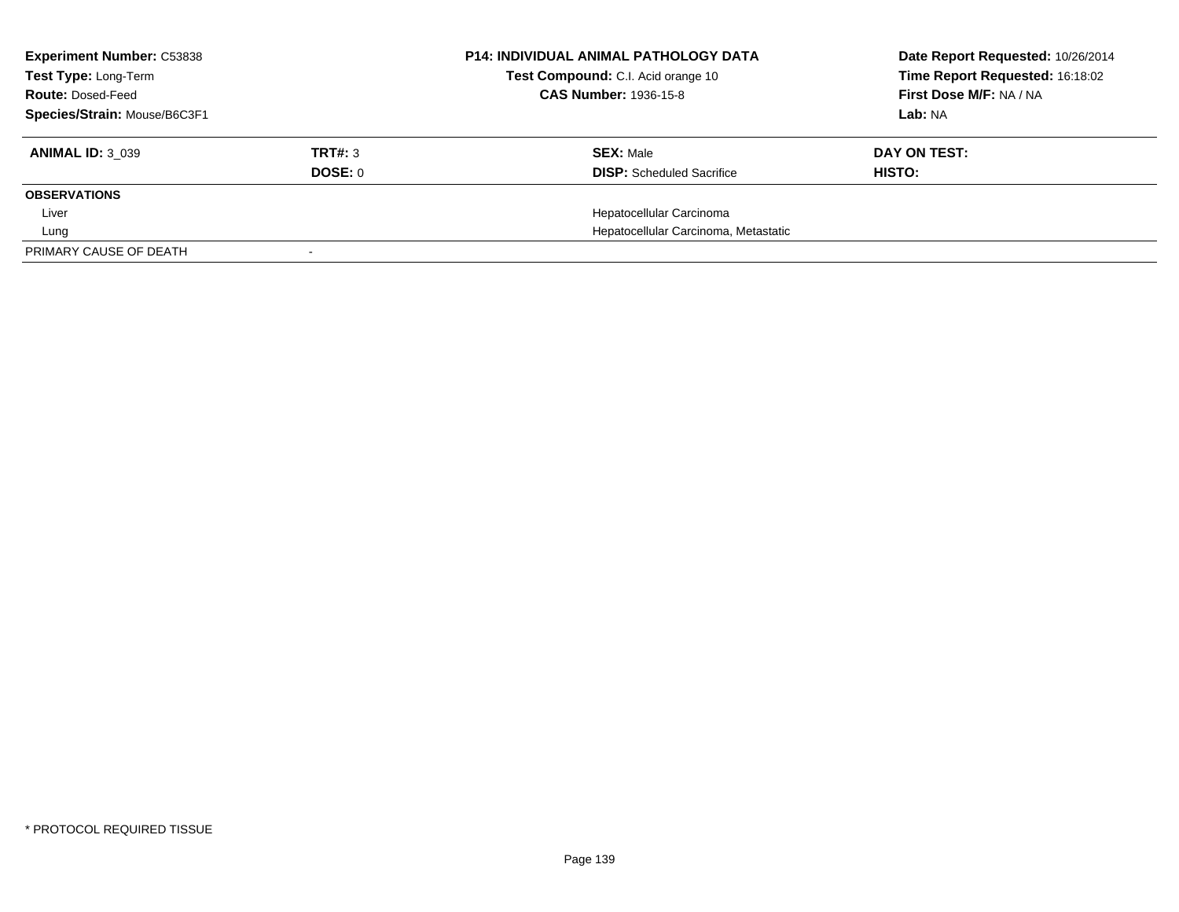| **Experiment Number:** C53838 | **P14: INDIVIDUAL ANIMAL PATHOLOGY DATA** | **Date Report Requested:** 10/26/2014 |
|---|---|---|
| **Test Type:** Long-Term | **Test Compound:** C.I. Acid orange 10 | **Time Report Requested:** 16:18:02 |
| **Route:** Dosed-Feed | **CAS Number:** 1936-15-8 | **First Dose M/F:** NA / NA |
| **Species/Strain:** Mouse/B6C3F1 | | **Lab:** NA |

| **ANIMAL ID:** 3_039 | **TRT#:** 3 | **SEX:** Male | **DAY ON TEST:** |
|---|---|---|---|
| | **DOSE:** 0 | **DISP:** Scheduled Sacrifice | **HISTO:** |
| **OBSERVATIONS** | | | |
| Liver | | Hepatocellular Carcinoma | |
| Lung | | Hepatocellular Carcinoma, Metastatic | |
| PRIMARY CAUSE OF DEATH | - | | |

\* PROTOCOL REQUIRED TISSUE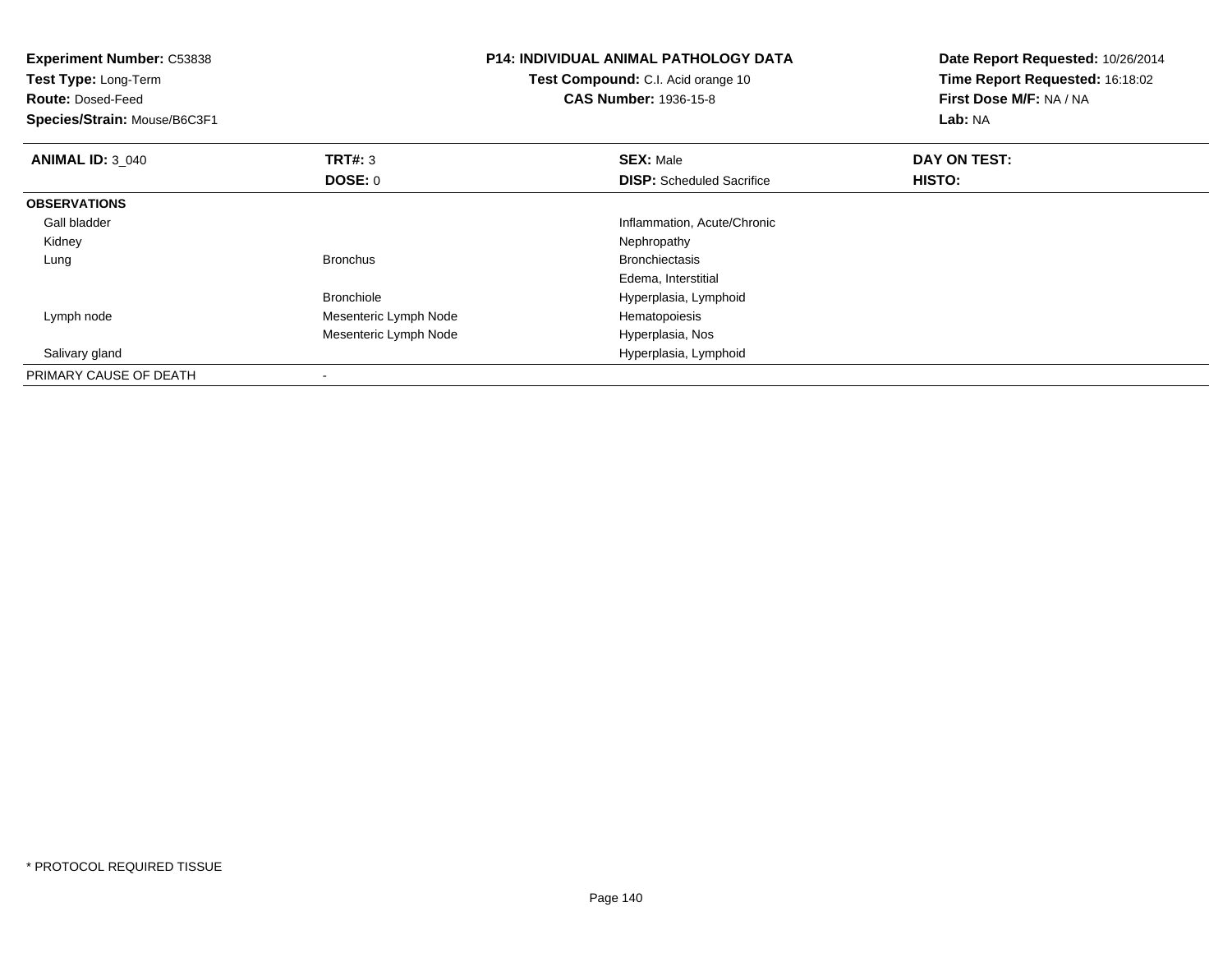**Experiment Number:** C53838
**Test Type:** Long-Term
**Route:** Dosed-Feed
**Species/Strain:** Mouse/B6C3F1

**P14: INDIVIDUAL ANIMAL PATHOLOGY DATA**
**Test Compound:** C.I. Acid orange 10
**CAS Number:** 1936-15-8

**Date Report Requested:** 10/26/2014
**Time Report Requested:** 16:18:02
**First Dose M/F:** NA / NA
**Lab:** NA

| **ANIMAL ID:** 3_040 | **TRT#:** 3 | **SEX:** Male | **DAY ON TEST:** |
|---|---|---|---|
| | **DOSE:** 0 | **DISP:** Scheduled Sacrifice | **HISTO:** |
| **OBSERVATIONS** | | | |
| Gall bladder | | Inflammation, Acute/Chronic | |
| Kidney | | Nephropathy | |
| Lung | Bronchus | Bronchiectasis | |
| | | Edema, Interstitial | |
| | Bronchiole | Hyperplasia, Lymphoid | |
| Lymph node | Mesenteric Lymph Node | Hematopoiesis | |
| | Mesenteric Lymph Node | Hyperplasia, Nos | |
| Salivary gland | | Hyperplasia, Lymphoid | |
| PRIMARY CAUSE OF DEATH | - | | |

* PROTOCOL REQUIRED TISSUE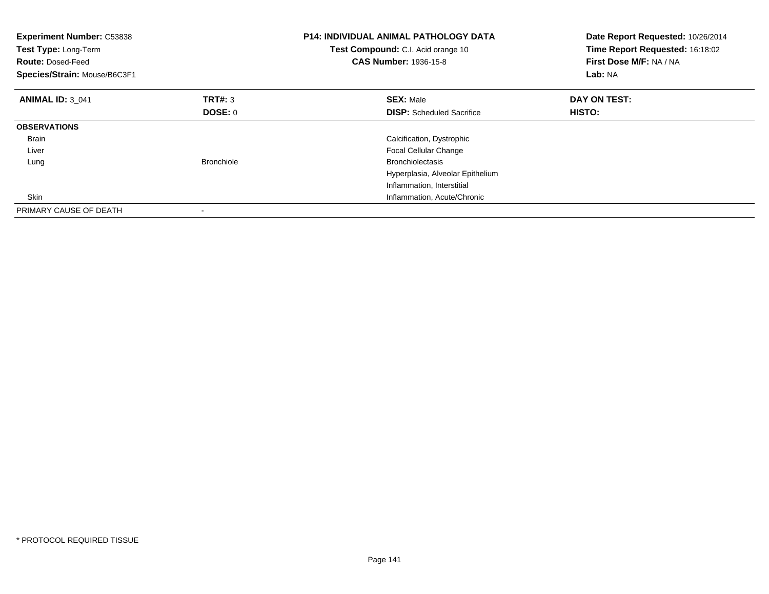**Experiment Number:** C53838
**Test Type:** Long-Term
**Route:** Dosed-Feed
**Species/Strain:** Mouse/B6C3F1

**P14: INDIVIDUAL ANIMAL PATHOLOGY DATA**
**Test Compound:** C.I. Acid orange 10
**CAS Number:** 1936-15-8

**Date Report Requested:** 10/26/2014
**Time Report Requested:** 16:18:02
**First Dose M/F:** NA / NA
**Lab:** NA

| **ANIMAL ID:** 3_041 | **TRT#:** 3 | **SEX:** Male | **DAY ON TEST:** |
|---|---|---|---|
| | **DOSE:** 0 | **DISP:** Scheduled Sacrifice | **HISTO:** |
| **OBSERVATIONS** | | | |
| Brain | | Calcification, Dystrophic | |
| Liver | | Focal Cellular Change | |
| Lung | Bronchiole | Bronchiolectasis | |
| | | Hyperplasia, Alveolar Epithelium | |
| | | Inflammation, Interstitial | |
| Skin | | Inflammation, Acute/Chronic | |
| PRIMARY CAUSE OF DEATH | - | | |

* PROTOCOL REQUIRED TISSUE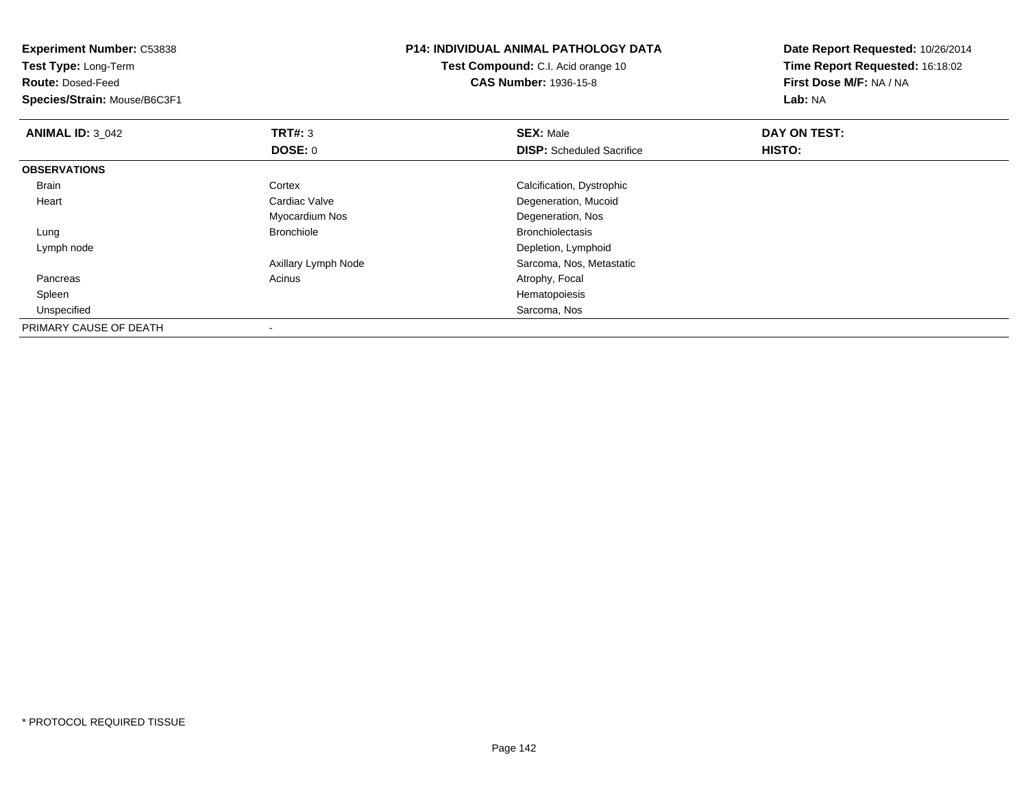**Experiment Number:** C53838
**Test Type:** Long-Term
**Route:** Dosed-Feed
**Species/Strain:** Mouse/B6C3F1

**P14: INDIVIDUAL ANIMAL PATHOLOGY DATA**
**Test Compound:** C.I. Acid orange 10
**CAS Number:** 1936-15-8

**Date Report Requested:** 10/26/2014
**Time Report Requested:** 16:18:02
**First Dose M/F:** NA / NA
**Lab:** NA

| **ANIMAL ID:** 3_042 | **TRT#:** 3 | **SEX:** Male | **DAY ON TEST:** |
|---|---|---|---|
| | **DOSE:** 0 | **DISP:** Scheduled Sacrifice | **HISTO:** |
| **OBSERVATIONS** | | | |
| Brain | Cortex | Calcification, Dystrophic | |
| Heart | Cardiac Valve | Degeneration, Mucoid | |
| | Myocardium Nos | Degeneration, Nos | |
| Lung | Bronchiole | Bronchiolectasis | |
| Lymph node | | Depletion, Lymphoid | |
| | Axillary Lymph Node | Sarcoma, Nos, Metastatic | |
| Pancreas | Acinus | Atrophy, Focal | |
| Spleen | | Hematopoiesis | |
| Unspecified | | Sarcoma, Nos | |
| PRIMARY CAUSE OF DEATH | - | | |

\* PROTOCOL REQUIRED TISSUE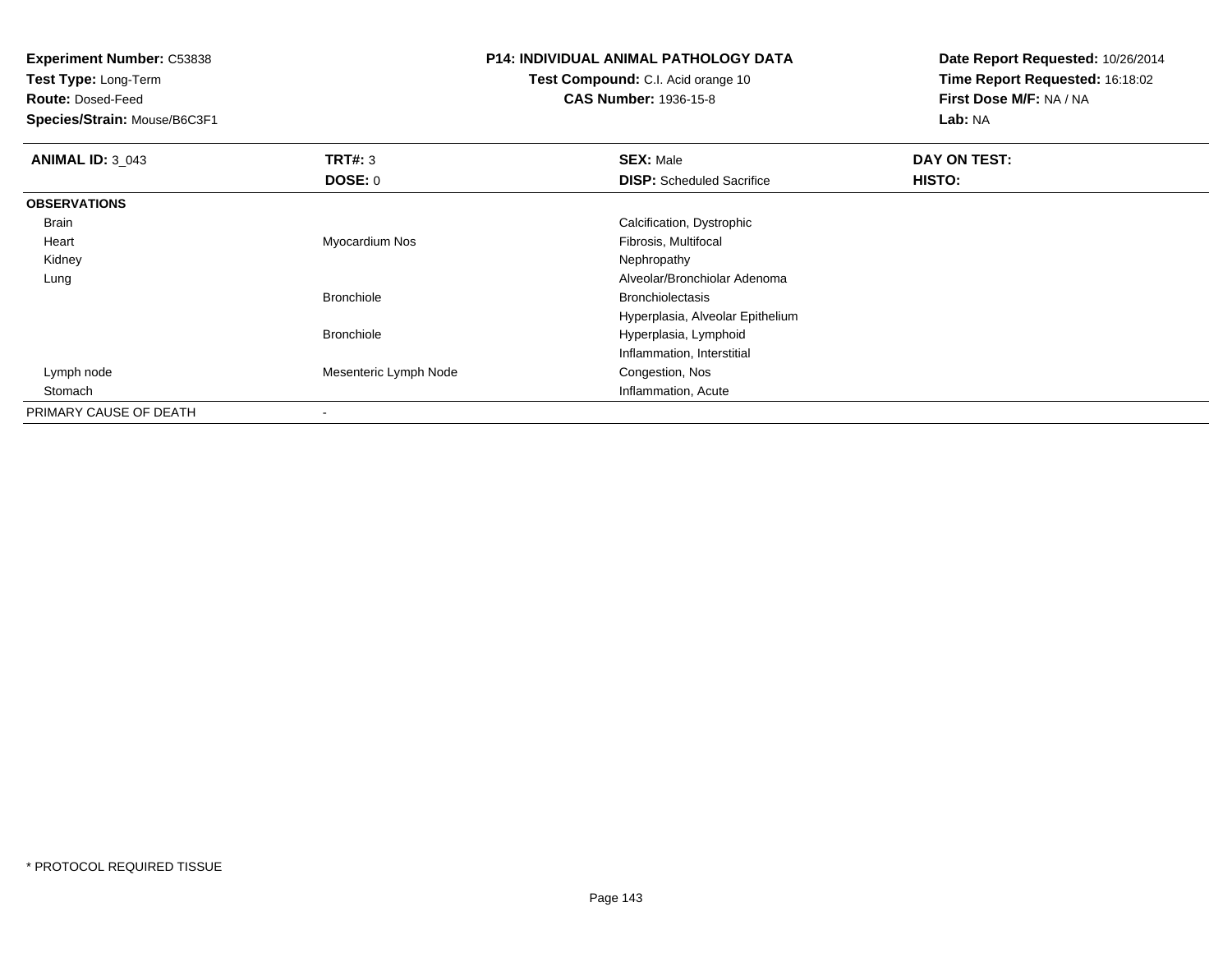**Experiment Number:** C53838
**Test Type:** Long-Term
**Route:** Dosed-Feed
**Species/Strain:** Mouse/B6C3F1

**P14: INDIVIDUAL ANIMAL PATHOLOGY DATA**
**Test Compound:** C.I. Acid orange 10
**CAS Number:** 1936-15-8

**Date Report Requested:** 10/26/2014
**Time Report Requested:** 16:18:02
**First Dose M/F:** NA / NA
**Lab:** NA

| **ANIMAL ID:** 3_043 | **TRT#:** 3 | **SEX:** Male | **DAY ON TEST:** |
|---|---|---|---|
| | **DOSE:** 0 | **DISP:** Scheduled Sacrifice | **HISTO:** |
| **OBSERVATIONS** | | | |
| Brain | | Calcification, Dystrophic | |
| Heart | Myocardium Nos | Fibrosis, Multifocal | |
| Kidney | | Nephropathy | |
| Lung | | Alveolar/Bronchiolar Adenoma | |
| | Bronchiole | Bronchiolectasis | |
| | | Hyperplasia, Alveolar Epithelium | |
| | Bronchiole | Hyperplasia, Lymphoid | |
| | | Inflammation, Interstitial | |
| Lymph node | Mesenteric Lymph Node | Congestion, Nos | |
| Stomach | | Inflammation, Acute | |
| PRIMARY CAUSE OF DEATH | - | | |

* PROTOCOL REQUIRED TISSUE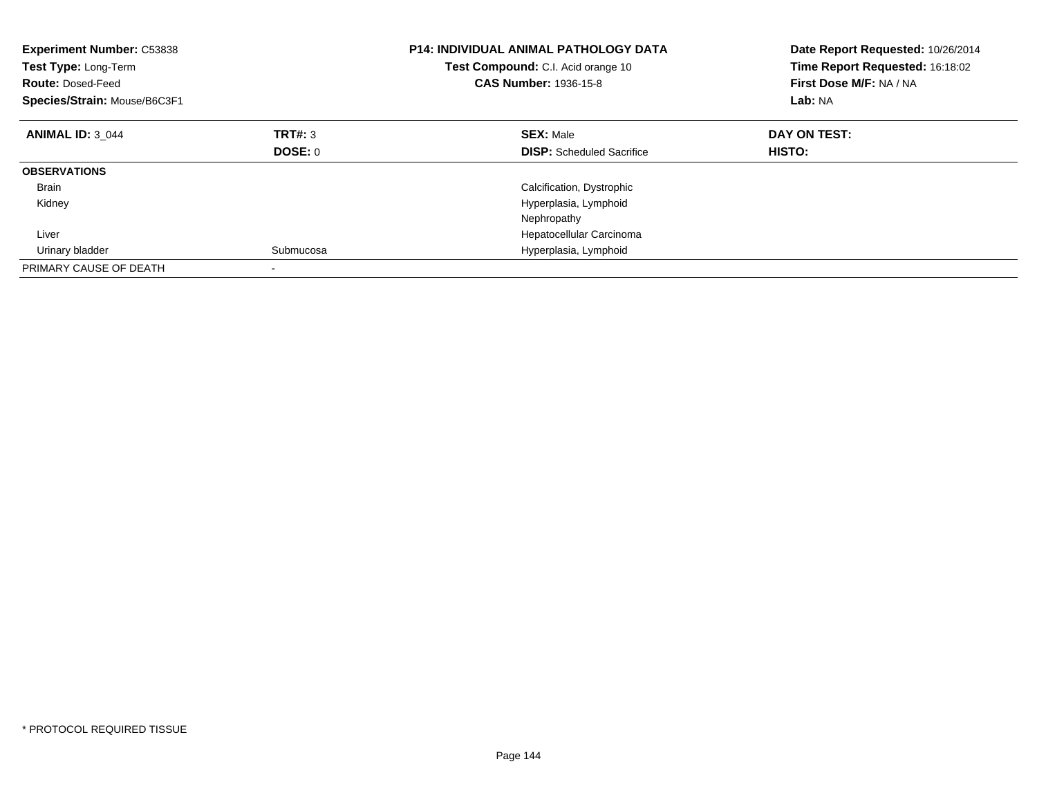**Experiment Number:** C53838
**Test Type:** Long-Term
**Route:** Dosed-Feed
**Species/Strain:** Mouse/B6C3F1

**P14: INDIVIDUAL ANIMAL PATHOLOGY DATA**
**Test Compound:** C.I. Acid orange 10
**CAS Number:** 1936-15-8

**Date Report Requested:** 10/26/2014
**Time Report Requested:** 16:18:02
**First Dose M/F:** NA / NA
**Lab:** NA

| **ANIMAL ID:** 3_044 | **TRT#:** 3 | **SEX:** Male | **DAY ON TEST:** |
|---|---|---|---|
| | **DOSE:** 0 | **DISP:** Scheduled Sacrifice | **HISTO:** |
| **OBSERVATIONS** | | | |
| Brain | | Calcification, Dystrophic | |
| Kidney | | Hyperplasia, Lymphoid | |
| | | Nephropathy | |
| Liver | | Hepatocellular Carcinoma | |
| Urinary bladder | Submucosa | Hyperplasia, Lymphoid | |
| PRIMARY CAUSE OF DEATH | - | | |

* PROTOCOL REQUIRED TISSUE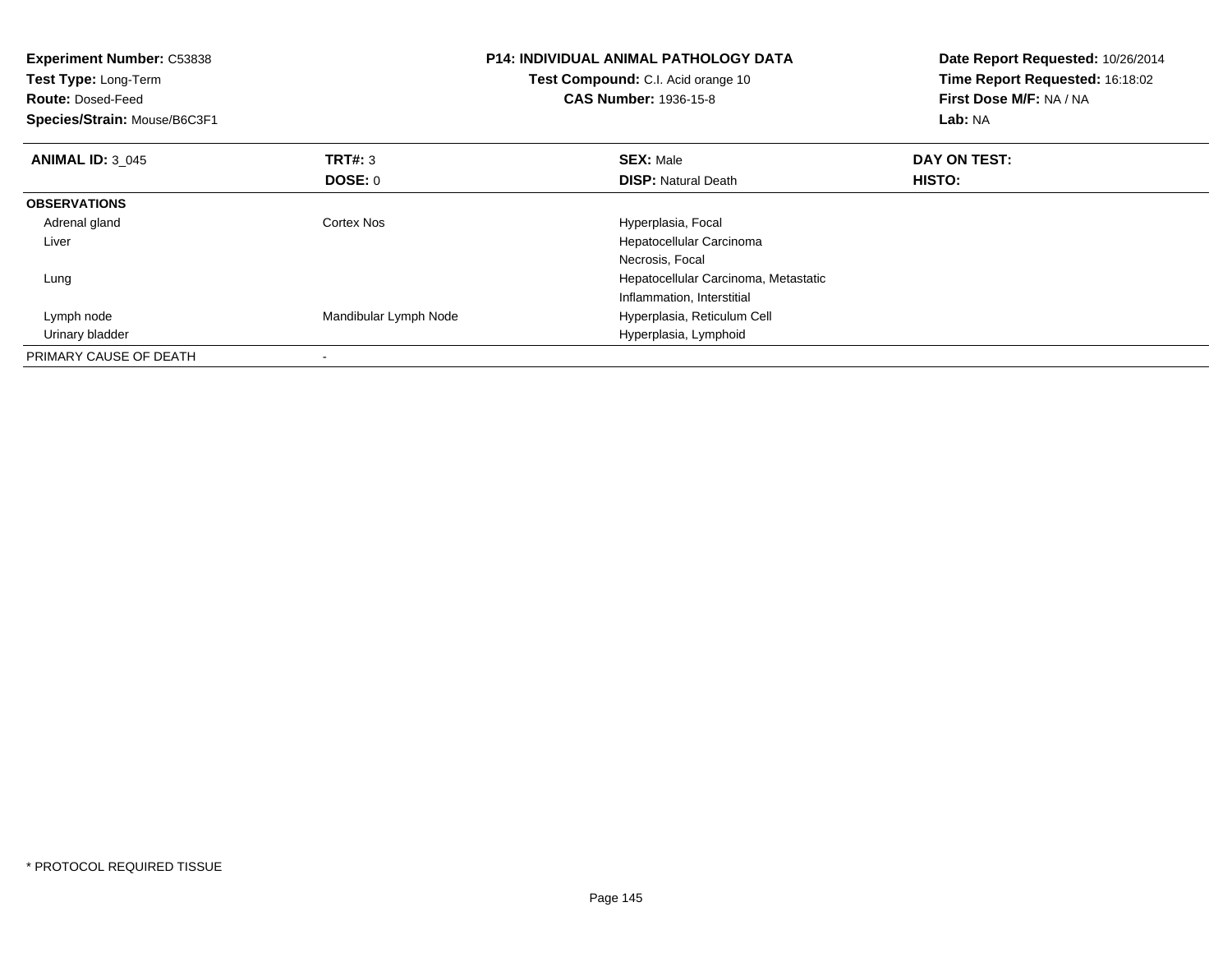**Experiment Number:** C53838
**Test Type:** Long-Term
**Route:** Dosed-Feed
**Species/Strain:** Mouse/B6C3F1

**P14: INDIVIDUAL ANIMAL PATHOLOGY DATA**
**Test Compound:** C.I. Acid orange 10
**CAS Number:** 1936-15-8

**Date Report Requested:** 10/26/2014
**Time Report Requested:** 16:18:02
**First Dose M/F:** NA / NA
**Lab:** NA

| **ANIMAL ID:** 3_045 | **TRT#:** 3 | **SEX:** Male | **DAY ON TEST:** |
|---|---|---|---|
| | **DOSE:** 0 | **DISP:** Natural Death | **HISTO:** |
| **OBSERVATIONS** | | | |
| Adrenal gland | Cortex Nos | Hyperplasia, Focal | |
| Liver | | Hepatocellular Carcinoma | |
| | | Necrosis, Focal | |
| Lung | | Hepatocellular Carcinoma, Metastatic | |
| | | Inflammation, Interstitial | |
| Lymph node | Mandibular Lymph Node | Hyperplasia, Reticulum Cell | |
| Urinary bladder | | Hyperplasia, Lymphoid | |
| PRIMARY CAUSE OF DEATH | - | | |

* PROTOCOL REQUIRED TISSUE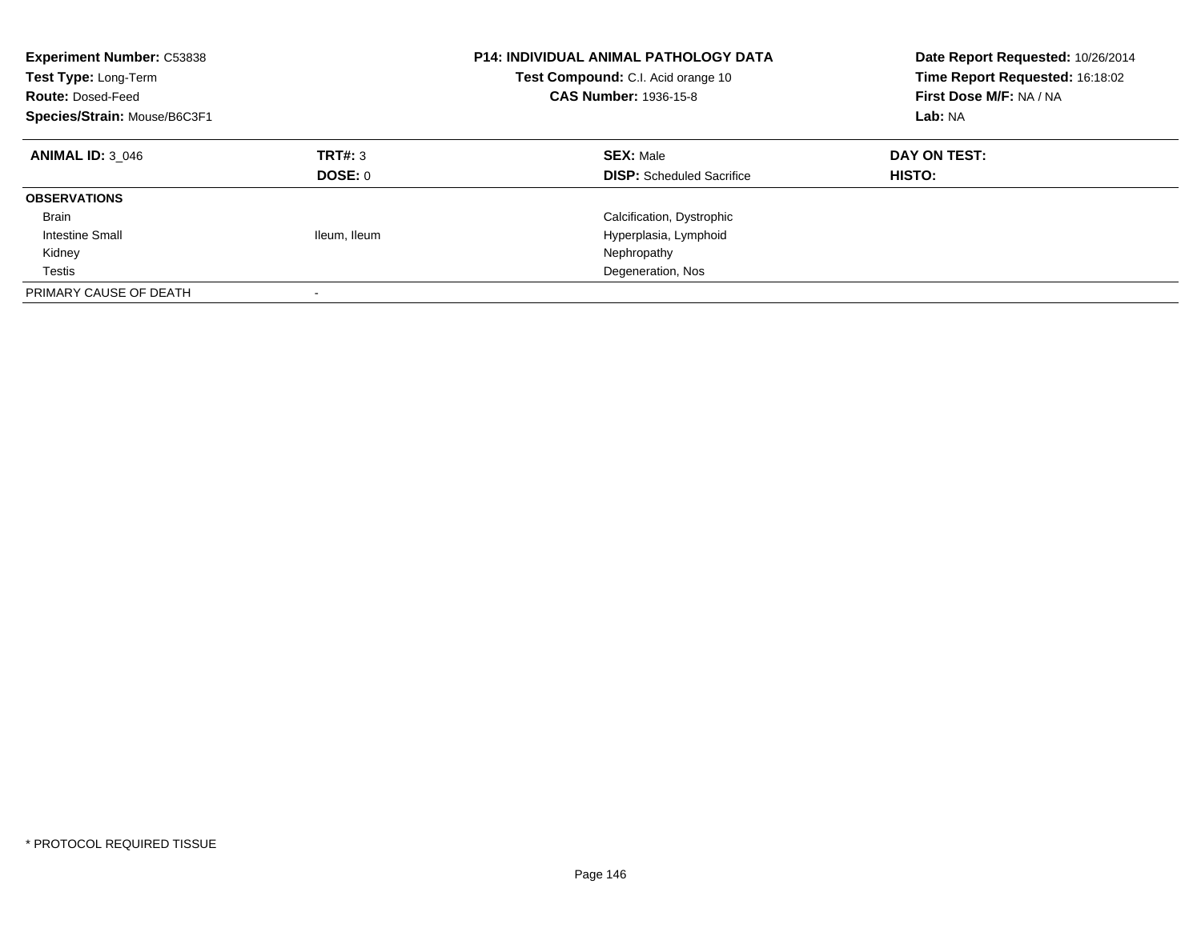**Experiment Number:** C53838
**Test Type:** Long-Term
**Route:** Dosed-Feed
**Species/Strain:** Mouse/B6C3F1

**P14: INDIVIDUAL ANIMAL PATHOLOGY DATA**
**Test Compound:** C.I. Acid orange 10
**CAS Number:** 1936-15-8

**Date Report Requested:** 10/26/2014
**Time Report Requested:** 16:18:02
**First Dose M/F:** NA / NA
**Lab:** NA

| **ANIMAL ID:** 3_046 | **TRT#:** 3 | **SEX:** Male | **DAY ON TEST:** |
|---|---|---|---|
| | **DOSE:** 0 | **DISP:** Scheduled Sacrifice | **HISTO:** |
| **OBSERVATIONS** | | | |
| Brain | | Calcification, Dystrophic | |
| Intestine Small | Ileum, Ileum | Hyperplasia, Lymphoid | |
| Kidney | | Nephropathy | |
| Testis | | Degeneration, Nos | |
| PRIMARY CAUSE OF DEATH | - | | |

* PROTOCOL REQUIRED TISSUE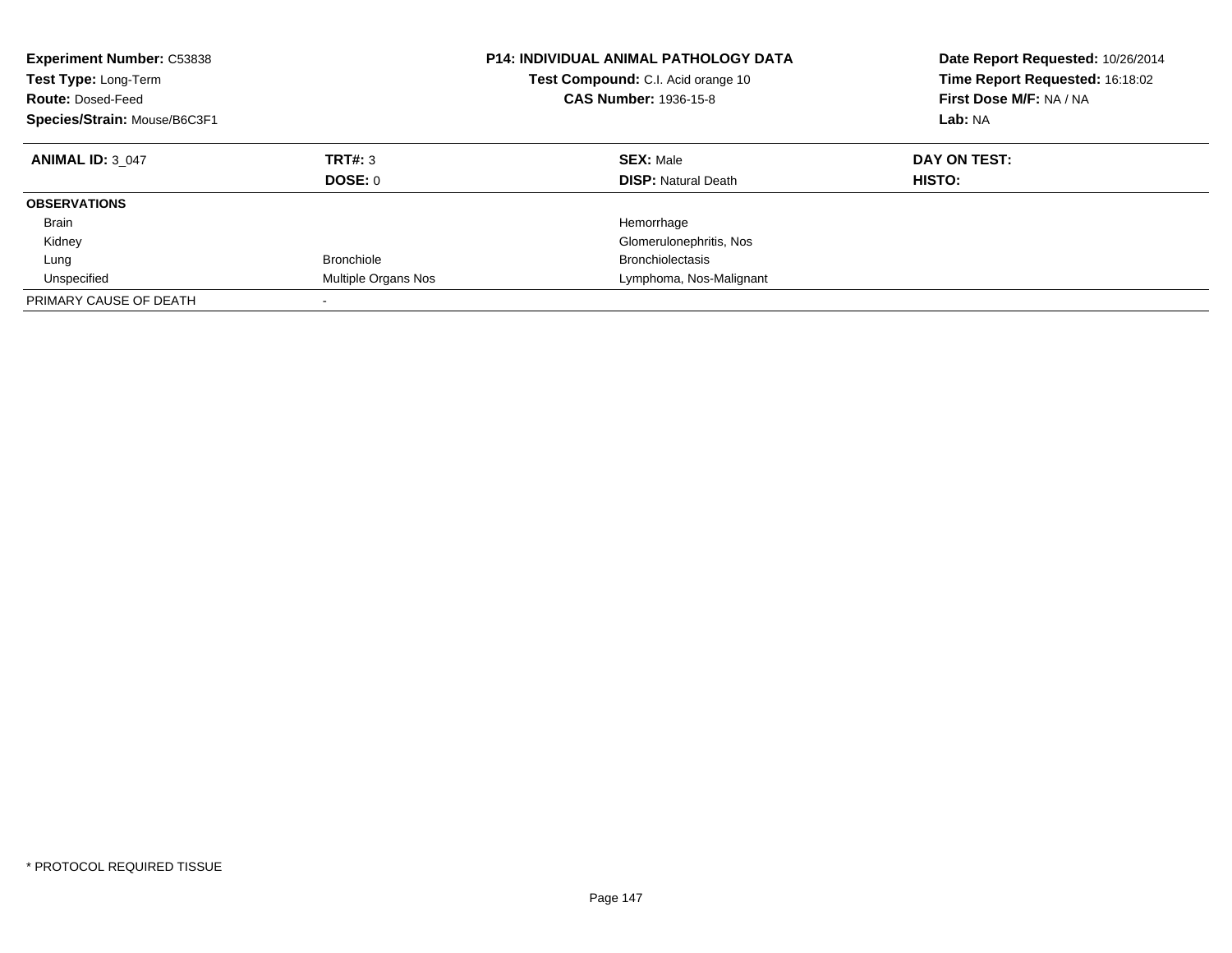| **Experiment Number:** C53838 | **P14: INDIVIDUAL ANIMAL PATHOLOGY DATA** | **Date Report Requested:** 10/26/2014 |
|---|---|---|
| **Test Type:** Long-Term | **Test Compound:** C.I. Acid orange 10 | **Time Report Requested:** 16:18:02 |
| **Route:** Dosed-Feed | **CAS Number:** 1936-15-8 | **First Dose M/F:** NA / NA |
| **Species/Strain:** Mouse/B6C3F1 | | **Lab:** NA |

| **ANIMAL ID:** 3_047 | **TRT#:** 3 | **SEX:** Male | **DAY ON TEST:** |
|---|---|---|---|
| | **DOSE:** 0 | **DISP:** Natural Death | **HISTO:** |
| **OBSERVATIONS** | | | |
| Brain | | Hemorrhage | |
| Kidney | | Glomerulonephritis, Nos | |
| Lung | Bronchiole | Bronchiolectasis | |
| Unspecified | Multiple Organs Nos | Lymphoma, Nos-Malignant | |
| PRIMARY CAUSE OF DEATH | - | | |

* PROTOCOL REQUIRED TISSUE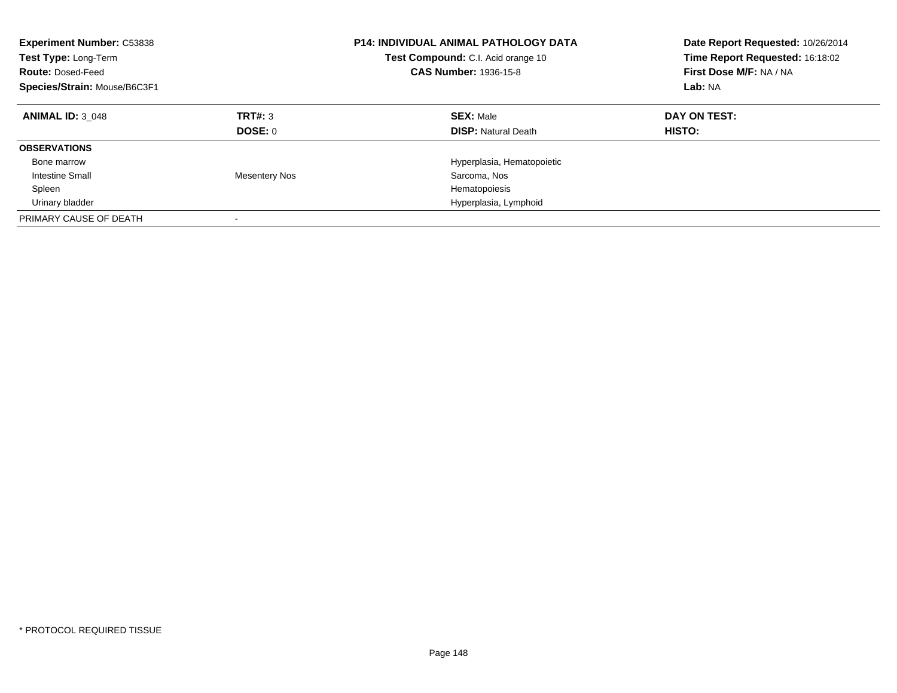**Experiment Number:** C53838
**Test Type:** Long-Term
**Route:** Dosed-Feed
**Species/Strain:** Mouse/B6C3F1

**P14: INDIVIDUAL ANIMAL PATHOLOGY DATA**
**Test Compound:** C.I. Acid orange 10
**CAS Number:** 1936-15-8

**Date Report Requested:** 10/26/2014
**Time Report Requested:** 16:18:02
**First Dose M/F:** NA / NA
**Lab:** NA

| **ANIMAL ID:** 3_048 | **TRT#:** 3 | **SEX:** Male | **DAY ON TEST:** |
|---|---|---|---|
| | **DOSE:** 0 | **DISP:** Natural Death | **HISTO:** |
| **OBSERVATIONS** | | | |
| Bone marrow | | Hyperplasia, Hematopoietic | |
| Intestine Small | Mesentery Nos | Sarcoma, Nos | |
| Spleen | | Hematopoiesis | |
| Urinary bladder | | Hyperplasia, Lymphoid | |
| PRIMARY CAUSE OF DEATH | - | | |

* PROTOCOL REQUIRED TISSUE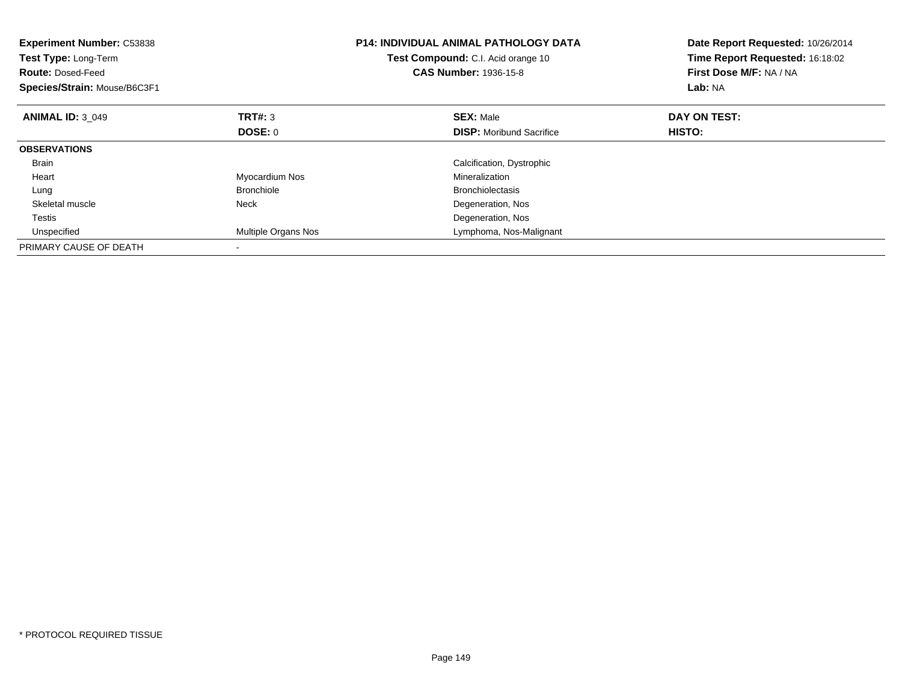**Experiment Number:** C53838
**Test Type:** Long-Term
**Route:** Dosed-Feed
**Species/Strain:** Mouse/B6C3F1

**P14: INDIVIDUAL ANIMAL PATHOLOGY DATA**
**Test Compound:** C.I. Acid orange 10
**CAS Number:** 1936-15-8

**Date Report Requested:** 10/26/2014
**Time Report Requested:** 16:18:02
**First Dose M/F:** NA / NA
**Lab:** NA

| **ANIMAL ID:** 3_049 | **TRT#:** 3 | **SEX:** Male | **DAY ON TEST:** |
|---|---|---|---|
| | **DOSE:** 0 | **DISP:** Moribund Sacrifice | **HISTO:** |
| **OBSERVATIONS** | | | |
| Brain | | Calcification, Dystrophic | |
| Heart | Myocardium Nos | Mineralization | |
| Lung | Bronchiole | Bronchiolectasis | |
| Skeletal muscle | Neck | Degeneration, Nos | |
| Testis | | Degeneration, Nos | |
| Unspecified | Multiple Organs Nos | Lymphoma, Nos-Malignant | |
| PRIMARY CAUSE OF DEATH | - | | |

* PROTOCOL REQUIRED TISSUE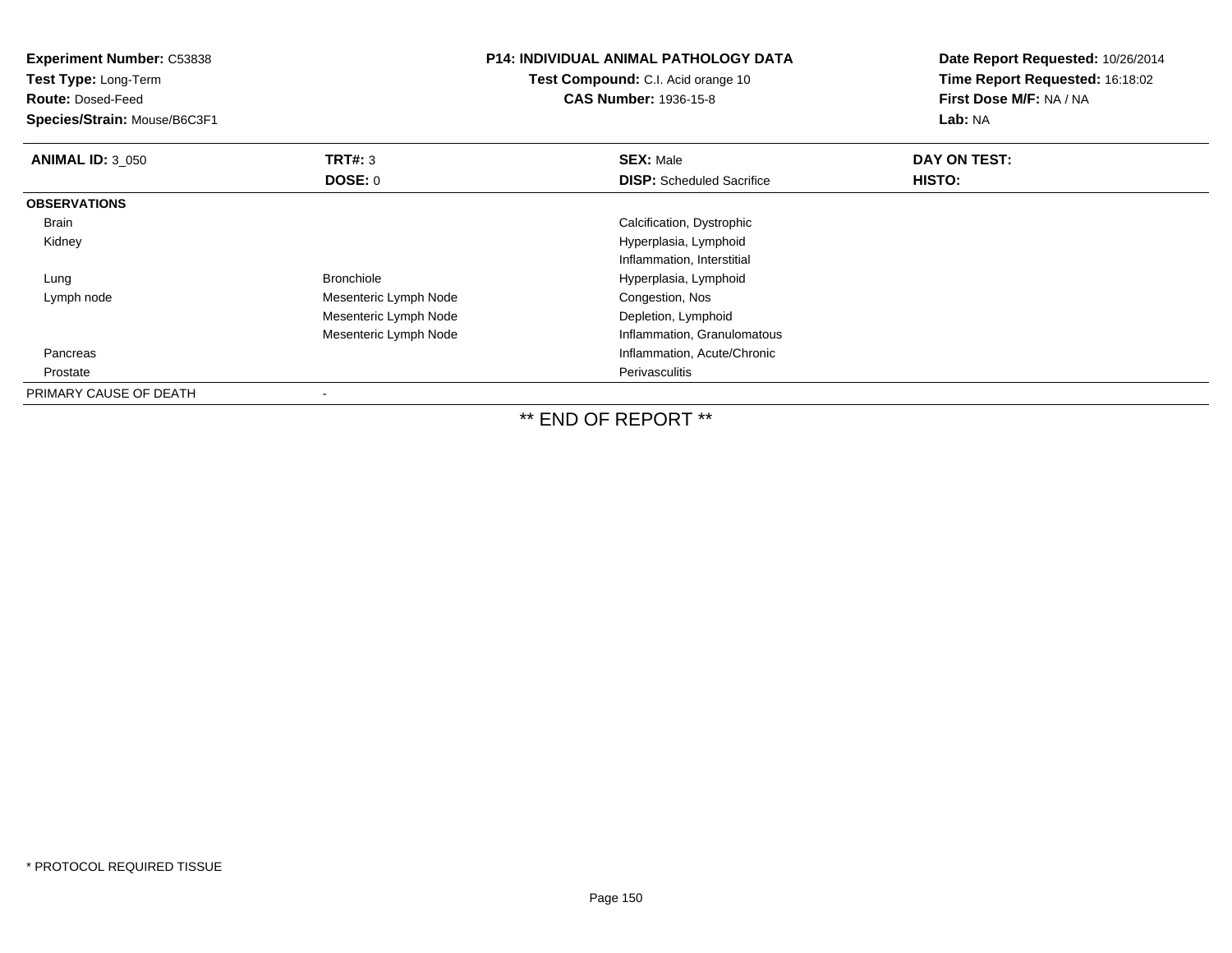**Experiment Number:** C53838
**Test Type:** Long-Term
**Route:** Dosed-Feed
**Species/Strain:** Mouse/B6C3F1

**P14: INDIVIDUAL ANIMAL PATHOLOGY DATA**
**Test Compound:** C.I. Acid orange 10
**CAS Number:** 1936-15-8

**Date Report Requested:** 10/26/2014
**Time Report Requested:** 16:18:02
**First Dose M/F:** NA / NA
**Lab:** NA

| **ANIMAL ID:** 3_050 | **TRT#:** 3 | **SEX:** Male | **DAY ON TEST:** |
|---|---|---|---|
| | **DOSE:** 0 | **DISP:** Scheduled Sacrifice | **HISTO:** |
| **OBSERVATIONS** | | | |
| Brain | | Calcification, Dystrophic | |
| Kidney | | Hyperplasia, Lymphoid | |
| | | Inflammation, Interstitial | |
| Lung | Bronchiole | Hyperplasia, Lymphoid | |
| Lymph node | Mesenteric Lymph Node | Congestion, Nos | |
| | Mesenteric Lymph Node | Depletion, Lymphoid | |
| | Mesenteric Lymph Node | Inflammation, Granulomatous | |
| Pancreas | | Inflammation, Acute/Chronic | |
| Prostate | | Perivasculitis | |
| PRIMARY CAUSE OF DEATH | - | | |

** END OF REPORT **

* PROTOCOL REQUIRED TISSUE